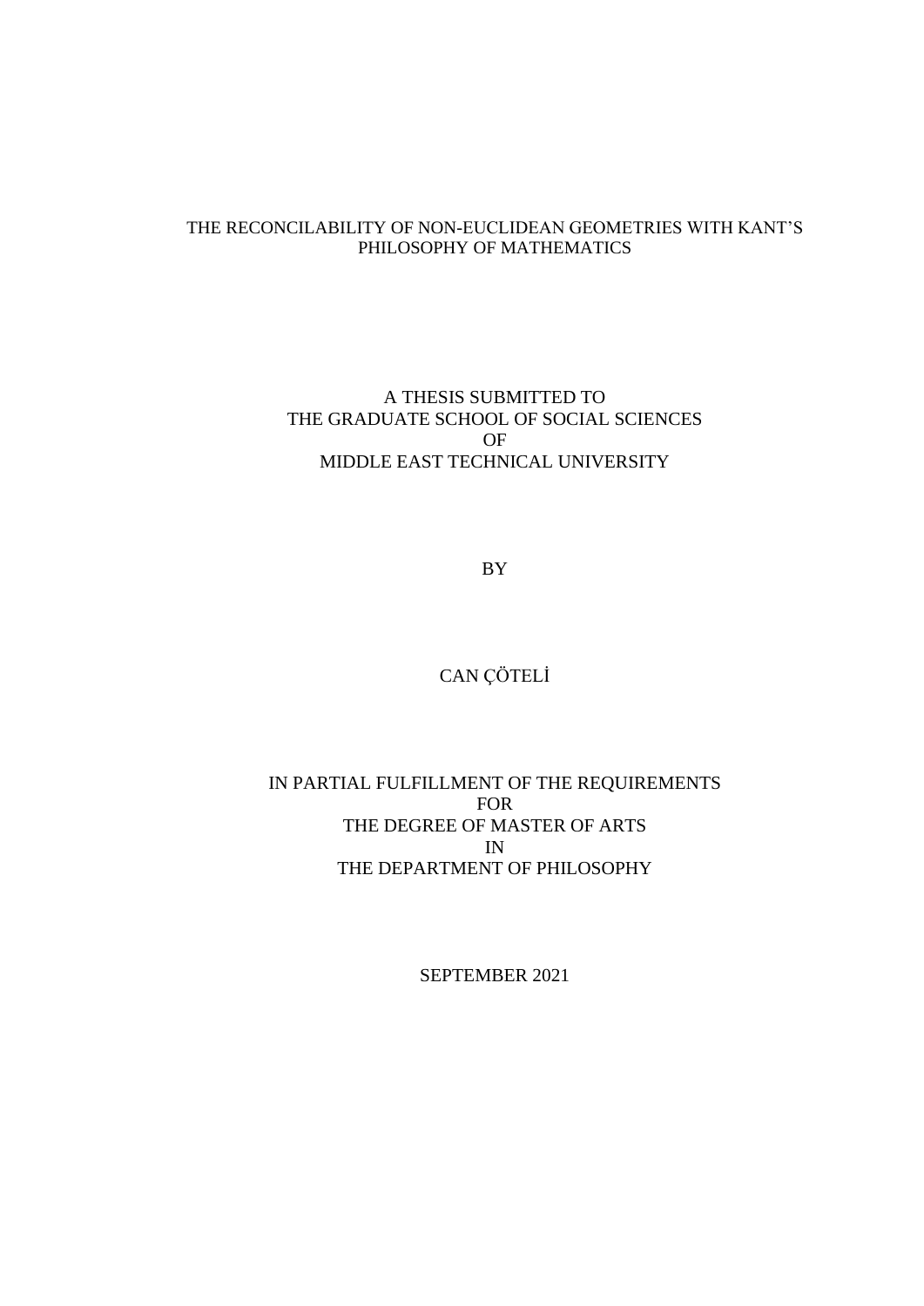# THE RECONCILABILITY OF NON-EUCLIDEAN GEOMETRIES WITH KANT'S PHILOSOPHY OF MATHEMATICS

A THESIS SUBMITTED TO
THE GRADUATE SCHOOL OF SOCIAL SCIENCES
OF
MIDDLE EAST TECHNICAL UNIVERSITY

BY

CAN ÇÖTELİ

IN PARTIAL FULFILLMENT OF THE REQUIREMENTS
FOR
THE DEGREE OF MASTER OF ARTS
IN
THE DEPARTMENT OF PHILOSOPHY

SEPTEMBER 2021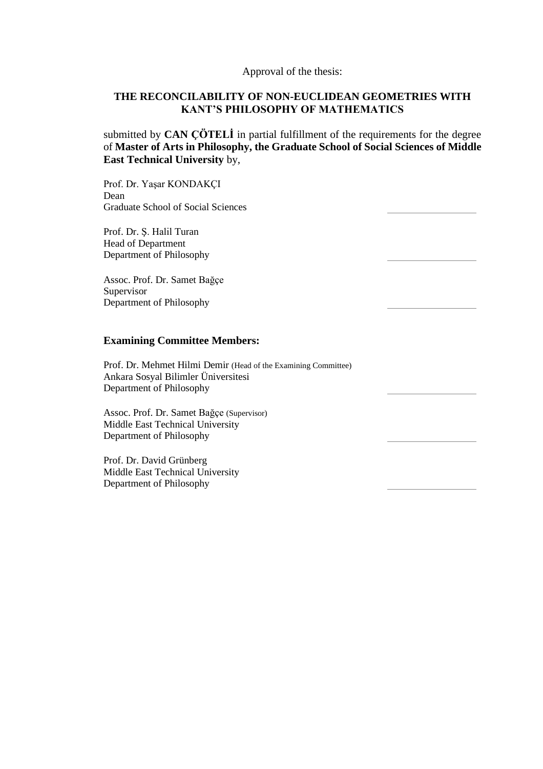Approval of the thesis:

**THE RECONCILABILITY OF NON-EUCLIDEAN GEOMETRIES WITH KANT'S PHILOSOPHY OF MATHEMATICS**

submitted by **CAN ÇÖTELİ** in partial fulfillment of the requirements for the degree of **Master of Arts in Philosophy, the Graduate School of Social Sciences of Middle East Technical University** by,

Prof. Dr. Yaşar KONDAKÇI
Dean
Graduate School of Social Sciences

Prof. Dr. Ş. Halil Turan
Head of Department
Department of Philosophy

Assoc. Prof. Dr. Samet Bağçe
Supervisor
Department of Philosophy

**Examining Committee Members:**

Prof. Dr. Mehmet Hilmi Demir (Head of the Examining Committee)
Ankara Sosyal Bilimler Üniversitesi
Department of Philosophy

Assoc. Prof. Dr. Samet Bağçe (Supervisor)
Middle East Technical University
Department of Philosophy

Prof. Dr. David Grünberg
Middle East Technical University
Department of Philosophy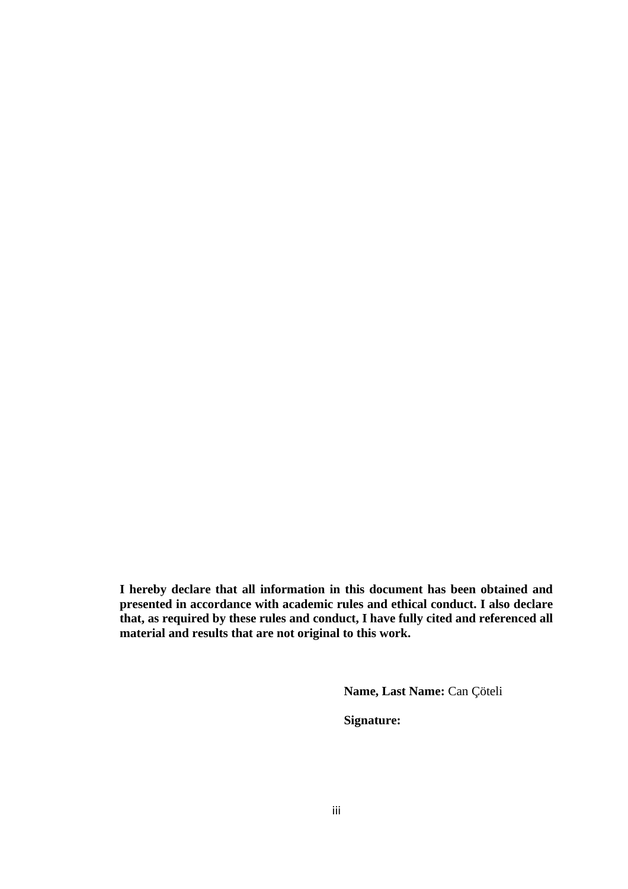**I hereby declare that all information in this document has been obtained and presented in accordance with academic rules and ethical conduct. I also declare that, as required by these rules and conduct, I have fully cited and referenced all material and results that are not original to this work.**

**Name, Last Name:** Can Çöteli

**Signature:**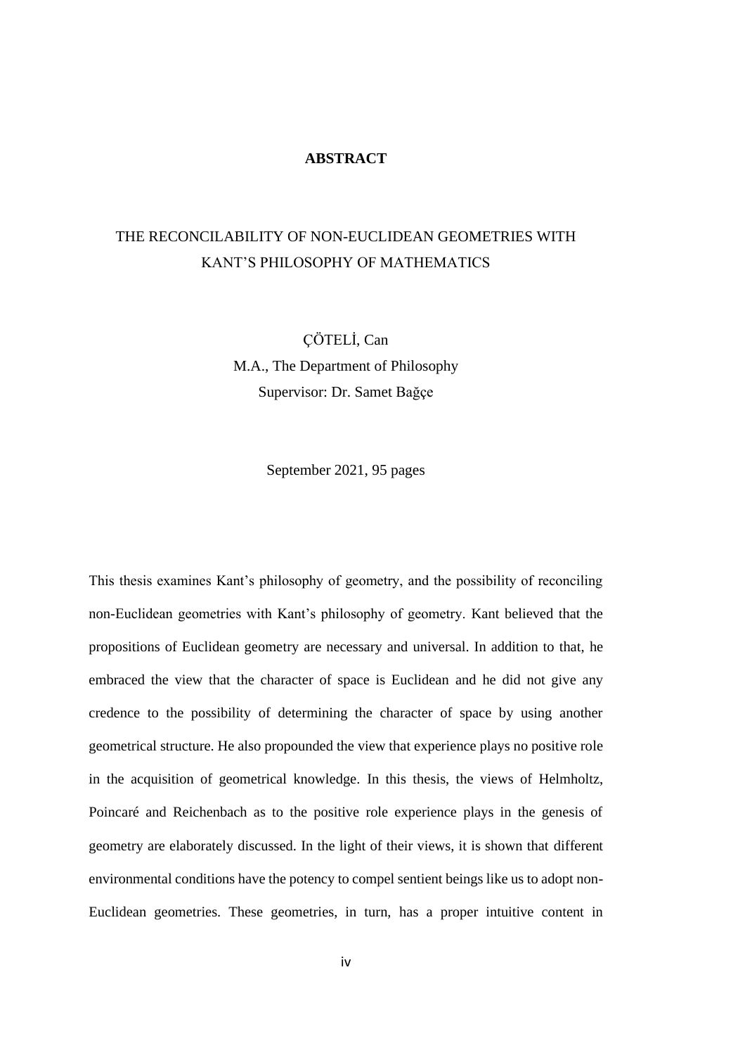# ABSTRACT

## THE RECONCILABILITY OF NON-EUCLIDEAN GEOMETRIES WITH KANT'S PHILOSOPHY OF MATHEMATICS

ÇÖTELİ, Can
M.A., The Department of Philosophy
Supervisor: Dr. Samet Bağçe

September 2021, 95 pages

This thesis examines Kant's philosophy of geometry, and the possibility of reconciling non-Euclidean geometries with Kant's philosophy of geometry. Kant believed that the propositions of Euclidean geometry are necessary and universal. In addition to that, he embraced the view that the character of space is Euclidean and he did not give any credence to the possibility of determining the character of space by using another geometrical structure. He also propounded the view that experience plays no positive role in the acquisition of geometrical knowledge. In this thesis, the views of Helmholtz, Poincaré and Reichenbach as to the positive role experience plays in the genesis of geometry are elaborately discussed. In the light of their views, it is shown that different environmental conditions have the potency to compel sentient beings like us to adopt non-Euclidean geometries. These geometries, in turn, has a proper intuitive content in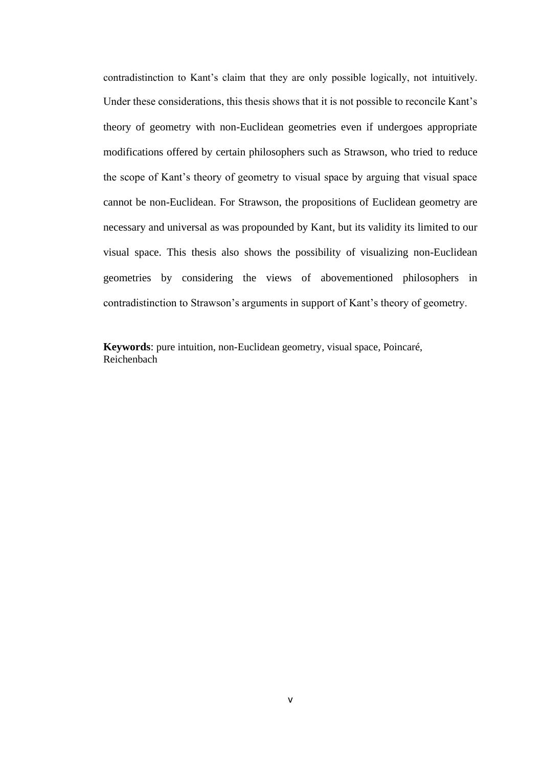contradistinction to Kant's claim that they are only possible logically, not intuitively. Under these considerations, this thesis shows that it is not possible to reconcile Kant's theory of geometry with non-Euclidean geometries even if undergoes appropriate modifications offered by certain philosophers such as Strawson, who tried to reduce the scope of Kant's theory of geometry to visual space by arguing that visual space cannot be non-Euclidean. For Strawson, the propositions of Euclidean geometry are necessary and universal as was propounded by Kant, but its validity its limited to our visual space. This thesis also shows the possibility of visualizing non-Euclidean geometries by considering the views of abovementioned philosophers in contradistinction to Strawson's arguments in support of Kant's theory of geometry.

**Keywords**: pure intuition, non-Euclidean geometry, visual space, Poincaré, Reichenbach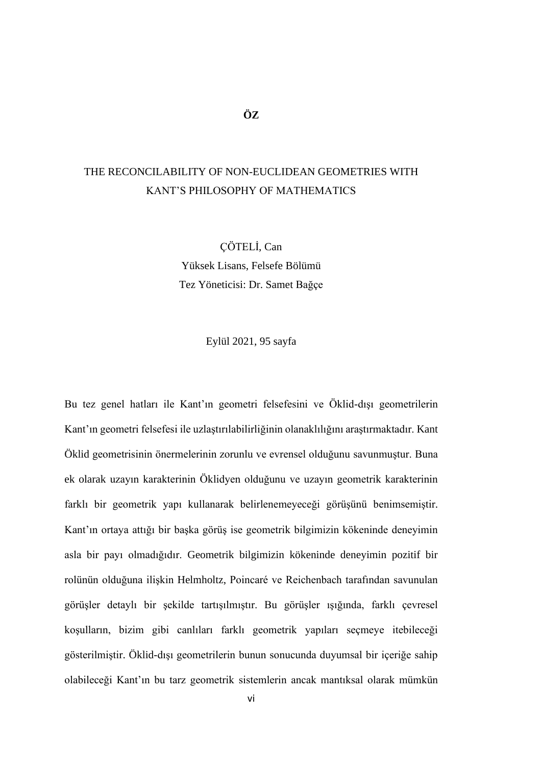# ÖZ

THE RECONCILABILITY OF NON-EUCLIDEAN GEOMETRIES WITH KANT'S PHILOSOPHY OF MATHEMATICS

ÇÖTELİ, Can
Yüksek Lisans, Felsefe Bölümü
Tez Yöneticisi: Dr. Samet Bağçe

Eylül 2021, 95 sayfa

Bu tez genel hatları ile Kant'ın geometri felsefesini ve Öklid-dışı geometrilerin Kant'ın geometri felsefesi ile uzlaştırılabilirliğinin olanaklılığını araştırmaktadır. Kant Öklid geometrisinin önermelerinin zorunlu ve evrensel olduğunu savunmuştur. Buna ek olarak uzayın karakterinin Öklidyen olduğunu ve uzayın geometrik karakterinin farklı bir geometrik yapı kullanarak belirlenemeyeceği görüşünü benimsemiştir. Kant'ın ortaya attığı bir başka görüş ise geometrik bilgimizin kökeninde deneyimin asla bir payı olmadığıdır. Geometrik bilgimizin kökeninde deneyimin pozitif bir rolünün olduğuna ilişkin Helmholtz, Poincaré ve Reichenbach tarafından savunulan görüşler detaylı bir şekilde tartışılmıştır. Bu görüşler ışığında, farklı çevresel koşulların, bizim gibi canlıları farklı geometrik yapıları seçmeye itebileceği gösterilmiştir. Öklid-dışı geometrilerin bunun sonucunda duyumsal bir içeriğe sahip olabileceği Kant'ın bu tarz geometrik sistemlerin ancak mantıksal olarak mümkün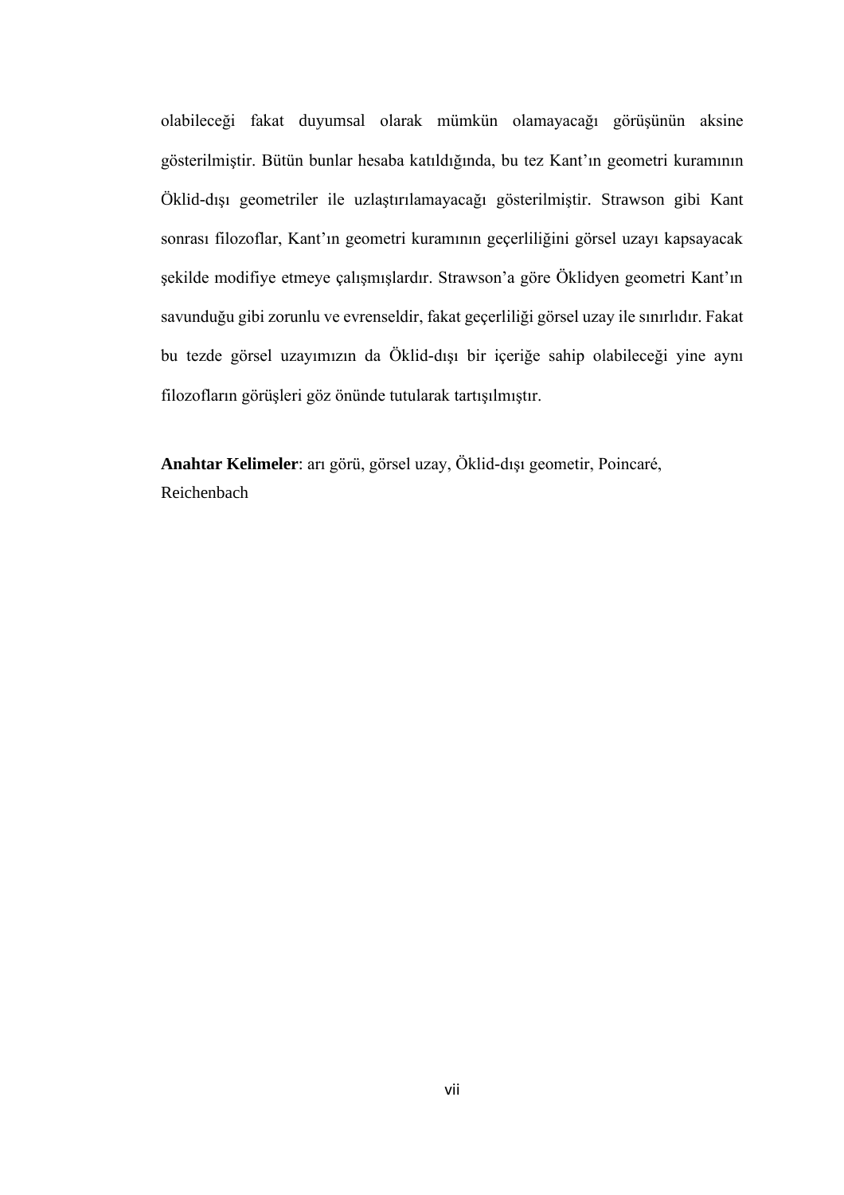olabileceği fakat duyumsal olarak mümkün olamayacağı görüşünün aksine gösterilmiştir. Bütün bunlar hesaba katıldığında, bu tez Kant'ın geometri kuramının Öklid-dışı geometriler ile uzlaştırılamayacağı gösterilmiştir. Strawson gibi Kant sonrası filozoflar, Kant'ın geometri kuramının geçerliliğini görsel uzayı kapsayacak şekilde modifiye etmeye çalışmışlardır. Strawson'a göre Öklidyen geometri Kant'ın savunduğu gibi zorunlu ve evrenseldir, fakat geçerliliği görsel uzay ile sınırlıdır. Fakat bu tezde görsel uzayımızın da Öklid-dışı bir içeriğe sahip olabileceği yine aynı filozofların görüşleri göz önünde tutularak tartışılmıştır.

**Anahtar Kelimeler**: arı görü, görsel uzay, Öklid-dışı geometir, Poincaré, Reichenbach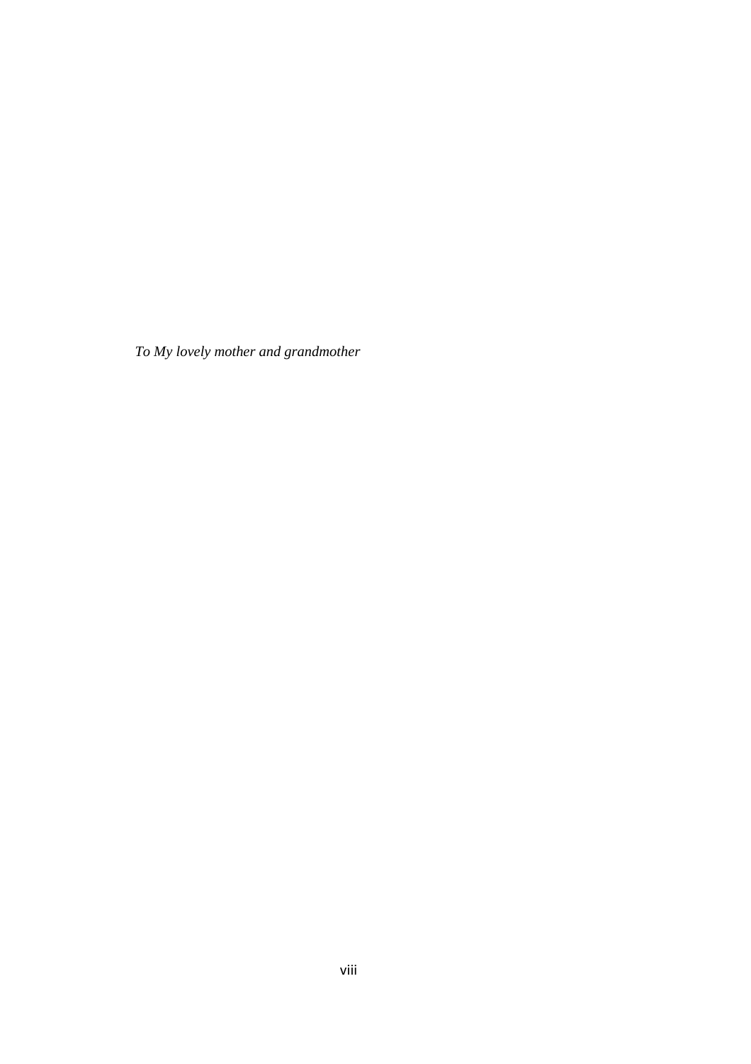*To My lovely mother and grandmother*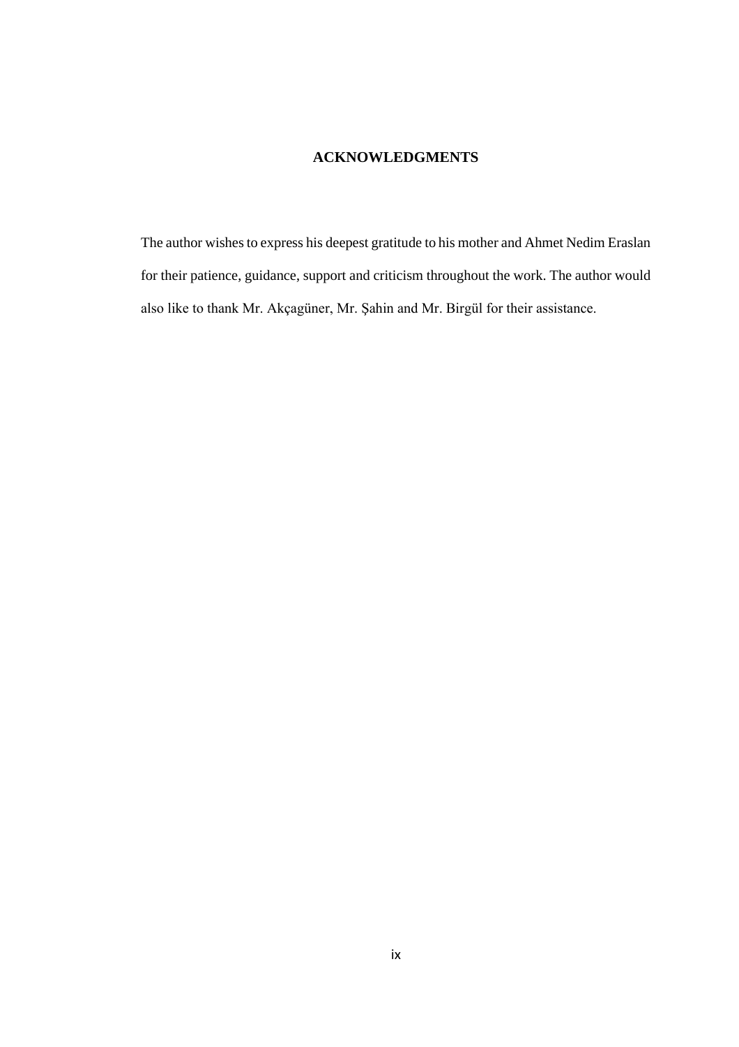# ACKNOWLEDGMENTS

The author wishes to express his deepest gratitude to his mother and Ahmet Nedim Eraslan for their patience, guidance, support and criticism throughout the work. The author would also like to thank Mr. Akçagüner, Mr. Şahin and Mr. Birgül for their assistance.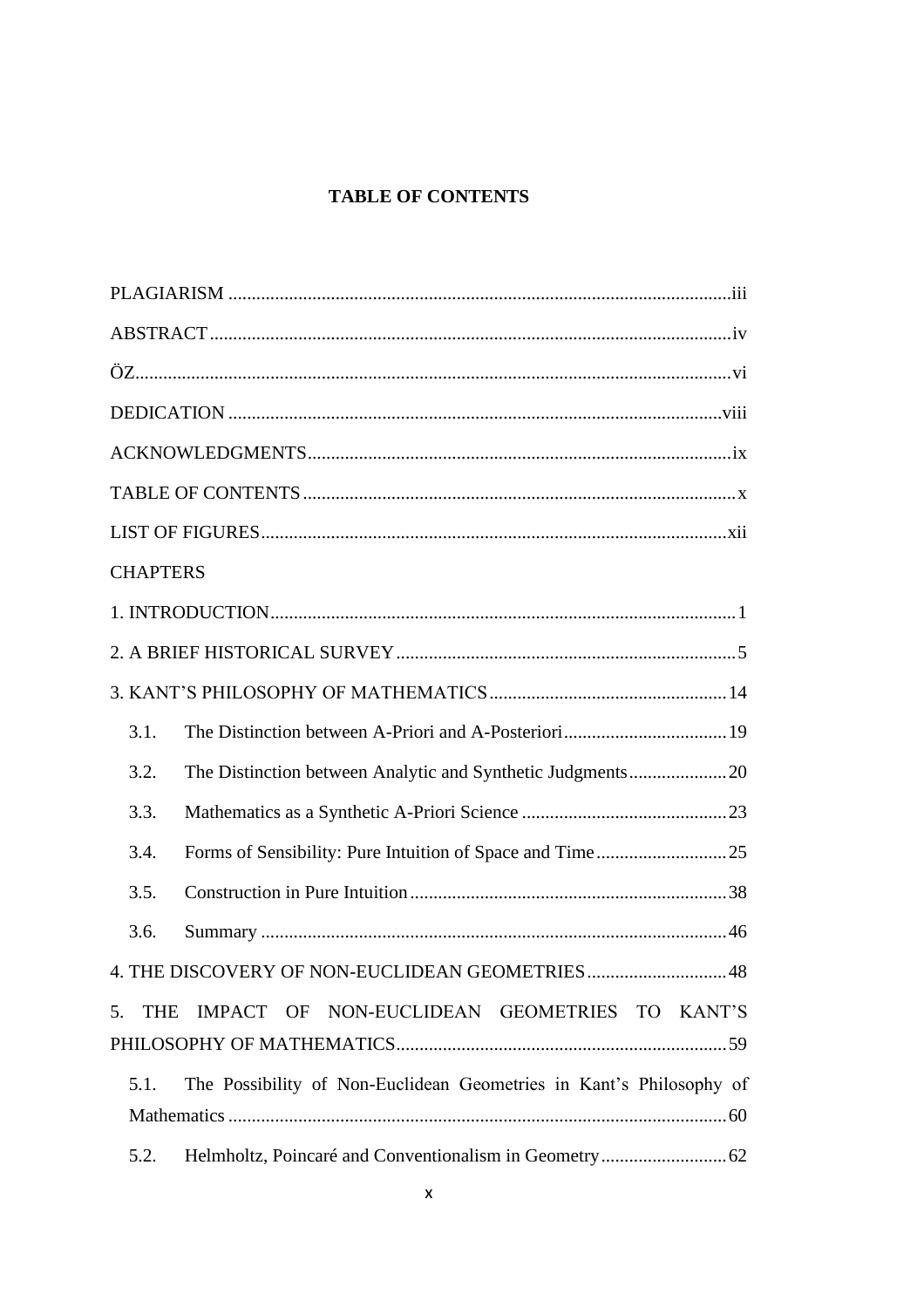# TABLE OF CONTENTS

PLAGIARISM ..... iii

ABSTRACT ..... iv

ÖZ ..... vi

DEDICATION ..... viii

ACKNOWLEDGMENTS ..... ix

TABLE OF CONTENTS ..... x

LIST OF FIGURES ..... xii

CHAPTERS

1. INTRODUCTION ..... 1

2. A BRIEF HISTORICAL SURVEY ..... 5

3. KANT'S PHILOSOPHY OF MATHEMATICS ..... 14

   3.1. The Distinction between A-Priori and A-Posteriori ..... 19

   3.2. The Distinction between Analytic and Synthetic Judgments ..... 20

   3.3. Mathematics as a Synthetic A-Priori Science ..... 23

   3.4. Forms of Sensibility: Pure Intuition of Space and Time ..... 25

   3.5. Construction in Pure Intuition ..... 38

   3.6. Summary ..... 46

4. THE DISCOVERY OF NON-EUCLIDEAN GEOMETRIES ..... 48

5. THE IMPACT OF NON-EUCLIDEAN GEOMETRIES TO KANT'S PHILOSOPHY OF MATHEMATICS ..... 59

   5.1. The Possibility of Non-Euclidean Geometries in Kant's Philosophy of Mathematics ..... 60

   5.2. Helmholtz, Poincaré and Conventionalism in Geometry ..... 62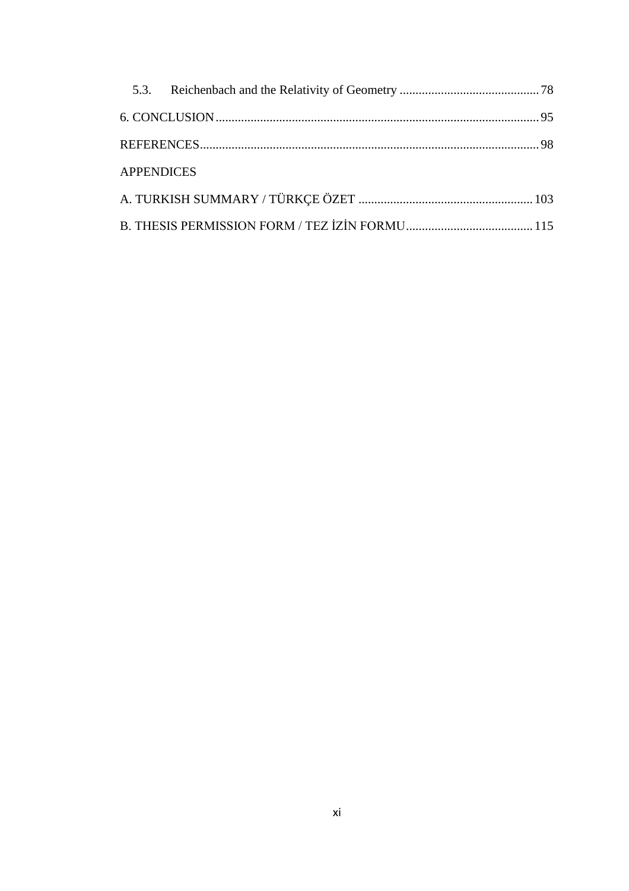5.3. Reichenbach and the Relativity of Geometry ............................................ 78

6. CONCLUSION ..................................................................................................... 95

REFERENCES .......................................................................................................... 98

APPENDICES

A. TURKISH SUMMARY / TÜRKÇE ÖZET ....................................................... 103

B. THESIS PERMISSION FORM / TEZ İZİN FORMU ........................................ 115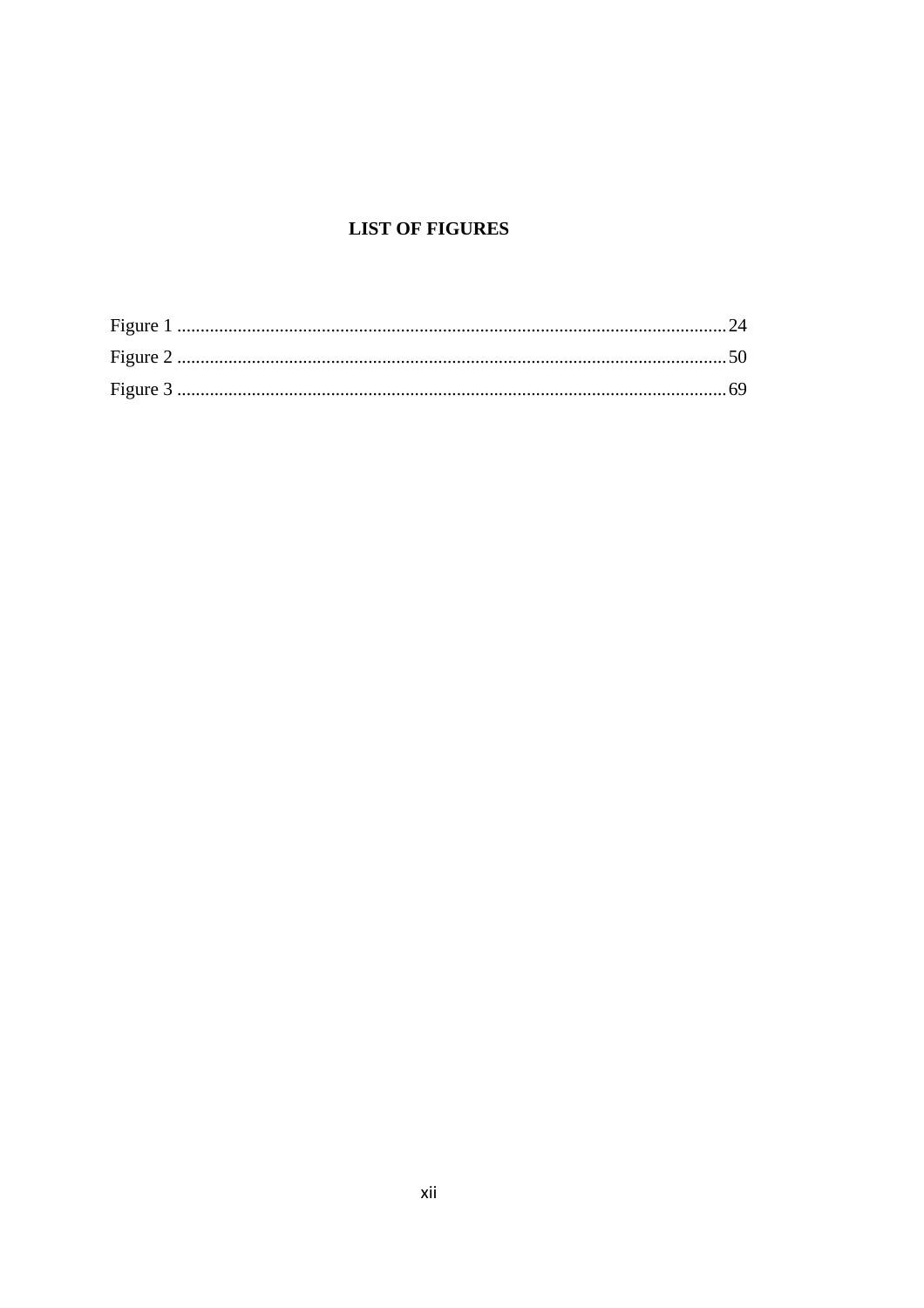## LIST OF FIGURES

Figure 1 ........................................................................................................................ 24
Figure 2 ........................................................................................................................ 50
Figure 3 ........................................................................................................................ 69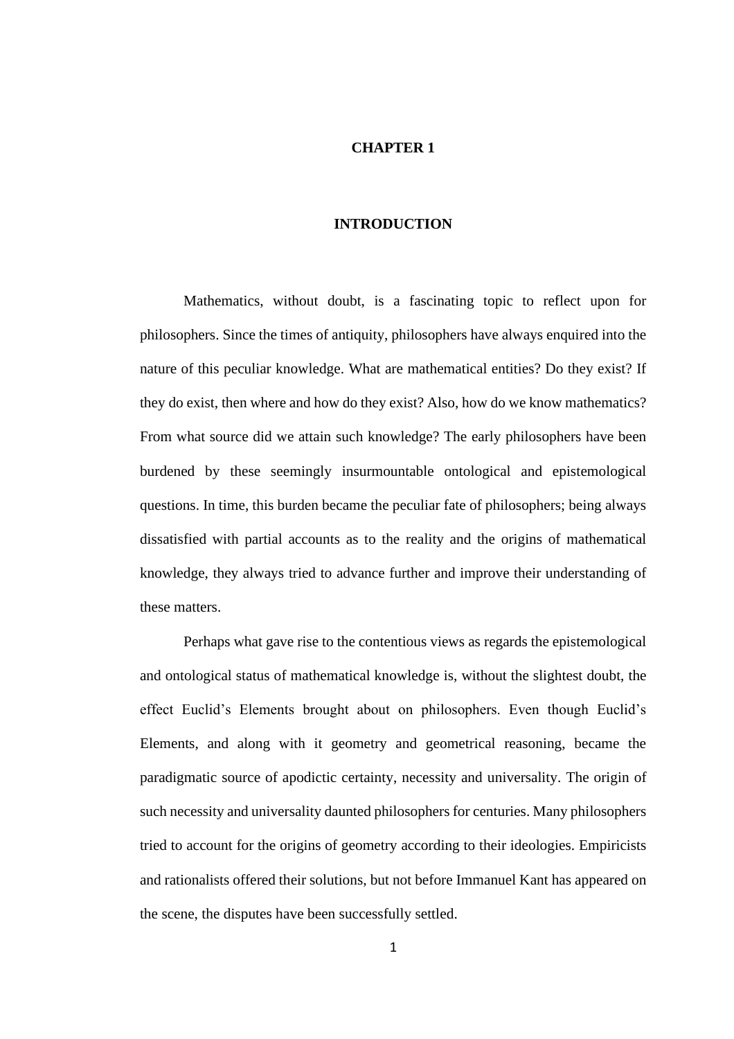# CHAPTER 1

# INTRODUCTION

Mathematics, without doubt, is a fascinating topic to reflect upon for philosophers. Since the times of antiquity, philosophers have always enquired into the nature of this peculiar knowledge. What are mathematical entities? Do they exist? If they do exist, then where and how do they exist? Also, how do we know mathematics? From what source did we attain such knowledge? The early philosophers have been burdened by these seemingly insurmountable ontological and epistemological questions. In time, this burden became the peculiar fate of philosophers; being always dissatisfied with partial accounts as to the reality and the origins of mathematical knowledge, they always tried to advance further and improve their understanding of these matters.

Perhaps what gave rise to the contentious views as regards the epistemological and ontological status of mathematical knowledge is, without the slightest doubt, the effect Euclid's Elements brought about on philosophers. Even though Euclid's Elements, and along with it geometry and geometrical reasoning, became the paradigmatic source of apodictic certainty, necessity and universality. The origin of such necessity and universality daunted philosophers for centuries. Many philosophers tried to account for the origins of geometry according to their ideologies. Empiricists and rationalists offered their solutions, but not before Immanuel Kant has appeared on the scene, the disputes have been successfully settled.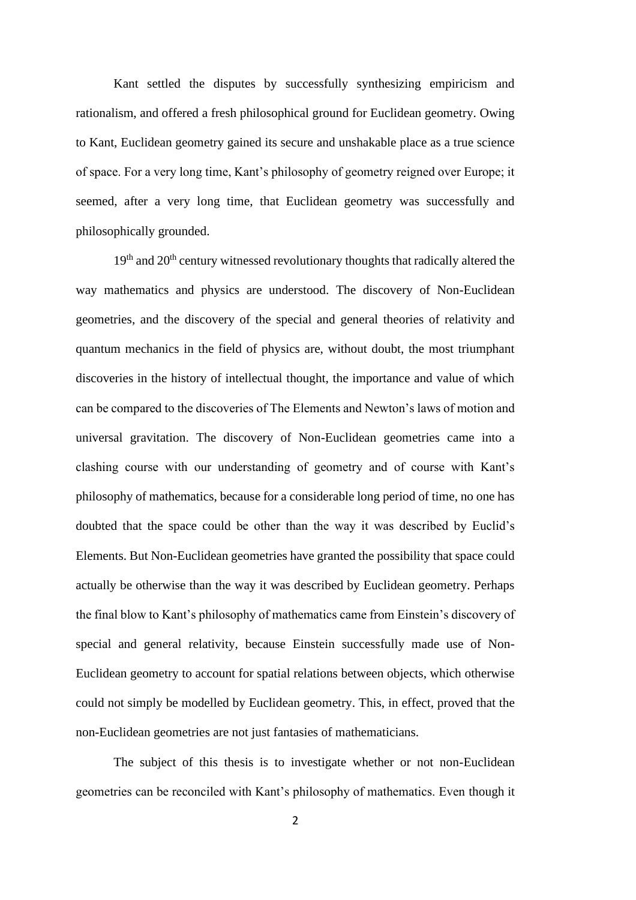Kant settled the disputes by successfully synthesizing empiricism and rationalism, and offered a fresh philosophical ground for Euclidean geometry. Owing to Kant, Euclidean geometry gained its secure and unshakable place as a true science of space. For a very long time, Kant's philosophy of geometry reigned over Europe; it seemed, after a very long time, that Euclidean geometry was successfully and philosophically grounded.

19th and 20th century witnessed revolutionary thoughts that radically altered the way mathematics and physics are understood. The discovery of Non-Euclidean geometries, and the discovery of the special and general theories of relativity and quantum mechanics in the field of physics are, without doubt, the most triumphant discoveries in the history of intellectual thought, the importance and value of which can be compared to the discoveries of The Elements and Newton's laws of motion and universal gravitation. The discovery of Non-Euclidean geometries came into a clashing course with our understanding of geometry and of course with Kant's philosophy of mathematics, because for a considerable long period of time, no one has doubted that the space could be other than the way it was described by Euclid's Elements. But Non-Euclidean geometries have granted the possibility that space could actually be otherwise than the way it was described by Euclidean geometry. Perhaps the final blow to Kant's philosophy of mathematics came from Einstein's discovery of special and general relativity, because Einstein successfully made use of Non-Euclidean geometry to account for spatial relations between objects, which otherwise could not simply be modelled by Euclidean geometry. This, in effect, proved that the non-Euclidean geometries are not just fantasies of mathematicians.

The subject of this thesis is to investigate whether or not non-Euclidean geometries can be reconciled with Kant's philosophy of mathematics. Even though it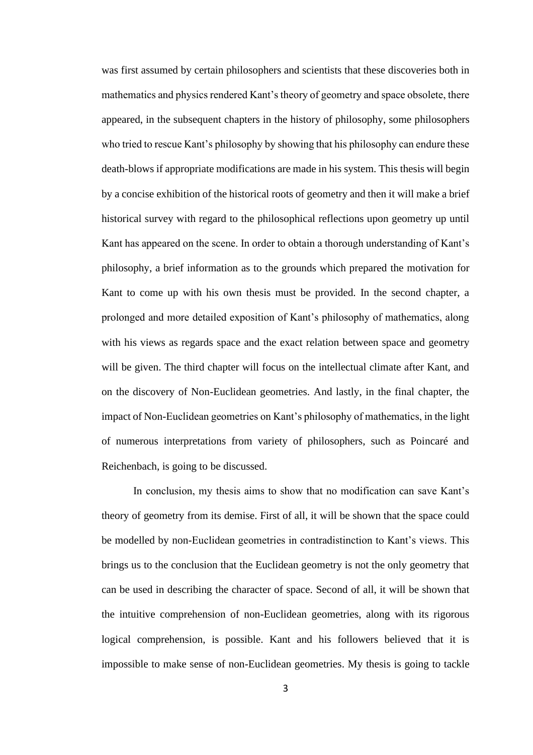was first assumed by certain philosophers and scientists that these discoveries both in mathematics and physics rendered Kant's theory of geometry and space obsolete, there appeared, in the subsequent chapters in the history of philosophy, some philosophers who tried to rescue Kant's philosophy by showing that his philosophy can endure these death-blows if appropriate modifications are made in his system. This thesis will begin by a concise exhibition of the historical roots of geometry and then it will make a brief historical survey with regard to the philosophical reflections upon geometry up until Kant has appeared on the scene. In order to obtain a thorough understanding of Kant's philosophy, a brief information as to the grounds which prepared the motivation for Kant to come up with his own thesis must be provided. In the second chapter, a prolonged and more detailed exposition of Kant's philosophy of mathematics, along with his views as regards space and the exact relation between space and geometry will be given. The third chapter will focus on the intellectual climate after Kant, and on the discovery of Non-Euclidean geometries. And lastly, in the final chapter, the impact of Non-Euclidean geometries on Kant's philosophy of mathematics, in the light of numerous interpretations from variety of philosophers, such as Poincaré and Reichenbach, is going to be discussed.

In conclusion, my thesis aims to show that no modification can save Kant's theory of geometry from its demise. First of all, it will be shown that the space could be modelled by non-Euclidean geometries in contradistinction to Kant's views. This brings us to the conclusion that the Euclidean geometry is not the only geometry that can be used in describing the character of space. Second of all, it will be shown that the intuitive comprehension of non-Euclidean geometries, along with its rigorous logical comprehension, is possible. Kant and his followers believed that it is impossible to make sense of non-Euclidean geometries. My thesis is going to tackle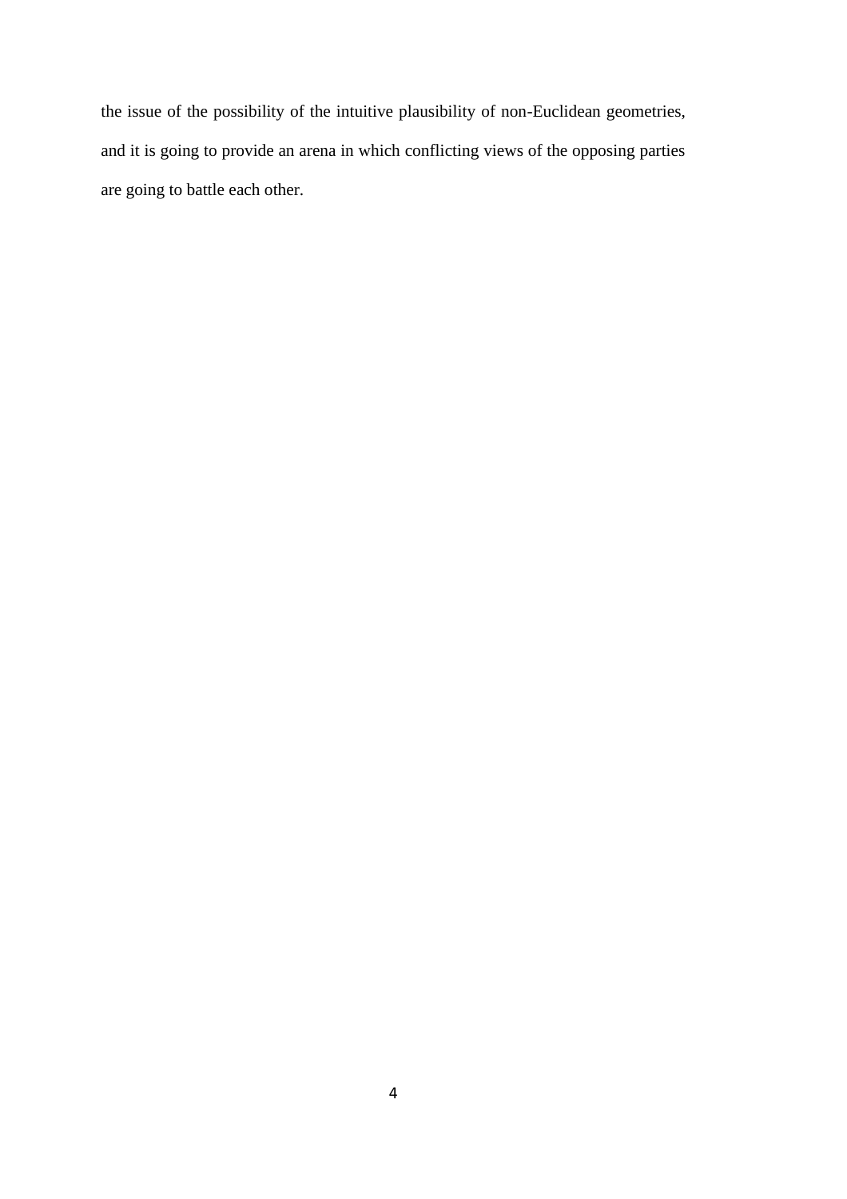the issue of the possibility of the intuitive plausibility of non-Euclidean geometries, and it is going to provide an arena in which conflicting views of the opposing parties are going to battle each other.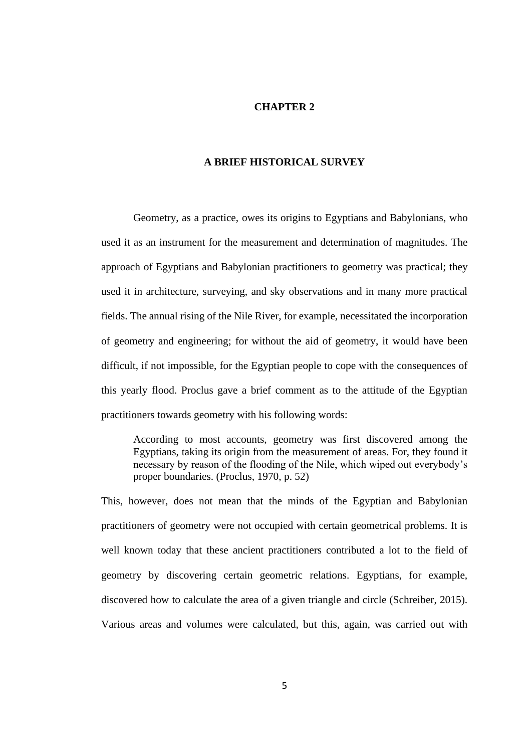# CHAPTER 2

# A BRIEF HISTORICAL SURVEY

Geometry, as a practice, owes its origins to Egyptians and Babylonians, who used it as an instrument for the measurement and determination of magnitudes. The approach of Egyptians and Babylonian practitioners to geometry was practical; they used it in architecture, surveying, and sky observations and in many more practical fields. The annual rising of the Nile River, for example, necessitated the incorporation of geometry and engineering; for without the aid of geometry, it would have been difficult, if not impossible, for the Egyptian people to cope with the consequences of this yearly flood. Proclus gave a brief comment as to the attitude of the Egyptian practitioners towards geometry with his following words:

> According to most accounts, geometry was first discovered among the Egyptians, taking its origin from the measurement of areas. For, they found it necessary by reason of the flooding of the Nile, which wiped out everybody's proper boundaries. (Proclus, 1970, p. 52)

This, however, does not mean that the minds of the Egyptian and Babylonian practitioners of geometry were not occupied with certain geometrical problems. It is well known today that these ancient practitioners contributed a lot to the field of geometry by discovering certain geometric relations. Egyptians, for example, discovered how to calculate the area of a given triangle and circle (Schreiber, 2015). Various areas and volumes were calculated, but this, again, was carried out with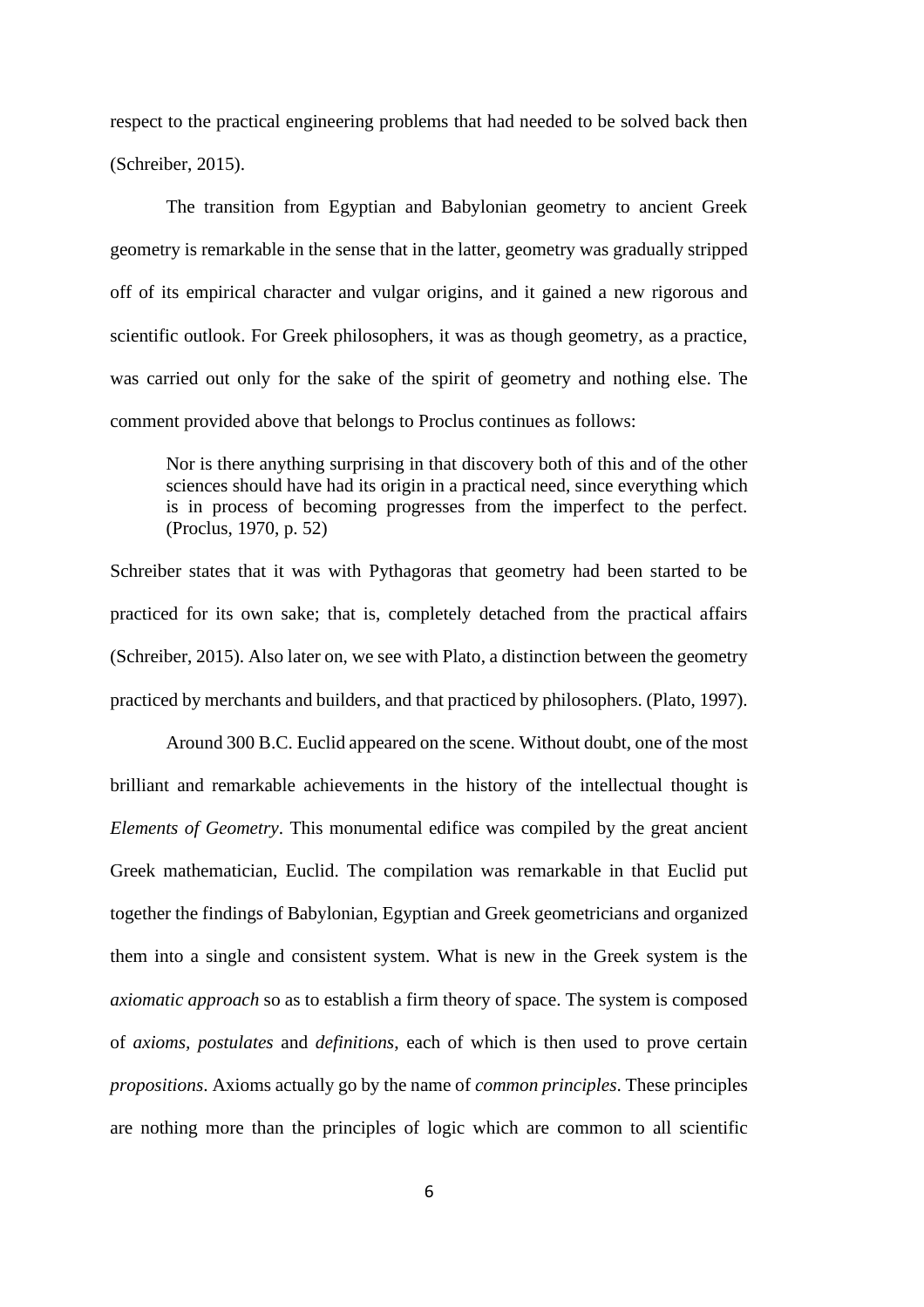respect to the practical engineering problems that had needed to be solved back then (Schreiber, 2015).

The transition from Egyptian and Babylonian geometry to ancient Greek geometry is remarkable in the sense that in the latter, geometry was gradually stripped off of its empirical character and vulgar origins, and it gained a new rigorous and scientific outlook. For Greek philosophers, it was as though geometry, as a practice, was carried out only for the sake of the spirit of geometry and nothing else. The comment provided above that belongs to Proclus continues as follows:

> Nor is there anything surprising in that discovery both of this and of the other sciences should have had its origin in a practical need, since everything which is in process of becoming progresses from the imperfect to the perfect. (Proclus, 1970, p. 52)

Schreiber states that it was with Pythagoras that geometry had been started to be practiced for its own sake; that is, completely detached from the practical affairs (Schreiber, 2015). Also later on, we see with Plato, a distinction between the geometry practiced by merchants and builders, and that practiced by philosophers. (Plato, 1997).

Around 300 B.C. Euclid appeared on the scene. Without doubt, one of the most brilliant and remarkable achievements in the history of the intellectual thought is *Elements of Geometry*. This monumental edifice was compiled by the great ancient Greek mathematician, Euclid. The compilation was remarkable in that Euclid put together the findings of Babylonian, Egyptian and Greek geometricians and organized them into a single and consistent system. What is new in the Greek system is the *axiomatic approach* so as to establish a firm theory of space. The system is composed of *axioms*, *postulates* and *definitions*, each of which is then used to prove certain *propositions*. Axioms actually go by the name of *common principles*. These principles are nothing more than the principles of logic which are common to all scientific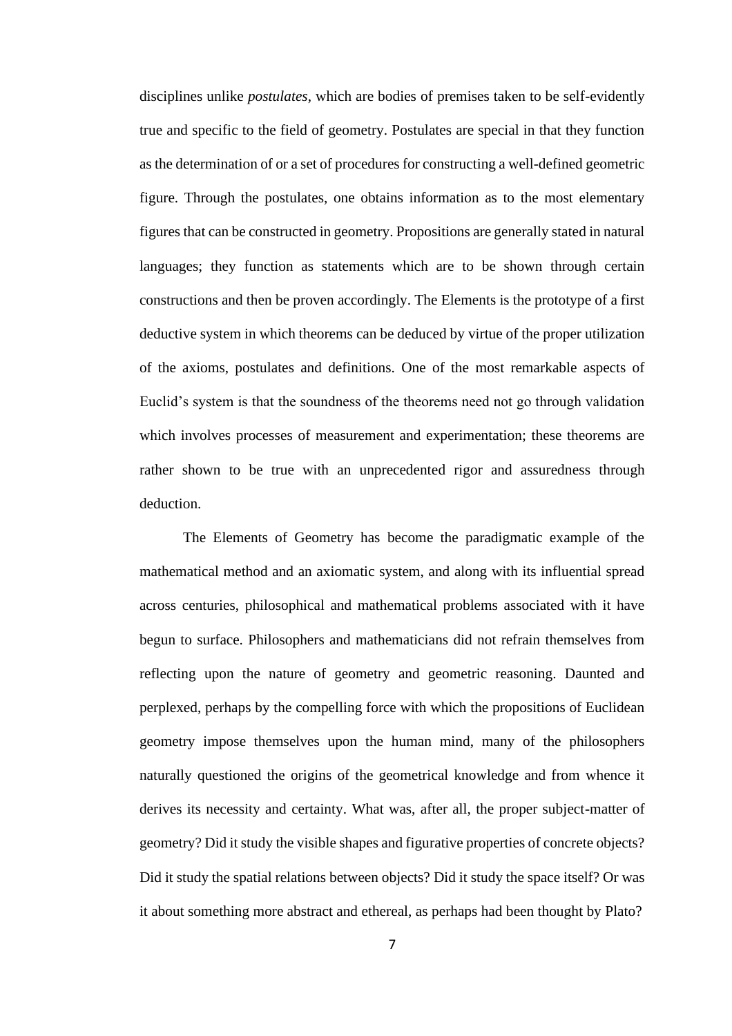disciplines unlike *postulates*, which are bodies of premises taken to be self-evidently true and specific to the field of geometry. Postulates are special in that they function as the determination of or a set of procedures for constructing a well-defined geometric figure. Through the postulates, one obtains information as to the most elementary figures that can be constructed in geometry. Propositions are generally stated in natural languages; they function as statements which are to be shown through certain constructions and then be proven accordingly. The Elements is the prototype of a first deductive system in which theorems can be deduced by virtue of the proper utilization of the axioms, postulates and definitions. One of the most remarkable aspects of Euclid's system is that the soundness of the theorems need not go through validation which involves processes of measurement and experimentation; these theorems are rather shown to be true with an unprecedented rigor and assuredness through deduction.

The Elements of Geometry has become the paradigmatic example of the mathematical method and an axiomatic system, and along with its influential spread across centuries, philosophical and mathematical problems associated with it have begun to surface. Philosophers and mathematicians did not refrain themselves from reflecting upon the nature of geometry and geometric reasoning. Daunted and perplexed, perhaps by the compelling force with which the propositions of Euclidean geometry impose themselves upon the human mind, many of the philosophers naturally questioned the origins of the geometrical knowledge and from whence it derives its necessity and certainty. What was, after all, the proper subject-matter of geometry? Did it study the visible shapes and figurative properties of concrete objects? Did it study the spatial relations between objects? Did it study the space itself? Or was it about something more abstract and ethereal, as perhaps had been thought by Plato?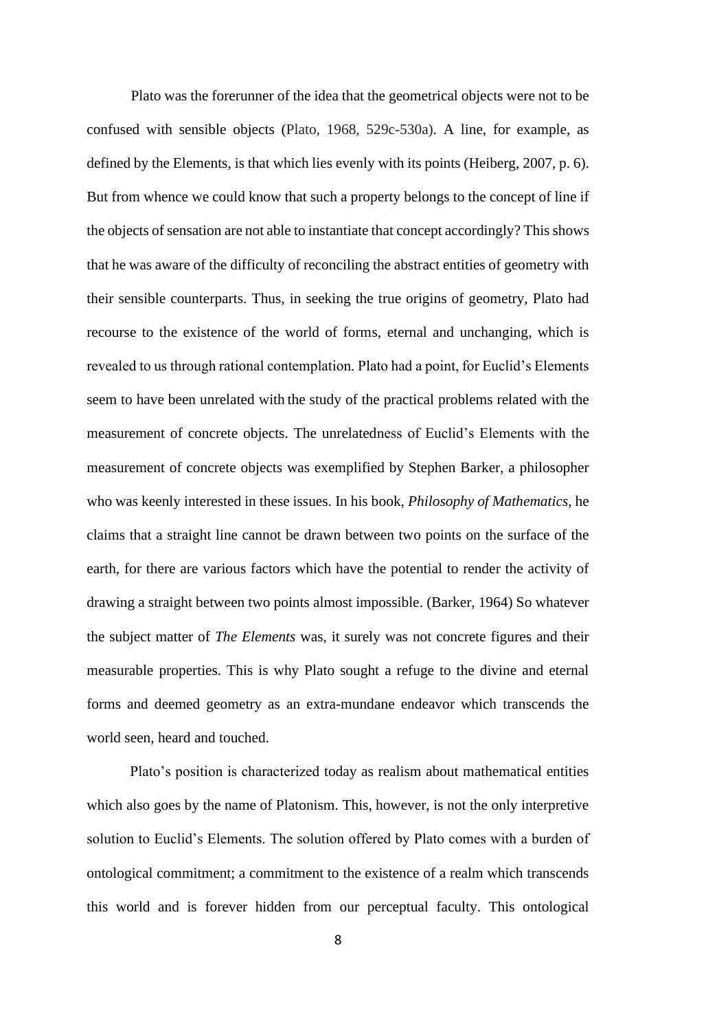Plato was the forerunner of the idea that the geometrical objects were not to be confused with sensible objects (Plato, 1968, 529c-530a). A line, for example, as defined by the Elements, is that which lies evenly with its points (Heiberg, 2007, p. 6). But from whence we could know that such a property belongs to the concept of line if the objects of sensation are not able to instantiate that concept accordingly? This shows that he was aware of the difficulty of reconciling the abstract entities of geometry with their sensible counterparts. Thus, in seeking the true origins of geometry, Plato had recourse to the existence of the world of forms, eternal and unchanging, which is revealed to us through rational contemplation. Plato had a point, for Euclid's Elements seem to have been unrelated with the study of the practical problems related with the measurement of concrete objects. The unrelatedness of Euclid's Elements with the measurement of concrete objects was exemplified by Stephen Barker, a philosopher who was keenly interested in these issues. In his book, *Philosophy of Mathematics*, he claims that a straight line cannot be drawn between two points on the surface of the earth, for there are various factors which have the potential to render the activity of drawing a straight between two points almost impossible. (Barker, 1964) So whatever the subject matter of *The Elements* was, it surely was not concrete figures and their measurable properties. This is why Plato sought a refuge to the divine and eternal forms and deemed geometry as an extra-mundane endeavor which transcends the world seen, heard and touched.

Plato's position is characterized today as realism about mathematical entities which also goes by the name of Platonism. This, however, is not the only interpretive solution to Euclid's Elements. The solution offered by Plato comes with a burden of ontological commitment; a commitment to the existence of a realm which transcends this world and is forever hidden from our perceptual faculty. This ontological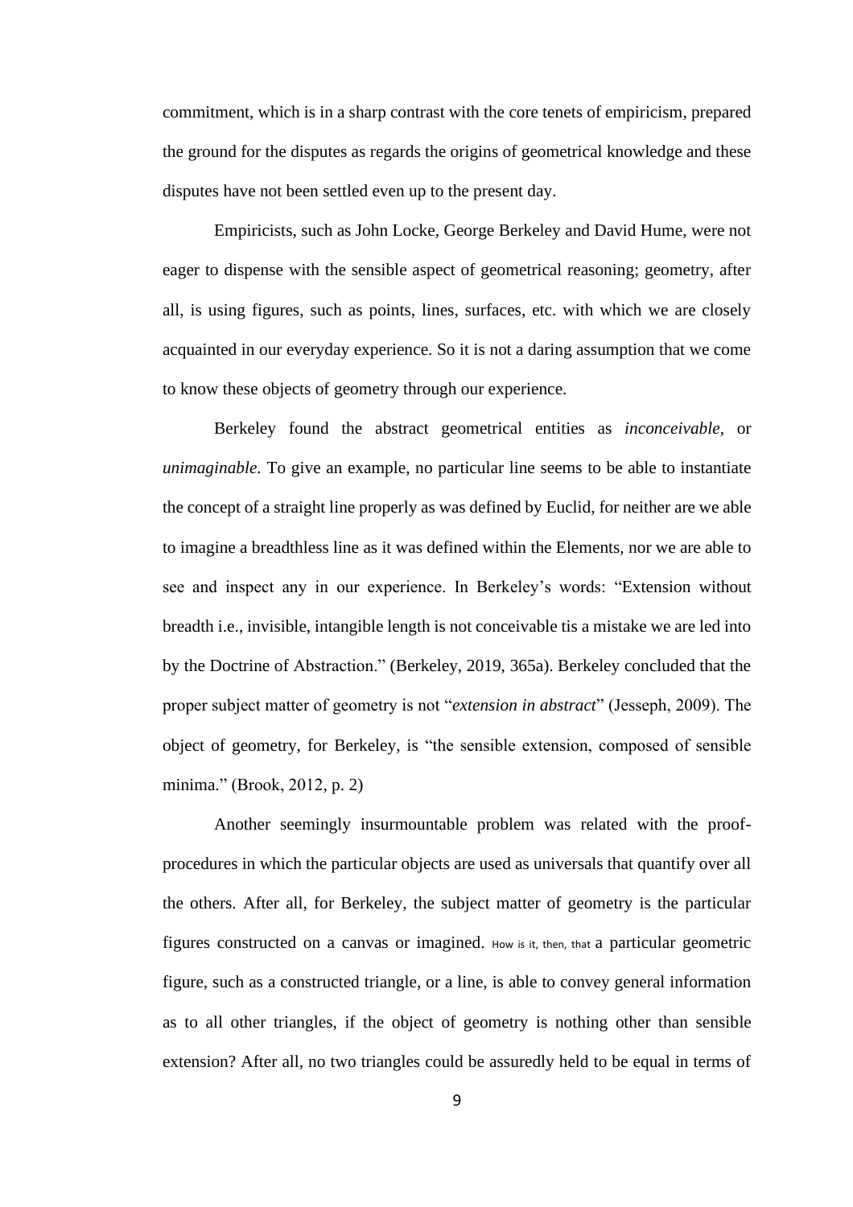commitment, which is in a sharp contrast with the core tenets of empiricism, prepared the ground for the disputes as regards the origins of geometrical knowledge and these disputes have not been settled even up to the present day.

Empiricists, such as John Locke, George Berkeley and David Hume, were not eager to dispense with the sensible aspect of geometrical reasoning; geometry, after all, is using figures, such as points, lines, surfaces, etc. with which we are closely acquainted in our everyday experience. So it is not a daring assumption that we come to know these objects of geometry through our experience.

Berkeley found the abstract geometrical entities as *inconceivable*, or *unimaginable.* To give an example, no particular line seems to be able to instantiate the concept of a straight line properly as was defined by Euclid, for neither are we able to imagine a breadthless line as it was defined within the Elements, nor we are able to see and inspect any in our experience. In Berkeley's words: "Extension without breadth i.e., invisible, intangible length is not conceivable tis a mistake we are led into by the Doctrine of Abstraction." (Berkeley, 2019, 365a). Berkeley concluded that the proper subject matter of geometry is not "*extension in abstract*" (Jesseph, 2009). The object of geometry, for Berkeley, is "the sensible extension, composed of sensible minima." (Brook, 2012, p. 2)

Another seemingly insurmountable problem was related with the proof-procedures in which the particular objects are used as universals that quantify over all the others. After all, for Berkeley, the subject matter of geometry is the particular figures constructed on a canvas or imagined. How is it, then, that a particular geometric figure, such as a constructed triangle, or a line, is able to convey general information as to all other triangles, if the object of geometry is nothing other than sensible extension? After all, no two triangles could be assuredly held to be equal in terms of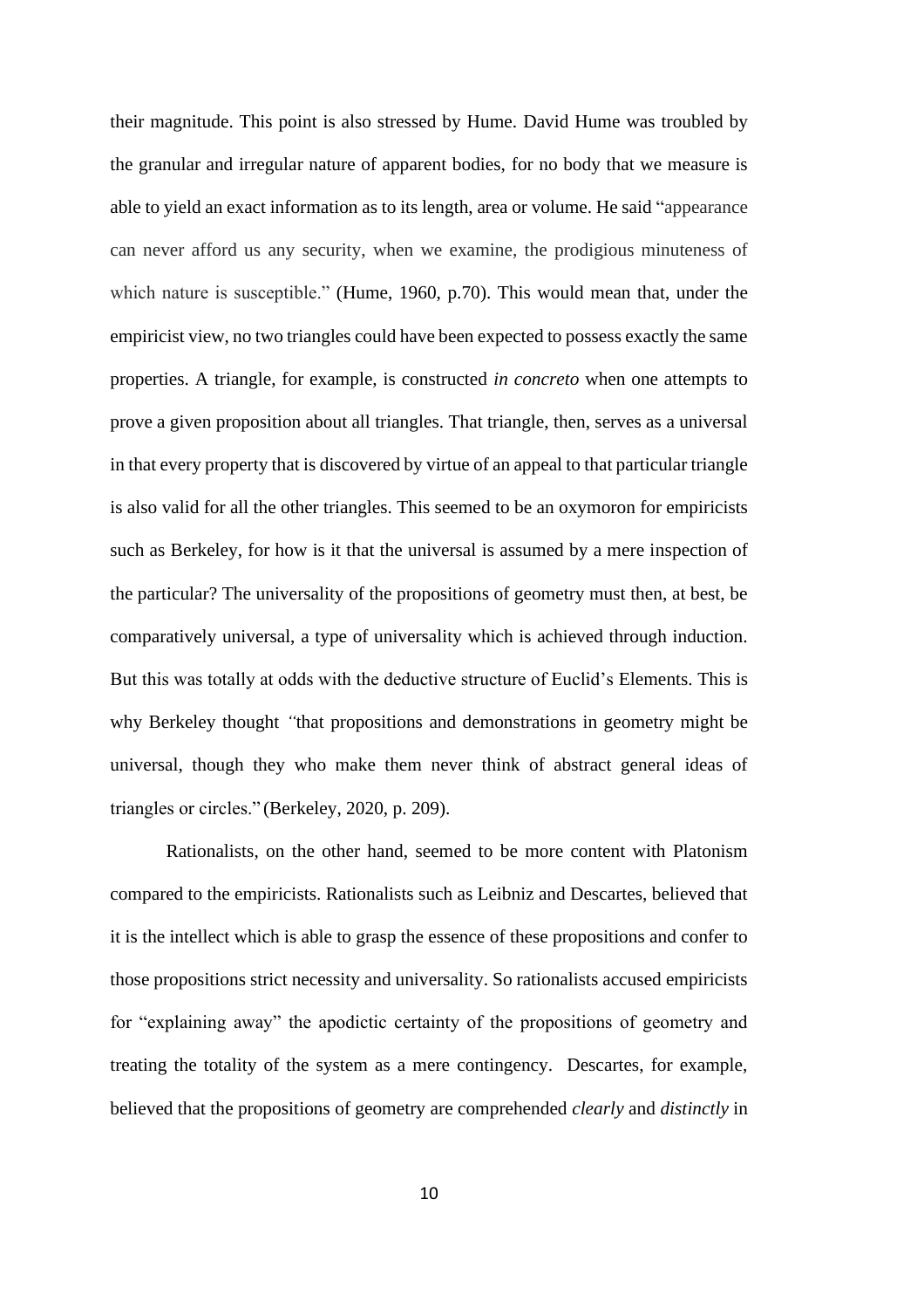their magnitude. This point is also stressed by Hume. David Hume was troubled by the granular and irregular nature of apparent bodies, for no body that we measure is able to yield an exact information as to its length, area or volume. He said "appearance can never afford us any security, when we examine, the prodigious minuteness of which nature is susceptible." (Hume, 1960, p.70). This would mean that, under the empiricist view, no two triangles could have been expected to possess exactly the same properties. A triangle, for example, is constructed *in concreto* when one attempts to prove a given proposition about all triangles. That triangle, then, serves as a universal in that every property that is discovered by virtue of an appeal to that particular triangle is also valid for all the other triangles. This seemed to be an oxymoron for empiricists such as Berkeley, for how is it that the universal is assumed by a mere inspection of the particular? The universality of the propositions of geometry must then, at best, be comparatively universal, a type of universality which is achieved through induction. But this was totally at odds with the deductive structure of Euclid's Elements. This is why Berkeley thought *"*that propositions and demonstrations in geometry might be universal, though they who make them never think of abstract general ideas of triangles or circles." (Berkeley, 2020, p. 209).

Rationalists, on the other hand, seemed to be more content with Platonism compared to the empiricists. Rationalists such as Leibniz and Descartes, believed that it is the intellect which is able to grasp the essence of these propositions and confer to those propositions strict necessity and universality. So rationalists accused empiricists for "explaining away" the apodictic certainty of the propositions of geometry and treating the totality of the system as a mere contingency. Descartes, for example, believed that the propositions of geometry are comprehended *clearly* and *distinctly* in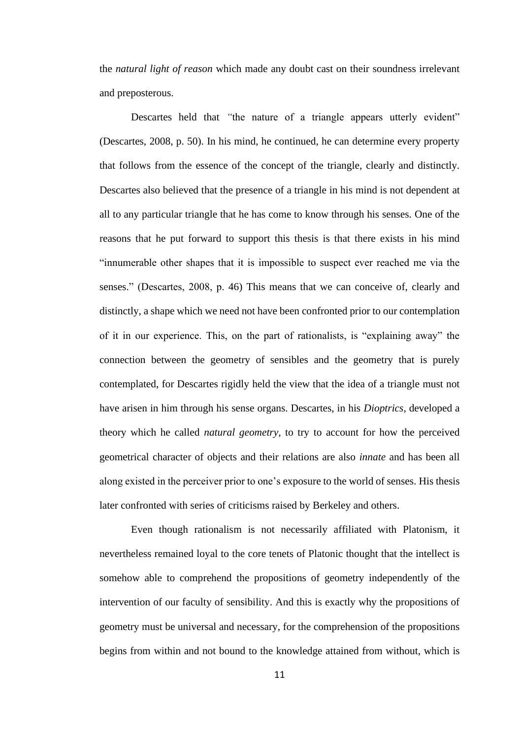the *natural light of reason* which made any doubt cast on their soundness irrelevant and preposterous.

Descartes held that *"*the nature of a triangle appears utterly evident" (Descartes, 2008, p. 50). In his mind, he continued, he can determine every property that follows from the essence of the concept of the triangle, clearly and distinctly. Descartes also believed that the presence of a triangle in his mind is not dependent at all to any particular triangle that he has come to know through his senses. One of the reasons that he put forward to support this thesis is that there exists in his mind "innumerable other shapes that it is impossible to suspect ever reached me via the senses." (Descartes, 2008, p. 46) This means that we can conceive of, clearly and distinctly, a shape which we need not have been confronted prior to our contemplation of it in our experience. This, on the part of rationalists, is "explaining away" the connection between the geometry of sensibles and the geometry that is purely contemplated, for Descartes rigidly held the view that the idea of a triangle must not have arisen in him through his sense organs. Descartes, in his *Dioptrics*, developed a theory which he called *natural geometry,* to try to account for how the perceived geometrical character of objects and their relations are also *innate* and has been all along existed in the perceiver prior to one's exposure to the world of senses. His thesis later confronted with series of criticisms raised by Berkeley and others.

Even though rationalism is not necessarily affiliated with Platonism, it nevertheless remained loyal to the core tenets of Platonic thought that the intellect is somehow able to comprehend the propositions of geometry independently of the intervention of our faculty of sensibility. And this is exactly why the propositions of geometry must be universal and necessary, for the comprehension of the propositions begins from within and not bound to the knowledge attained from without, which is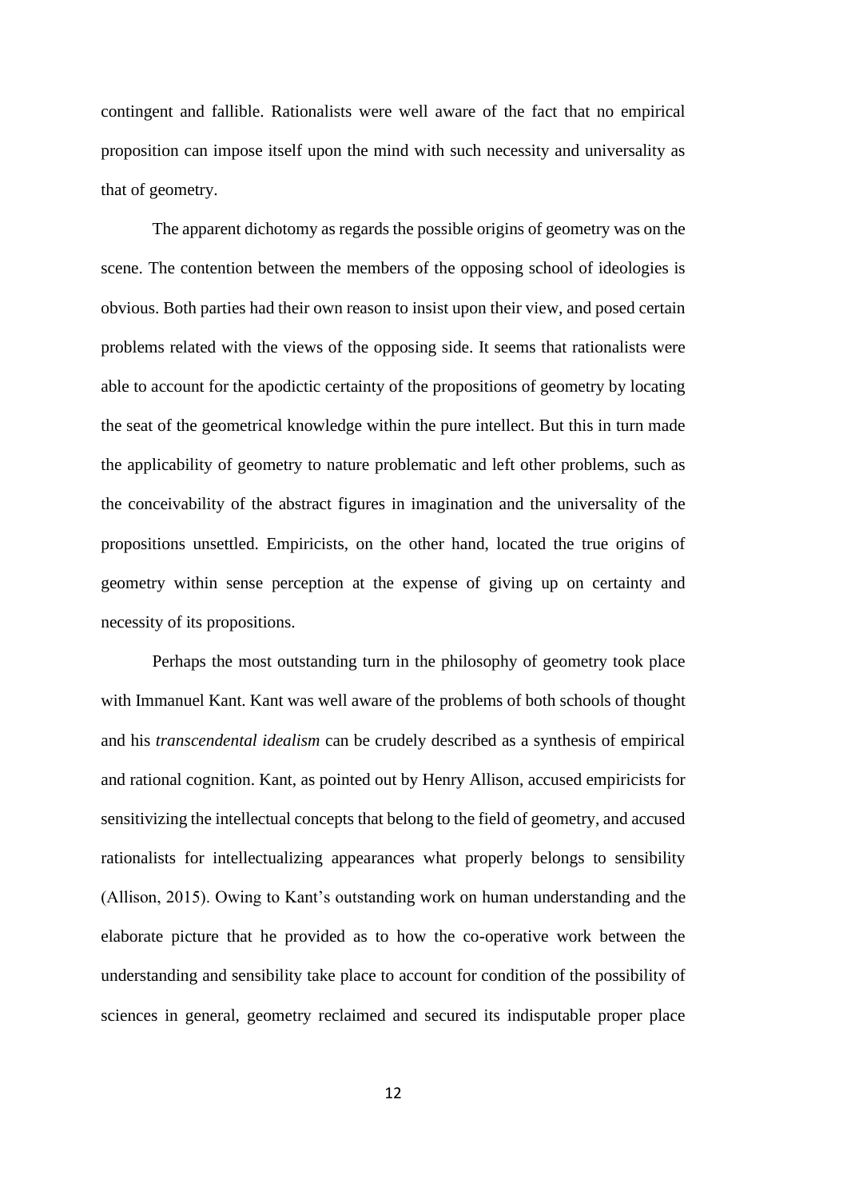contingent and fallible. Rationalists were well aware of the fact that no empirical proposition can impose itself upon the mind with such necessity and universality as that of geometry.

The apparent dichotomy as regards the possible origins of geometry was on the scene. The contention between the members of the opposing school of ideologies is obvious. Both parties had their own reason to insist upon their view, and posed certain problems related with the views of the opposing side. It seems that rationalists were able to account for the apodictic certainty of the propositions of geometry by locating the seat of the geometrical knowledge within the pure intellect. But this in turn made the applicability of geometry to nature problematic and left other problems, such as the conceivability of the abstract figures in imagination and the universality of the propositions unsettled. Empiricists, on the other hand, located the true origins of geometry within sense perception at the expense of giving up on certainty and necessity of its propositions.

Perhaps the most outstanding turn in the philosophy of geometry took place with Immanuel Kant. Kant was well aware of the problems of both schools of thought and his *transcendental idealism* can be crudely described as a synthesis of empirical and rational cognition. Kant, as pointed out by Henry Allison, accused empiricists for sensitivizing the intellectual concepts that belong to the field of geometry, and accused rationalists for intellectualizing appearances what properly belongs to sensibility (Allison, 2015). Owing to Kant's outstanding work on human understanding and the elaborate picture that he provided as to how the co-operative work between the understanding and sensibility take place to account for condition of the possibility of sciences in general, geometry reclaimed and secured its indisputable proper place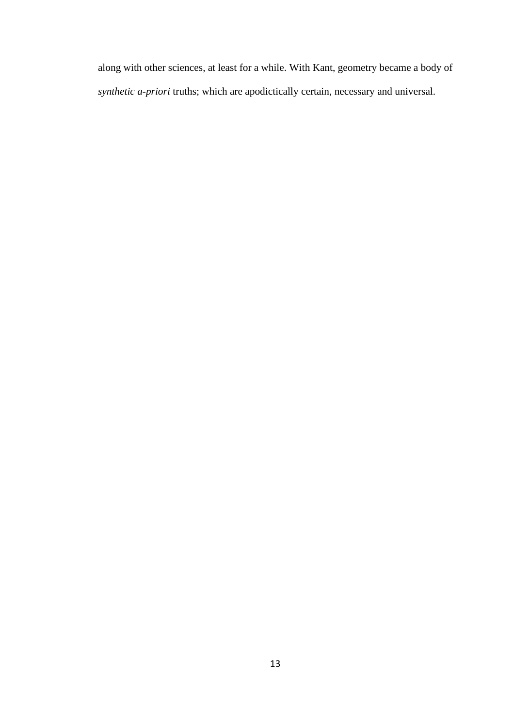along with other sciences, at least for a while. With Kant, geometry became a body of *synthetic a-priori* truths; which are apodictically certain, necessary and universal.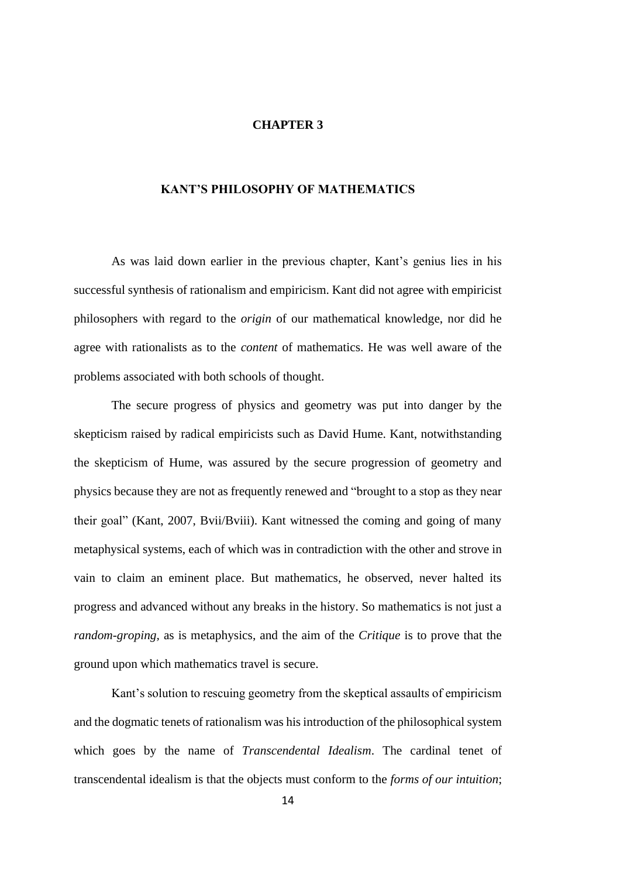# CHAPTER 3

## KANT'S PHILOSOPHY OF MATHEMATICS

As was laid down earlier in the previous chapter, Kant's genius lies in his successful synthesis of rationalism and empiricism. Kant did not agree with empiricist philosophers with regard to the *origin* of our mathematical knowledge, nor did he agree with rationalists as to the *content* of mathematics. He was well aware of the problems associated with both schools of thought.

The secure progress of physics and geometry was put into danger by the skepticism raised by radical empiricists such as David Hume. Kant, notwithstanding the skepticism of Hume, was assured by the secure progression of geometry and physics because they are not as frequently renewed and "brought to a stop as they near their goal" (Kant, 2007, Bvii/Bviii). Kant witnessed the coming and going of many metaphysical systems, each of which was in contradiction with the other and strove in vain to claim an eminent place. But mathematics, he observed, never halted its progress and advanced without any breaks in the history. So mathematics is not just a *random-groping*, as is metaphysics, and the aim of the *Critique* is to prove that the ground upon which mathematics travel is secure.

Kant's solution to rescuing geometry from the skeptical assaults of empiricism and the dogmatic tenets of rationalism was his introduction of the philosophical system which goes by the name of *Transcendental Idealism*. The cardinal tenet of transcendental idealism is that the objects must conform to the *forms of our intuition*;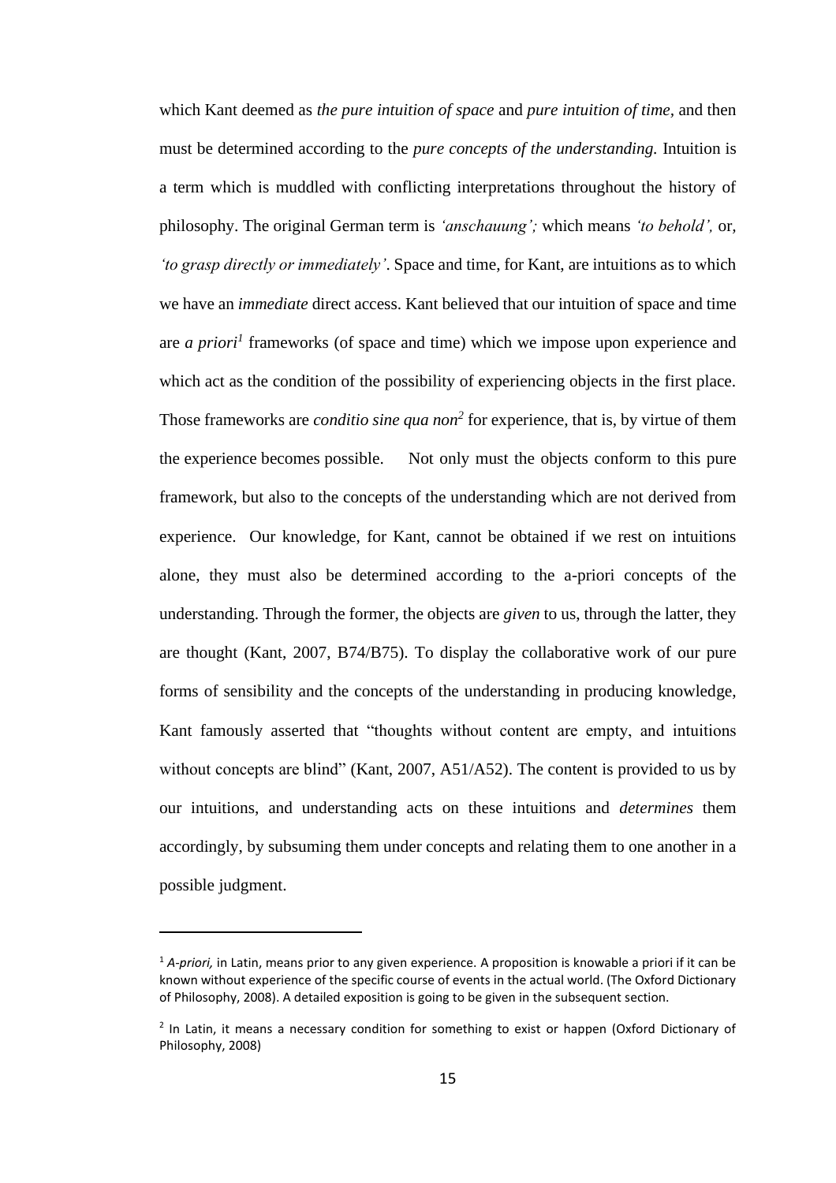which Kant deemed as *the pure intuition of space* and *pure intuition of time*, and then must be determined according to the *pure concepts of the understanding.* Intuition is a term which is muddled with conflicting interpretations throughout the history of philosophy. The original German term is *'anschauung';* which means *'to behold',* or, *'to grasp directly or immediately'*. Space and time, for Kant, are intuitions as to which we have an *immediate* direct access. Kant believed that our intuition of space and time are *a priori*[1] frameworks (of space and time) which we impose upon experience and which act as the condition of the possibility of experiencing objects in the first place. Those frameworks are *conditio sine qua non*[2] for experience, that is, by virtue of them the experience becomes possible. Not only must the objects conform to this pure framework, but also to the concepts of the understanding which are not derived from experience. Our knowledge, for Kant, cannot be obtained if we rest on intuitions alone, they must also be determined according to the a-priori concepts of the understanding. Through the former, the objects are *given* to us, through the latter, they are thought (Kant, 2007, B74/B75). To display the collaborative work of our pure forms of sensibility and the concepts of the understanding in producing knowledge, Kant famously asserted that "thoughts without content are empty, and intuitions without concepts are blind" (Kant, 2007, A51/A52). The content is provided to us by our intuitions, and understanding acts on these intuitions and *determines* them accordingly, by subsuming them under concepts and relating them to one another in a possible judgment.

---

[1] *A-priori,* in Latin, means prior to any given experience. A proposition is knowable a priori if it can be known without experience of the specific course of events in the actual world. (The Oxford Dictionary of Philosophy, 2008). A detailed exposition is going to be given in the subsequent section.

[2] In Latin, it means a necessary condition for something to exist or happen (Oxford Dictionary of Philosophy, 2008)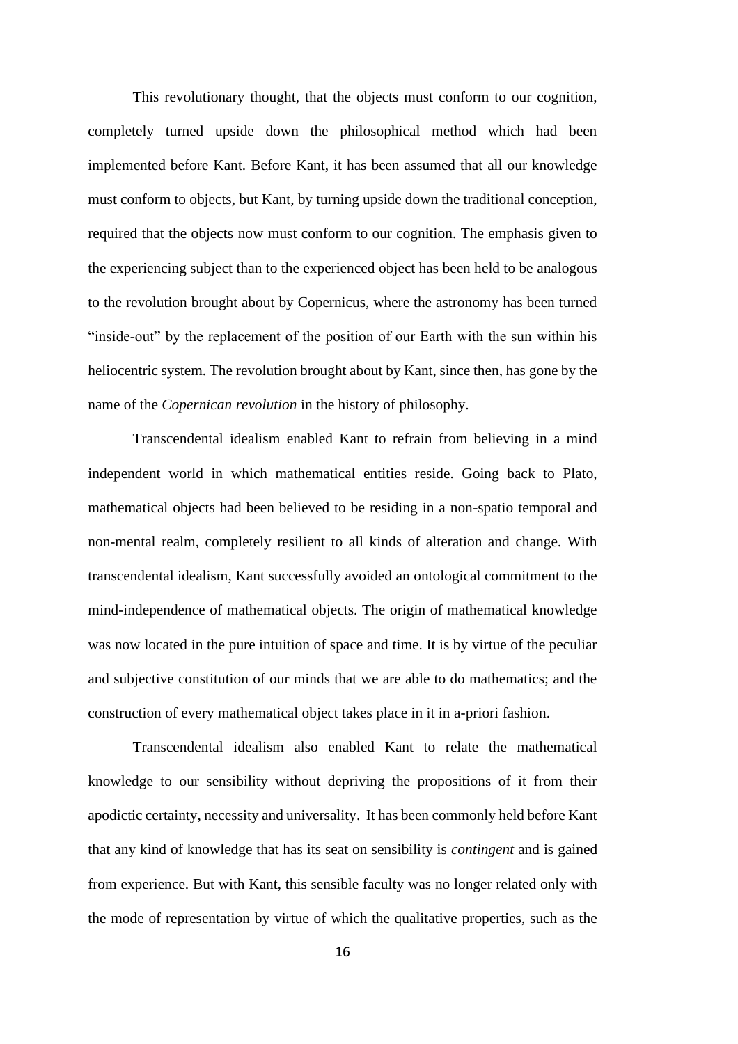This revolutionary thought, that the objects must conform to our cognition, completely turned upside down the philosophical method which had been implemented before Kant. Before Kant, it has been assumed that all our knowledge must conform to objects, but Kant, by turning upside down the traditional conception, required that the objects now must conform to our cognition. The emphasis given to the experiencing subject than to the experienced object has been held to be analogous to the revolution brought about by Copernicus, where the astronomy has been turned "inside-out" by the replacement of the position of our Earth with the sun within his heliocentric system. The revolution brought about by Kant, since then, has gone by the name of the *Copernican revolution* in the history of philosophy.

Transcendental idealism enabled Kant to refrain from believing in a mind independent world in which mathematical entities reside. Going back to Plato, mathematical objects had been believed to be residing in a non-spatio temporal and non-mental realm, completely resilient to all kinds of alteration and change. With transcendental idealism, Kant successfully avoided an ontological commitment to the mind-independence of mathematical objects. The origin of mathematical knowledge was now located in the pure intuition of space and time. It is by virtue of the peculiar and subjective constitution of our minds that we are able to do mathematics; and the construction of every mathematical object takes place in it in a-priori fashion.

Transcendental idealism also enabled Kant to relate the mathematical knowledge to our sensibility without depriving the propositions of it from their apodictic certainty, necessity and universality. It has been commonly held before Kant that any kind of knowledge that has its seat on sensibility is *contingent* and is gained from experience. But with Kant, this sensible faculty was no longer related only with the mode of representation by virtue of which the qualitative properties, such as the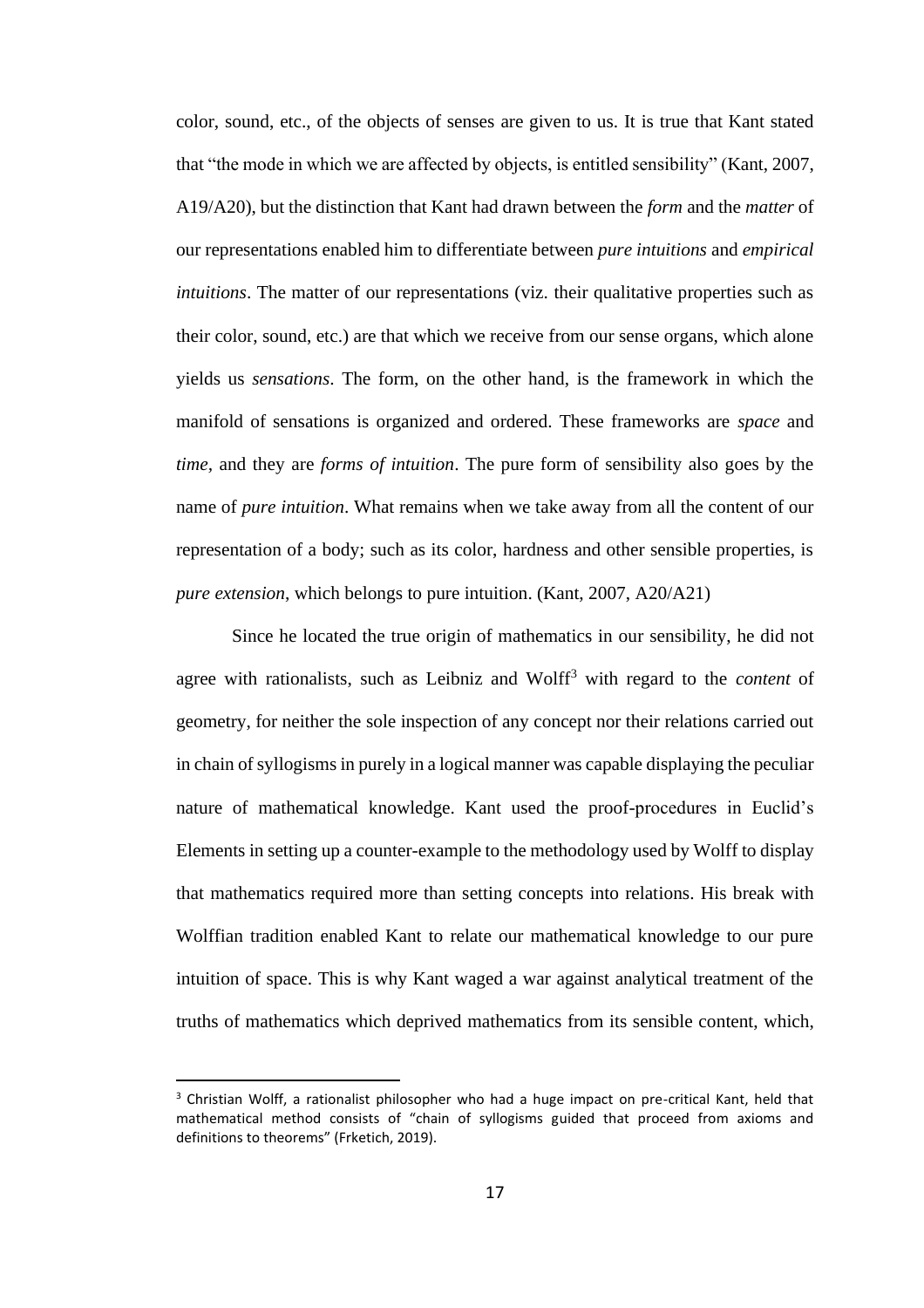color, sound, etc., of the objects of senses are given to us. It is true that Kant stated that "the mode in which we are affected by objects, is entitled sensibility" (Kant, 2007, A19/A20), but the distinction that Kant had drawn between the *form* and the *matter* of our representations enabled him to differentiate between *pure intuitions* and *empirical intuitions*. The matter of our representations (viz. their qualitative properties such as their color, sound, etc.) are that which we receive from our sense organs, which alone yields us *sensations*. The form, on the other hand, is the framework in which the manifold of sensations is organized and ordered. These frameworks are *space* and *time*, and they are *forms of intuition*. The pure form of sensibility also goes by the name of *pure intuition*. What remains when we take away from all the content of our representation of a body; such as its color, hardness and other sensible properties, is *pure extension*, which belongs to pure intuition. (Kant, 2007, A20/A21)

Since he located the true origin of mathematics in our sensibility, he did not agree with rationalists, such as Leibniz and Wolff[3] with regard to the *content* of geometry, for neither the sole inspection of any concept nor their relations carried out in chain of syllogisms in purely in a logical manner was capable displaying the peculiar nature of mathematical knowledge. Kant used the proof-procedures in Euclid's Elements in setting up a counter-example to the methodology used by Wolff to display that mathematics required more than setting concepts into relations. His break with Wolffian tradition enabled Kant to relate our mathematical knowledge to our pure intuition of space. This is why Kant waged a war against analytical treatment of the truths of mathematics which deprived mathematics from its sensible content, which,

[3] Christian Wolff, a rationalist philosopher who had a huge impact on pre-critical Kant, held that mathematical method consists of "chain of syllogisms guided that proceed from axioms and definitions to theorems" (Frketich, 2019).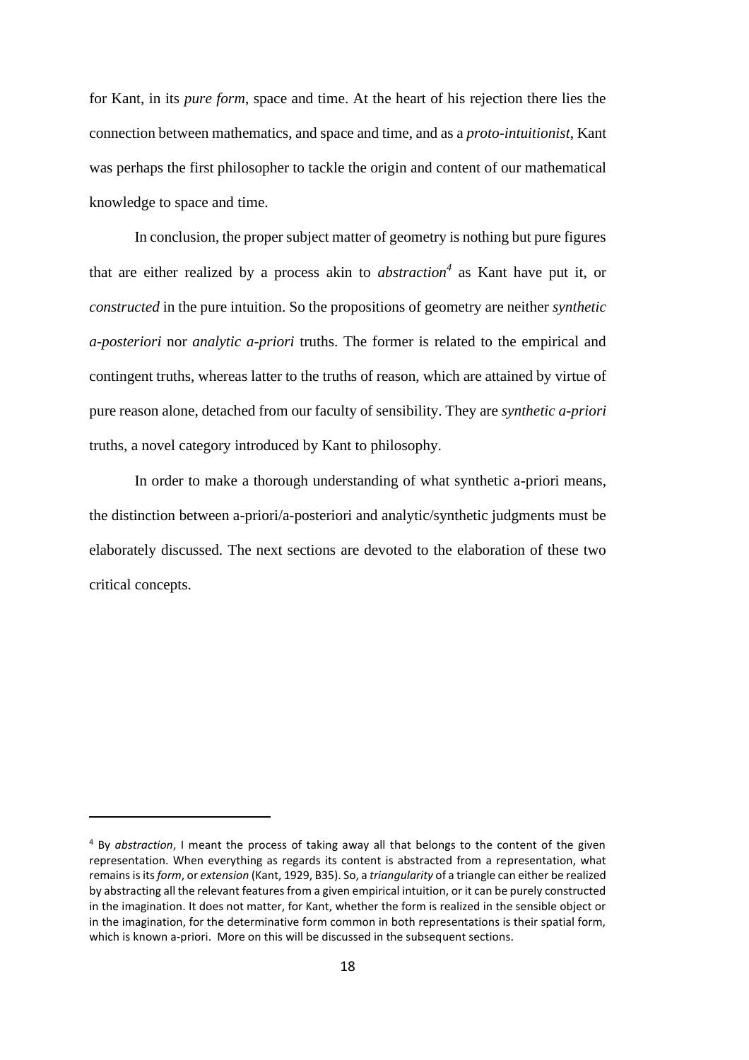for Kant, in its *pure form*, space and time. At the heart of his rejection there lies the connection between mathematics, and space and time, and as a *proto-intuitionist*, Kant was perhaps the first philosopher to tackle the origin and content of our mathematical knowledge to space and time.

In conclusion, the proper subject matter of geometry is nothing but pure figures that are either realized by a process akin to *abstraction*[4] as Kant have put it, or *constructed* in the pure intuition. So the propositions of geometry are neither *synthetic a-posteriori* nor *analytic a-priori* truths. The former is related to the empirical and contingent truths, whereas latter to the truths of reason, which are attained by virtue of pure reason alone, detached from our faculty of sensibility. They are *synthetic a-priori* truths, a novel category introduced by Kant to philosophy.

In order to make a thorough understanding of what synthetic a-priori means, the distinction between a-priori/a-posteriori and analytic/synthetic judgments must be elaborately discussed. The next sections are devoted to the elaboration of these two critical concepts.

---

[4] By *abstraction*, I meant the process of taking away all that belongs to the content of the given representation. When everything as regards its content is abstracted from a representation, what remains is its *form*, or *extension* (Kant, 1929, B35). So, a *triangularity* of a triangle can either be realized by abstracting all the relevant features from a given empirical intuition, or it can be purely constructed in the imagination. It does not matter, for Kant, whether the form is realized in the sensible object or in the imagination, for the determinative form common in both representations is their spatial form, which is known a-priori. More on this will be discussed in the subsequent sections.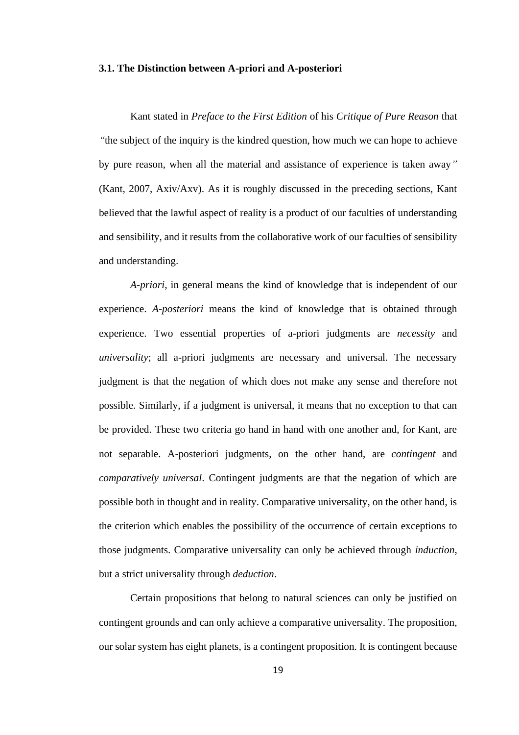### 3.1. The Distinction between A-priori and A-posteriori

Kant stated in *Preface to the First Edition* of his *Critique of Pure Reason* that *"*the subject of the inquiry is the kindred question, how much we can hope to achieve by pure reason, when all the material and assistance of experience is taken away*"* (Kant, 2007, Axiv/Axv). As it is roughly discussed in the preceding sections, Kant believed that the lawful aspect of reality is a product of our faculties of understanding and sensibility, and it results from the collaborative work of our faculties of sensibility and understanding.

*A-priori*, in general means the kind of knowledge that is independent of our experience. *A-posteriori* means the kind of knowledge that is obtained through experience. Two essential properties of a-priori judgments are *necessity* and *universality*; all a-priori judgments are necessary and universal. The necessary judgment is that the negation of which does not make any sense and therefore not possible. Similarly, if a judgment is universal, it means that no exception to that can be provided. These two criteria go hand in hand with one another and, for Kant, are not separable. A-posteriori judgments, on the other hand, are *contingent* and *comparatively universal*. Contingent judgments are that the negation of which are possible both in thought and in reality. Comparative universality, on the other hand, is the criterion which enables the possibility of the occurrence of certain exceptions to those judgments. Comparative universality can only be achieved through *induction*, but a strict universality through *deduction*.

Certain propositions that belong to natural sciences can only be justified on contingent grounds and can only achieve a comparative universality. The proposition, our solar system has eight planets, is a contingent proposition. It is contingent because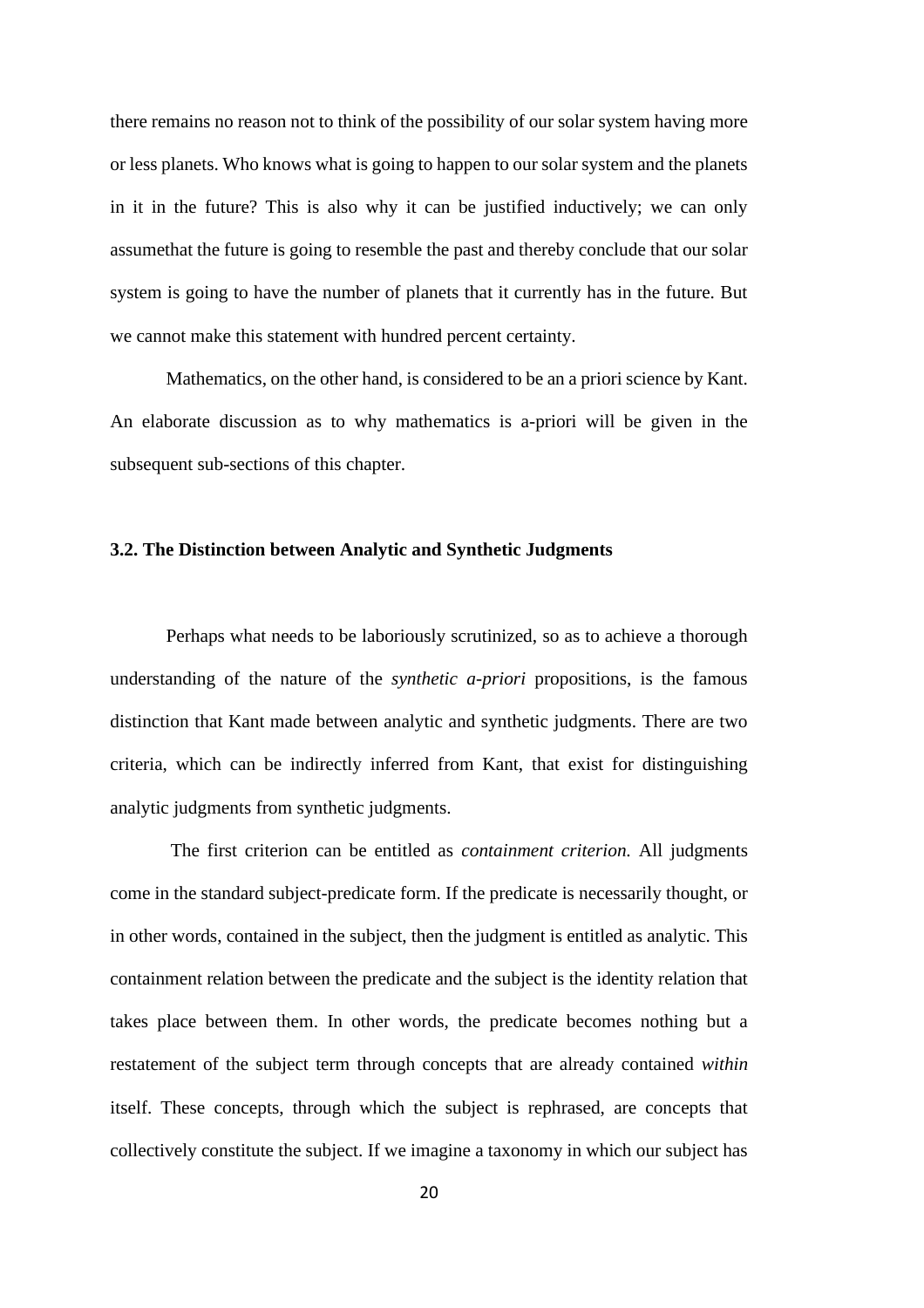there remains no reason not to think of the possibility of our solar system having more or less planets. Who knows what is going to happen to our solar system and the planets in it in the future? This is also why it can be justified inductively; we can only assumethat the future is going to resemble the past and thereby conclude that our solar system is going to have the number of planets that it currently has in the future. But we cannot make this statement with hundred percent certainty.

Mathematics, on the other hand, is considered to be an a priori science by Kant. An elaborate discussion as to why mathematics is a-priori will be given in the subsequent sub-sections of this chapter.

### 3.2. The Distinction between Analytic and Synthetic Judgments

Perhaps what needs to be laboriously scrutinized, so as to achieve a thorough understanding of the nature of the *synthetic a-priori* propositions, is the famous distinction that Kant made between analytic and synthetic judgments. There are two criteria, which can be indirectly inferred from Kant, that exist for distinguishing analytic judgments from synthetic judgments.

The first criterion can be entitled as *containment criterion.* All judgments come in the standard subject-predicate form. If the predicate is necessarily thought, or in other words, contained in the subject, then the judgment is entitled as analytic. This containment relation between the predicate and the subject is the identity relation that takes place between them. In other words, the predicate becomes nothing but a restatement of the subject term through concepts that are already contained *within* itself. These concepts, through which the subject is rephrased, are concepts that collectively constitute the subject. If we imagine a taxonomy in which our subject has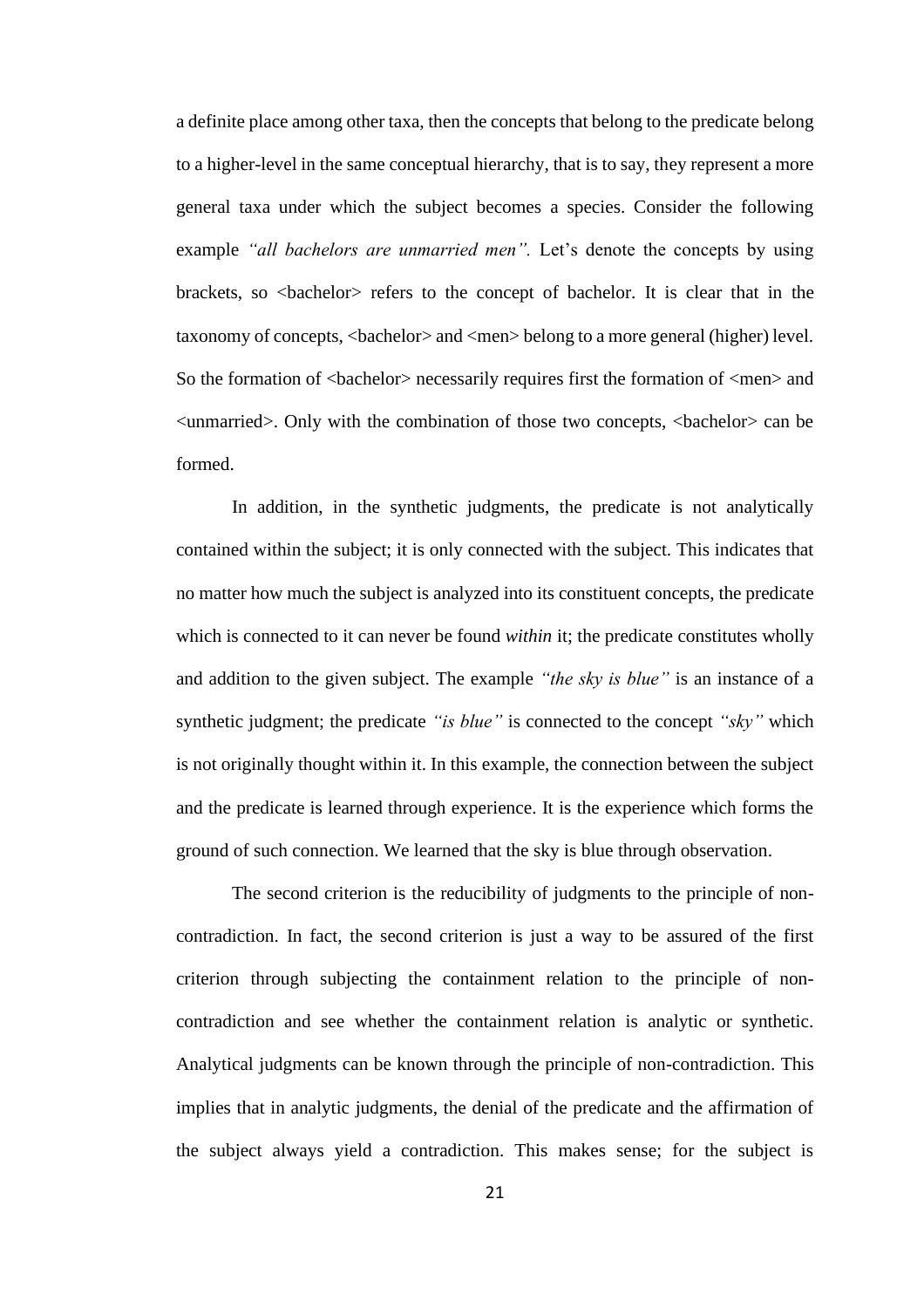a definite place among other taxa, then the concepts that belong to the predicate belong to a higher-level in the same conceptual hierarchy, that is to say, they represent a more general taxa under which the subject becomes a species. Consider the following example *"all bachelors are unmarried men".* Let's denote the concepts by using brackets, so <bachelor> refers to the concept of bachelor. It is clear that in the taxonomy of concepts, <bachelor> and <men> belong to a more general (higher) level. So the formation of <bachelor> necessarily requires first the formation of <men> and <unmarried>. Only with the combination of those two concepts, <bachelor> can be formed.

In addition, in the synthetic judgments, the predicate is not analytically contained within the subject; it is only connected with the subject. This indicates that no matter how much the subject is analyzed into its constituent concepts, the predicate which is connected to it can never be found *within* it; the predicate constitutes wholly and addition to the given subject. The example *"the sky is blue"* is an instance of a synthetic judgment; the predicate *"is blue"* is connected to the concept *"sky"* which is not originally thought within it. In this example, the connection between the subject and the predicate is learned through experience. It is the experience which forms the ground of such connection. We learned that the sky is blue through observation.

The second criterion is the reducibility of judgments to the principle of non-contradiction. In fact, the second criterion is just a way to be assured of the first criterion through subjecting the containment relation to the principle of non-contradiction and see whether the containment relation is analytic or synthetic. Analytical judgments can be known through the principle of non-contradiction. This implies that in analytic judgments, the denial of the predicate and the affirmation of the subject always yield a contradiction. This makes sense; for the subject is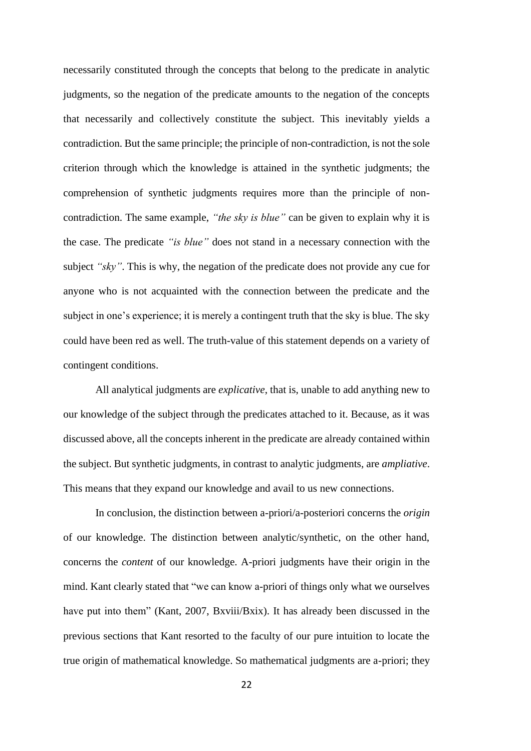necessarily constituted through the concepts that belong to the predicate in analytic judgments, so the negation of the predicate amounts to the negation of the concepts that necessarily and collectively constitute the subject. This inevitably yields a contradiction. But the same principle; the principle of non-contradiction, is not the sole criterion through which the knowledge is attained in the synthetic judgments; the comprehension of synthetic judgments requires more than the principle of non-contradiction. The same example, *"the sky is blue"* can be given to explain why it is the case. The predicate *"is blue"* does not stand in a necessary connection with the subject *"sky"*. This is why, the negation of the predicate does not provide any cue for anyone who is not acquainted with the connection between the predicate and the subject in one's experience; it is merely a contingent truth that the sky is blue. The sky could have been red as well. The truth-value of this statement depends on a variety of contingent conditions.

All analytical judgments are *explicative*, that is, unable to add anything new to our knowledge of the subject through the predicates attached to it. Because, as it was discussed above, all the concepts inherent in the predicate are already contained within the subject. But synthetic judgments, in contrast to analytic judgments, are *ampliative*. This means that they expand our knowledge and avail to us new connections.

In conclusion, the distinction between a-priori/a-posteriori concerns the *origin* of our knowledge. The distinction between analytic/synthetic, on the other hand, concerns the *content* of our knowledge. A-priori judgments have their origin in the mind. Kant clearly stated that "we can know a-priori of things only what we ourselves have put into them" (Kant, 2007, Bxviii/Bxix). It has already been discussed in the previous sections that Kant resorted to the faculty of our pure intuition to locate the true origin of mathematical knowledge. So mathematical judgments are a-priori; they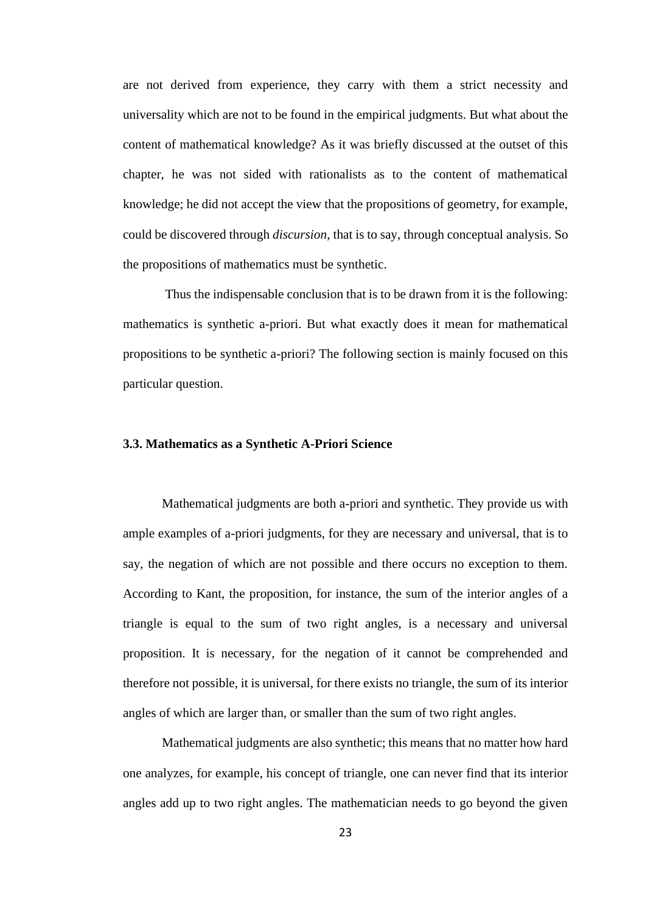are not derived from experience, they carry with them a strict necessity and universality which are not to be found in the empirical judgments. But what about the content of mathematical knowledge? As it was briefly discussed at the outset of this chapter, he was not sided with rationalists as to the content of mathematical knowledge; he did not accept the view that the propositions of geometry, for example, could be discovered through *discursion,* that is to say, through conceptual analysis. So the propositions of mathematics must be synthetic.

Thus the indispensable conclusion that is to be drawn from it is the following: mathematics is synthetic a-priori. But what exactly does it mean for mathematical propositions to be synthetic a-priori? The following section is mainly focused on this particular question.

### 3.3. Mathematics as a Synthetic A-Priori Science

Mathematical judgments are both a-priori and synthetic. They provide us with ample examples of a-priori judgments, for they are necessary and universal, that is to say, the negation of which are not possible and there occurs no exception to them. According to Kant, the proposition, for instance, the sum of the interior angles of a triangle is equal to the sum of two right angles, is a necessary and universal proposition. It is necessary, for the negation of it cannot be comprehended and therefore not possible, it is universal, for there exists no triangle, the sum of its interior angles of which are larger than, or smaller than the sum of two right angles.

Mathematical judgments are also synthetic; this means that no matter how hard one analyzes, for example, his concept of triangle, one can never find that its interior angles add up to two right angles. The mathematician needs to go beyond the given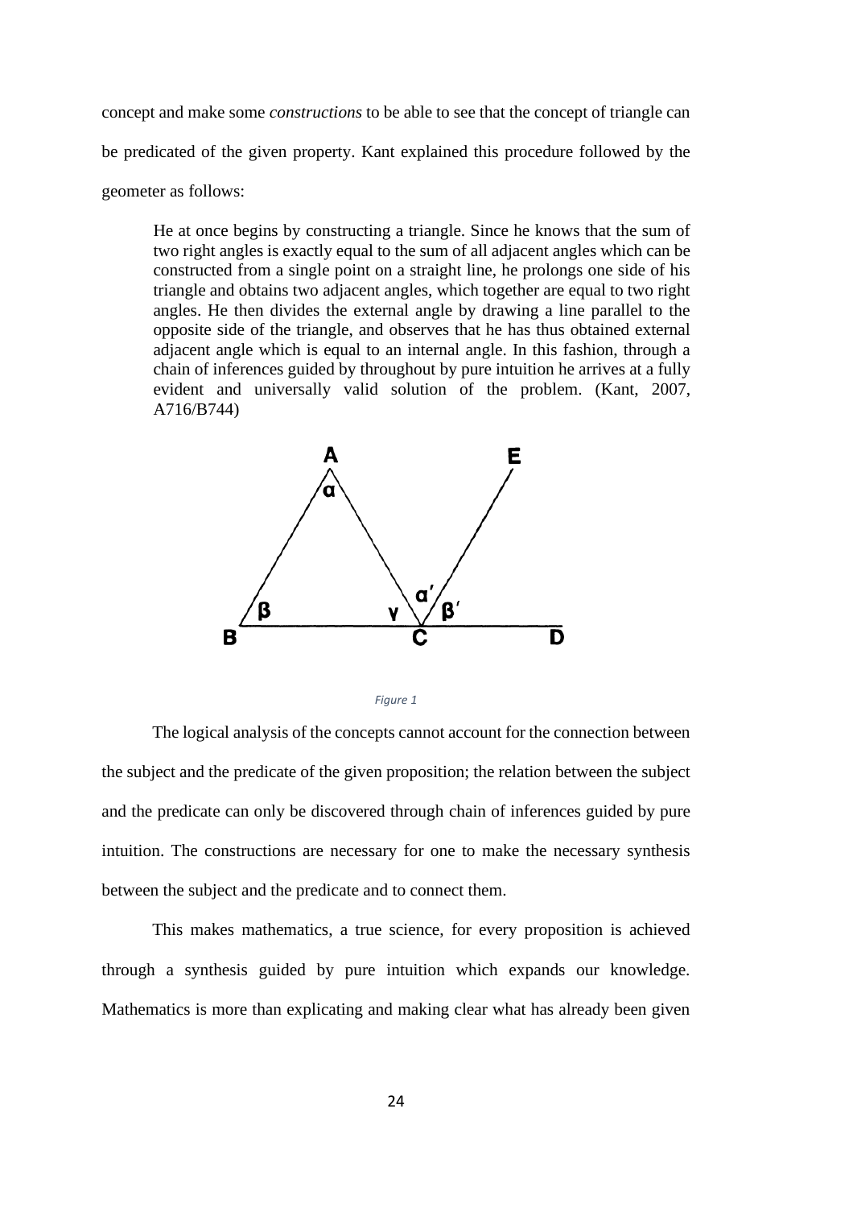concept and make some *constructions* to be able to see that the concept of triangle can be predicated of the given property. Kant explained this procedure followed by the geometer as follows:

> He at once begins by constructing a triangle. Since he knows that the sum of two right angles is exactly equal to the sum of all adjacent angles which can be constructed from a single point on a straight line, he prolongs one side of his triangle and obtains two adjacent angles, which together are equal to two right angles. He then divides the external angle by drawing a line parallel to the opposite side of the triangle, and observes that he has thus obtained external adjacent angle which is equal to an internal angle. In this fashion, through a chain of inferences guided by throughout by pure intuition he arrives at a fully evident and universally valid solution of the problem. (Kant, 2007, A716/B744)

*Figure 1*

The logical analysis of the concepts cannot account for the connection between the subject and the predicate of the given proposition; the relation between the subject and the predicate can only be discovered through chain of inferences guided by pure intuition. The constructions are necessary for one to make the necessary synthesis between the subject and the predicate and to connect them.

This makes mathematics, a true science, for every proposition is achieved through a synthesis guided by pure intuition which expands our knowledge. Mathematics is more than explicating and making clear what has already been given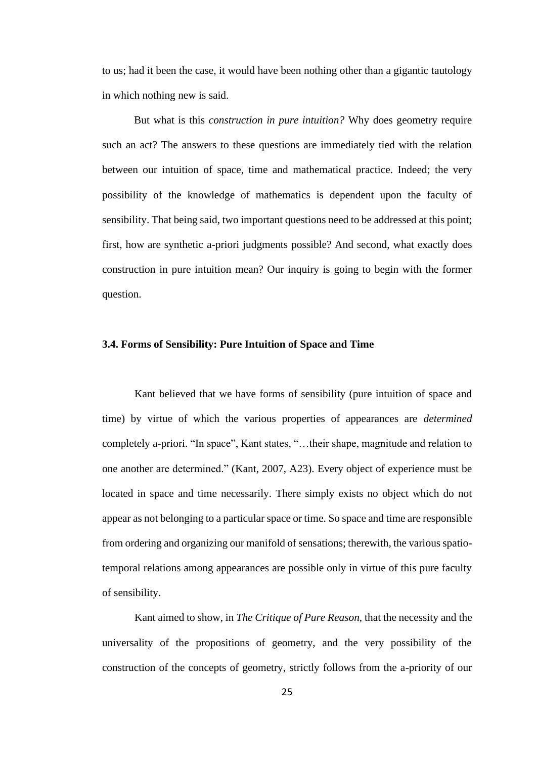to us; had it been the case, it would have been nothing other than a gigantic tautology in which nothing new is said.

But what is this *construction in pure intuition?* Why does geometry require such an act? The answers to these questions are immediately tied with the relation between our intuition of space, time and mathematical practice. Indeed; the very possibility of the knowledge of mathematics is dependent upon the faculty of sensibility. That being said, two important questions need to be addressed at this point; first, how are synthetic a-priori judgments possible? And second, what exactly does construction in pure intuition mean? Our inquiry is going to begin with the former question.

### 3.4. Forms of Sensibility: Pure Intuition of Space and Time

Kant believed that we have forms of sensibility (pure intuition of space and time) by virtue of which the various properties of appearances are *determined* completely a-priori. "In space", Kant states, "…their shape, magnitude and relation to one another are determined." (Kant, 2007, A23). Every object of experience must be located in space and time necessarily. There simply exists no object which do not appear as not belonging to a particular space or time. So space and time are responsible from ordering and organizing our manifold of sensations; therewith, the various spatio-temporal relations among appearances are possible only in virtue of this pure faculty of sensibility.

Kant aimed to show, in *The Critique of Pure Reason*, that the necessity and the universality of the propositions of geometry, and the very possibility of the construction of the concepts of geometry, strictly follows from the a-priority of our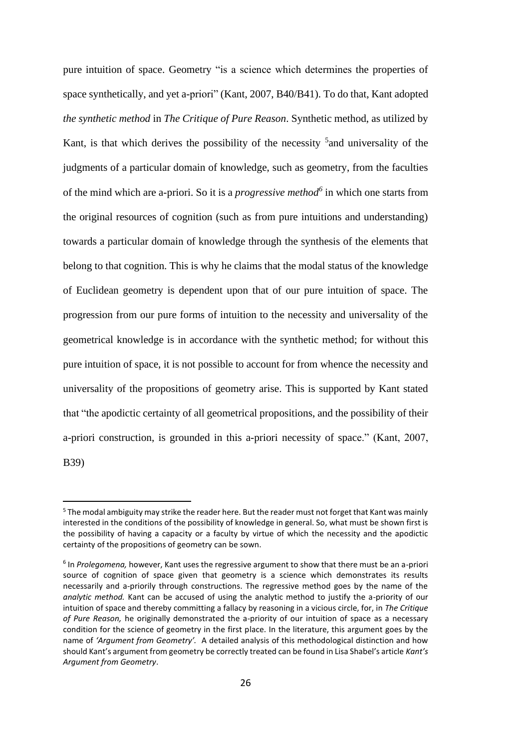pure intuition of space. Geometry "is a science which determines the properties of space synthetically, and yet a-priori" (Kant, 2007, B40/B41). To do that, Kant adopted *the synthetic method* in *The Critique of Pure Reason*. Synthetic method, as utilized by Kant, is that which derives the possibility of the necessity [5]and universality of the judgments of a particular domain of knowledge, such as geometry, from the faculties of the mind which are a-priori. So it is a *progressive method*[6] in which one starts from the original resources of cognition (such as from pure intuitions and understanding) towards a particular domain of knowledge through the synthesis of the elements that belong to that cognition. This is why he claims that the modal status of the knowledge of Euclidean geometry is dependent upon that of our pure intuition of space. The progression from our pure forms of intuition to the necessity and universality of the geometrical knowledge is in accordance with the synthetic method; for without this pure intuition of space, it is not possible to account for from whence the necessity and universality of the propositions of geometry arise. This is supported by Kant stated that "the apodictic certainty of all geometrical propositions, and the possibility of their a-priori construction, is grounded in this a-priori necessity of space." (Kant, 2007, B39)

[5] The modal ambiguity may strike the reader here. But the reader must not forget that Kant was mainly interested in the conditions of the possibility of knowledge in general. So, what must be shown first is the possibility of having a capacity or a faculty by virtue of which the necessity and the apodictic certainty of the propositions of geometry can be sown.

[6] In *Prolegomena,* however, Kant uses the regressive argument to show that there must be an a-priori source of cognition of space given that geometry is a science which demonstrates its results necessarily and a-priorily through constructions. The regressive method goes by the name of the *analytic method.* Kant can be accused of using the analytic method to justify the a-priority of our intuition of space and thereby committing a fallacy by reasoning in a vicious circle, for, in *The Critique of Pure Reason,* he originally demonstrated the a-priority of our intuition of space as a necessary condition for the science of geometry in the first place. In the literature, this argument goes by the name of *'Argument from Geometry'.* A detailed analysis of this methodological distinction and how should Kant's argument from geometry be correctly treated can be found in Lisa Shabel's article *Kant's Argument from Geometry*.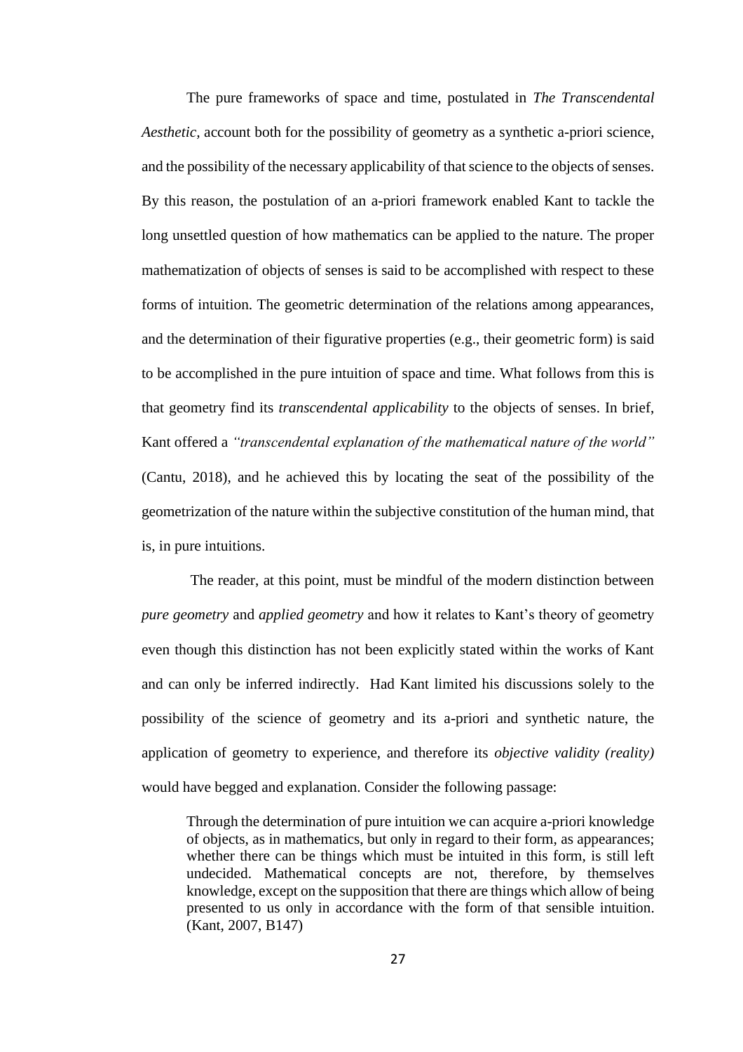The pure frameworks of space and time, postulated in *The Transcendental Aesthetic*, account both for the possibility of geometry as a synthetic a-priori science, and the possibility of the necessary applicability of that science to the objects of senses. By this reason, the postulation of an a-priori framework enabled Kant to tackle the long unsettled question of how mathematics can be applied to the nature. The proper mathematization of objects of senses is said to be accomplished with respect to these forms of intuition. The geometric determination of the relations among appearances, and the determination of their figurative properties (e.g., their geometric form) is said to be accomplished in the pure intuition of space and time. What follows from this is that geometry find its *transcendental applicability* to the objects of senses. In brief, Kant offered a *"transcendental explanation of the mathematical nature of the world"* (Cantu, 2018), and he achieved this by locating the seat of the possibility of the geometrization of the nature within the subjective constitution of the human mind, that is, in pure intuitions.

The reader, at this point, must be mindful of the modern distinction between *pure geometry* and *applied geometry* and how it relates to Kant's theory of geometry even though this distinction has not been explicitly stated within the works of Kant and can only be inferred indirectly. Had Kant limited his discussions solely to the possibility of the science of geometry and its a-priori and synthetic nature, the application of geometry to experience, and therefore its *objective validity (reality)* would have begged and explanation. Consider the following passage:

> Through the determination of pure intuition we can acquire a-priori knowledge of objects, as in mathematics, but only in regard to their form, as appearances; whether there can be things which must be intuited in this form, is still left undecided. Mathematical concepts are not, therefore, by themselves knowledge, except on the supposition that there are things which allow of being presented to us only in accordance with the form of that sensible intuition. (Kant, 2007, B147)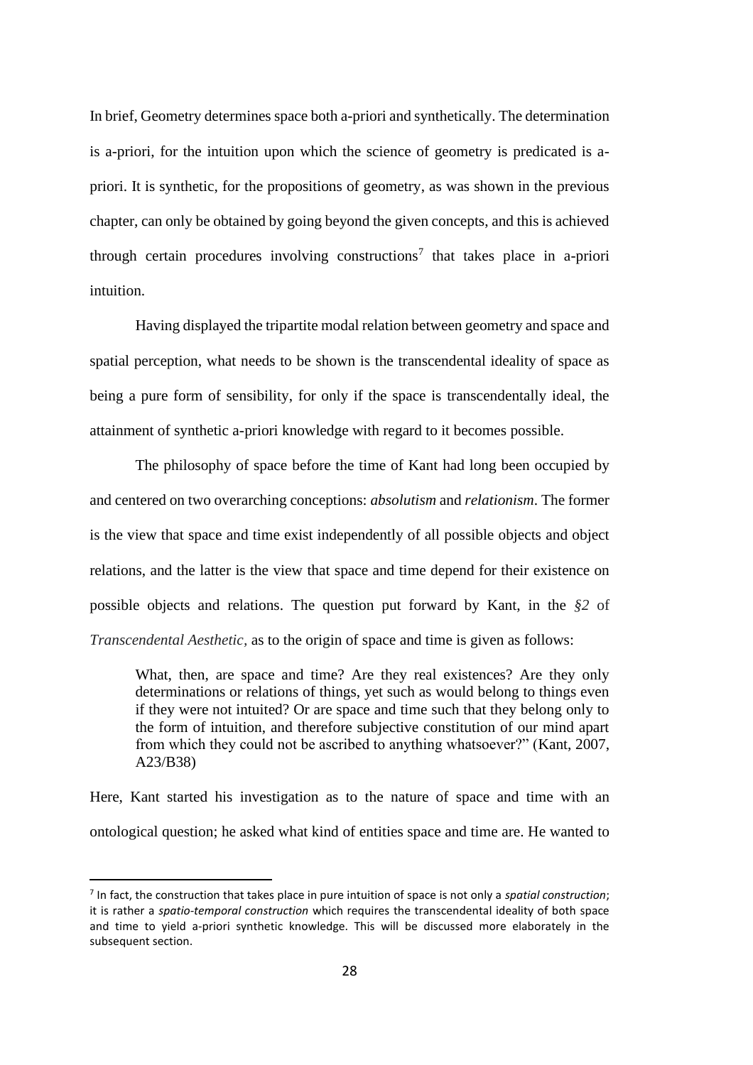In brief, Geometry determines space both a-priori and synthetically. The determination is a-priori, for the intuition upon which the science of geometry is predicated is a-priori. It is synthetic, for the propositions of geometry, as was shown in the previous chapter, can only be obtained by going beyond the given concepts, and this is achieved through certain procedures involving constructions[7] that takes place in a-priori intuition.

Having displayed the tripartite modal relation between geometry and space and spatial perception, what needs to be shown is the transcendental ideality of space as being a pure form of sensibility, for only if the space is transcendentally ideal, the attainment of synthetic a-priori knowledge with regard to it becomes possible.

The philosophy of space before the time of Kant had long been occupied by and centered on two overarching conceptions: *absolutism* and *relationism*. The former is the view that space and time exist independently of all possible objects and object relations, and the latter is the view that space and time depend for their existence on possible objects and relations. The question put forward by Kant, in the *§2* of *Transcendental Aesthetic,* as to the origin of space and time is given as follows:

> What, then, are space and time? Are they real existences? Are they only determinations or relations of things, yet such as would belong to things even if they were not intuited? Or are space and time such that they belong only to the form of intuition, and therefore subjective constitution of our mind apart from which they could not be ascribed to anything whatsoever?" (Kant, 2007, A23/B38)

Here, Kant started his investigation as to the nature of space and time with an ontological question; he asked what kind of entities space and time are. He wanted to

---

[7] In fact, the construction that takes place in pure intuition of space is not only a *spatial construction*; it is rather a *spatio-temporal construction* which requires the transcendental ideality of both space and time to yield a-priori synthetic knowledge. This will be discussed more elaborately in the subsequent section.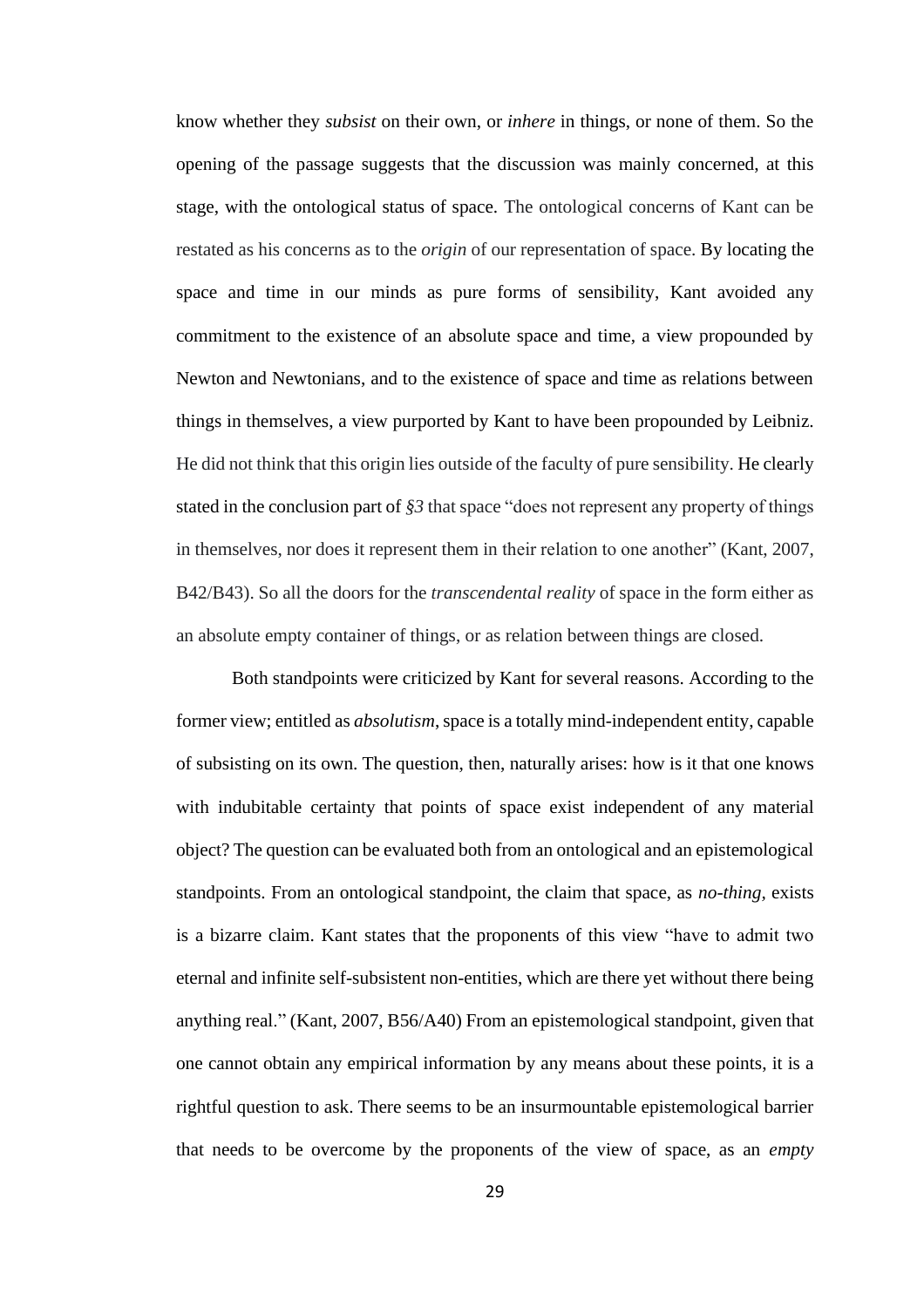know whether they *subsist* on their own, or *inhere* in things, or none of them. So the opening of the passage suggests that the discussion was mainly concerned, at this stage, with the ontological status of space. The ontological concerns of Kant can be restated as his concerns as to the *origin* of our representation of space. By locating the space and time in our minds as pure forms of sensibility, Kant avoided any commitment to the existence of an absolute space and time, a view propounded by Newton and Newtonians, and to the existence of space and time as relations between things in themselves, a view purported by Kant to have been propounded by Leibniz. He did not think that this origin lies outside of the faculty of pure sensibility. He clearly stated in the conclusion part of *§3* that space "does not represent any property of things in themselves, nor does it represent them in their relation to one another" (Kant, 2007, B42/B43). So all the doors for the *transcendental reality* of space in the form either as an absolute empty container of things, or as relation between things are closed.

Both standpoints were criticized by Kant for several reasons. According to the former view; entitled as *absolutism*, space is a totally mind-independent entity, capable of subsisting on its own. The question, then, naturally arises: how is it that one knows with indubitable certainty that points of space exist independent of any material object? The question can be evaluated both from an ontological and an epistemological standpoints. From an ontological standpoint, the claim that space, as *no-thing,* exists is a bizarre claim. Kant states that the proponents of this view "have to admit two eternal and infinite self-subsistent non-entities, which are there yet without there being anything real." (Kant, 2007, B56/A40) From an epistemological standpoint, given that one cannot obtain any empirical information by any means about these points, it is a rightful question to ask. There seems to be an insurmountable epistemological barrier that needs to be overcome by the proponents of the view of space, as an *empty*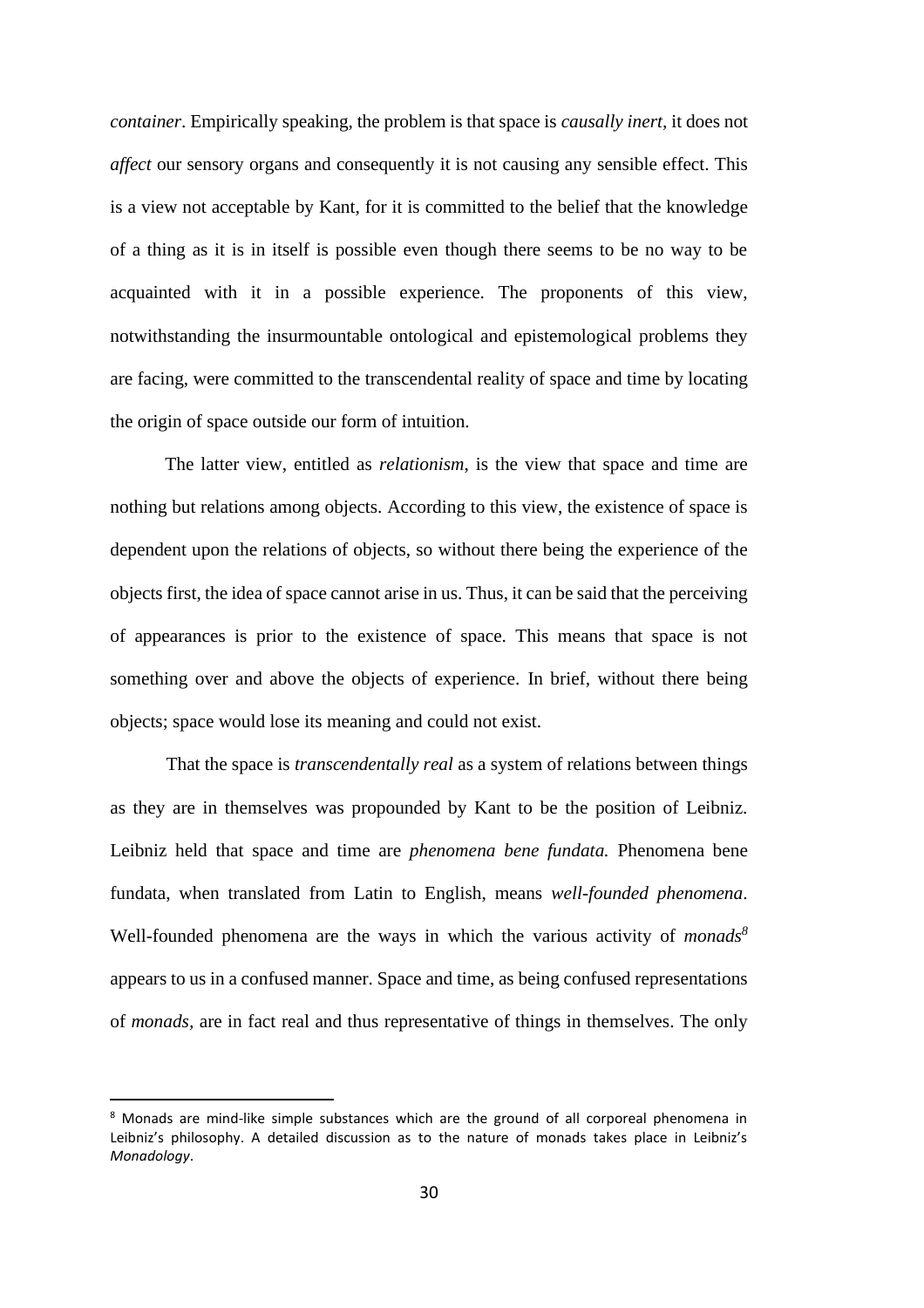*container*. Empirically speaking, the problem is that space is *causally inert,* it does not *affect* our sensory organs and consequently it is not causing any sensible effect. This is a view not acceptable by Kant, for it is committed to the belief that the knowledge of a thing as it is in itself is possible even though there seems to be no way to be acquainted with it in a possible experience. The proponents of this view, notwithstanding the insurmountable ontological and epistemological problems they are facing, were committed to the transcendental reality of space and time by locating the origin of space outside our form of intuition.

The latter view, entitled as *relationism*, is the view that space and time are nothing but relations among objects. According to this view, the existence of space is dependent upon the relations of objects, so without there being the experience of the objects first, the idea of space cannot arise in us. Thus, it can be said that the perceiving of appearances is prior to the existence of space. This means that space is not something over and above the objects of experience. In brief, without there being objects; space would lose its meaning and could not exist.

That the space is *transcendentally real* as a system of relations between things as they are in themselves was propounded by Kant to be the position of Leibniz. Leibniz held that space and time are *phenomena bene fundata.* Phenomena bene fundata, when translated from Latin to English, means *well-founded phenomena*. Well-founded phenomena are the ways in which the various activity of *monads*[8] appears to us in a confused manner. Space and time, as being confused representations of *monads*, are in fact real and thus representative of things in themselves. The only

---

[8] Monads are mind-like simple substances which are the ground of all corporeal phenomena in Leibniz's philosophy. A detailed discussion as to the nature of monads takes place in Leibniz's *Monadology*.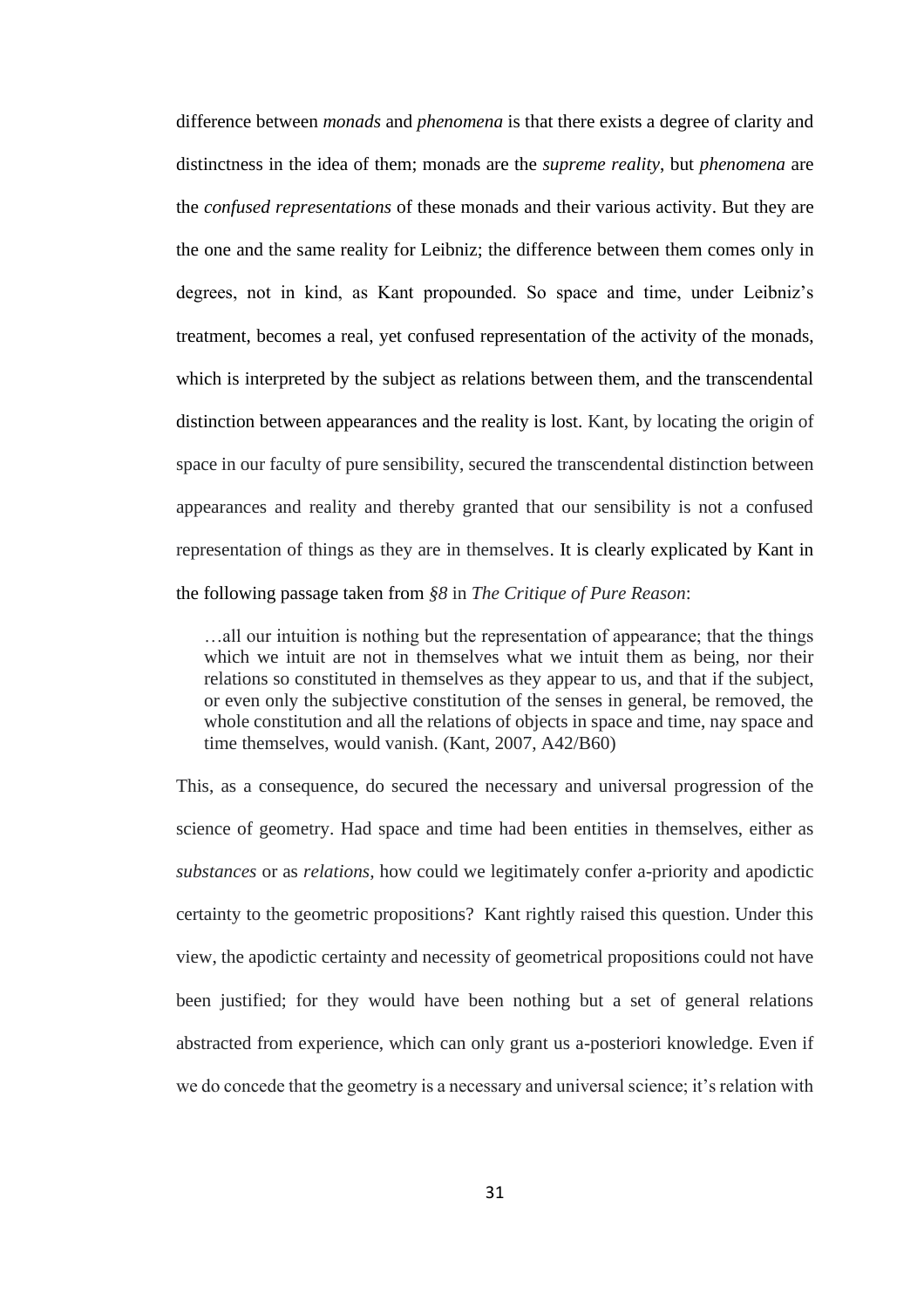difference between *monads* and *phenomena* is that there exists a degree of clarity and distinctness in the idea of them; monads are the *supreme reality*, but *phenomena* are the *confused representations* of these monads and their various activity. But they are the one and the same reality for Leibniz; the difference between them comes only in degrees, not in kind, as Kant propounded. So space and time, under Leibniz's treatment, becomes a real, yet confused representation of the activity of the monads, which is interpreted by the subject as relations between them, and the transcendental distinction between appearances and the reality is lost. Kant, by locating the origin of space in our faculty of pure sensibility, secured the transcendental distinction between appearances and reality and thereby granted that our sensibility is not a confused representation of things as they are in themselves. It is clearly explicated by Kant in the following passage taken from *§8* in *The Critique of Pure Reason*:

> …all our intuition is nothing but the representation of appearance; that the things which we intuit are not in themselves what we intuit them as being, nor their relations so constituted in themselves as they appear to us, and that if the subject, or even only the subjective constitution of the senses in general, be removed, the whole constitution and all the relations of objects in space and time, nay space and time themselves, would vanish. (Kant, 2007, A42/B60)

This, as a consequence, do secured the necessary and universal progression of the science of geometry. Had space and time had been entities in themselves, either as *substances* or as *relations*, how could we legitimately confer a-priority and apodictic certainty to the geometric propositions? Kant rightly raised this question. Under this view, the apodictic certainty and necessity of geometrical propositions could not have been justified; for they would have been nothing but a set of general relations abstracted from experience, which can only grant us a-posteriori knowledge. Even if we do concede that the geometry is a necessary and universal science; it's relation with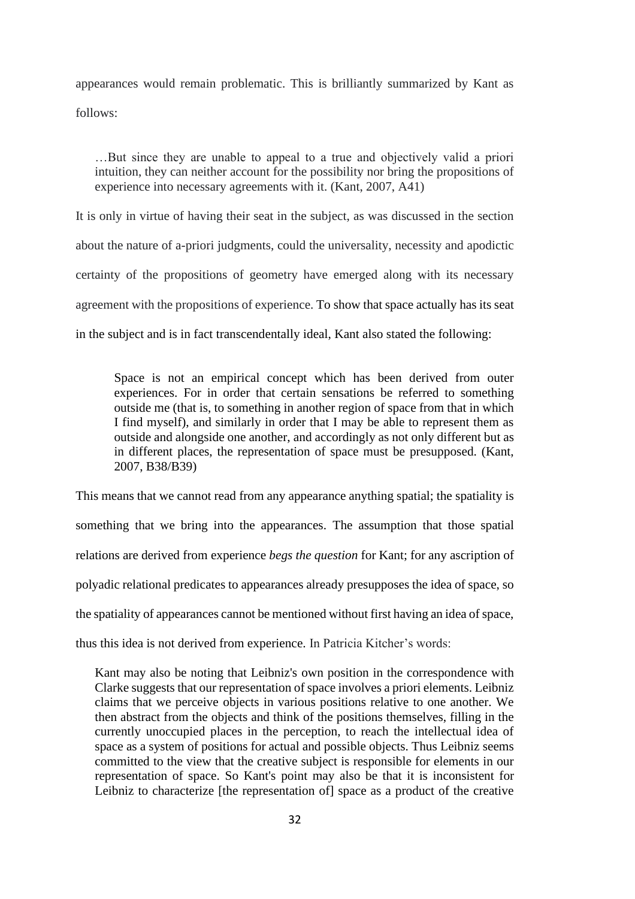appearances would remain problematic. This is brilliantly summarized by Kant as follows:

> …But since they are unable to appeal to a true and objectively valid a priori intuition, they can neither account for the possibility nor bring the propositions of experience into necessary agreements with it. (Kant, 2007, A41)

It is only in virtue of having their seat in the subject, as was discussed in the section about the nature of a-priori judgments, could the universality, necessity and apodictic certainty of the propositions of geometry have emerged along with its necessary agreement with the propositions of experience. To show that space actually has its seat in the subject and is in fact transcendentally ideal, Kant also stated the following:

> Space is not an empirical concept which has been derived from outer experiences. For in order that certain sensations be referred to something outside me (that is, to something in another region of space from that in which I find myself), and similarly in order that I may be able to represent them as outside and alongside one another, and accordingly as not only different but as in different places, the representation of space must be presupposed. (Kant, 2007, B38/B39)

This means that we cannot read from any appearance anything spatial; the spatiality is something that we bring into the appearances. The assumption that those spatial relations are derived from experience *begs the question* for Kant; for any ascription of polyadic relational predicates to appearances already presupposes the idea of space, so the spatiality of appearances cannot be mentioned without first having an idea of space, thus this idea is not derived from experience. In Patricia Kitcher's words:

> Kant may also be noting that Leibniz's own position in the correspondence with Clarke suggests that our representation of space involves a priori elements. Leibniz claims that we perceive objects in various positions relative to one another. We then abstract from the objects and think of the positions themselves, filling in the currently unoccupied places in the perception, to reach the intellectual idea of space as a system of positions for actual and possible objects. Thus Leibniz seems committed to the view that the creative subject is responsible for elements in our representation of space. So Kant's point may also be that it is inconsistent for Leibniz to characterize [the representation of] space as a product of the creative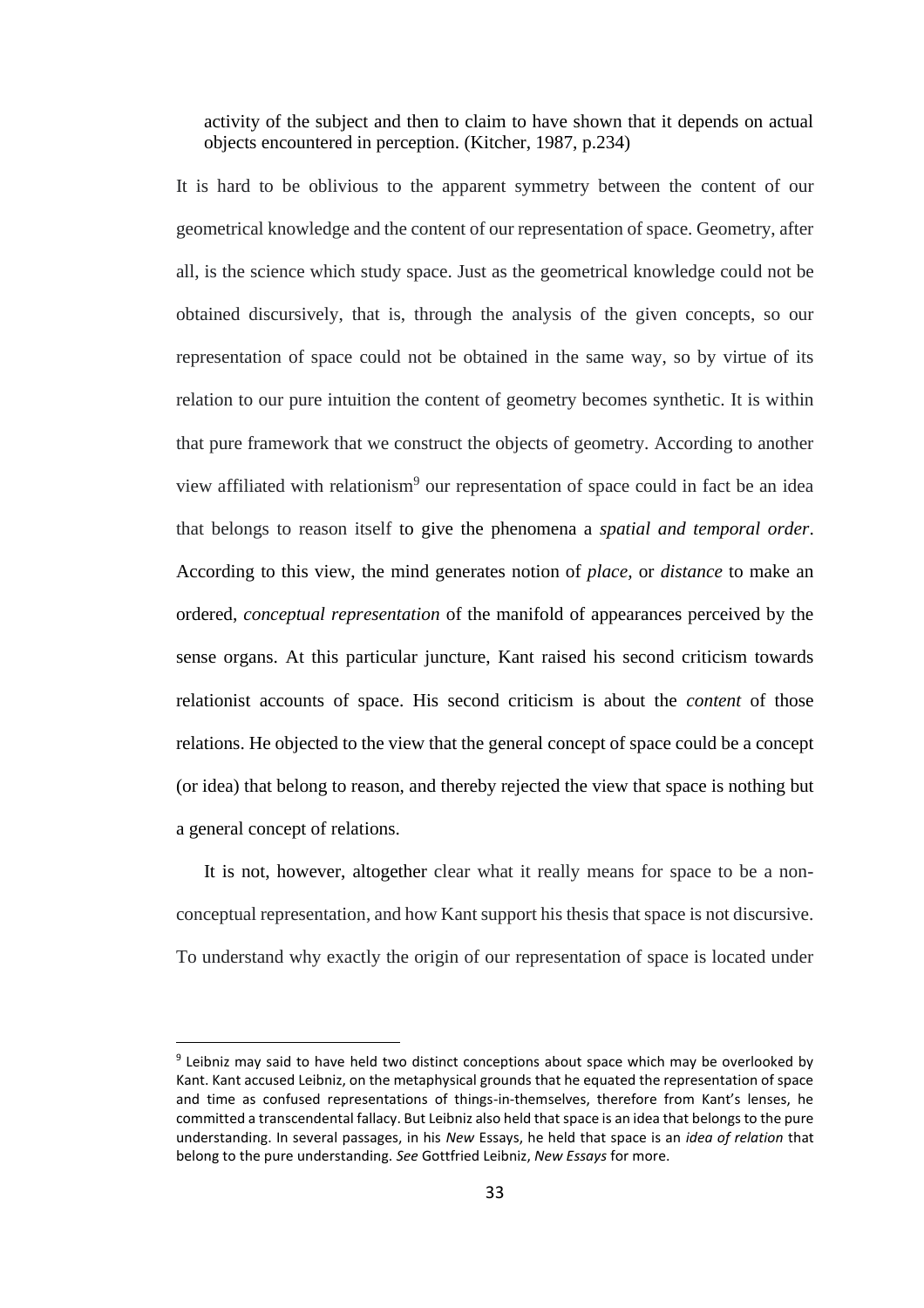> activity of the subject and then to claim to have shown that it depends on actual objects encountered in perception. (Kitcher, 1987, p.234)

It is hard to be oblivious to the apparent symmetry between the content of our geometrical knowledge and the content of our representation of space. Geometry, after all, is the science which study space. Just as the geometrical knowledge could not be obtained discursively, that is, through the analysis of the given concepts, so our representation of space could not be obtained in the same way, so by virtue of its relation to our pure intuition the content of geometry becomes synthetic. It is within that pure framework that we construct the objects of geometry. According to another view affiliated with relationism[9] our representation of space could in fact be an idea that belongs to reason itself to give the phenomena a *spatial and temporal order*. According to this view, the mind generates notion of *place*, or *distance* to make an ordered, *conceptual representation* of the manifold of appearances perceived by the sense organs. At this particular juncture, Kant raised his second criticism towards relationist accounts of space. His second criticism is about the *content* of those relations. He objected to the view that the general concept of space could be a concept (or idea) that belong to reason, and thereby rejected the view that space is nothing but a general concept of relations.

It is not, however, altogether clear what it really means for space to be a non-conceptual representation, and how Kant support his thesis that space is not discursive. To understand why exactly the origin of our representation of space is located under

---

[9] Leibniz may said to have held two distinct conceptions about space which may be overlooked by Kant. Kant accused Leibniz, on the metaphysical grounds that he equated the representation of space and time as confused representations of things-in-themselves, therefore from Kant's lenses, he committed a transcendental fallacy. But Leibniz also held that space is an idea that belongs to the pure understanding. In several passages, in his *New* Essays, he held that space is an *idea of relation* that belong to the pure understanding. *See* Gottfried Leibniz, *New Essays* for more.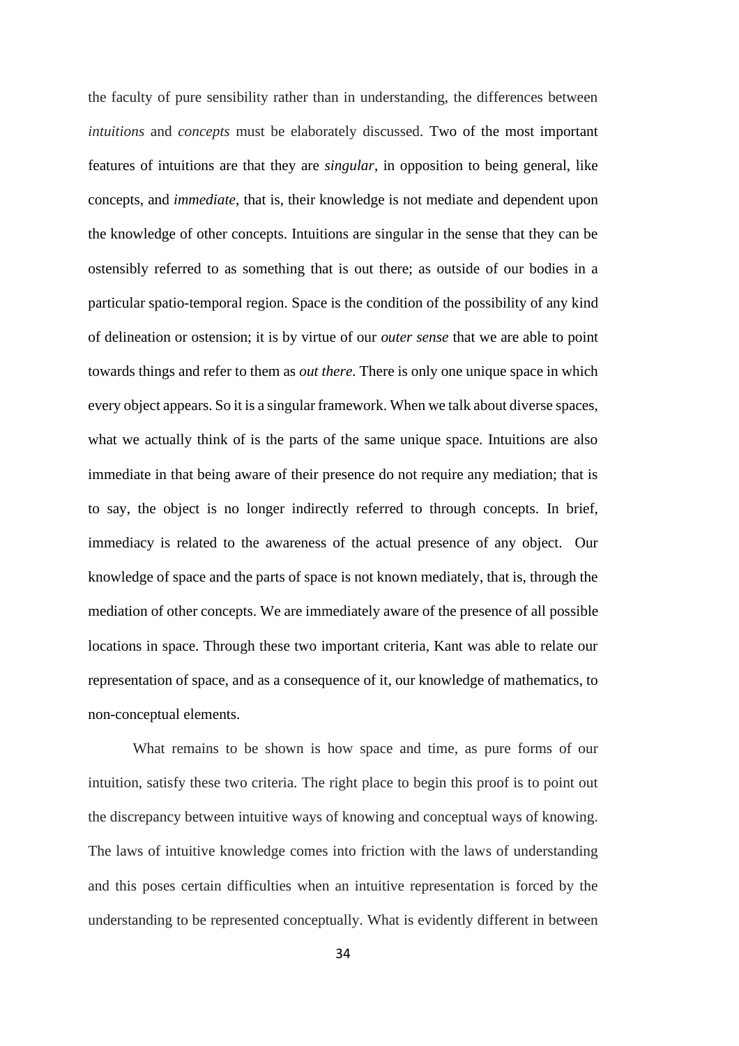the faculty of pure sensibility rather than in understanding, the differences between *intuitions* and *concepts* must be elaborately discussed. Two of the most important features of intuitions are that they are *singular*, in opposition to being general, like concepts, and *immediate*, that is, their knowledge is not mediate and dependent upon the knowledge of other concepts. Intuitions are singular in the sense that they can be ostensibly referred to as something that is out there; as outside of our bodies in a particular spatio-temporal region. Space is the condition of the possibility of any kind of delineation or ostension; it is by virtue of our *outer sense* that we are able to point towards things and refer to them as *out there*. There is only one unique space in which every object appears. So it is a singular framework. When we talk about diverse spaces, what we actually think of is the parts of the same unique space. Intuitions are also immediate in that being aware of their presence do not require any mediation; that is to say, the object is no longer indirectly referred to through concepts. In brief, immediacy is related to the awareness of the actual presence of any object. Our knowledge of space and the parts of space is not known mediately, that is, through the mediation of other concepts. We are immediately aware of the presence of all possible locations in space. Through these two important criteria, Kant was able to relate our representation of space, and as a consequence of it, our knowledge of mathematics, to non-conceptual elements.

What remains to be shown is how space and time, as pure forms of our intuition, satisfy these two criteria. The right place to begin this proof is to point out the discrepancy between intuitive ways of knowing and conceptual ways of knowing. The laws of intuitive knowledge comes into friction with the laws of understanding and this poses certain difficulties when an intuitive representation is forced by the understanding to be represented conceptually. What is evidently different in between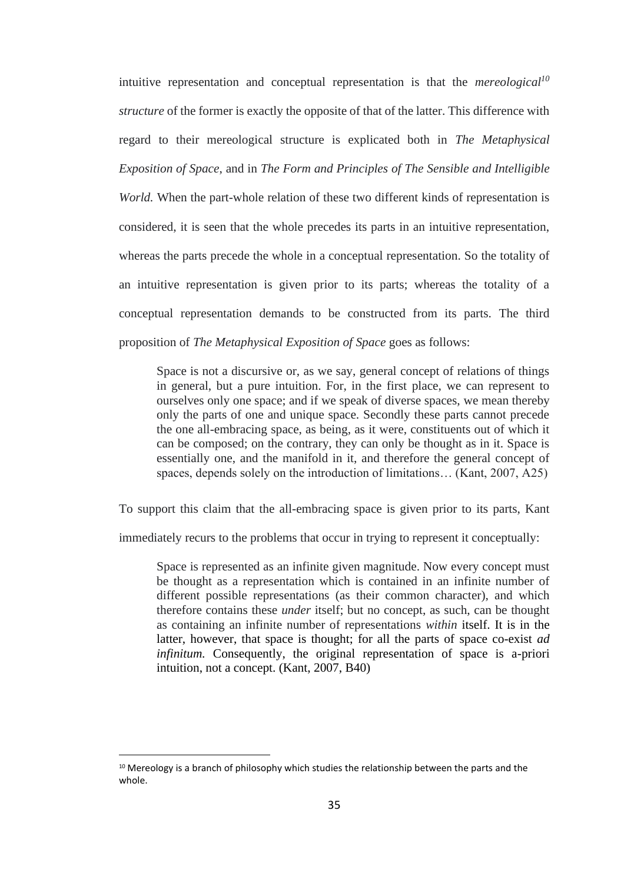intuitive representation and conceptual representation is that the *mereological*[10] *structure* of the former is exactly the opposite of that of the latter. This difference with regard to their mereological structure is explicated both in *The Metaphysical Exposition of Space*, and in *The Form and Principles of The Sensible and Intelligible World.* When the part-whole relation of these two different kinds of representation is considered, it is seen that the whole precedes its parts in an intuitive representation, whereas the parts precede the whole in a conceptual representation. So the totality of an intuitive representation is given prior to its parts; whereas the totality of a conceptual representation demands to be constructed from its parts. The third proposition of *The Metaphysical Exposition of Space* goes as follows:

> Space is not a discursive or, as we say, general concept of relations of things in general, but a pure intuition. For, in the first place, we can represent to ourselves only one space; and if we speak of diverse spaces, we mean thereby only the parts of one and unique space. Secondly these parts cannot precede the one all-embracing space, as being, as it were, constituents out of which it can be composed; on the contrary, they can only be thought as in it. Space is essentially one, and the manifold in it, and therefore the general concept of spaces, depends solely on the introduction of limitations… (Kant, 2007, A25)

To support this claim that the all-embracing space is given prior to its parts, Kant immediately recurs to the problems that occur in trying to represent it conceptually:

> Space is represented as an infinite given magnitude. Now every concept must be thought as a representation which is contained in an infinite number of different possible representations (as their common character), and which therefore contains these *under* itself; but no concept, as such, can be thought as containing an infinite number of representations *within* itself. It is in the latter, however, that space is thought; for all the parts of space co-exist *ad infinitum.* Consequently, the original representation of space is a-priori intuition, not a concept. (Kant, 2007, B40)

[10] Mereology is a branch of philosophy which studies the relationship between the parts and the whole.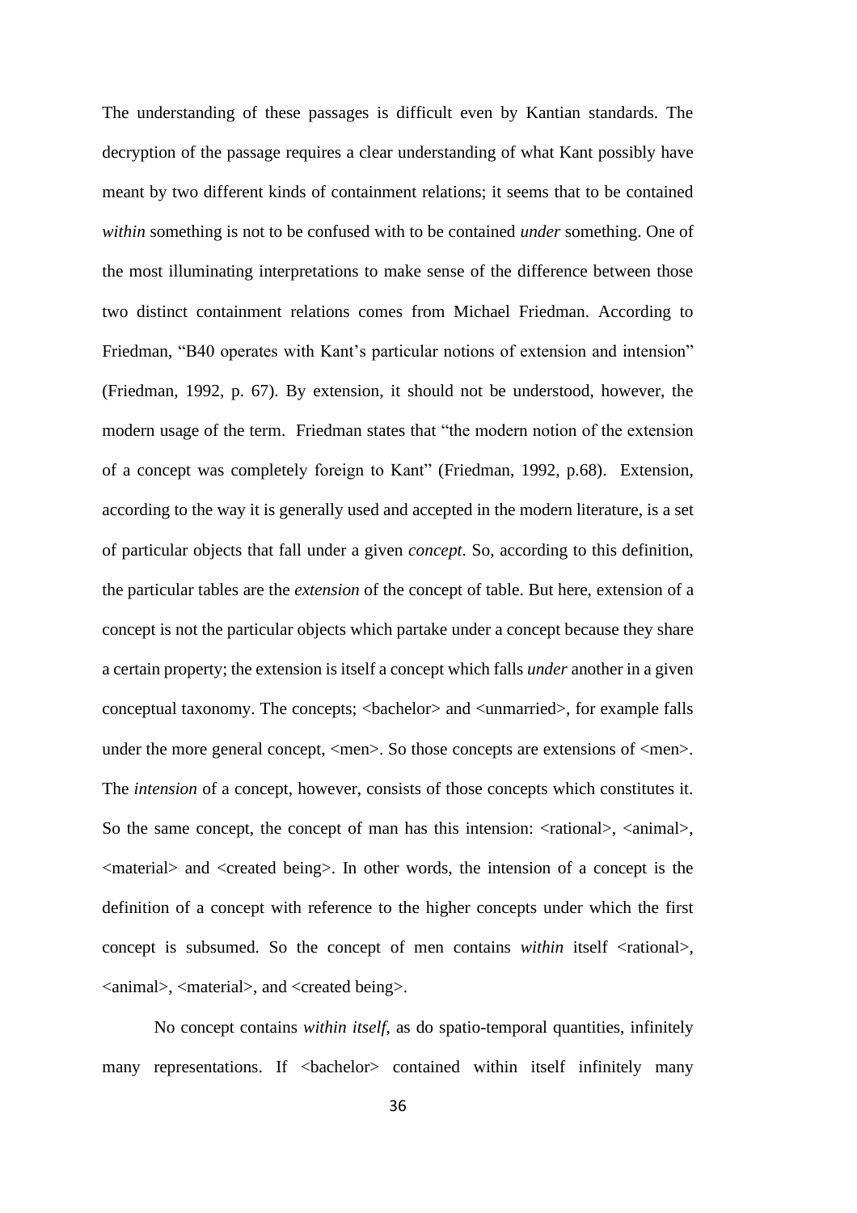The understanding of these passages is difficult even by Kantian standards. The decryption of the passage requires a clear understanding of what Kant possibly have meant by two different kinds of containment relations; it seems that to be contained *within* something is not to be confused with to be contained *under* something. One of the most illuminating interpretations to make sense of the difference between those two distinct containment relations comes from Michael Friedman. According to Friedman, "B40 operates with Kant's particular notions of extension and intension" (Friedman, 1992, p. 67). By extension, it should not be understood, however, the modern usage of the term. Friedman states that "the modern notion of the extension of a concept was completely foreign to Kant" (Friedman, 1992, p.68). Extension, according to the way it is generally used and accepted in the modern literature, is a set of particular objects that fall under a given *concept*. So, according to this definition, the particular tables are the *extension* of the concept of table. But here, extension of a concept is not the particular objects which partake under a concept because they share a certain property; the extension is itself a concept which falls *under* another in a given conceptual taxonomy. The concepts; <bachelor> and <unmarried>, for example falls under the more general concept, <men>. So those concepts are extensions of <men>. The *intension* of a concept, however, consists of those concepts which constitutes it. So the same concept, the concept of man has this intension: <rational>, <animal>, <material> and <created being>. In other words, the intension of a concept is the definition of a concept with reference to the higher concepts under which the first concept is subsumed. So the concept of men contains *within* itself <rational>, <animal>, <material>, and <created being>.

No concept contains *within itself*, as do spatio-temporal quantities, infinitely many representations. If <bachelor> contained within itself infinitely many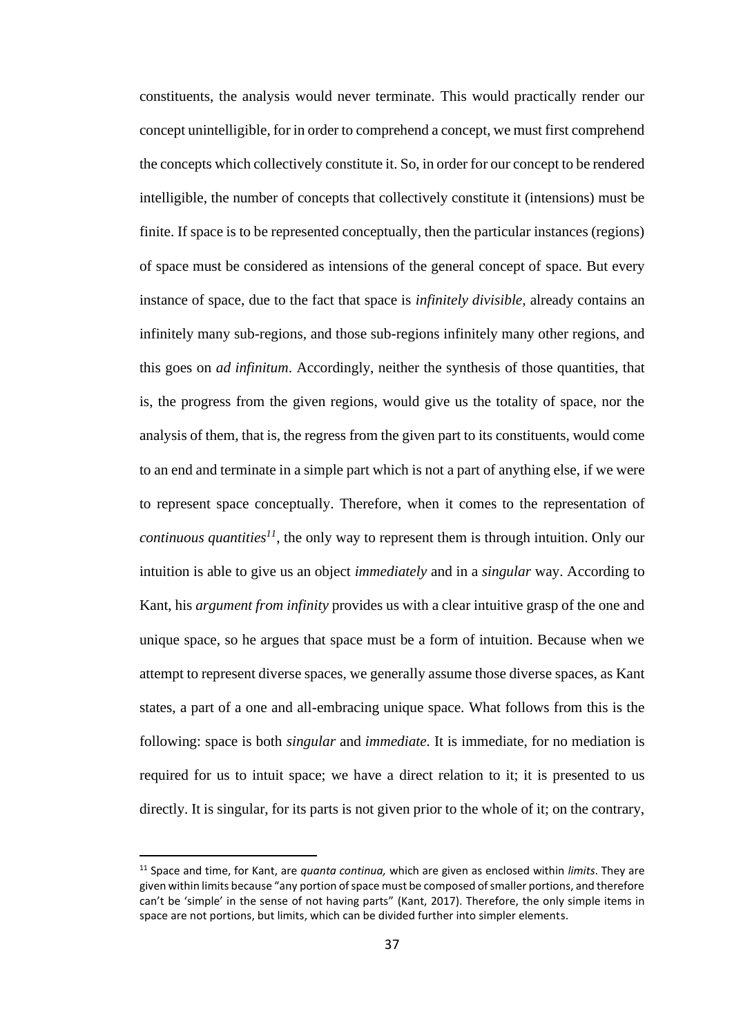constituents, the analysis would never terminate. This would practically render our concept unintelligible, for in order to comprehend a concept, we must first comprehend the concepts which collectively constitute it. So, in order for our concept to be rendered intelligible, the number of concepts that collectively constitute it (intensions) must be finite. If space is to be represented conceptually, then the particular instances (regions) of space must be considered as intensions of the general concept of space. But every instance of space, due to the fact that space is *infinitely divisible,* already contains an infinitely many sub-regions, and those sub-regions infinitely many other regions, and this goes on *ad infinitum*. Accordingly, neither the synthesis of those quantities, that is, the progress from the given regions, would give us the totality of space, nor the analysis of them, that is, the regress from the given part to its constituents, would come to an end and terminate in a simple part which is not a part of anything else, if we were to represent space conceptually. Therefore, when it comes to the representation of *continuous quantities*[11], the only way to represent them is through intuition. Only our intuition is able to give us an object *immediately* and in a *singular* way. According to Kant, his *argument from infinity* provides us with a clear intuitive grasp of the one and unique space, so he argues that space must be a form of intuition. Because when we attempt to represent diverse spaces, we generally assume those diverse spaces, as Kant states, a part of a one and all-embracing unique space. What follows from this is the following: space is both *singular* and *immediate.* It is immediate, for no mediation is required for us to intuit space; we have a direct relation to it; it is presented to us directly. It is singular, for its parts is not given prior to the whole of it; on the contrary,

[11] Space and time, for Kant, are *quanta continua,* which are given as enclosed within *limits*. They are given within limits because "any portion of space must be composed of smaller portions, and therefore can't be 'simple' in the sense of not having parts" (Kant, 2017). Therefore, the only simple items in space are not portions, but limits, which can be divided further into simpler elements.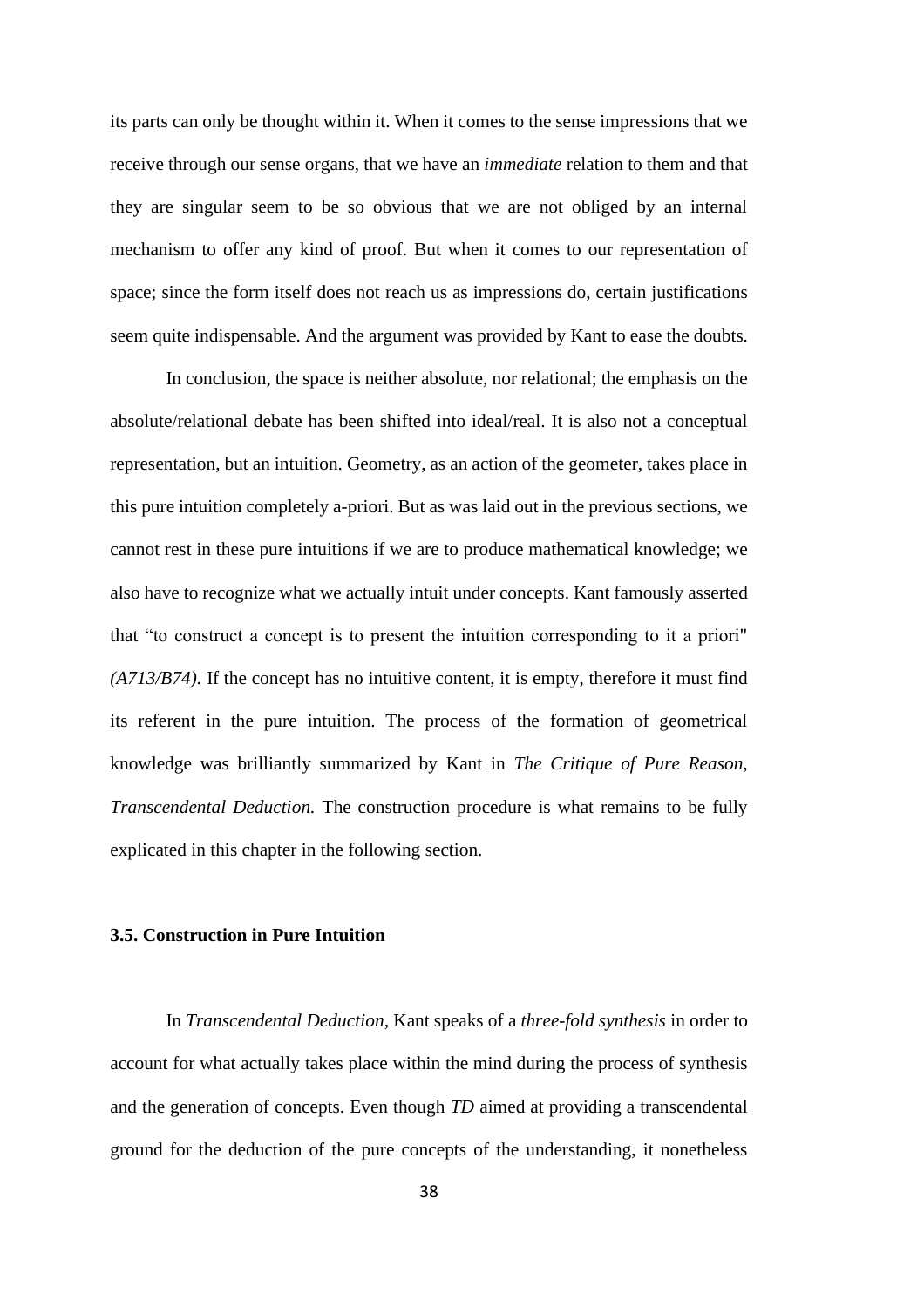its parts can only be thought within it. When it comes to the sense impressions that we receive through our sense organs, that we have an *immediate* relation to them and that they are singular seem to be so obvious that we are not obliged by an internal mechanism to offer any kind of proof. But when it comes to our representation of space; since the form itself does not reach us as impressions do, certain justifications seem quite indispensable. And the argument was provided by Kant to ease the doubts.

In conclusion, the space is neither absolute, nor relational; the emphasis on the absolute/relational debate has been shifted into ideal/real. It is also not a conceptual representation, but an intuition. Geometry, as an action of the geometer, takes place in this pure intuition completely a-priori. But as was laid out in the previous sections, we cannot rest in these pure intuitions if we are to produce mathematical knowledge; we also have to recognize what we actually intuit under concepts. Kant famously asserted that "to construct a concept is to present the intuition corresponding to it a priori" *(A713/B74).* If the concept has no intuitive content, it is empty, therefore it must find its referent in the pure intuition. The process of the formation of geometrical knowledge was brilliantly summarized by Kant in *The Critique of Pure Reason, Transcendental Deduction.* The construction procedure is what remains to be fully explicated in this chapter in the following section.

### 3.5. Construction in Pure Intuition

In *Transcendental Deduction,* Kant speaks of a *three-fold synthesis* in order to account for what actually takes place within the mind during the process of synthesis and the generation of concepts. Even though *TD* aimed at providing a transcendental ground for the deduction of the pure concepts of the understanding, it nonetheless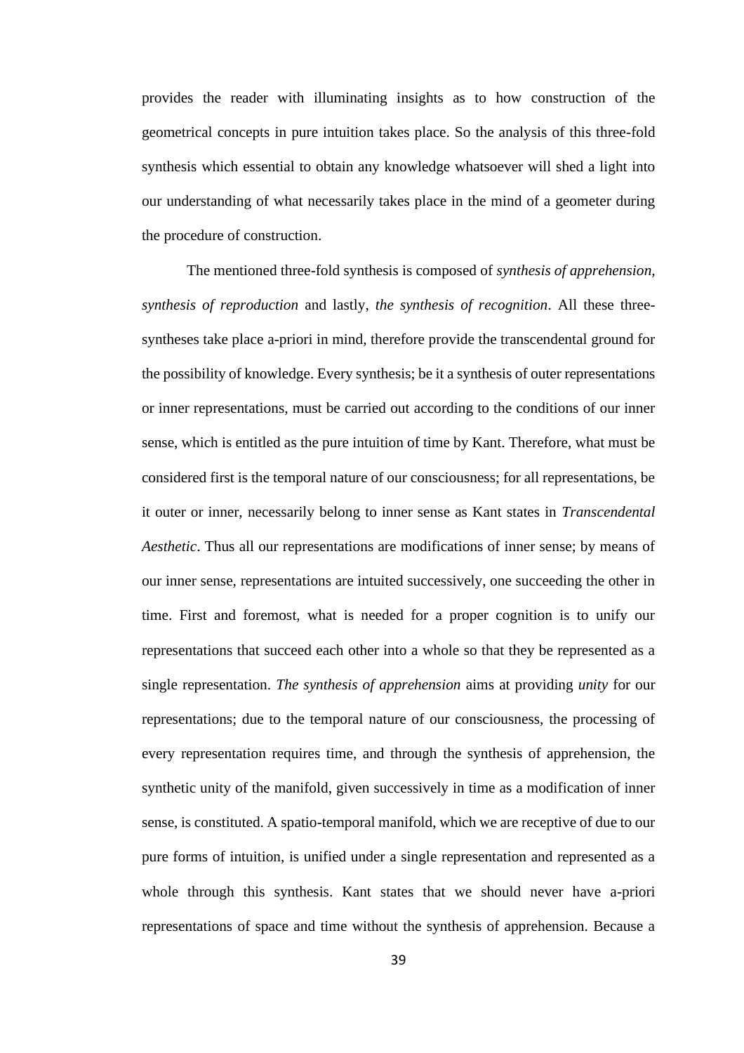provides the reader with illuminating insights as to how construction of the geometrical concepts in pure intuition takes place. So the analysis of this three-fold synthesis which essential to obtain any knowledge whatsoever will shed a light into our understanding of what necessarily takes place in the mind of a geometer during the procedure of construction.

The mentioned three-fold synthesis is composed of *synthesis of apprehension, synthesis of reproduction* and lastly, *the synthesis of recognition*. All these three-syntheses take place a-priori in mind, therefore provide the transcendental ground for the possibility of knowledge. Every synthesis; be it a synthesis of outer representations or inner representations, must be carried out according to the conditions of our inner sense, which is entitled as the pure intuition of time by Kant. Therefore, what must be considered first is the temporal nature of our consciousness; for all representations, be it outer or inner, necessarily belong to inner sense as Kant states in *Transcendental Aesthetic*. Thus all our representations are modifications of inner sense; by means of our inner sense, representations are intuited successively, one succeeding the other in time. First and foremost, what is needed for a proper cognition is to unify our representations that succeed each other into a whole so that they be represented as a single representation. *The synthesis of apprehension* aims at providing *unity* for our representations; due to the temporal nature of our consciousness, the processing of every representation requires time, and through the synthesis of apprehension, the synthetic unity of the manifold, given successively in time as a modification of inner sense, is constituted. A spatio-temporal manifold, which we are receptive of due to our pure forms of intuition, is unified under a single representation and represented as a whole through this synthesis. Kant states that we should never have a-priori representations of space and time without the synthesis of apprehension. Because a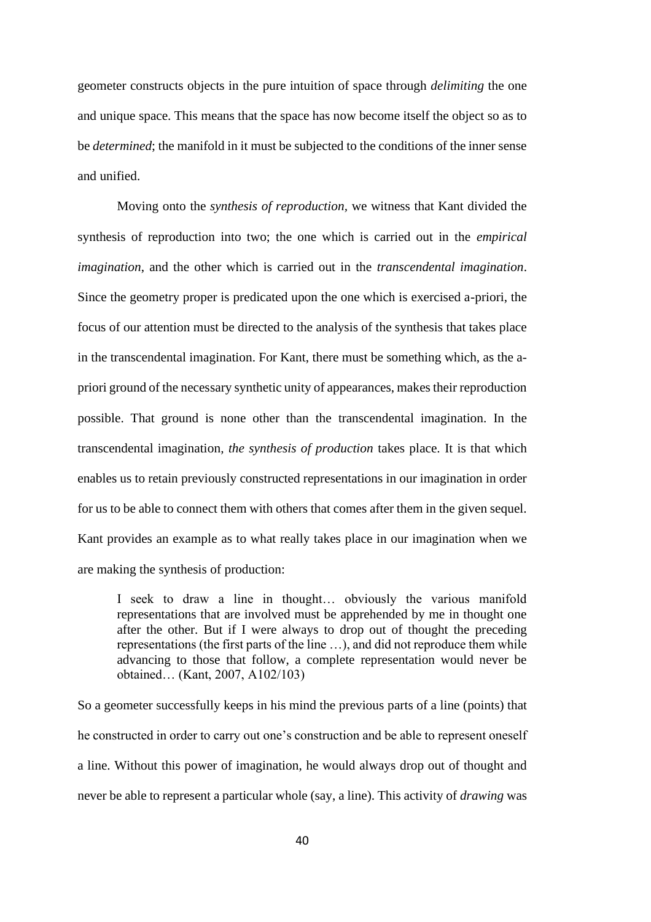geometer constructs objects in the pure intuition of space through *delimiting* the one and unique space. This means that the space has now become itself the object so as to be *determined*; the manifold in it must be subjected to the conditions of the inner sense and unified.

Moving onto the *synthesis of reproduction*, we witness that Kant divided the synthesis of reproduction into two; the one which is carried out in the *empirical imagination*, and the other which is carried out in the *transcendental imagination*. Since the geometry proper is predicated upon the one which is exercised a-priori, the focus of our attention must be directed to the analysis of the synthesis that takes place in the transcendental imagination. For Kant, there must be something which, as the a-priori ground of the necessary synthetic unity of appearances, makes their reproduction possible. That ground is none other than the transcendental imagination. In the transcendental imagination, *the synthesis of production* takes place. It is that which enables us to retain previously constructed representations in our imagination in order for us to be able to connect them with others that comes after them in the given sequel. Kant provides an example as to what really takes place in our imagination when we are making the synthesis of production:

> I seek to draw a line in thought… obviously the various manifold representations that are involved must be apprehended by me in thought one after the other. But if I were always to drop out of thought the preceding representations (the first parts of the line …), and did not reproduce them while advancing to those that follow, a complete representation would never be obtained… (Kant, 2007, A102/103)

So a geometer successfully keeps in his mind the previous parts of a line (points) that he constructed in order to carry out one's construction and be able to represent oneself a line. Without this power of imagination, he would always drop out of thought and never be able to represent a particular whole (say, a line). This activity of *drawing* was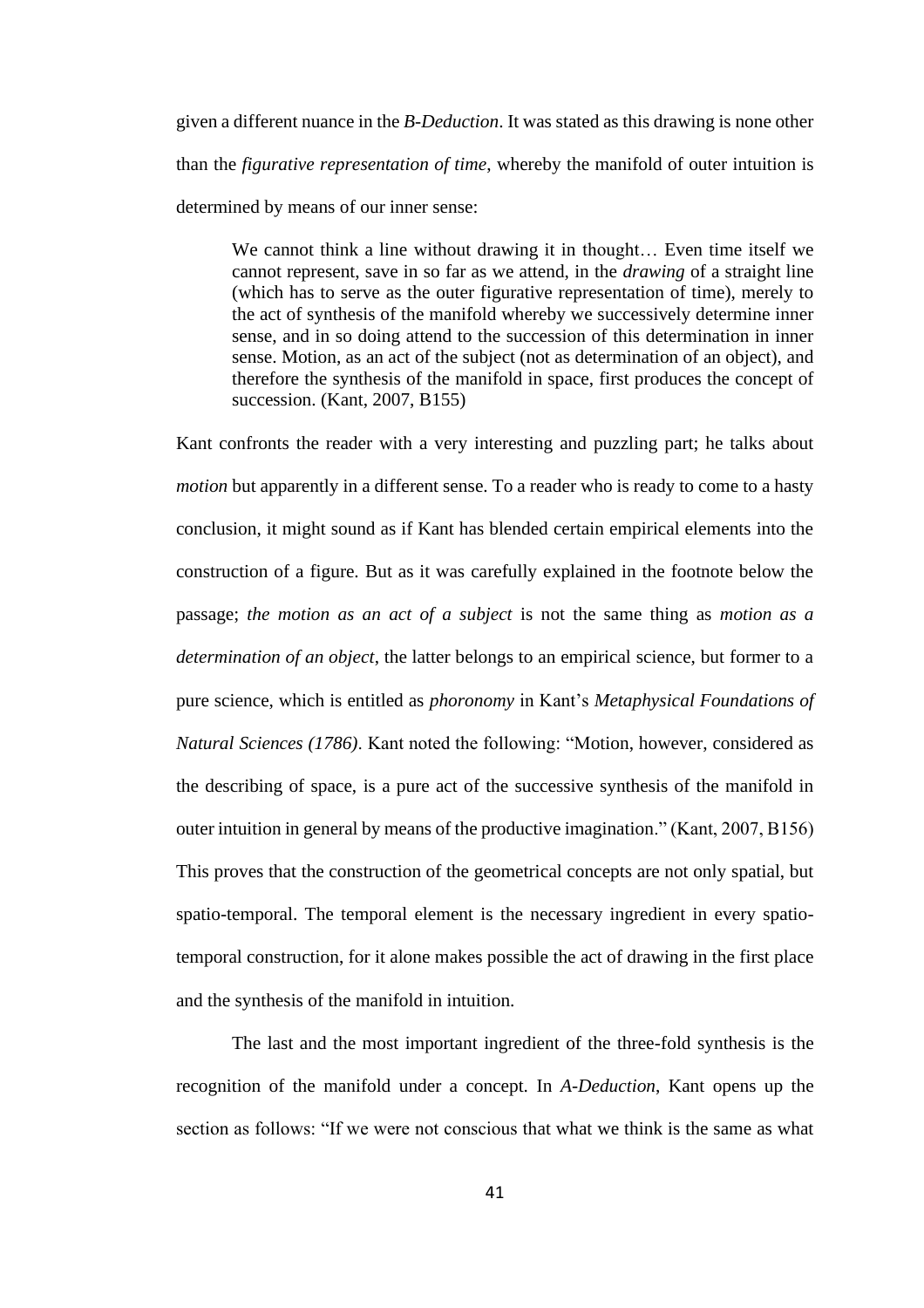given a different nuance in the *B-Deduction*. It was stated as this drawing is none other than the *figurative representation of time*, whereby the manifold of outer intuition is determined by means of our inner sense:

> We cannot think a line without drawing it in thought… Even time itself we cannot represent, save in so far as we attend, in the *drawing* of a straight line (which has to serve as the outer figurative representation of time), merely to the act of synthesis of the manifold whereby we successively determine inner sense, and in so doing attend to the succession of this determination in inner sense. Motion, as an act of the subject (not as determination of an object), and therefore the synthesis of the manifold in space, first produces the concept of succession. (Kant, 2007, B155)

Kant confronts the reader with a very interesting and puzzling part; he talks about *motion* but apparently in a different sense. To a reader who is ready to come to a hasty conclusion, it might sound as if Kant has blended certain empirical elements into the construction of a figure. But as it was carefully explained in the footnote below the passage; *the motion as an act of a subject* is not the same thing as *motion as a determination of an object*, the latter belongs to an empirical science, but former to a pure science, which is entitled as *phoronomy* in Kant's *Metaphysical Foundations of Natural Sciences (1786)*. Kant noted the following: "Motion, however, considered as the describing of space, is a pure act of the successive synthesis of the manifold in outer intuition in general by means of the productive imagination." (Kant, 2007, B156) This proves that the construction of the geometrical concepts are not only spatial, but spatio-temporal. The temporal element is the necessary ingredient in every spatio-temporal construction, for it alone makes possible the act of drawing in the first place and the synthesis of the manifold in intuition.

The last and the most important ingredient of the three-fold synthesis is the recognition of the manifold under a concept. In *A-Deduction*, Kant opens up the section as follows: "If we were not conscious that what we think is the same as what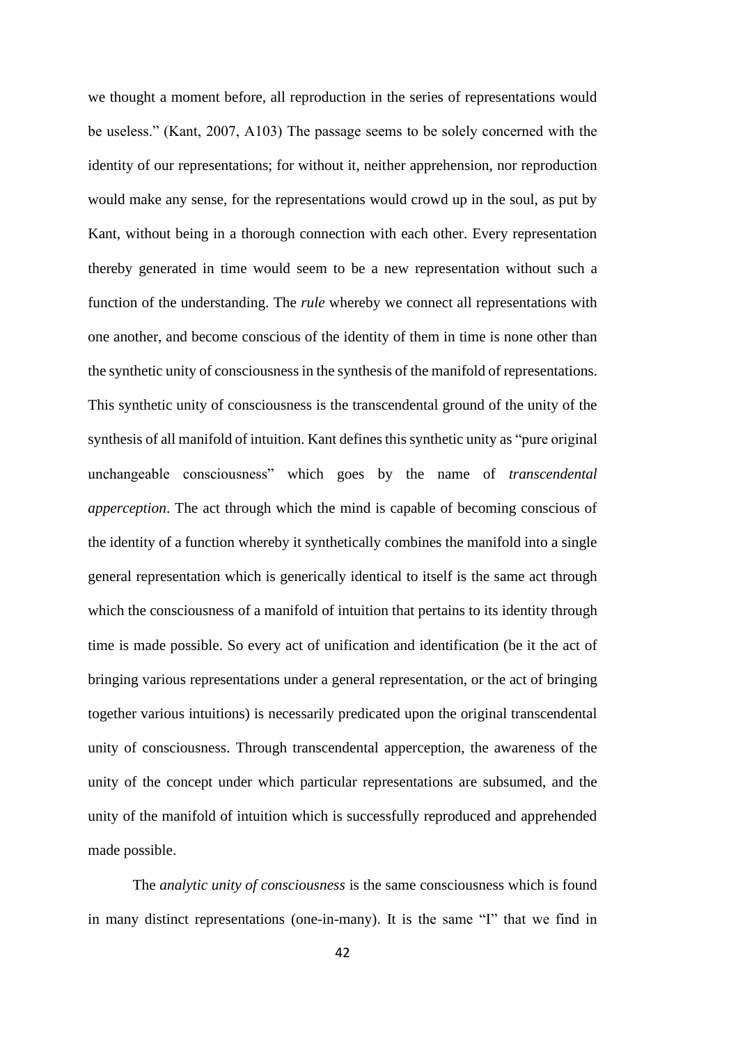we thought a moment before, all reproduction in the series of representations would be useless." (Kant, 2007, A103) The passage seems to be solely concerned with the identity of our representations; for without it, neither apprehension, nor reproduction would make any sense, for the representations would crowd up in the soul, as put by Kant, without being in a thorough connection with each other. Every representation thereby generated in time would seem to be a new representation without such a function of the understanding. The *rule* whereby we connect all representations with one another, and become conscious of the identity of them in time is none other than the synthetic unity of consciousness in the synthesis of the manifold of representations. This synthetic unity of consciousness is the transcendental ground of the unity of the synthesis of all manifold of intuition. Kant defines this synthetic unity as "pure original unchangeable consciousness" which goes by the name of *transcendental apperception*. The act through which the mind is capable of becoming conscious of the identity of a function whereby it synthetically combines the manifold into a single general representation which is generically identical to itself is the same act through which the consciousness of a manifold of intuition that pertains to its identity through time is made possible. So every act of unification and identification (be it the act of bringing various representations under a general representation, or the act of bringing together various intuitions) is necessarily predicated upon the original transcendental unity of consciousness. Through transcendental apperception, the awareness of the unity of the concept under which particular representations are subsumed, and the unity of the manifold of intuition which is successfully reproduced and apprehended made possible.

The *analytic unity of consciousness* is the same consciousness which is found in many distinct representations (one-in-many). It is the same "I" that we find in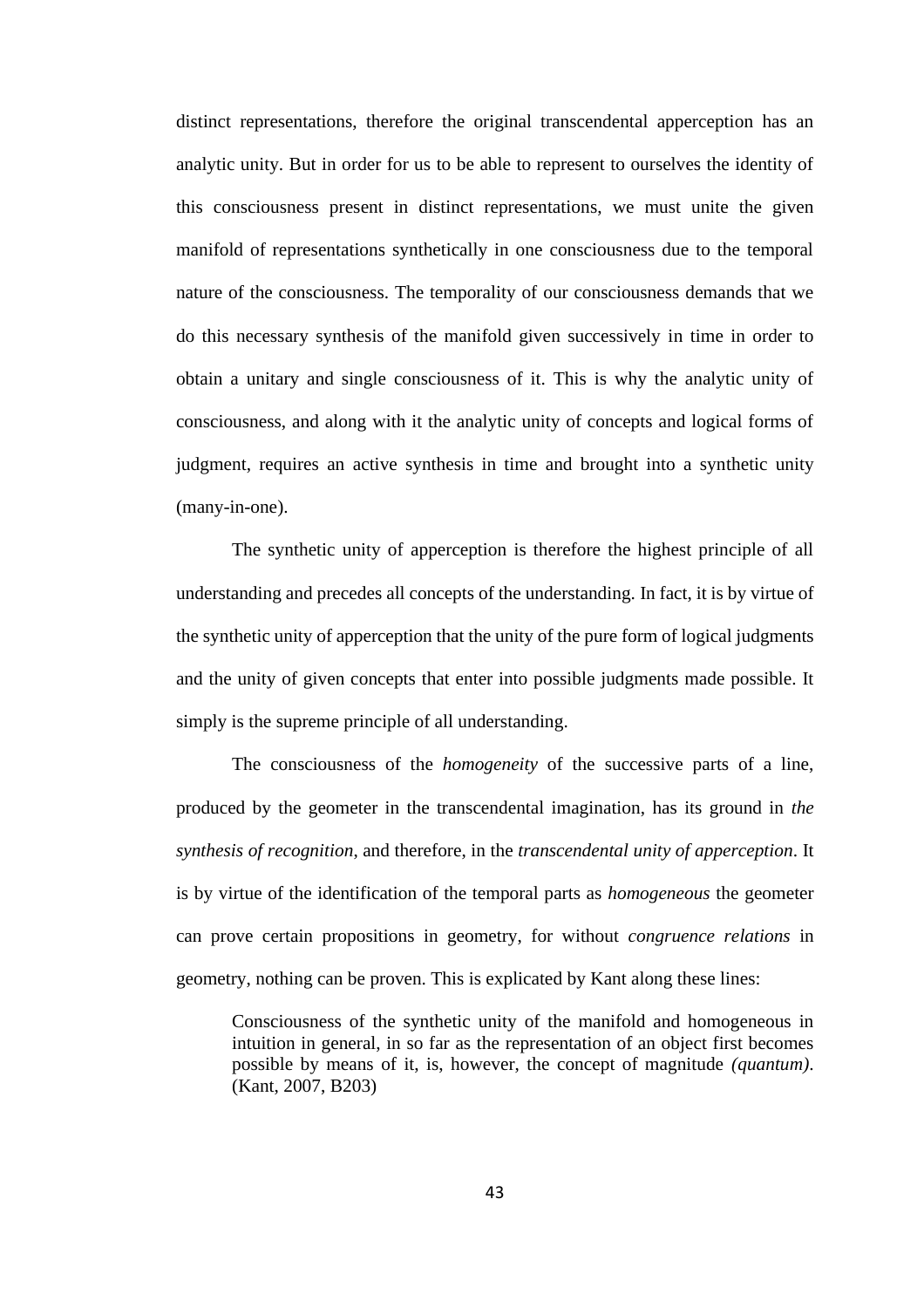distinct representations, therefore the original transcendental apperception has an analytic unity. But in order for us to be able to represent to ourselves the identity of this consciousness present in distinct representations, we must unite the given manifold of representations synthetically in one consciousness due to the temporal nature of the consciousness. The temporality of our consciousness demands that we do this necessary synthesis of the manifold given successively in time in order to obtain a unitary and single consciousness of it. This is why the analytic unity of consciousness, and along with it the analytic unity of concepts and logical forms of judgment, requires an active synthesis in time and brought into a synthetic unity (many-in-one).

The synthetic unity of apperception is therefore the highest principle of all understanding and precedes all concepts of the understanding. In fact, it is by virtue of the synthetic unity of apperception that the unity of the pure form of logical judgments and the unity of given concepts that enter into possible judgments made possible. It simply is the supreme principle of all understanding.

The consciousness of the *homogeneity* of the successive parts of a line, produced by the geometer in the transcendental imagination, has its ground in *the synthesis of recognition*, and therefore, in the *transcendental unity of apperception*. It is by virtue of the identification of the temporal parts as *homogeneous* the geometer can prove certain propositions in geometry, for without *congruence relations* in geometry, nothing can be proven. This is explicated by Kant along these lines:

> Consciousness of the synthetic unity of the manifold and homogeneous in intuition in general, in so far as the representation of an object first becomes possible by means of it, is, however, the concept of magnitude *(quantum)*. (Kant, 2007, B203)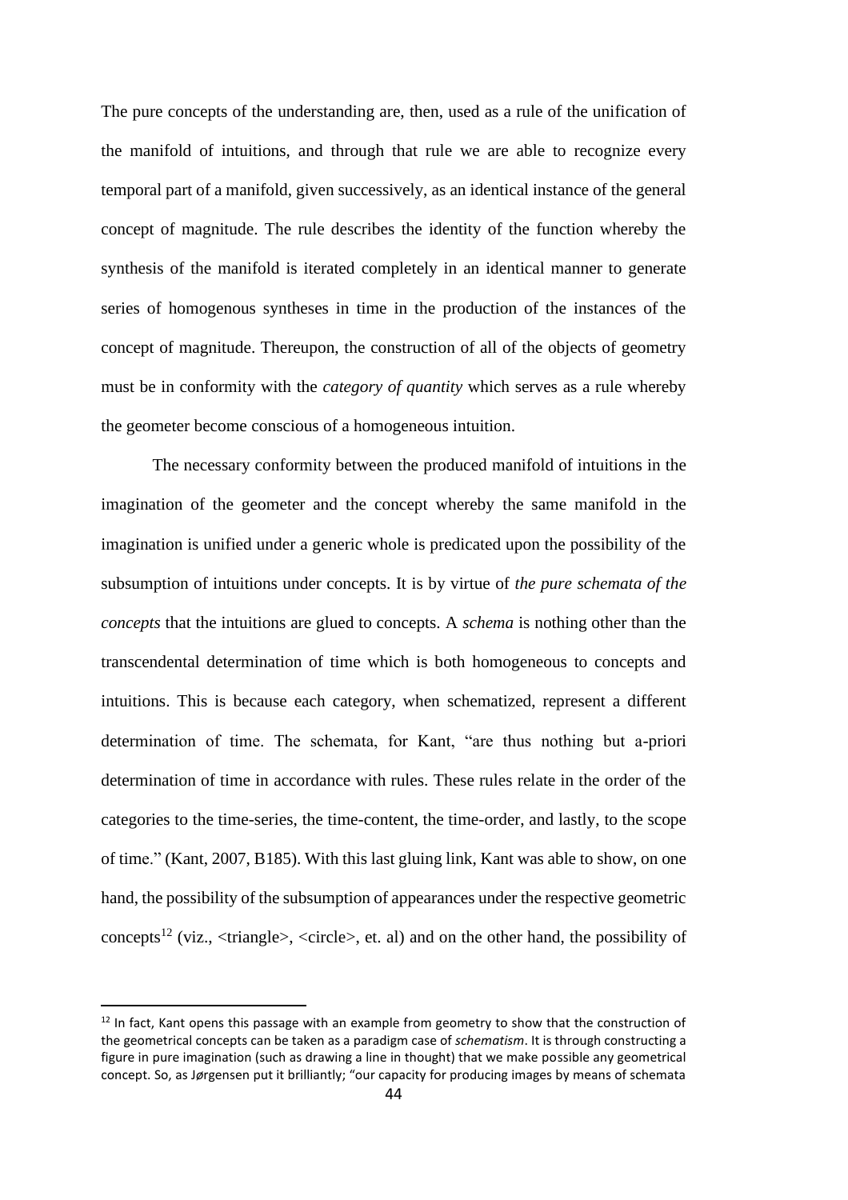The pure concepts of the understanding are, then, used as a rule of the unification of the manifold of intuitions, and through that rule we are able to recognize every temporal part of a manifold, given successively, as an identical instance of the general concept of magnitude. The rule describes the identity of the function whereby the synthesis of the manifold is iterated completely in an identical manner to generate series of homogenous syntheses in time in the production of the instances of the concept of magnitude. Thereupon, the construction of all of the objects of geometry must be in conformity with the *category of quantity* which serves as a rule whereby the geometer become conscious of a homogeneous intuition.

The necessary conformity between the produced manifold of intuitions in the imagination of the geometer and the concept whereby the same manifold in the imagination is unified under a generic whole is predicated upon the possibility of the subsumption of intuitions under concepts. It is by virtue of *the pure schemata of the concepts* that the intuitions are glued to concepts. A *schema* is nothing other than the transcendental determination of time which is both homogeneous to concepts and intuitions. This is because each category, when schematized, represent a different determination of time. The schemata, for Kant, "are thus nothing but a-priori determination of time in accordance with rules. These rules relate in the order of the categories to the time-series, the time-content, the time-order, and lastly, to the scope of time." (Kant, 2007, B185). With this last gluing link, Kant was able to show, on one hand, the possibility of the subsumption of appearances under the respective geometric concepts[12] (viz., <triangle>, <circle>, et. al) and on the other hand, the possibility of

[12] In fact, Kant opens this passage with an example from geometry to show that the construction of the geometrical concepts can be taken as a paradigm case of *schematism*. It is through constructing a figure in pure imagination (such as drawing a line in thought) that we make possible any geometrical concept. So, as Jørgensen put it brilliantly; "our capacity for producing images by means of schemata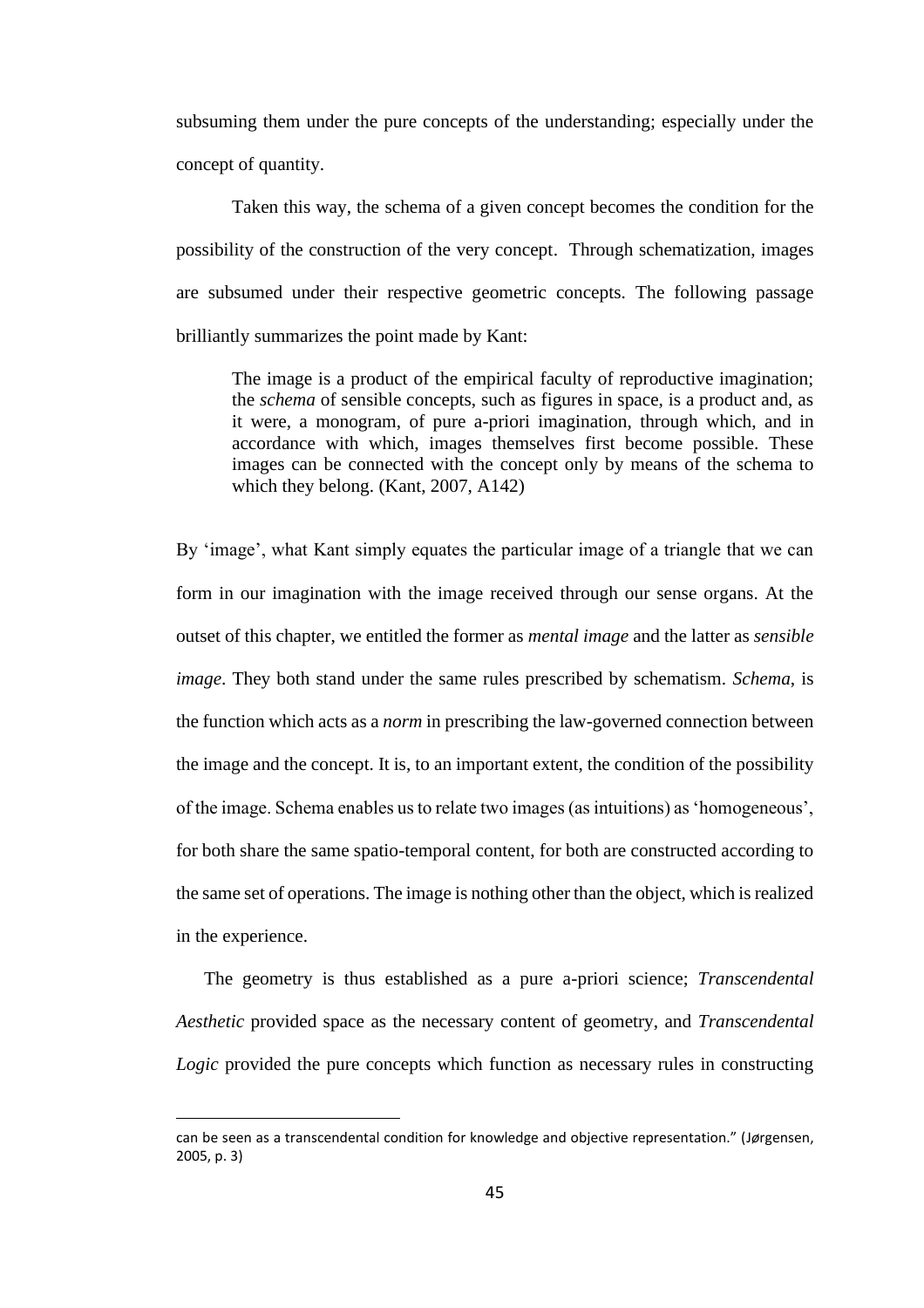subsuming them under the pure concepts of the understanding; especially under the concept of quantity.

Taken this way, the schema of a given concept becomes the condition for the possibility of the construction of the very concept. Through schematization, images are subsumed under their respective geometric concepts. The following passage brilliantly summarizes the point made by Kant:

> The image is a product of the empirical faculty of reproductive imagination; the *schema* of sensible concepts, such as figures in space, is a product and, as it were, a monogram, of pure a-priori imagination, through which, and in accordance with which, images themselves first become possible. These images can be connected with the concept only by means of the schema to which they belong. (Kant, 2007, A142)

By 'image', what Kant simply equates the particular image of a triangle that we can form in our imagination with the image received through our sense organs. At the outset of this chapter, we entitled the former as *mental image* and the latter as *sensible image*. They both stand under the same rules prescribed by schematism. *Schema*, is the function which acts as a *norm* in prescribing the law-governed connection between the image and the concept. It is, to an important extent, the condition of the possibility of the image. Schema enables us to relate two images (as intuitions) as 'homogeneous', for both share the same spatio-temporal content, for both are constructed according to the same set of operations. The image is nothing other than the object, which is realized in the experience.

The geometry is thus established as a pure a-priori science; *Transcendental Aesthetic* provided space as the necessary content of geometry, and *Transcendental Logic* provided the pure concepts which function as necessary rules in constructing

can be seen as a transcendental condition for knowledge and objective representation." (Jørgensen, 2005, p. 3)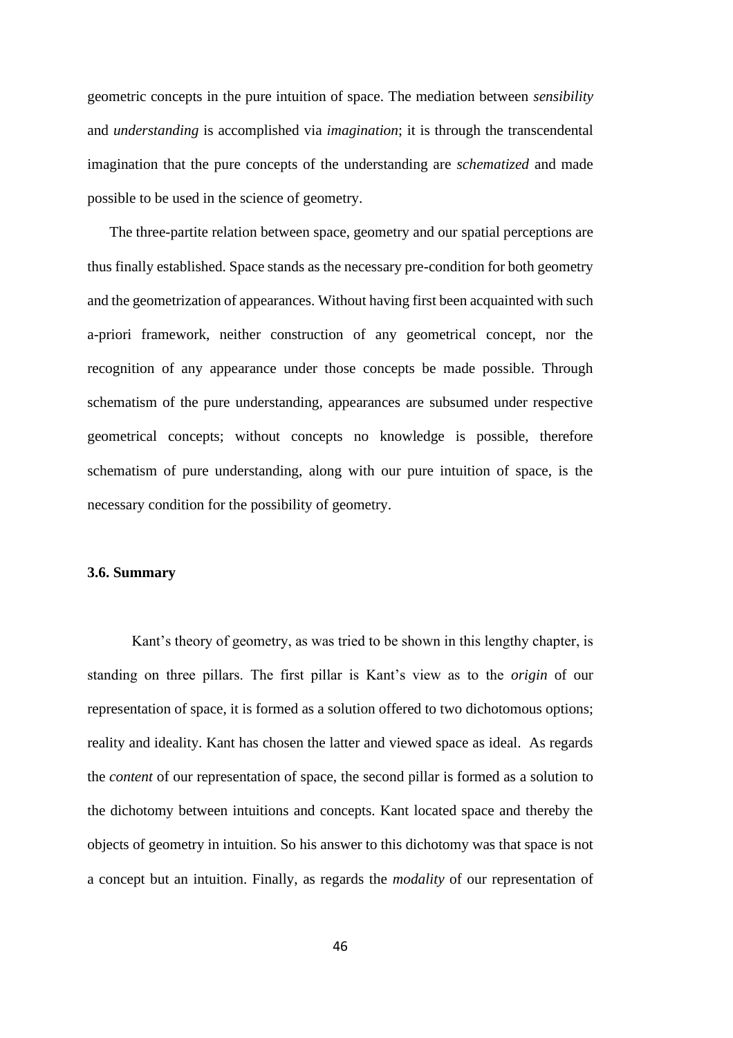geometric concepts in the pure intuition of space. The mediation between *sensibility* and *understanding* is accomplished via *imagination*; it is through the transcendental imagination that the pure concepts of the understanding are *schematized* and made possible to be used in the science of geometry.

The three-partite relation between space, geometry and our spatial perceptions are thus finally established. Space stands as the necessary pre-condition for both geometry and the geometrization of appearances. Without having first been acquainted with such a-priori framework, neither construction of any geometrical concept, nor the recognition of any appearance under those concepts be made possible. Through schematism of the pure understanding, appearances are subsumed under respective geometrical concepts; without concepts no knowledge is possible, therefore schematism of pure understanding, along with our pure intuition of space, is the necessary condition for the possibility of geometry.

### 3.6. Summary

Kant's theory of geometry, as was tried to be shown in this lengthy chapter, is standing on three pillars. The first pillar is Kant's view as to the *origin* of our representation of space, it is formed as a solution offered to two dichotomous options; reality and ideality. Kant has chosen the latter and viewed space as ideal. As regards the *content* of our representation of space, the second pillar is formed as a solution to the dichotomy between intuitions and concepts. Kant located space and thereby the objects of geometry in intuition. So his answer to this dichotomy was that space is not a concept but an intuition. Finally, as regards the *modality* of our representation of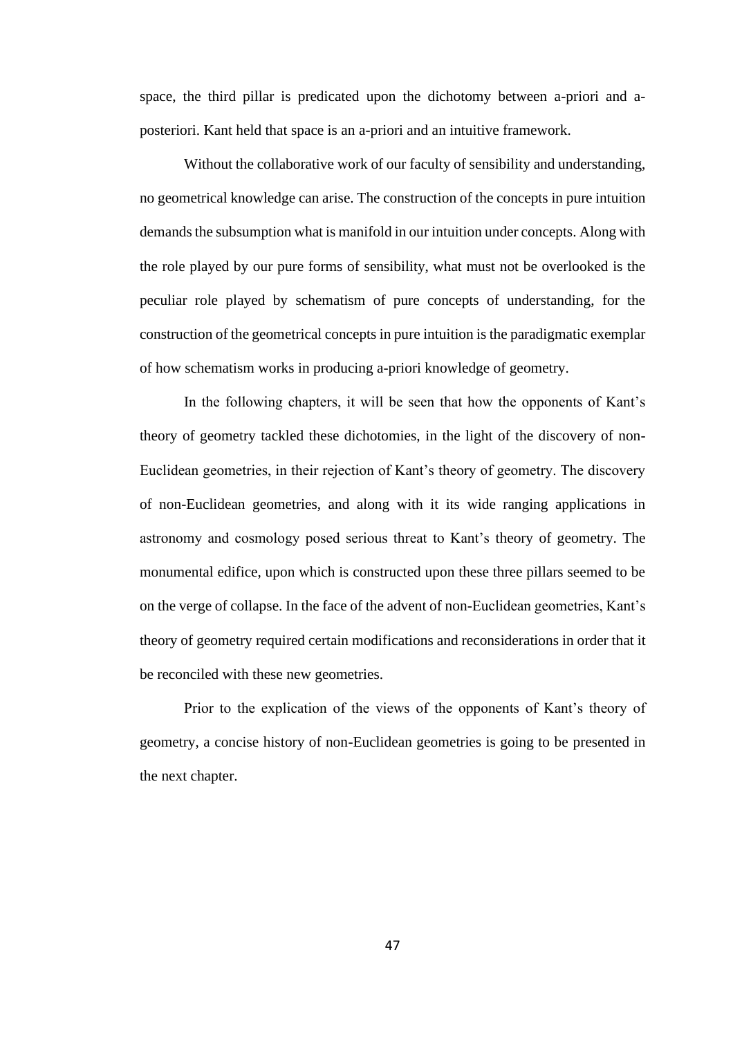space, the third pillar is predicated upon the dichotomy between a-priori and a-posteriori. Kant held that space is an a-priori and an intuitive framework.

Without the collaborative work of our faculty of sensibility and understanding, no geometrical knowledge can arise. The construction of the concepts in pure intuition demands the subsumption what is manifold in our intuition under concepts. Along with the role played by our pure forms of sensibility, what must not be overlooked is the peculiar role played by schematism of pure concepts of understanding, for the construction of the geometrical concepts in pure intuition is the paradigmatic exemplar of how schematism works in producing a-priori knowledge of geometry.

In the following chapters, it will be seen that how the opponents of Kant's theory of geometry tackled these dichotomies, in the light of the discovery of non-Euclidean geometries, in their rejection of Kant's theory of geometry. The discovery of non-Euclidean geometries, and along with it its wide ranging applications in astronomy and cosmology posed serious threat to Kant's theory of geometry. The monumental edifice, upon which is constructed upon these three pillars seemed to be on the verge of collapse. In the face of the advent of non-Euclidean geometries, Kant's theory of geometry required certain modifications and reconsiderations in order that it be reconciled with these new geometries.

Prior to the explication of the views of the opponents of Kant's theory of geometry, a concise history of non-Euclidean geometries is going to be presented in the next chapter.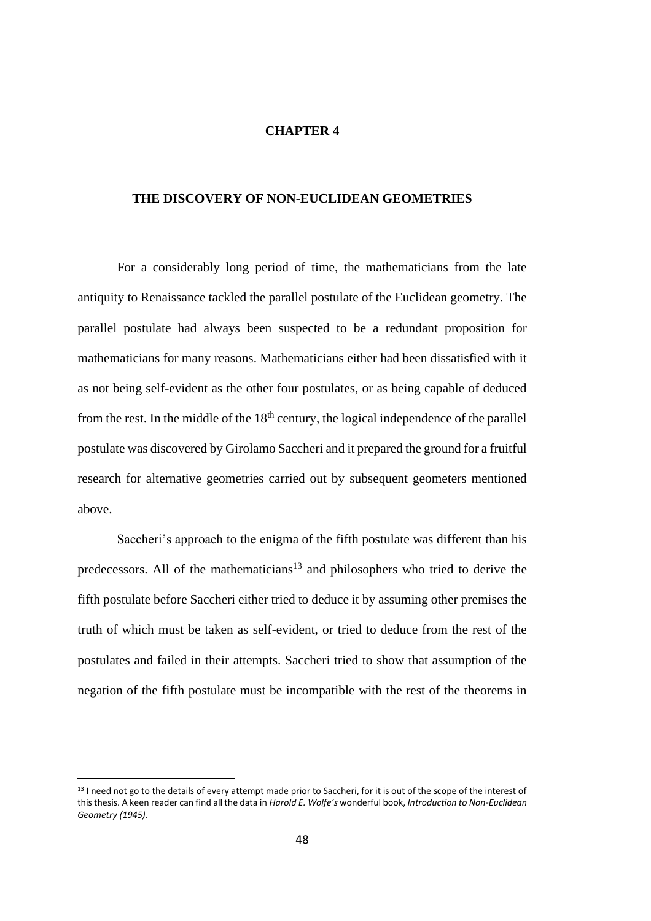# CHAPTER 4

## THE DISCOVERY OF NON-EUCLIDEAN GEOMETRIES

For a considerably long period of time, the mathematicians from the late antiquity to Renaissance tackled the parallel postulate of the Euclidean geometry. The parallel postulate had always been suspected to be a redundant proposition for mathematicians for many reasons. Mathematicians either had been dissatisfied with it as not being self-evident as the other four postulates, or as being capable of deduced from the rest. In the middle of the 18th century, the logical independence of the parallel postulate was discovered by Girolamo Saccheri and it prepared the ground for a fruitful research for alternative geometries carried out by subsequent geometers mentioned above.

Saccheri's approach to the enigma of the fifth postulate was different than his predecessors. All of the mathematicians[13] and philosophers who tried to derive the fifth postulate before Saccheri either tried to deduce it by assuming other premises the truth of which must be taken as self-evident, or tried to deduce from the rest of the postulates and failed in their attempts. Saccheri tried to show that assumption of the negation of the fifth postulate must be incompatible with the rest of the theorems in

---

[13] I need not go to the details of every attempt made prior to Saccheri, for it is out of the scope of the interest of this thesis. A keen reader can find all the data in *Harold E. Wolfe's* wonderful book, *Introduction to Non-Euclidean Geometry (1945).*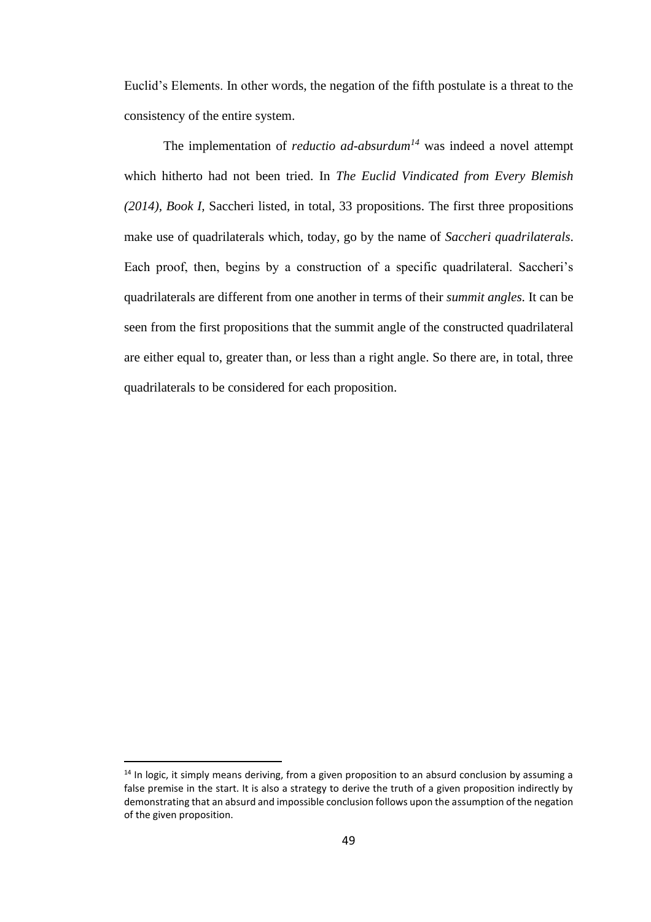Euclid's Elements. In other words, the negation of the fifth postulate is a threat to the consistency of the entire system.

The implementation of *reductio ad-absurdum*[14] was indeed a novel attempt which hitherto had not been tried. In *The Euclid Vindicated from Every Blemish (2014), Book I,* Saccheri listed, in total, 33 propositions. The first three propositions make use of quadrilaterals which, today, go by the name of *Saccheri quadrilaterals*. Each proof, then, begins by a construction of a specific quadrilateral. Saccheri's quadrilaterals are different from one another in terms of their *summit angles.* It can be seen from the first propositions that the summit angle of the constructed quadrilateral are either equal to, greater than, or less than a right angle. So there are, in total, three quadrilaterals to be considered for each proposition.

---

[14] In logic, it simply means deriving, from a given proposition to an absurd conclusion by assuming a false premise in the start. It is also a strategy to derive the truth of a given proposition indirectly by demonstrating that an absurd and impossible conclusion follows upon the assumption of the negation of the given proposition.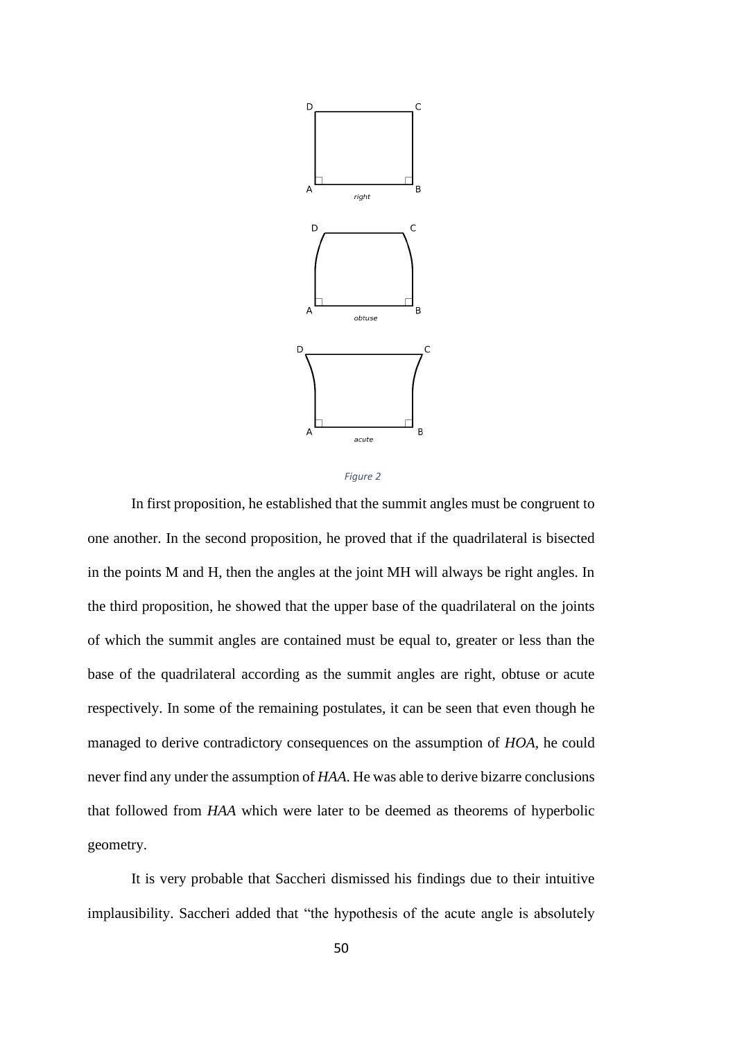Figure 2

In first proposition, he established that the summit angles must be congruent to one another. In the second proposition, he proved that if the quadrilateral is bisected in the points M and H, then the angles at the joint MH will always be right angles. In the third proposition, he showed that the upper base of the quadrilateral on the joints of which the summit angles are contained must be equal to, greater or less than the base of the quadrilateral according as the summit angles are right, obtuse or acute respectively. In some of the remaining postulates, it can be seen that even though he managed to derive contradictory consequences on the assumption of *HOA*, he could never find any under the assumption of *HAA*. He was able to derive bizarre conclusions that followed from *HAA* which were later to be deemed as theorems of hyperbolic geometry.

It is very probable that Saccheri dismissed his findings due to their intuitive implausibility. Saccheri added that "the hypothesis of the acute angle is absolutely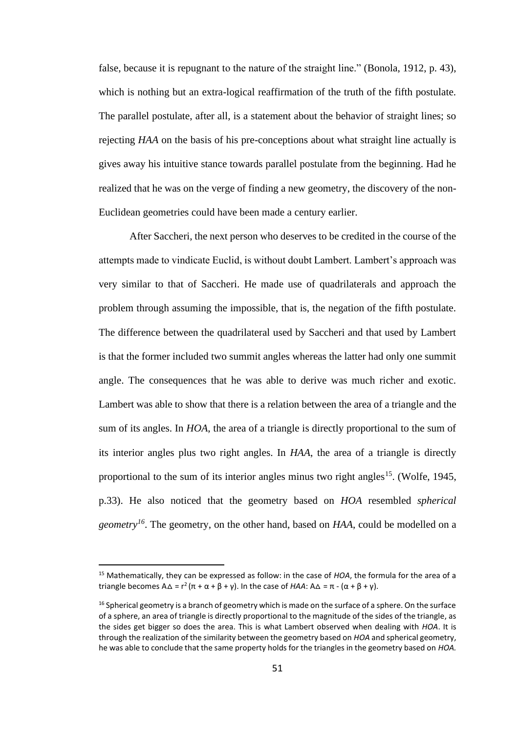false, because it is repugnant to the nature of the straight line." (Bonola, 1912, p. 43), which is nothing but an extra-logical reaffirmation of the truth of the fifth postulate. The parallel postulate, after all, is a statement about the behavior of straight lines; so rejecting *HAA* on the basis of his pre-conceptions about what straight line actually is gives away his intuitive stance towards parallel postulate from the beginning. Had he realized that he was on the verge of finding a new geometry, the discovery of the non-Euclidean geometries could have been made a century earlier.

After Saccheri, the next person who deserves to be credited in the course of the attempts made to vindicate Euclid, is without doubt Lambert. Lambert's approach was very similar to that of Saccheri. He made use of quadrilaterals and approach the problem through assuming the impossible, that is, the negation of the fifth postulate. The difference between the quadrilateral used by Saccheri and that used by Lambert is that the former included two summit angles whereas the latter had only one summit angle. The consequences that he was able to derive was much richer and exotic. Lambert was able to show that there is a relation between the area of a triangle and the sum of its angles. In *HOA*, the area of a triangle is directly proportional to the sum of its interior angles plus two right angles. In *HAA*, the area of a triangle is directly proportional to the sum of its interior angles minus two right angles[15]. (Wolfe, 1945, p.33). He also noticed that the geometry based on *HOA* resembled *spherical geometry*[16]. The geometry, on the other hand, based on *HAA*, could be modelled on a

---

[15] Mathematically, they can be expressed as follow: in the case of *HOA*, the formula for the area of a triangle becomes $A\Delta = r^2(\pi + \alpha + \beta + \gamma)$. In the case of *HAA*: $A\Delta = \pi - (\alpha + \beta + \gamma)$.

[16] Spherical geometry is a branch of geometry which is made on the surface of a sphere. On the surface of a sphere, an area of triangle is directly proportional to the magnitude of the sides of the triangle, as the sides get bigger so does the area. This is what Lambert observed when dealing with *HOA*. It is through the realization of the similarity between the geometry based on *HOA* and spherical geometry, he was able to conclude that the same property holds for the triangles in the geometry based on *HOA*.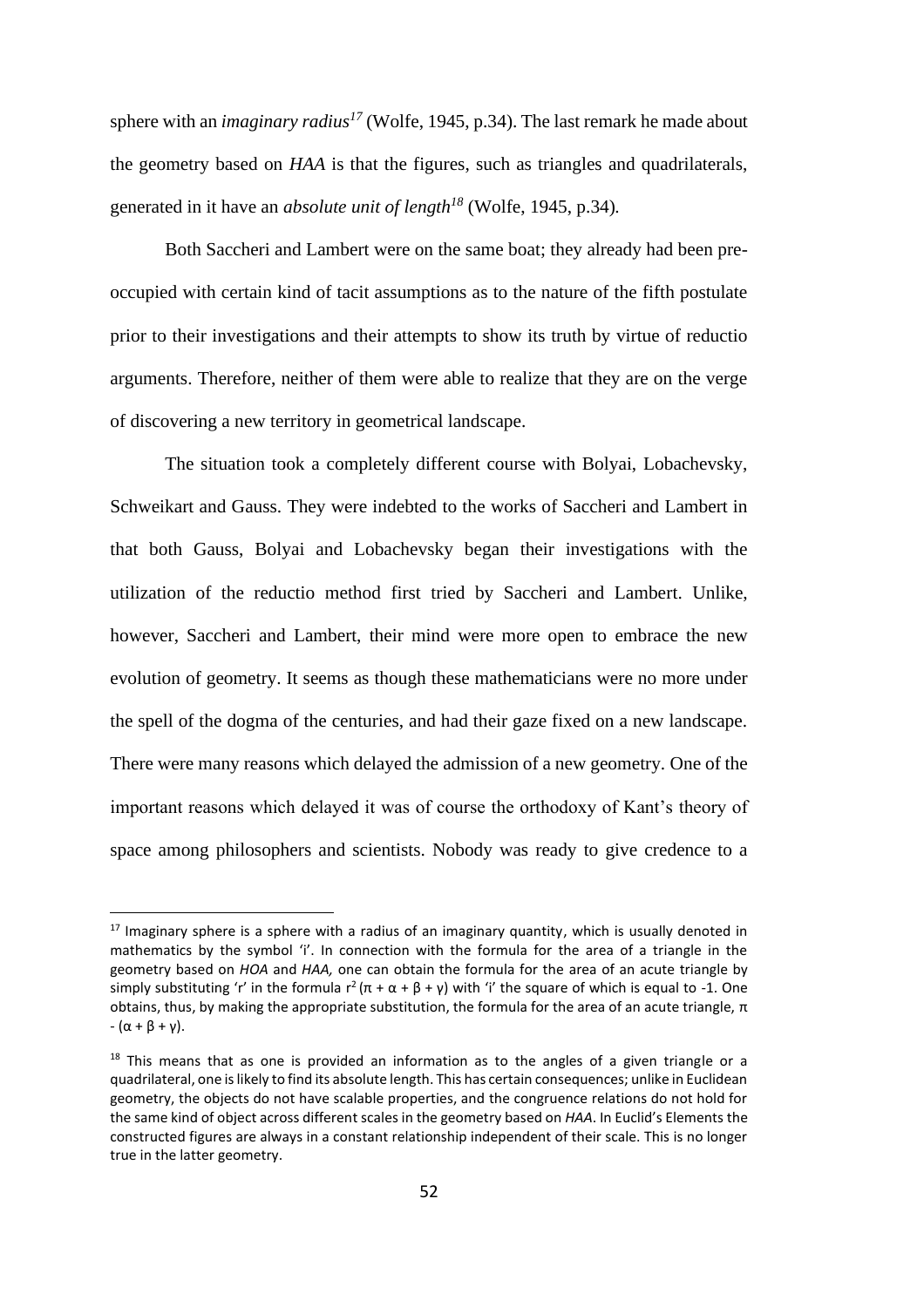sphere with an *imaginary radius*[17] (Wolfe, 1945, p.34). The last remark he made about the geometry based on *HAA* is that the figures, such as triangles and quadrilaterals, generated in it have an *absolute unit of length*[18] (Wolfe, 1945, p.34).

Both Saccheri and Lambert were on the same boat; they already had been pre-occupied with certain kind of tacit assumptions as to the nature of the fifth postulate prior to their investigations and their attempts to show its truth by virtue of reductio arguments. Therefore, neither of them were able to realize that they are on the verge of discovering a new territory in geometrical landscape.

The situation took a completely different course with Bolyai, Lobachevsky, Schweikart and Gauss. They were indebted to the works of Saccheri and Lambert in that both Gauss, Bolyai and Lobachevsky began their investigations with the utilization of the reductio method first tried by Saccheri and Lambert. Unlike, however, Saccheri and Lambert, their mind were more open to embrace the new evolution of geometry. It seems as though these mathematicians were no more under the spell of the dogma of the centuries, and had their gaze fixed on a new landscape. There were many reasons which delayed the admission of a new geometry. One of the important reasons which delayed it was of course the orthodoxy of Kant's theory of space among philosophers and scientists. Nobody was ready to give credence to a

---

[17] Imaginary sphere is a sphere with a radius of an imaginary quantity, which is usually denoted in mathematics by the symbol 'i'. In connection with the formula for the area of a triangle in the geometry based on *HOA* and *HAA,* one can obtain the formula for the area of an acute triangle by simply substituting 'r' in the formula $r^2(\pi + \alpha + \beta + \gamma)$ with 'i' the square of which is equal to -1. One obtains, thus, by making the appropriate substitution, the formula for the area of an acute triangle, $\pi - (\alpha + \beta + \gamma)$.

[18] This means that as one is provided an information as to the angles of a given triangle or a quadrilateral, one is likely to find its absolute length. This has certain consequences; unlike in Euclidean geometry, the objects do not have scalable properties, and the congruence relations do not hold for the same kind of object across different scales in the geometry based on *HAA*. In Euclid's Elements the constructed figures are always in a constant relationship independent of their scale. This is no longer true in the latter geometry.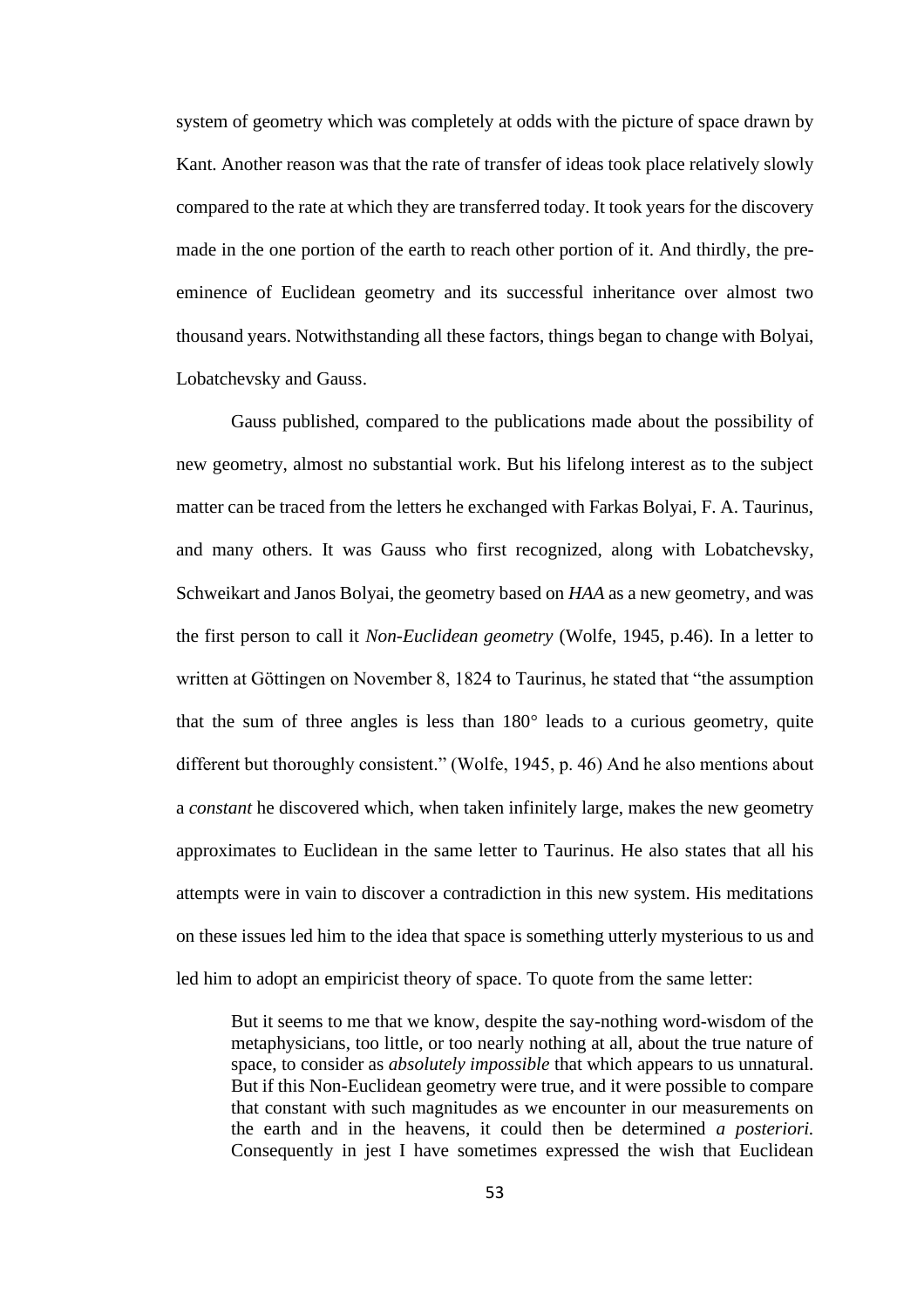system of geometry which was completely at odds with the picture of space drawn by Kant. Another reason was that the rate of transfer of ideas took place relatively slowly compared to the rate at which they are transferred today. It took years for the discovery made in the one portion of the earth to reach other portion of it. And thirdly, the pre-eminence of Euclidean geometry and its successful inheritance over almost two thousand years. Notwithstanding all these factors, things began to change with Bolyai, Lobatchevsky and Gauss.

Gauss published, compared to the publications made about the possibility of new geometry, almost no substantial work. But his lifelong interest as to the subject matter can be traced from the letters he exchanged with Farkas Bolyai, F. A. Taurinus, and many others. It was Gauss who first recognized, along with Lobatchevsky, Schweikart and Janos Bolyai, the geometry based on *HAA* as a new geometry, and was the first person to call it *Non-Euclidean geometry* (Wolfe, 1945, p.46). In a letter to written at Göttingen on November 8, 1824 to Taurinus, he stated that "the assumption that the sum of three angles is less than 180° leads to a curious geometry, quite different but thoroughly consistent." (Wolfe, 1945, p. 46) And he also mentions about a *constant* he discovered which, when taken infinitely large, makes the new geometry approximates to Euclidean in the same letter to Taurinus. He also states that all his attempts were in vain to discover a contradiction in this new system. His meditations on these issues led him to the idea that space is something utterly mysterious to us and led him to adopt an empiricist theory of space. To quote from the same letter:

> But it seems to me that we know, despite the say-nothing word-wisdom of the metaphysicians, too little, or too nearly nothing at all, about the true nature of space, to consider as *absolutely impossible* that which appears to us unnatural. But if this Non-Euclidean geometry were true, and it were possible to compare that constant with such magnitudes as we encounter in our measurements on the earth and in the heavens, it could then be determined *a posteriori.* Consequently in jest I have sometimes expressed the wish that Euclidean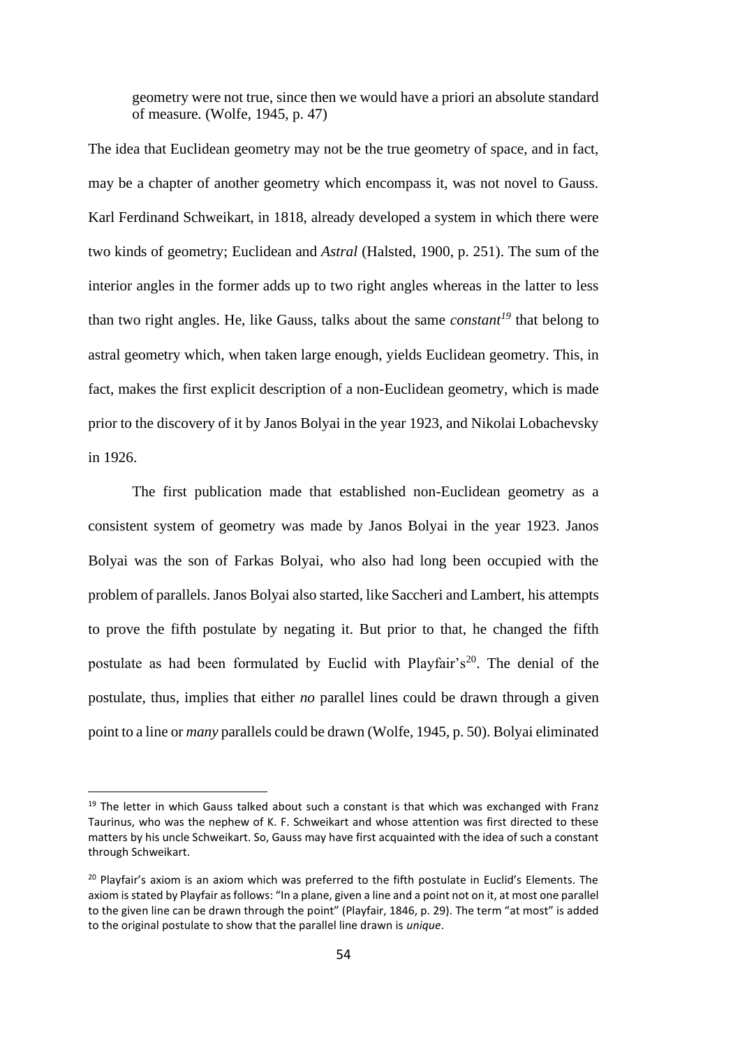geometry were not true, since then we would have a priori an absolute standard of measure. (Wolfe, 1945, p. 47)

The idea that Euclidean geometry may not be the true geometry of space, and in fact, may be a chapter of another geometry which encompass it, was not novel to Gauss. Karl Ferdinand Schweikart, in 1818, already developed a system in which there were two kinds of geometry; Euclidean and *Astral* (Halsted, 1900, p. 251). The sum of the interior angles in the former adds up to two right angles whereas in the latter to less than two right angles. He, like Gauss, talks about the same *constant*[19] that belong to astral geometry which, when taken large enough, yields Euclidean geometry. This, in fact, makes the first explicit description of a non-Euclidean geometry, which is made prior to the discovery of it by Janos Bolyai in the year 1923, and Nikolai Lobachevsky in 1926.

The first publication made that established non-Euclidean geometry as a consistent system of geometry was made by Janos Bolyai in the year 1923. Janos Bolyai was the son of Farkas Bolyai, who also had long been occupied with the problem of parallels. Janos Bolyai also started, like Saccheri and Lambert, his attempts to prove the fifth postulate by negating it. But prior to that, he changed the fifth postulate as had been formulated by Euclid with Playfair's[20]. The denial of the postulate, thus, implies that either *no* parallel lines could be drawn through a given point to a line or *many* parallels could be drawn (Wolfe, 1945, p. 50). Bolyai eliminated

---

[19] The letter in which Gauss talked about such a constant is that which was exchanged with Franz Taurinus, who was the nephew of K. F. Schweikart and whose attention was first directed to these matters by his uncle Schweikart. So, Gauss may have first acquainted with the idea of such a constant through Schweikart.

[20] Playfair's axiom is an axiom which was preferred to the fifth postulate in Euclid's Elements. The axiom is stated by Playfair as follows: "In a plane, given a line and a point not on it, at most one parallel to the given line can be drawn through the point" (Playfair, 1846, p. 29). The term "at most" is added to the original postulate to show that the parallel line drawn is *unique*.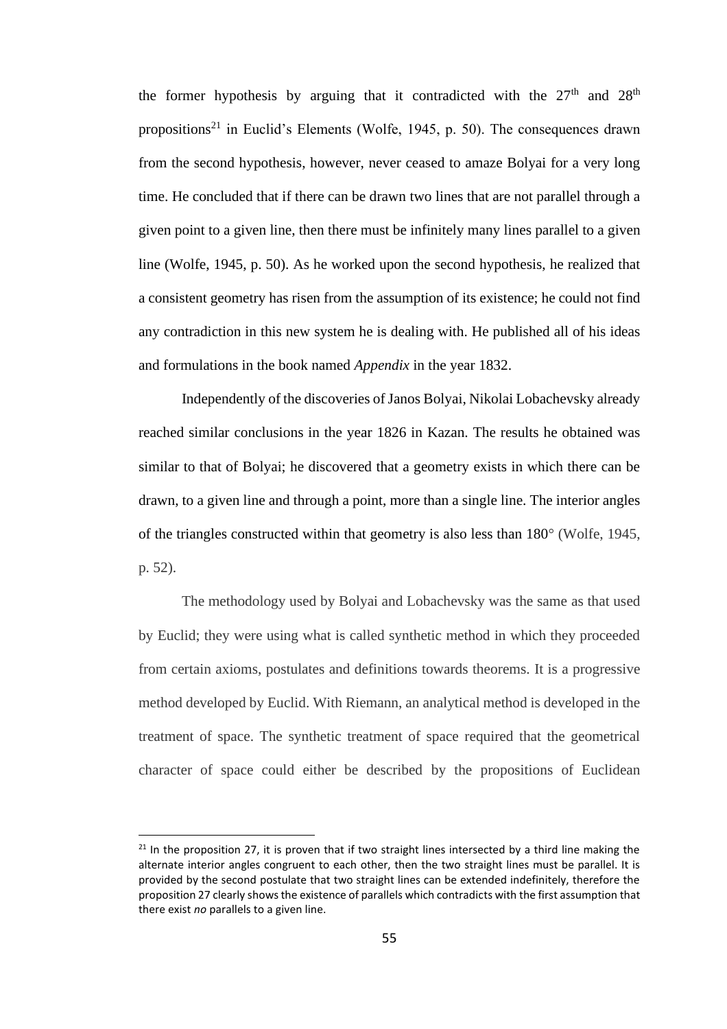the former hypothesis by arguing that it contradicted with the 27th and 28th propositions[21] in Euclid's Elements (Wolfe, 1945, p. 50). The consequences drawn from the second hypothesis, however, never ceased to amaze Bolyai for a very long time. He concluded that if there can be drawn two lines that are not parallel through a given point to a given line, then there must be infinitely many lines parallel to a given line (Wolfe, 1945, p. 50). As he worked upon the second hypothesis, he realized that a consistent geometry has risen from the assumption of its existence; he could not find any contradiction in this new system he is dealing with. He published all of his ideas and formulations in the book named *Appendix* in the year 1832.

Independently of the discoveries of Janos Bolyai, Nikolai Lobachevsky already reached similar conclusions in the year 1826 in Kazan. The results he obtained was similar to that of Bolyai; he discovered that a geometry exists in which there can be drawn, to a given line and through a point, more than a single line. The interior angles of the triangles constructed within that geometry is also less than 180° (Wolfe, 1945, p. 52).

The methodology used by Bolyai and Lobachevsky was the same as that used by Euclid; they were using what is called synthetic method in which they proceeded from certain axioms, postulates and definitions towards theorems. It is a progressive method developed by Euclid. With Riemann, an analytical method is developed in the treatment of space. The synthetic treatment of space required that the geometrical character of space could either be described by the propositions of Euclidean

---

[21] In the proposition 27, it is proven that if two straight lines intersected by a third line making the alternate interior angles congruent to each other, then the two straight lines must be parallel. It is provided by the second postulate that two straight lines can be extended indefinitely, therefore the proposition 27 clearly shows the existence of parallels which contradicts with the first assumption that there exist *no* parallels to a given line.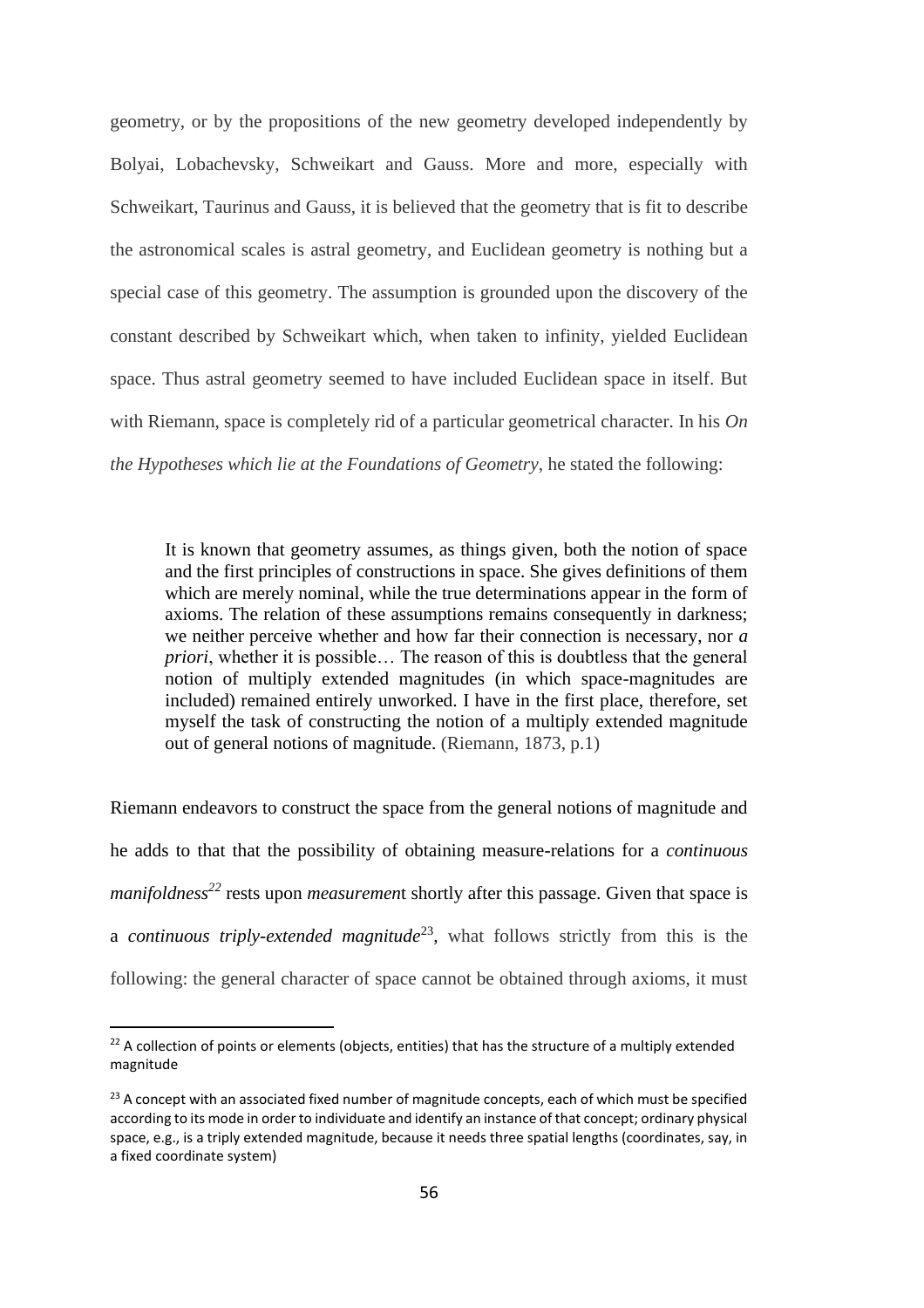geometry, or by the propositions of the new geometry developed independently by Bolyai, Lobachevsky, Schweikart and Gauss. More and more, especially with Schweikart, Taurinus and Gauss, it is believed that the geometry that is fit to describe the astronomical scales is astral geometry, and Euclidean geometry is nothing but a special case of this geometry. The assumption is grounded upon the discovery of the constant described by Schweikart which, when taken to infinity, yielded Euclidean space. Thus astral geometry seemed to have included Euclidean space in itself. But with Riemann, space is completely rid of a particular geometrical character. In his *On the Hypotheses which lie at the Foundations of Geometry*, he stated the following:

> It is known that geometry assumes, as things given, both the notion of space and the first principles of constructions in space. She gives definitions of them which are merely nominal, while the true determinations appear in the form of axioms. The relation of these assumptions remains consequently in darkness; we neither perceive whether and how far their connection is necessary, nor *a priori*, whether it is possible… The reason of this is doubtless that the general notion of multiply extended magnitudes (in which space-magnitudes are included) remained entirely unworked. I have in the first place, therefore, set myself the task of constructing the notion of a multiply extended magnitude out of general notions of magnitude. (Riemann, 1873, p.1)

Riemann endeavors to construct the space from the general notions of magnitude and he adds to that that the possibility of obtaining measure-relations for a *continuous manifoldness*[22] rests upon *measurement* shortly after this passage. Given that space is a *continuous triply-extended magnitude*[23], what follows strictly from this is the following: the general character of space cannot be obtained through axioms, it must

[22] A collection of points or elements (objects, entities) that has the structure of a multiply extended magnitude

[23] A concept with an associated fixed number of magnitude concepts, each of which must be specified according to its mode in order to individuate and identify an instance of that concept; ordinary physical space, e.g., is a triply extended magnitude, because it needs three spatial lengths (coordinates, say, in a fixed coordinate system)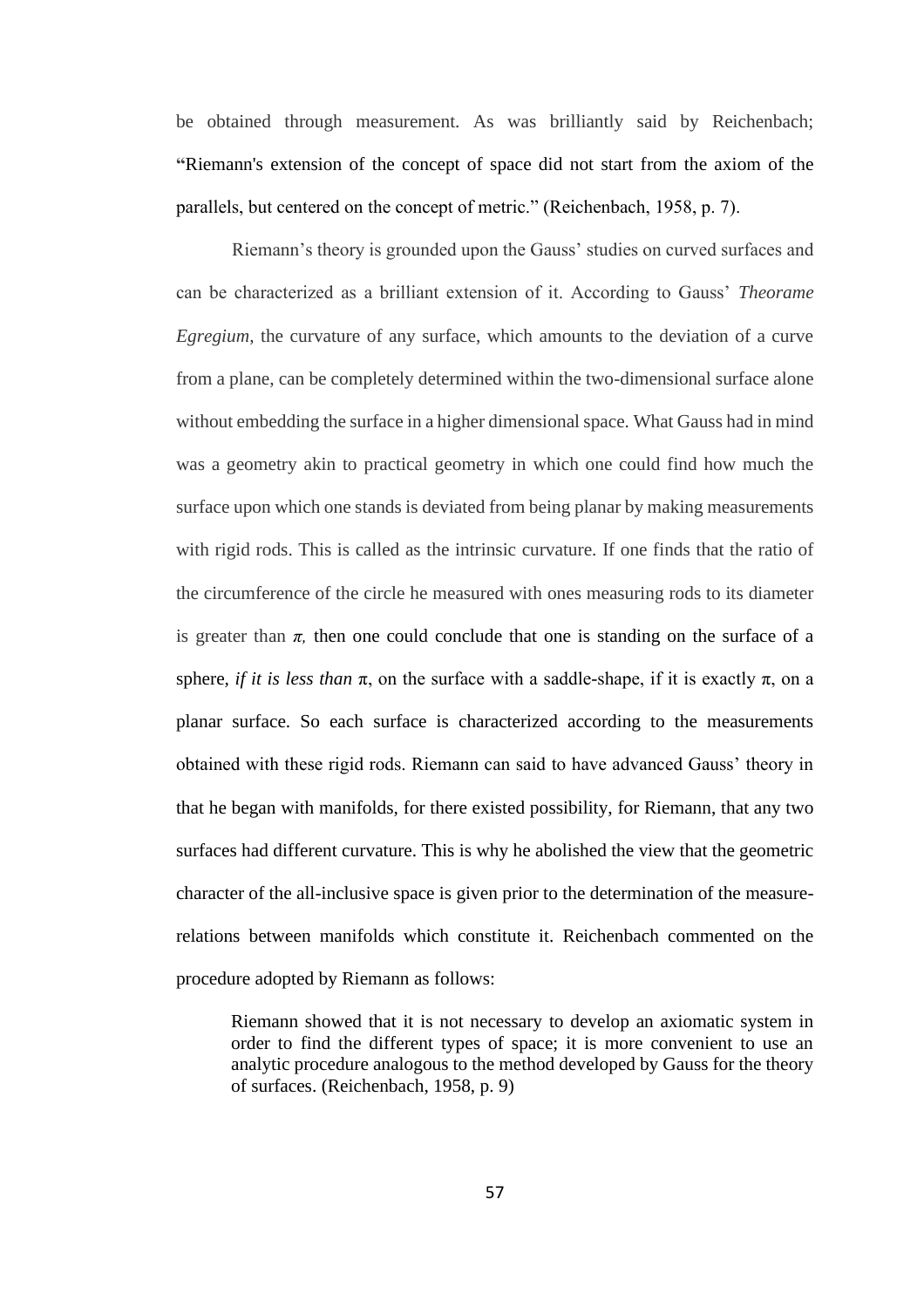be obtained through measurement. As was brilliantly said by Reichenbach; "Riemann's extension of the concept of space did not start from the axiom of the parallels, but centered on the concept of metric." (Reichenbach, 1958, p. 7).

Riemann's theory is grounded upon the Gauss' studies on curved surfaces and can be characterized as a brilliant extension of it. According to Gauss' *Theorame Egregium,* the curvature of any surface, which amounts to the deviation of a curve from a plane, can be completely determined within the two-dimensional surface alone without embedding the surface in a higher dimensional space. What Gauss had in mind was a geometry akin to practical geometry in which one could find how much the surface upon which one stands is deviated from being planar by making measurements with rigid rods. This is called as the intrinsic curvature. If one finds that the ratio of the circumference of the circle he measured with ones measuring rods to its diameter is greater than $\pi$, then one could conclude that one is standing on the surface of a sphere, *if it is less than* $\pi$, on the surface with a saddle-shape, if it is exactly $\pi$, on a planar surface. So each surface is characterized according to the measurements obtained with these rigid rods. Riemann can said to have advanced Gauss' theory in that he began with manifolds, for there existed possibility, for Riemann, that any two surfaces had different curvature. This is why he abolished the view that the geometric character of the all-inclusive space is given prior to the determination of the measure-relations between manifolds which constitute it. Reichenbach commented on the procedure adopted by Riemann as follows:

> Riemann showed that it is not necessary to develop an axiomatic system in order to find the different types of space; it is more convenient to use an analytic procedure analogous to the method developed by Gauss for the theory of surfaces. (Reichenbach, 1958, p. 9)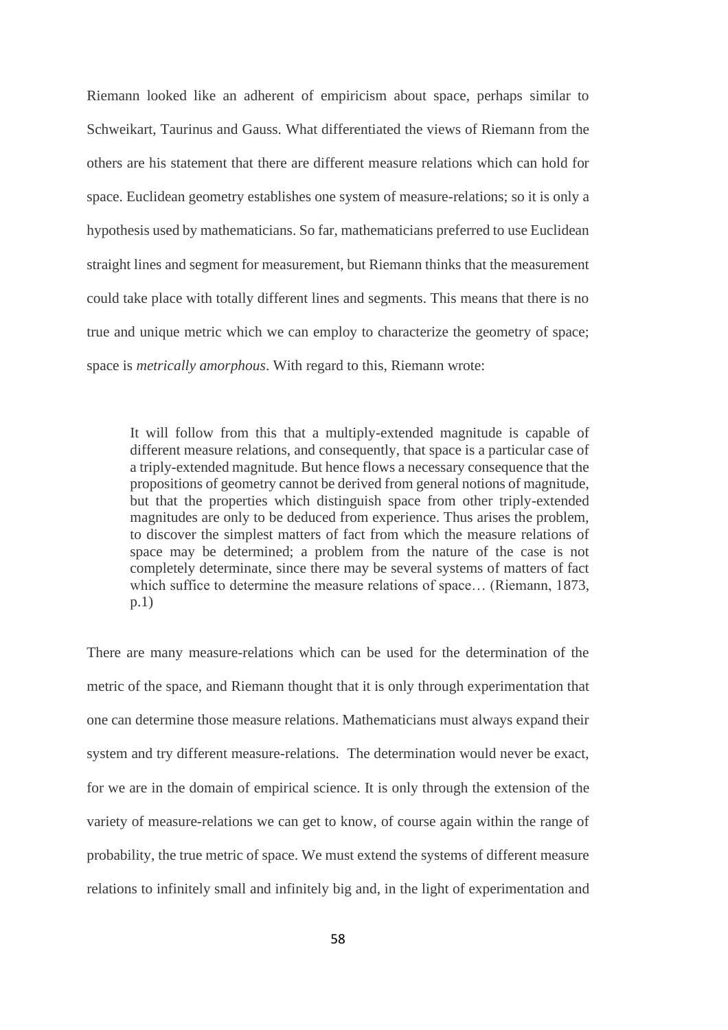Riemann looked like an adherent of empiricism about space, perhaps similar to Schweikart, Taurinus and Gauss. What differentiated the views of Riemann from the others are his statement that there are different measure relations which can hold for space. Euclidean geometry establishes one system of measure-relations; so it is only a hypothesis used by mathematicians. So far, mathematicians preferred to use Euclidean straight lines and segment for measurement, but Riemann thinks that the measurement could take place with totally different lines and segments. This means that there is no true and unique metric which we can employ to characterize the geometry of space; space is *metrically amorphous*. With regard to this, Riemann wrote:

> It will follow from this that a multiply-extended magnitude is capable of different measure relations, and consequently, that space is a particular case of a triply-extended magnitude. But hence flows a necessary consequence that the propositions of geometry cannot be derived from general notions of magnitude, but that the properties which distinguish space from other triply-extended magnitudes are only to be deduced from experience. Thus arises the problem, to discover the simplest matters of fact from which the measure relations of space may be determined; a problem from the nature of the case is not completely determinate, since there may be several systems of matters of fact which suffice to determine the measure relations of space… (Riemann, 1873, p.1)

There are many measure-relations which can be used for the determination of the metric of the space, and Riemann thought that it is only through experimentation that one can determine those measure relations. Mathematicians must always expand their system and try different measure-relations. The determination would never be exact, for we are in the domain of empirical science. It is only through the extension of the variety of measure-relations we can get to know, of course again within the range of probability, the true metric of space. We must extend the systems of different measure relations to infinitely small and infinitely big and, in the light of experimentation and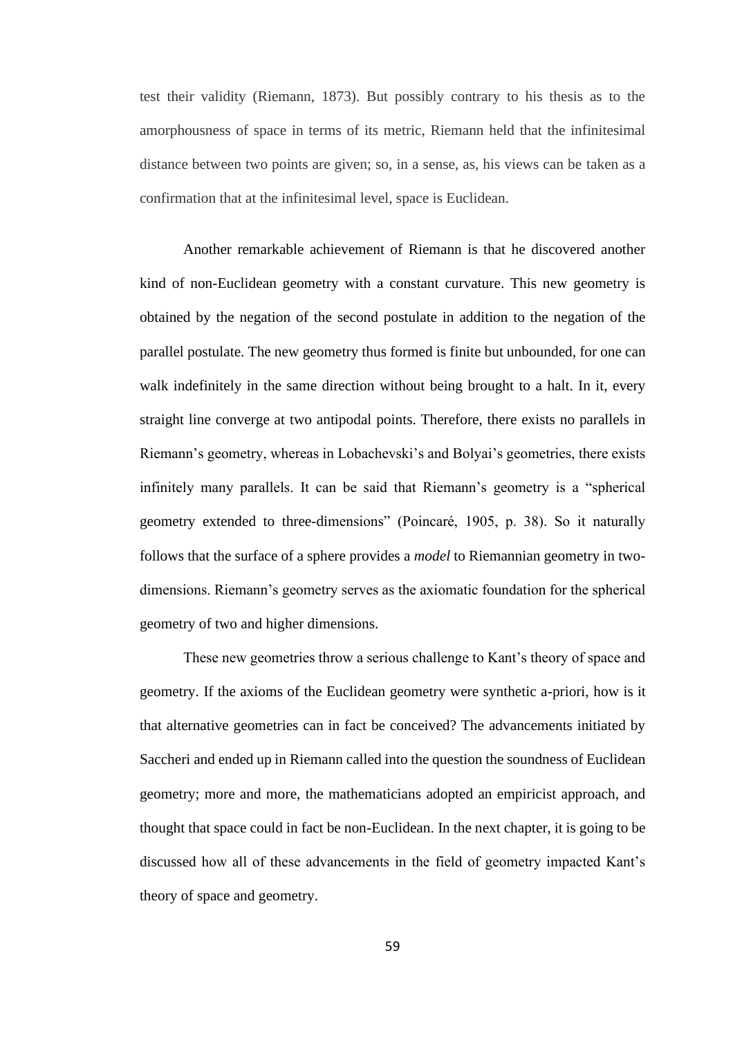test their validity (Riemann, 1873). But possibly contrary to his thesis as to the amorphousness of space in terms of its metric, Riemann held that the infinitesimal distance between two points are given; so, in a sense, as, his views can be taken as a confirmation that at the infinitesimal level, space is Euclidean.

Another remarkable achievement of Riemann is that he discovered another kind of non-Euclidean geometry with a constant curvature. This new geometry is obtained by the negation of the second postulate in addition to the negation of the parallel postulate. The new geometry thus formed is finite but unbounded, for one can walk indefinitely in the same direction without being brought to a halt. In it, every straight line converge at two antipodal points. Therefore, there exists no parallels in Riemann's geometry, whereas in Lobachevski's and Bolyai's geometries, there exists infinitely many parallels. It can be said that Riemann's geometry is a "spherical geometry extended to three-dimensions" (Poincaré, 1905, p. 38). So it naturally follows that the surface of a sphere provides a *model* to Riemannian geometry in two-dimensions. Riemann's geometry serves as the axiomatic foundation for the spherical geometry of two and higher dimensions.

These new geometries throw a serious challenge to Kant's theory of space and geometry. If the axioms of the Euclidean geometry were synthetic a-priori, how is it that alternative geometries can in fact be conceived? The advancements initiated by Saccheri and ended up in Riemann called into the question the soundness of Euclidean geometry; more and more, the mathematicians adopted an empiricist approach, and thought that space could in fact be non-Euclidean. In the next chapter, it is going to be discussed how all of these advancements in the field of geometry impacted Kant's theory of space and geometry.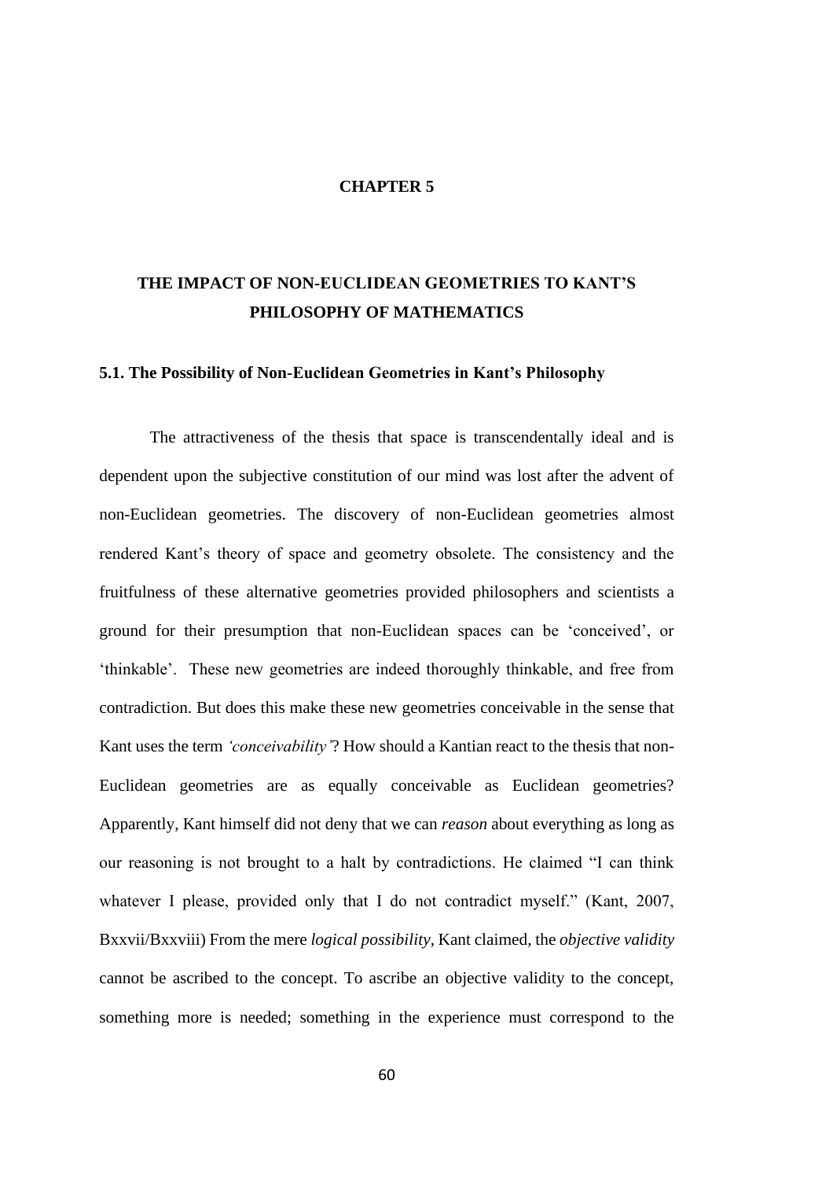# CHAPTER 5

# THE IMPACT OF NON-EUCLIDEAN GEOMETRIES TO KANT'S PHILOSOPHY OF MATHEMATICS

## 5.1. The Possibility of Non-Euclidean Geometries in Kant's Philosophy

The attractiveness of the thesis that space is transcendentally ideal and is dependent upon the subjective constitution of our mind was lost after the advent of non-Euclidean geometries. The discovery of non-Euclidean geometries almost rendered Kant's theory of space and geometry obsolete. The consistency and the fruitfulness of these alternative geometries provided philosophers and scientists a ground for their presumption that non-Euclidean spaces can be 'conceived', or 'thinkable'. These new geometries are indeed thoroughly thinkable, and free from contradiction. But does this make these new geometries conceivable in the sense that Kant uses the term *'conceivability'*? How should a Kantian react to the thesis that non-Euclidean geometries are as equally conceivable as Euclidean geometries? Apparently, Kant himself did not deny that we can *reason* about everything as long as our reasoning is not brought to a halt by contradictions. He claimed "I can think whatever I please, provided only that I do not contradict myself." (Kant, 2007, Bxxvii/Bxxviii) From the mere *logical possibility*, Kant claimed, the *objective validity* cannot be ascribed to the concept. To ascribe an objective validity to the concept, something more is needed; something in the experience must correspond to the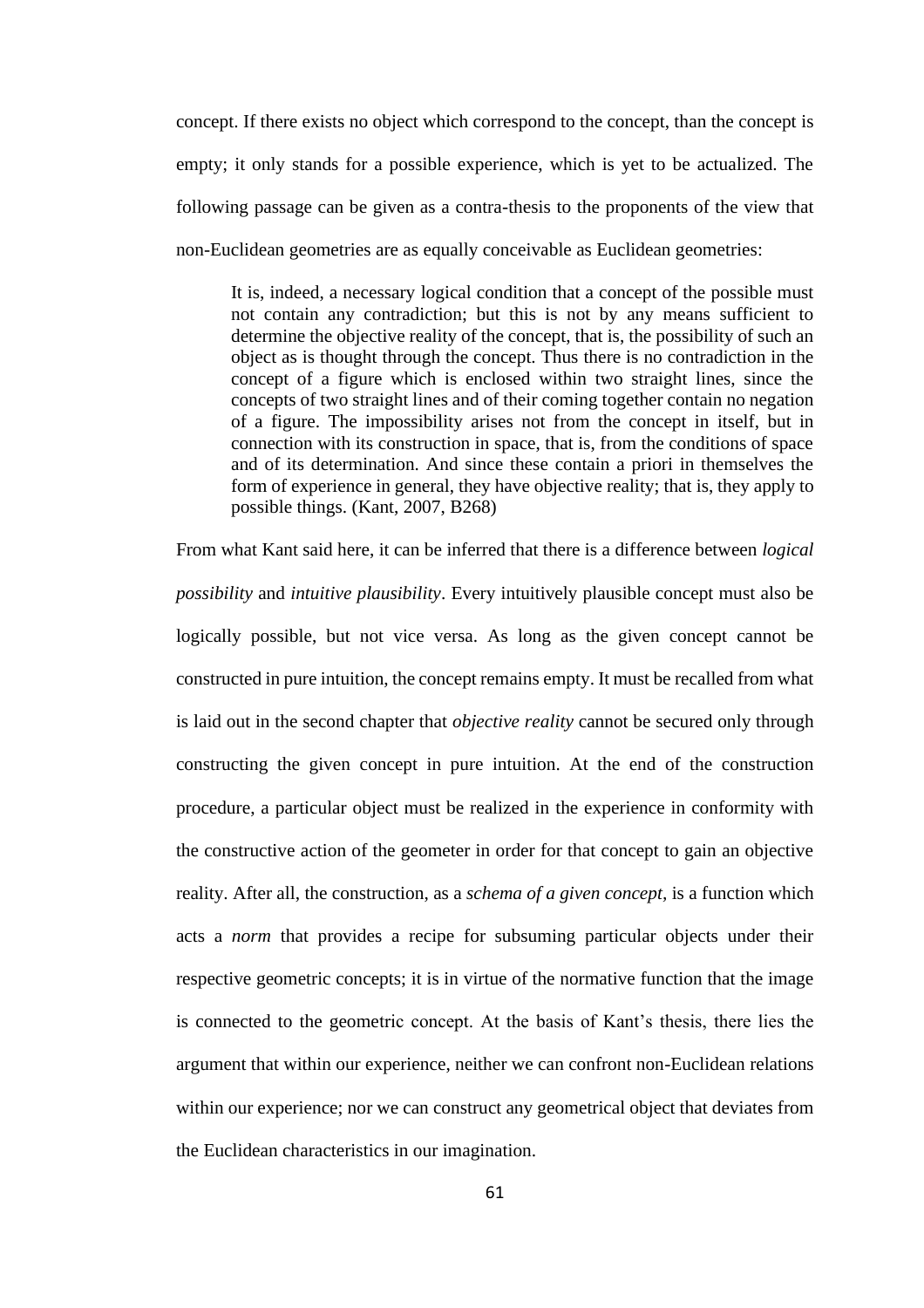concept. If there exists no object which correspond to the concept, than the concept is empty; it only stands for a possible experience, which is yet to be actualized. The following passage can be given as a contra-thesis to the proponents of the view that non-Euclidean geometries are as equally conceivable as Euclidean geometries:

> It is, indeed, a necessary logical condition that a concept of the possible must not contain any contradiction; but this is not by any means sufficient to determine the objective reality of the concept, that is, the possibility of such an object as is thought through the concept. Thus there is no contradiction in the concept of a figure which is enclosed within two straight lines, since the concepts of two straight lines and of their coming together contain no negation of a figure. The impossibility arises not from the concept in itself, but in connection with its construction in space, that is, from the conditions of space and of its determination. And since these contain a priori in themselves the form of experience in general, they have objective reality; that is, they apply to possible things. (Kant, 2007, B268)

From what Kant said here, it can be inferred that there is a difference between *logical possibility* and *intuitive plausibility*. Every intuitively plausible concept must also be logically possible, but not vice versa. As long as the given concept cannot be constructed in pure intuition, the concept remains empty. It must be recalled from what is laid out in the second chapter that *objective reality* cannot be secured only through constructing the given concept in pure intuition. At the end of the construction procedure, a particular object must be realized in the experience in conformity with the constructive action of the geometer in order for that concept to gain an objective reality. After all, the construction, as a *schema of a given concept,* is a function which acts a *norm* that provides a recipe for subsuming particular objects under their respective geometric concepts; it is in virtue of the normative function that the image is connected to the geometric concept. At the basis of Kant's thesis, there lies the argument that within our experience, neither we can confront non-Euclidean relations within our experience; nor we can construct any geometrical object that deviates from the Euclidean characteristics in our imagination.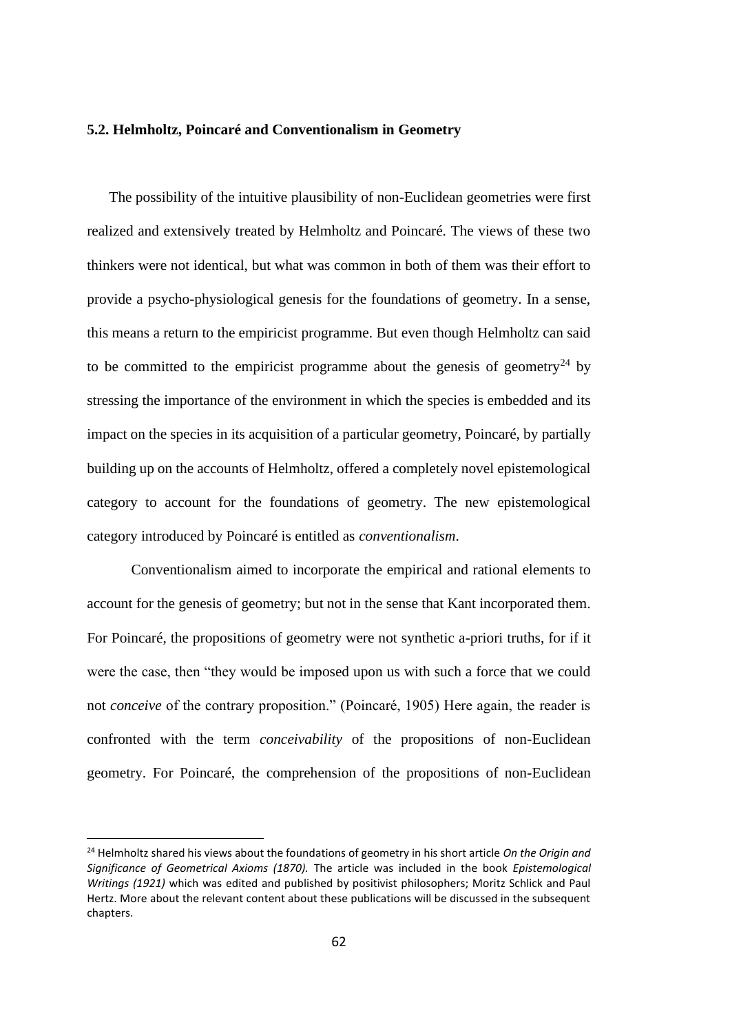### 5.2. Helmholtz, Poincaré and Conventionalism in Geometry

The possibility of the intuitive plausibility of non-Euclidean geometries were first realized and extensively treated by Helmholtz and Poincaré. The views of these two thinkers were not identical, but what was common in both of them was their effort to provide a psycho-physiological genesis for the foundations of geometry. In a sense, this means a return to the empiricist programme. But even though Helmholtz can said to be committed to the empiricist programme about the genesis of geometry[24] by stressing the importance of the environment in which the species is embedded and its impact on the species in its acquisition of a particular geometry, Poincaré, by partially building up on the accounts of Helmholtz, offered a completely novel epistemological category to account for the foundations of geometry. The new epistemological category introduced by Poincaré is entitled as *conventionalism*.

Conventionalism aimed to incorporate the empirical and rational elements to account for the genesis of geometry; but not in the sense that Kant incorporated them. For Poincaré, the propositions of geometry were not synthetic a-priori truths, for if it were the case, then "they would be imposed upon us with such a force that we could not *conceive* of the contrary proposition." (Poincaré, 1905) Here again, the reader is confronted with the term *conceivability* of the propositions of non-Euclidean geometry. For Poincaré, the comprehension of the propositions of non-Euclidean

[24] Helmholtz shared his views about the foundations of geometry in his short article *On the Origin and Significance of Geometrical Axioms (1870).* The article was included in the book *Epistemological Writings (1921)* which was edited and published by positivist philosophers; Moritz Schlick and Paul Hertz. More about the relevant content about these publications will be discussed in the subsequent chapters.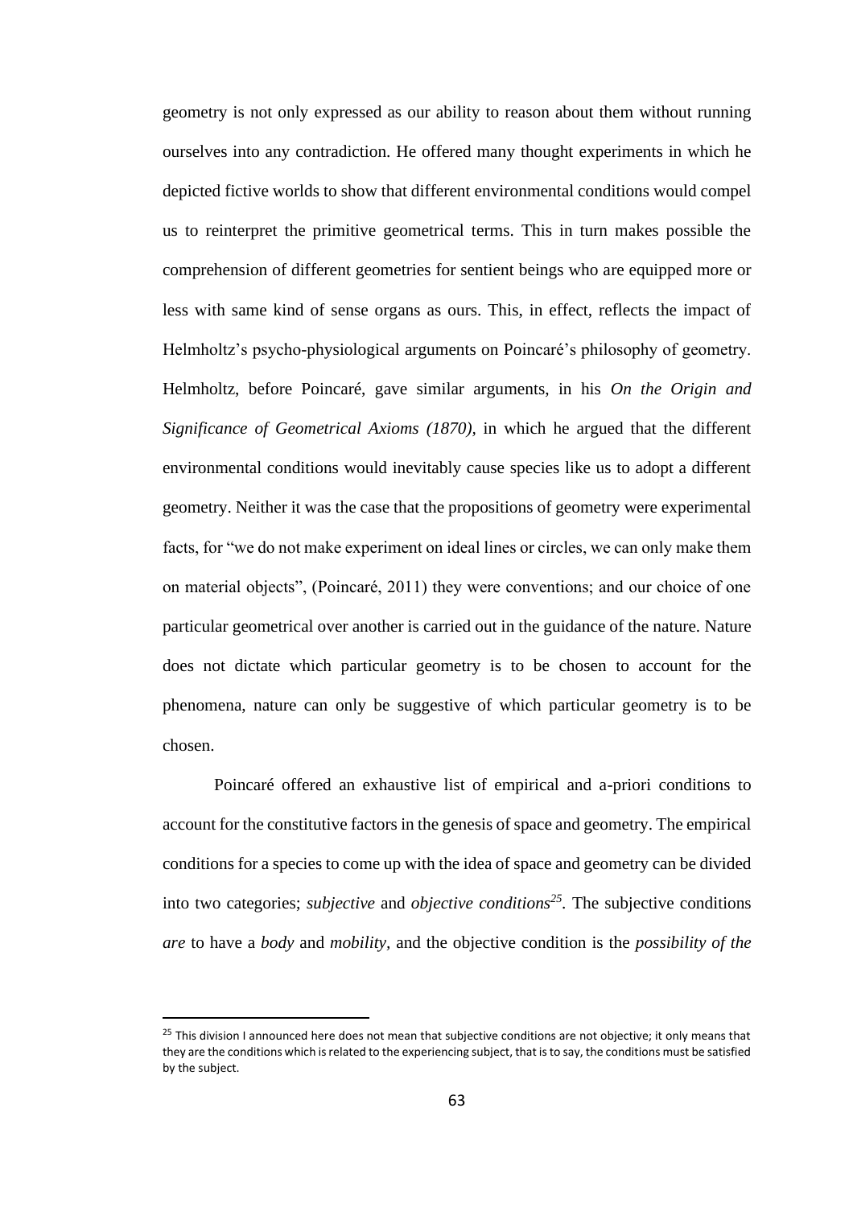geometry is not only expressed as our ability to reason about them without running ourselves into any contradiction. He offered many thought experiments in which he depicted fictive worlds to show that different environmental conditions would compel us to reinterpret the primitive geometrical terms. This in turn makes possible the comprehension of different geometries for sentient beings who are equipped more or less with same kind of sense organs as ours. This, in effect, reflects the impact of Helmholtz's psycho-physiological arguments on Poincaré's philosophy of geometry. Helmholtz, before Poincaré, gave similar arguments, in his *On the Origin and Significance of Geometrical Axioms (1870)*, in which he argued that the different environmental conditions would inevitably cause species like us to adopt a different geometry. Neither it was the case that the propositions of geometry were experimental facts, for "we do not make experiment on ideal lines or circles, we can only make them on material objects", (Poincaré, 2011) they were conventions; and our choice of one particular geometrical over another is carried out in the guidance of the nature. Nature does not dictate which particular geometry is to be chosen to account for the phenomena, nature can only be suggestive of which particular geometry is to be chosen.

Poincaré offered an exhaustive list of empirical and a-priori conditions to account for the constitutive factors in the genesis of space and geometry. The empirical conditions for a species to come up with the idea of space and geometry can be divided into two categories; *subjective* and *objective conditions*[25]. The subjective conditions *are* to have a *body* and *mobility,* and the objective condition is the *possibility of the*

[25] This division I announced here does not mean that subjective conditions are not objective; it only means that they are the conditions which is related to the experiencing subject, that is to say, the conditions must be satisfied by the subject.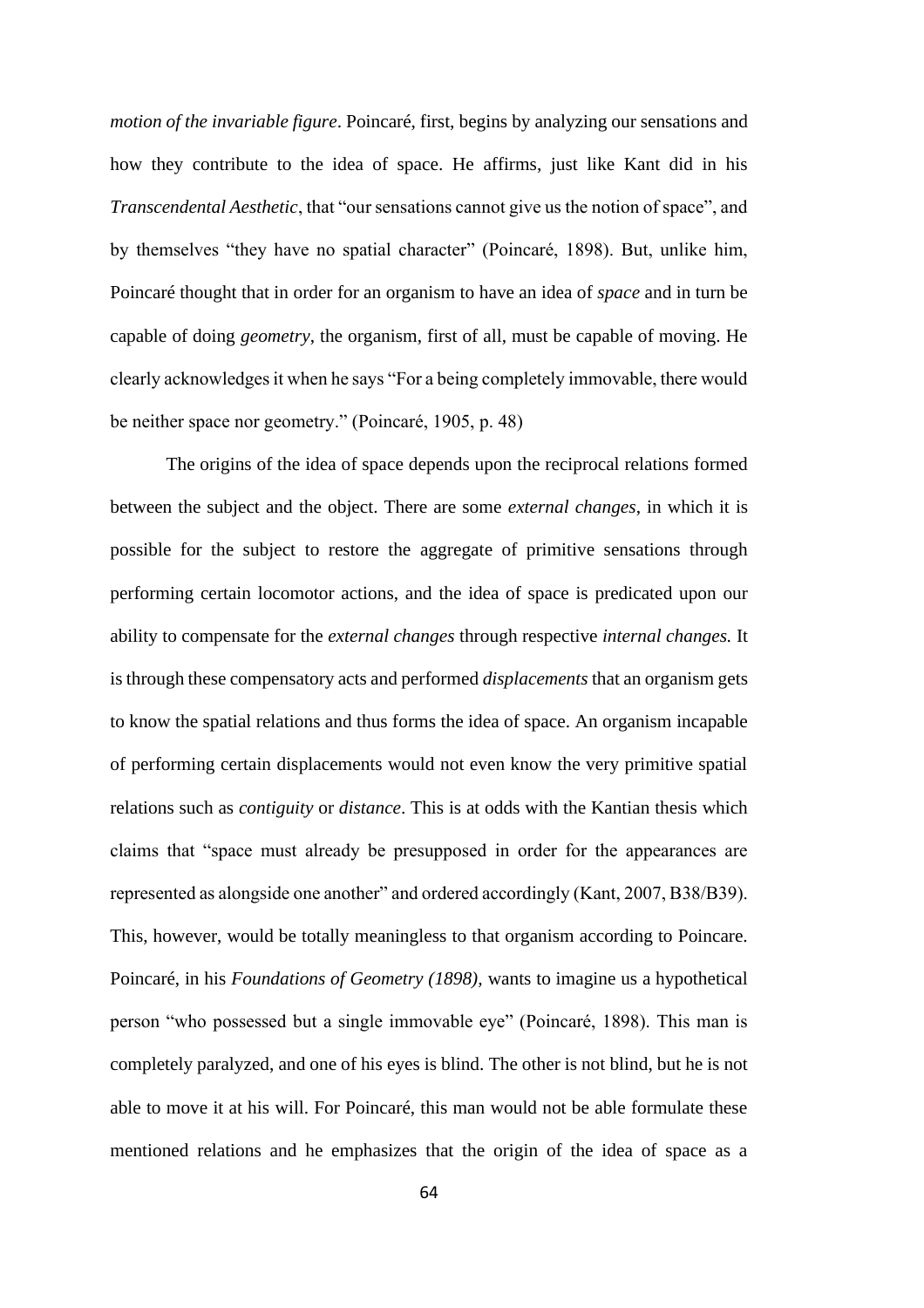*motion of the invariable figure*. Poincaré, first, begins by analyzing our sensations and how they contribute to the idea of space. He affirms, just like Kant did in his *Transcendental Aesthetic*, that "our sensations cannot give us the notion of space", and by themselves "they have no spatial character" (Poincaré, 1898). But, unlike him, Poincaré thought that in order for an organism to have an idea of *space* and in turn be capable of doing *geometry*, the organism, first of all, must be capable of moving. He clearly acknowledges it when he says "For a being completely immovable, there would be neither space nor geometry." (Poincaré, 1905, p. 48)

The origins of the idea of space depends upon the reciprocal relations formed between the subject and the object. There are some *external changes*, in which it is possible for the subject to restore the aggregate of primitive sensations through performing certain locomotor actions, and the idea of space is predicated upon our ability to compensate for the *external changes* through respective *internal changes.* It is through these compensatory acts and performed *displacements* that an organism gets to know the spatial relations and thus forms the idea of space. An organism incapable of performing certain displacements would not even know the very primitive spatial relations such as *contiguity* or *distance*. This is at odds with the Kantian thesis which claims that "space must already be presupposed in order for the appearances are represented as alongside one another" and ordered accordingly (Kant, 2007, B38/B39). This, however, would be totally meaningless to that organism according to Poincare. Poincaré, in his *Foundations of Geometry (1898),* wants to imagine us a hypothetical person "who possessed but a single immovable eye" (Poincaré, 1898). This man is completely paralyzed, and one of his eyes is blind. The other is not blind, but he is not able to move it at his will. For Poincaré, this man would not be able formulate these mentioned relations and he emphasizes that the origin of the idea of space as a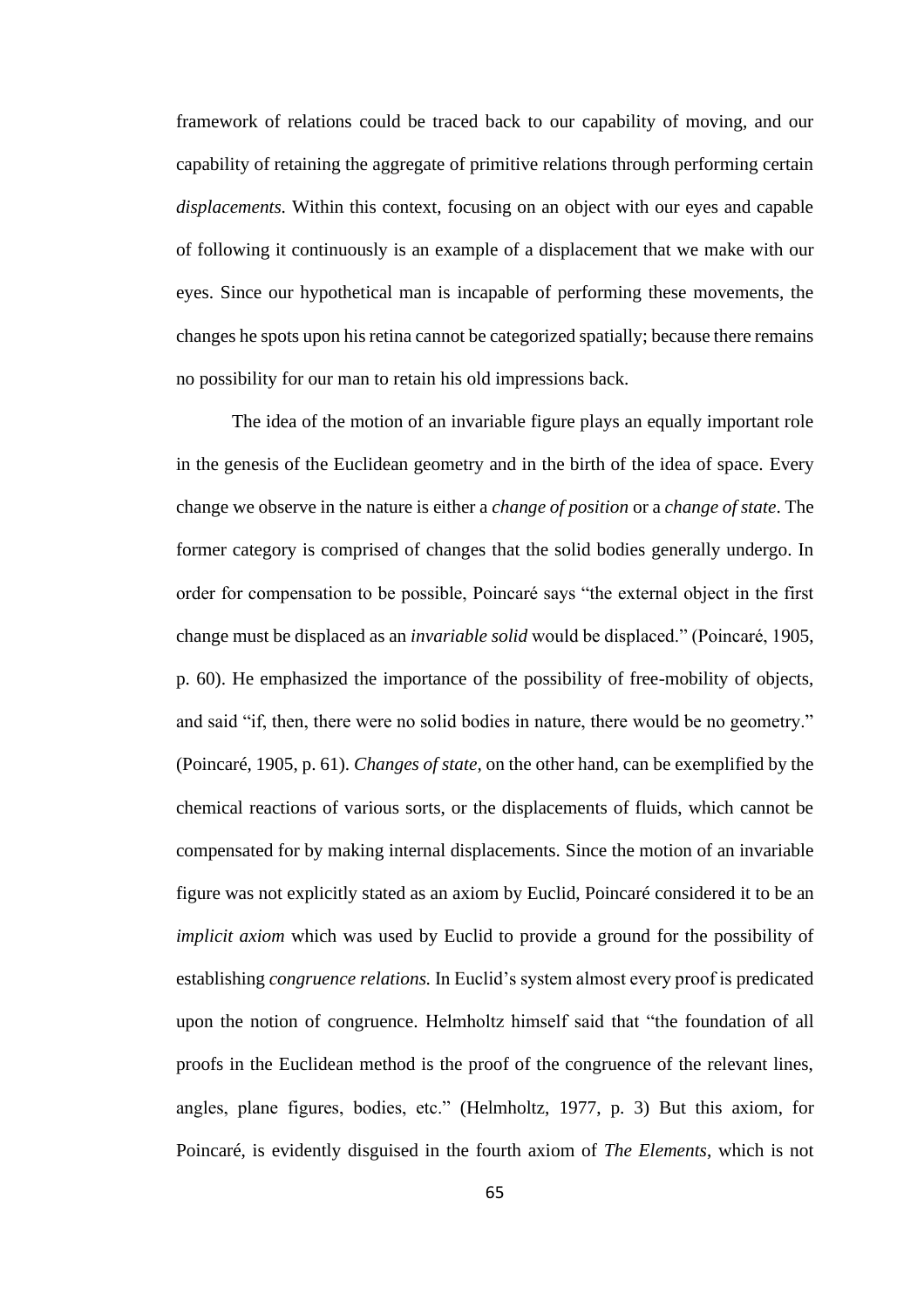framework of relations could be traced back to our capability of moving, and our capability of retaining the aggregate of primitive relations through performing certain *displacements*. Within this context, focusing on an object with our eyes and capable of following it continuously is an example of a displacement that we make with our eyes. Since our hypothetical man is incapable of performing these movements, the changes he spots upon his retina cannot be categorized spatially; because there remains no possibility for our man to retain his old impressions back.

The idea of the motion of an invariable figure plays an equally important role in the genesis of the Euclidean geometry and in the birth of the idea of space. Every change we observe in the nature is either a *change of position* or a *change of state*. The former category is comprised of changes that the solid bodies generally undergo. In order for compensation to be possible, Poincaré says "the external object in the first change must be displaced as an *invariable solid* would be displaced." (Poincaré, 1905, p. 60). He emphasized the importance of the possibility of free-mobility of objects, and said "if, then, there were no solid bodies in nature, there would be no geometry." (Poincaré, 1905, p. 61). *Changes of state,* on the other hand, can be exemplified by the chemical reactions of various sorts, or the displacements of fluids, which cannot be compensated for by making internal displacements. Since the motion of an invariable figure was not explicitly stated as an axiom by Euclid, Poincaré considered it to be an *implicit axiom* which was used by Euclid to provide a ground for the possibility of establishing *congruence relations.* In Euclid's system almost every proof is predicated upon the notion of congruence. Helmholtz himself said that "the foundation of all proofs in the Euclidean method is the proof of the congruence of the relevant lines, angles, plane figures, bodies, etc." (Helmholtz, 1977, p. 3) But this axiom, for Poincaré, is evidently disguised in the fourth axiom of *The Elements*, which is not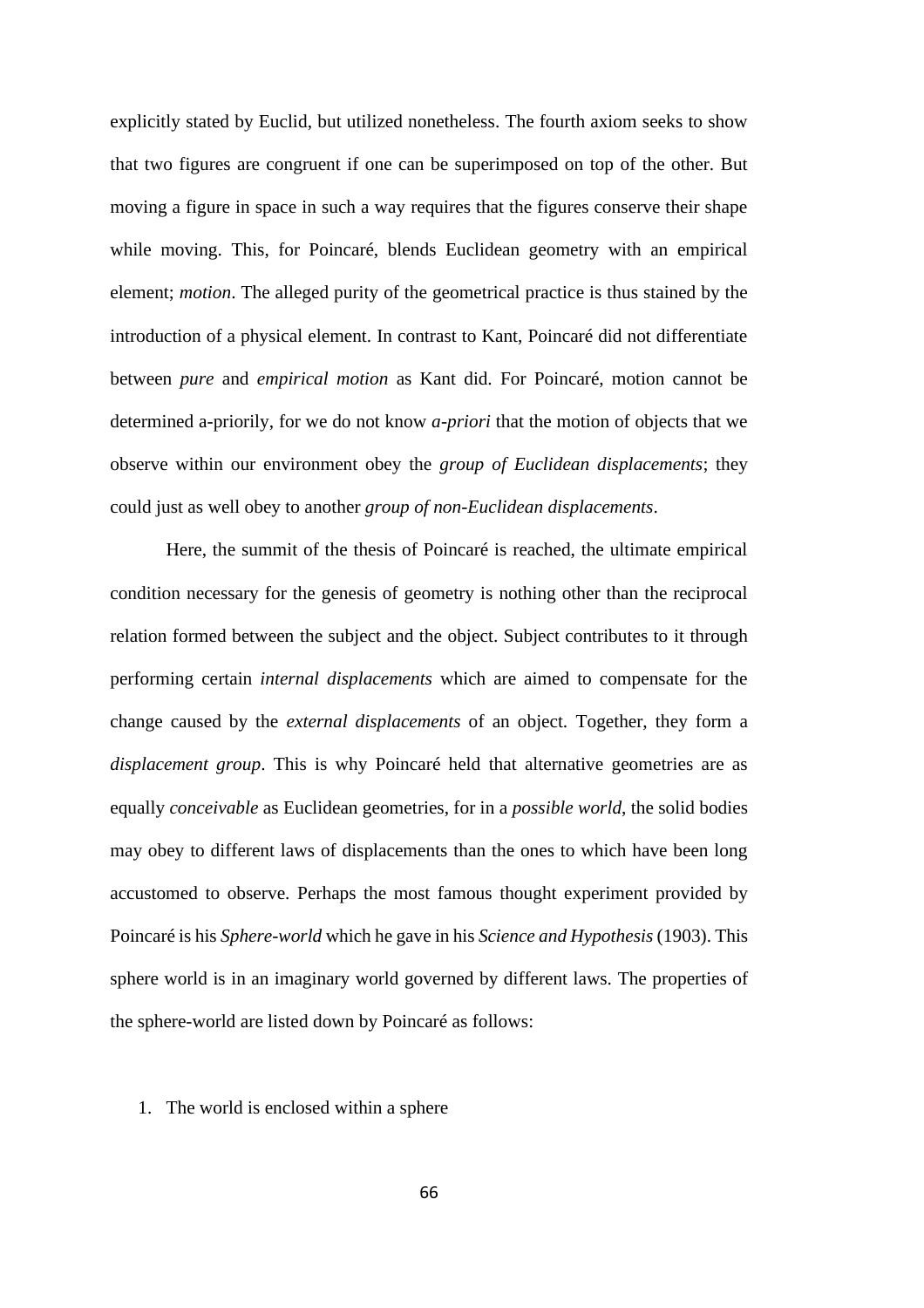explicitly stated by Euclid, but utilized nonetheless. The fourth axiom seeks to show that two figures are congruent if one can be superimposed on top of the other. But moving a figure in space in such a way requires that the figures conserve their shape while moving. This, for Poincaré, blends Euclidean geometry with an empirical element; *motion*. The alleged purity of the geometrical practice is thus stained by the introduction of a physical element. In contrast to Kant, Poincaré did not differentiate between *pure* and *empirical motion* as Kant did. For Poincaré, motion cannot be determined a-priorily, for we do not know *a-priori* that the motion of objects that we observe within our environment obey the *group of Euclidean displacements*; they could just as well obey to another *group of non-Euclidean displacements*.

Here, the summit of the thesis of Poincaré is reached, the ultimate empirical condition necessary for the genesis of geometry is nothing other than the reciprocal relation formed between the subject and the object. Subject contributes to it through performing certain *internal displacements* which are aimed to compensate for the change caused by the *external displacements* of an object. Together, they form a *displacement group*. This is why Poincaré held that alternative geometries are as equally *conceivable* as Euclidean geometries, for in a *possible world*, the solid bodies may obey to different laws of displacements than the ones to which have been long accustomed to observe. Perhaps the most famous thought experiment provided by Poincaré is his *Sphere-world* which he gave in his *Science and Hypothesis* (1903). This sphere world is in an imaginary world governed by different laws. The properties of the sphere-world are listed down by Poincaré as follows:

1. The world is enclosed within a sphere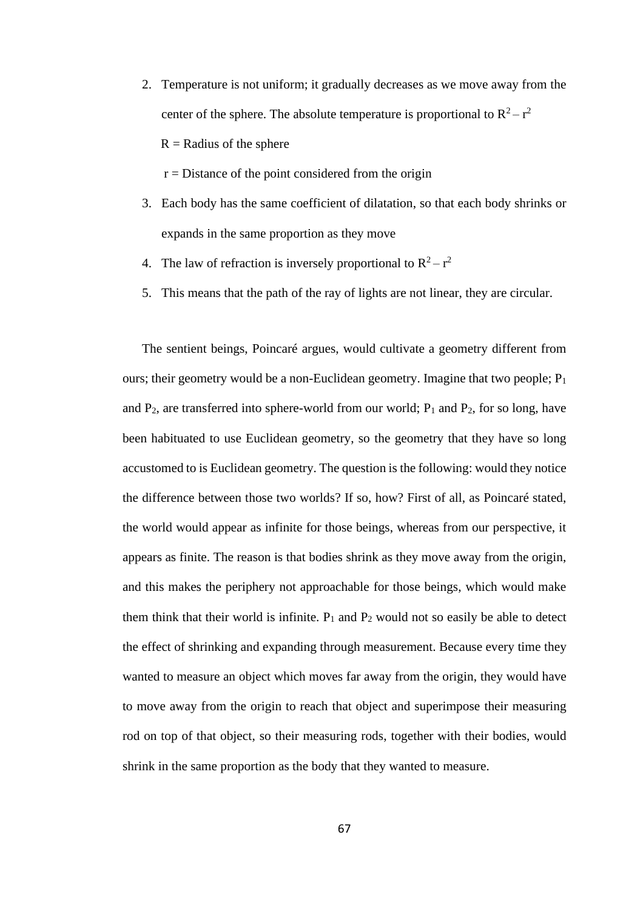2. Temperature is not uniform; it gradually decreases as we move away from the center of the sphere. The absolute temperature is proportional to $R^2 - r^2$

   R = Radius of the sphere

   r = Distance of the point considered from the origin
3. Each body has the same coefficient of dilatation, so that each body shrinks or expands in the same proportion as they move
4. The law of refraction is inversely proportional to $R^2 - r^2$
5. This means that the path of the ray of lights are not linear, they are circular.

The sentient beings, Poincaré argues, would cultivate a geometry different from ours; their geometry would be a non-Euclidean geometry. Imagine that two people; $P_1$ and $P_2$, are transferred into sphere-world from our world; $P_1$ and $P_2$, for so long, have been habituated to use Euclidean geometry, so the geometry that they have so long accustomed to is Euclidean geometry. The question is the following: would they notice the difference between those two worlds? If so, how? First of all, as Poincaré stated, the world would appear as infinite for those beings, whereas from our perspective, it appears as finite. The reason is that bodies shrink as they move away from the origin, and this makes the periphery not approachable for those beings, which would make them think that their world is infinite. $P_1$ and $P_2$ would not so easily be able to detect the effect of shrinking and expanding through measurement. Because every time they wanted to measure an object which moves far away from the origin, they would have to move away from the origin to reach that object and superimpose their measuring rod on top of that object, so their measuring rods, together with their bodies, would shrink in the same proportion as the body that they wanted to measure.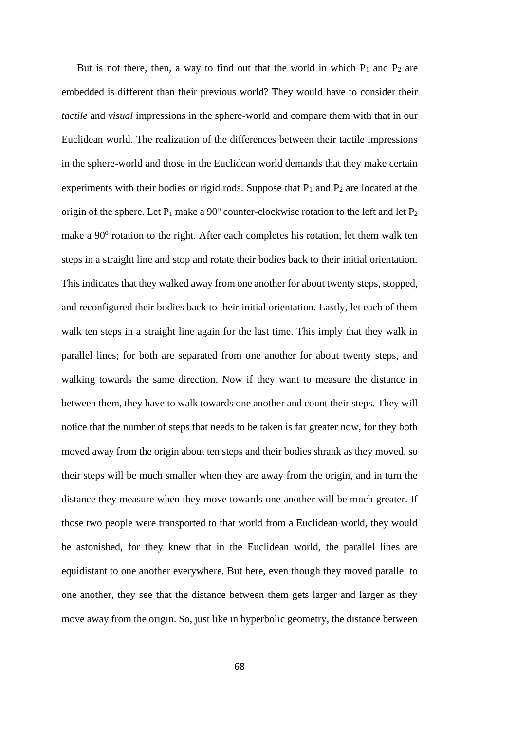But is not there, then, a way to find out that the world in which $P_1$ and $P_2$ are embedded is different than their previous world? They would have to consider their *tactile* and *visual* impressions in the sphere-world and compare them with that in our Euclidean world. The realization of the differences between their tactile impressions in the sphere-world and those in the Euclidean world demands that they make certain experiments with their bodies or rigid rods. Suppose that $P_1$ and $P_2$ are located at the origin of the sphere. Let $P_1$ make a $90^o$ counter-clockwise rotation to the left and let $P_2$ make a $90^o$ rotation to the right. After each completes his rotation, let them walk ten steps in a straight line and stop and rotate their bodies back to their initial orientation. This indicates that they walked away from one another for about twenty steps, stopped, and reconfigured their bodies back to their initial orientation. Lastly, let each of them walk ten steps in a straight line again for the last time. This imply that they walk in parallel lines; for both are separated from one another for about twenty steps, and walking towards the same direction. Now if they want to measure the distance in between them, they have to walk towards one another and count their steps. They will notice that the number of steps that needs to be taken is far greater now, for they both moved away from the origin about ten steps and their bodies shrank as they moved, so their steps will be much smaller when they are away from the origin, and in turn the distance they measure when they move towards one another will be much greater. If those two people were transported to that world from a Euclidean world, they would be astonished, for they knew that in the Euclidean world, the parallel lines are equidistant to one another everywhere. But here, even though they moved parallel to one another, they see that the distance between them gets larger and larger as they move away from the origin. So, just like in hyperbolic geometry, the distance between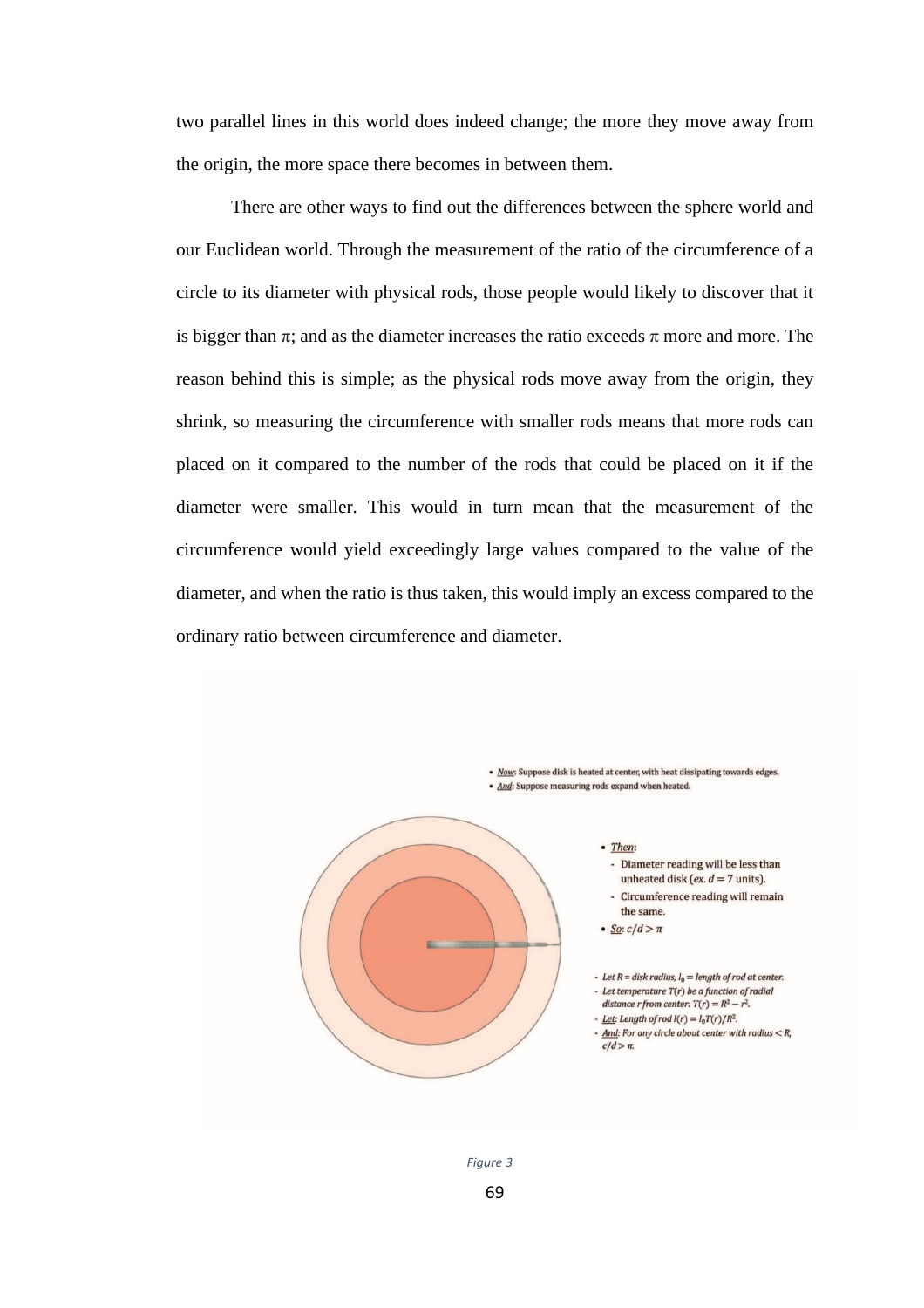two parallel lines in this world does indeed change; the more they move away from the origin, the more space there becomes in between them.

There are other ways to find out the differences between the sphere world and our Euclidean world. Through the measurement of the ratio of the circumference of a circle to its diameter with physical rods, those people would likely to discover that it is bigger than $\pi$; and as the diameter increases the ratio exceeds $\pi$ more and more. The reason behind this is simple; as the physical rods move away from the origin, they shrink, so measuring the circumference with smaller rods means that more rods can placed on it compared to the number of the rods that could be placed on it if the diameter were smaller. This would in turn mean that the measurement of the circumference would yield exceedingly large values compared to the value of the diameter, and when the ratio is thus taken, this would imply an excess compared to the ordinary ratio between circumference and diameter.

- *Now*: Suppose disk is heated at center, with heat dissipating towards edges.
- *And*: Suppose measuring rods expand when heated.

- *Then*:
  - Diameter reading will be less than unheated disk (*ex.* $d = 7$ units).
  - Circumference reading will remain the same.
- *So*: $c/d > \pi$

- *Let $R$ = disk radius, $l_0$ = length of rod at center.*
- *Let temperature $T(r)$ be a function of radial distance $r$ from center: $T(r) = R^2 - r^2$.*
- *Let: Length of rod $l(r) = l_0 T(r)/R^2$.*
- *And: For any circle about center with radius $< R$, $c/d > \pi$.*

Figure 3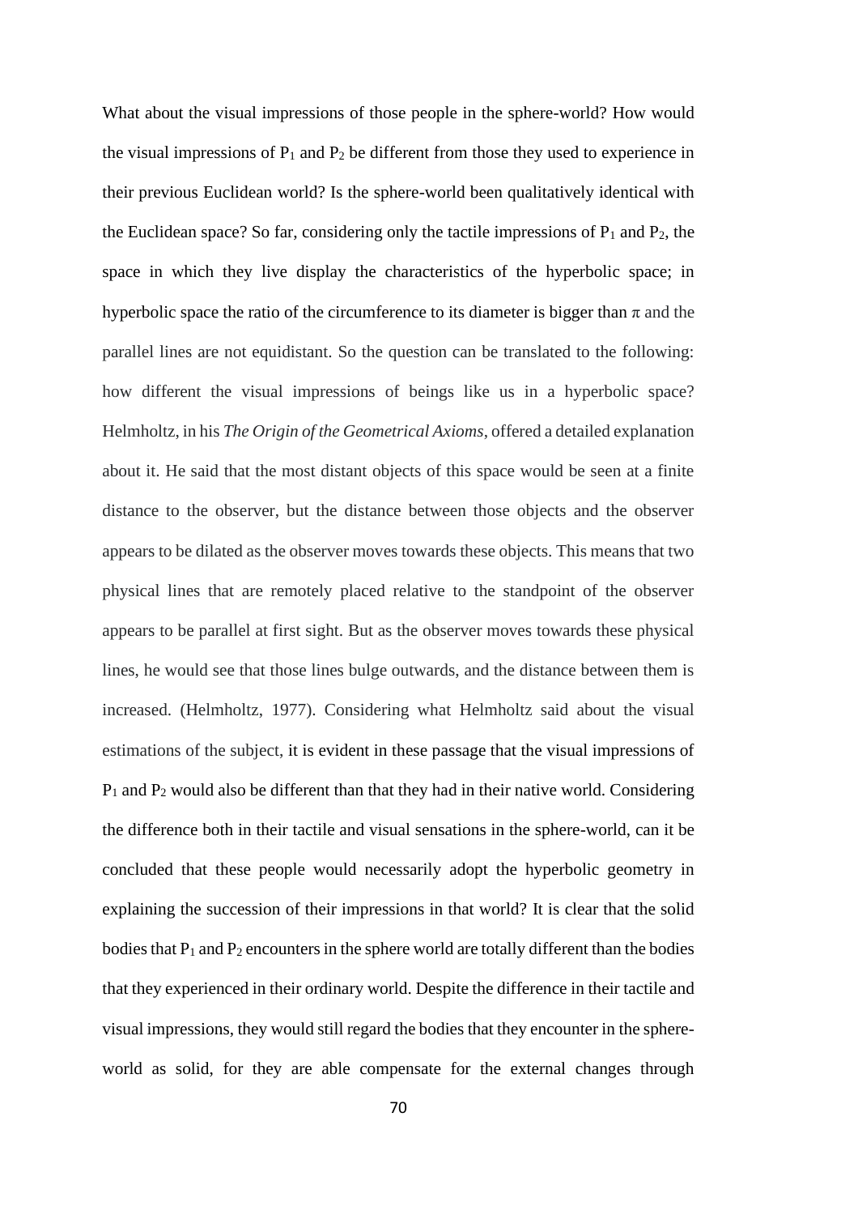What about the visual impressions of those people in the sphere-world? How would the visual impressions of $P_1$ and $P_2$ be different from those they used to experience in their previous Euclidean world? Is the sphere-world been qualitatively identical with the Euclidean space? So far, considering only the tactile impressions of $P_1$ and $P_2$, the space in which they live display the characteristics of the hyperbolic space; in hyperbolic space the ratio of the circumference to its diameter is bigger than π and the parallel lines are not equidistant. So the question can be translated to the following: how different the visual impressions of beings like us in a hyperbolic space? Helmholtz, in his *The Origin of the Geometrical Axioms*, offered a detailed explanation about it. He said that the most distant objects of this space would be seen at a finite distance to the observer, but the distance between those objects and the observer appears to be dilated as the observer moves towards these objects. This means that two physical lines that are remotely placed relative to the standpoint of the observer appears to be parallel at first sight. But as the observer moves towards these physical lines, he would see that those lines bulge outwards, and the distance between them is increased. (Helmholtz, 1977). Considering what Helmholtz said about the visual estimations of the subject, it is evident in these passage that the visual impressions of $P_1$ and $P_2$ would also be different than that they had in their native world. Considering the difference both in their tactile and visual sensations in the sphere-world, can it be concluded that these people would necessarily adopt the hyperbolic geometry in explaining the succession of their impressions in that world? It is clear that the solid bodies that $P_1$ and $P_2$ encounters in the sphere world are totally different than the bodies that they experienced in their ordinary world. Despite the difference in their tactile and visual impressions, they would still regard the bodies that they encounter in the sphere-world as solid, for they are able compensate for the external changes through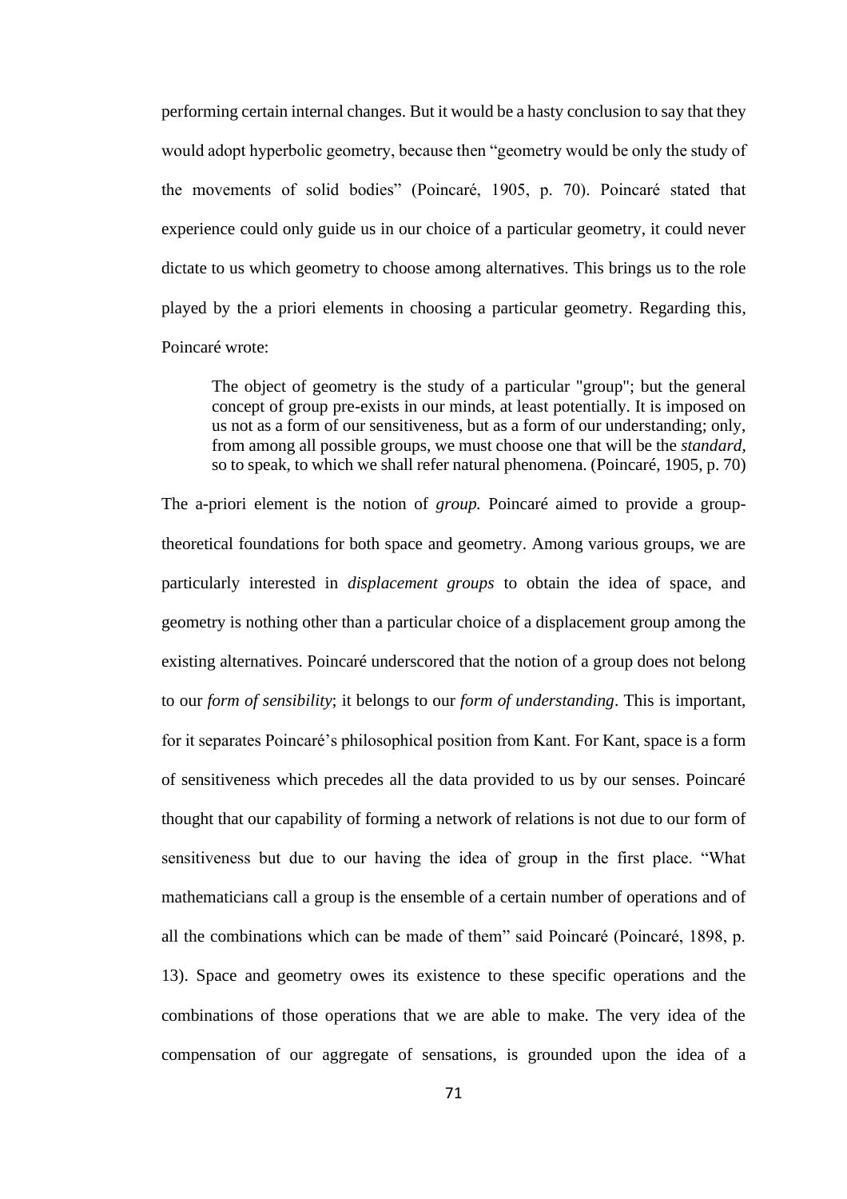performing certain internal changes. But it would be a hasty conclusion to say that they would adopt hyperbolic geometry, because then "geometry would be only the study of the movements of solid bodies" (Poincaré, 1905, p. 70). Poincaré stated that experience could only guide us in our choice of a particular geometry, it could never dictate to us which geometry to choose among alternatives. This brings us to the role played by the a priori elements in choosing a particular geometry. Regarding this, Poincaré wrote:

> The object of geometry is the study of a particular "group"; but the general concept of group pre-exists in our minds, at least potentially. It is imposed on us not as a form of our sensitiveness, but as a form of our understanding; only, from among all possible groups, we must choose one that will be the *standard*, so to speak, to which we shall refer natural phenomena. (Poincaré, 1905, p. 70)

The a-priori element is the notion of *group.* Poincaré aimed to provide a group-theoretical foundations for both space and geometry. Among various groups, we are particularly interested in *displacement groups* to obtain the idea of space, and geometry is nothing other than a particular choice of a displacement group among the existing alternatives. Poincaré underscored that the notion of a group does not belong to our *form of sensibility*; it belongs to our *form of understanding*. This is important, for it separates Poincaré's philosophical position from Kant. For Kant, space is a form of sensitiveness which precedes all the data provided to us by our senses. Poincaré thought that our capability of forming a network of relations is not due to our form of sensitiveness but due to our having the idea of group in the first place. "What mathematicians call a group is the ensemble of a certain number of operations and of all the combinations which can be made of them" said Poincaré (Poincaré, 1898, p. 13). Space and geometry owes its existence to these specific operations and the combinations of those operations that we are able to make. The very idea of the compensation of our aggregate of sensations, is grounded upon the idea of a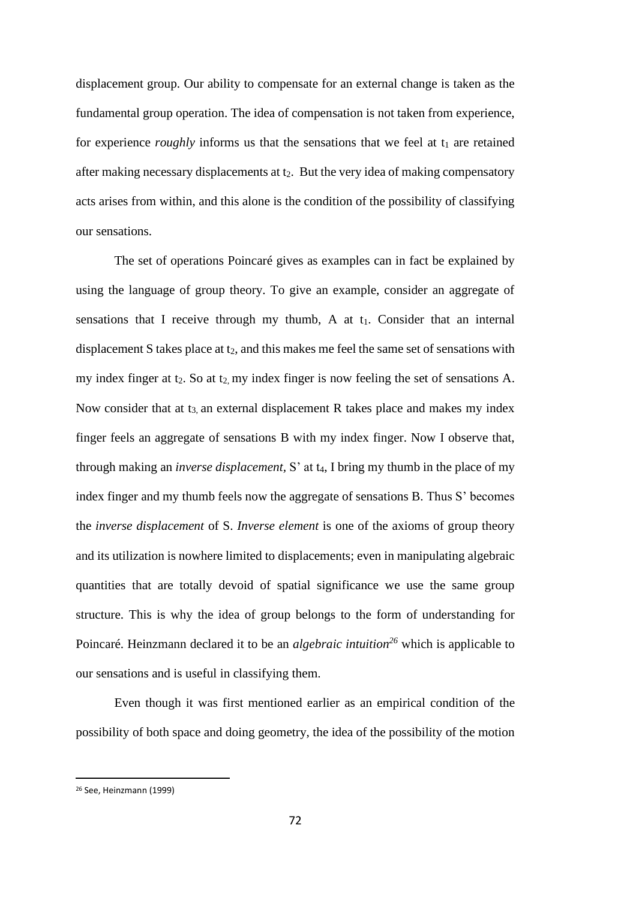displacement group. Our ability to compensate for an external change is taken as the fundamental group operation. The idea of compensation is not taken from experience, for experience *roughly* informs us that the sensations that we feel at $t_1$ are retained after making necessary displacements at $t_2$. But the very idea of making compensatory acts arises from within, and this alone is the condition of the possibility of classifying our sensations.

The set of operations Poincaré gives as examples can in fact be explained by using the language of group theory. To give an example, consider an aggregate of sensations that I receive through my thumb, A at $t_1$. Consider that an internal displacement S takes place at $t_2$, and this makes me feel the same set of sensations with my index finger at $t_2$. So at $t_2$, my index finger is now feeling the set of sensations A. Now consider that at $t_3$, an external displacement R takes place and makes my index finger feels an aggregate of sensations B with my index finger. Now I observe that, through making an *inverse displacement*, S' at $t_4$, I bring my thumb in the place of my index finger and my thumb feels now the aggregate of sensations B. Thus S' becomes the *inverse displacement* of S. *Inverse element* is one of the axioms of group theory and its utilization is nowhere limited to displacements; even in manipulating algebraic quantities that are totally devoid of spatial significance we use the same group structure. This is why the idea of group belongs to the form of understanding for Poincaré. Heinzmann declared it to be an *algebraic intuition*[26] which is applicable to our sensations and is useful in classifying them.

Even though it was first mentioned earlier as an empirical condition of the possibility of both space and doing geometry, the idea of the possibility of the motion

[26] See, Heinzmann (1999)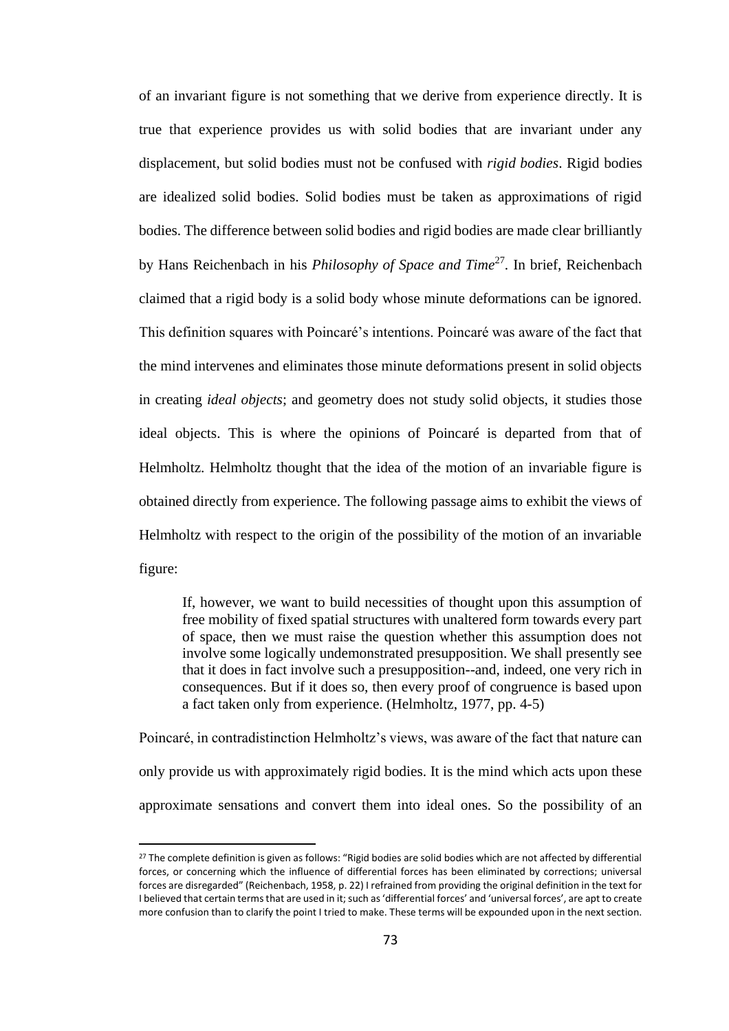of an invariant figure is not something that we derive from experience directly. It is true that experience provides us with solid bodies that are invariant under any displacement, but solid bodies must not be confused with *rigid bodies*. Rigid bodies are idealized solid bodies. Solid bodies must be taken as approximations of rigid bodies. The difference between solid bodies and rigid bodies are made clear brilliantly by Hans Reichenbach in his *Philosophy of Space and Time*[27]. In brief, Reichenbach claimed that a rigid body is a solid body whose minute deformations can be ignored. This definition squares with Poincaré's intentions. Poincaré was aware of the fact that the mind intervenes and eliminates those minute deformations present in solid objects in creating *ideal objects*; and geometry does not study solid objects, it studies those ideal objects. This is where the opinions of Poincaré is departed from that of Helmholtz. Helmholtz thought that the idea of the motion of an invariable figure is obtained directly from experience. The following passage aims to exhibit the views of Helmholtz with respect to the origin of the possibility of the motion of an invariable figure:

> If, however, we want to build necessities of thought upon this assumption of free mobility of fixed spatial structures with unaltered form towards every part of space, then we must raise the question whether this assumption does not involve some logically undemonstrated presupposition. We shall presently see that it does in fact involve such a presupposition--and, indeed, one very rich in consequences. But if it does so, then every proof of congruence is based upon a fact taken only from experience. (Helmholtz, 1977, pp. 4-5)

Poincaré, in contradistinction Helmholtz's views, was aware of the fact that nature can only provide us with approximately rigid bodies. It is the mind which acts upon these approximate sensations and convert them into ideal ones. So the possibility of an

[27] The complete definition is given as follows: "Rigid bodies are solid bodies which are not affected by differential forces, or concerning which the influence of differential forces has been eliminated by corrections; universal forces are disregarded" (Reichenbach, 1958, p. 22) I refrained from providing the original definition in the text for I believed that certain terms that are used in it; such as 'differential forces' and 'universal forces', are apt to create more confusion than to clarify the point I tried to make. These terms will be expounded upon in the next section.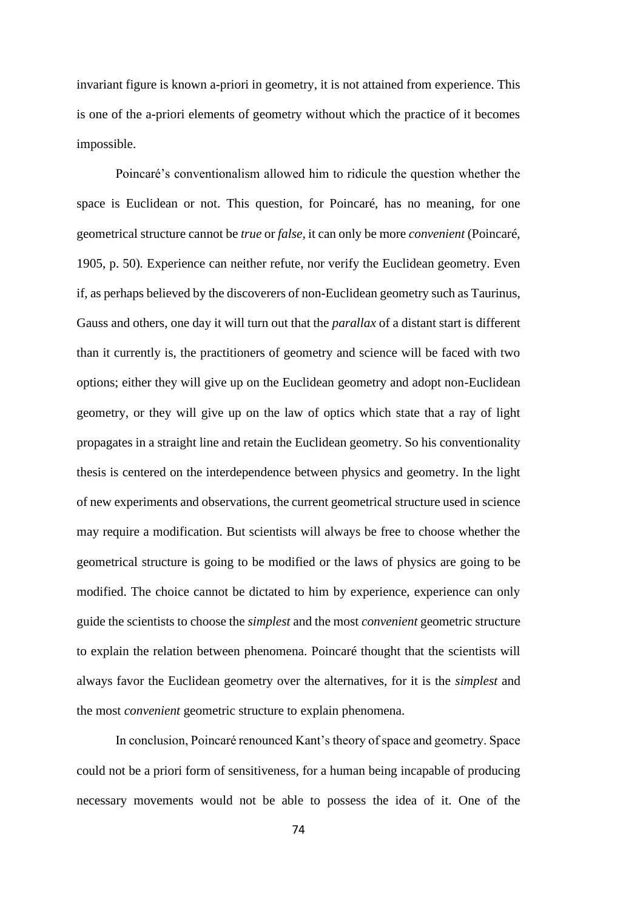invariant figure is known a-priori in geometry, it is not attained from experience. This is one of the a-priori elements of geometry without which the practice of it becomes impossible.

Poincaré's conventionalism allowed him to ridicule the question whether the space is Euclidean or not. This question, for Poincaré, has no meaning, for one geometrical structure cannot be *true* or *false,* it can only be more *convenient* (Poincaré, 1905, p. 50). Experience can neither refute, nor verify the Euclidean geometry. Even if, as perhaps believed by the discoverers of non-Euclidean geometry such as Taurinus, Gauss and others, one day it will turn out that the *parallax* of a distant start is different than it currently is, the practitioners of geometry and science will be faced with two options; either they will give up on the Euclidean geometry and adopt non-Euclidean geometry, or they will give up on the law of optics which state that a ray of light propagates in a straight line and retain the Euclidean geometry. So his conventionality thesis is centered on the interdependence between physics and geometry. In the light of new experiments and observations, the current geometrical structure used in science may require a modification. But scientists will always be free to choose whether the geometrical structure is going to be modified or the laws of physics are going to be modified. The choice cannot be dictated to him by experience, experience can only guide the scientists to choose the *simplest* and the most *convenient* geometric structure to explain the relation between phenomena. Poincaré thought that the scientists will always favor the Euclidean geometry over the alternatives, for it is the *simplest* and the most *convenient* geometric structure to explain phenomena.

In conclusion, Poincaré renounced Kant's theory of space and geometry. Space could not be a priori form of sensitiveness, for a human being incapable of producing necessary movements would not be able to possess the idea of it. One of the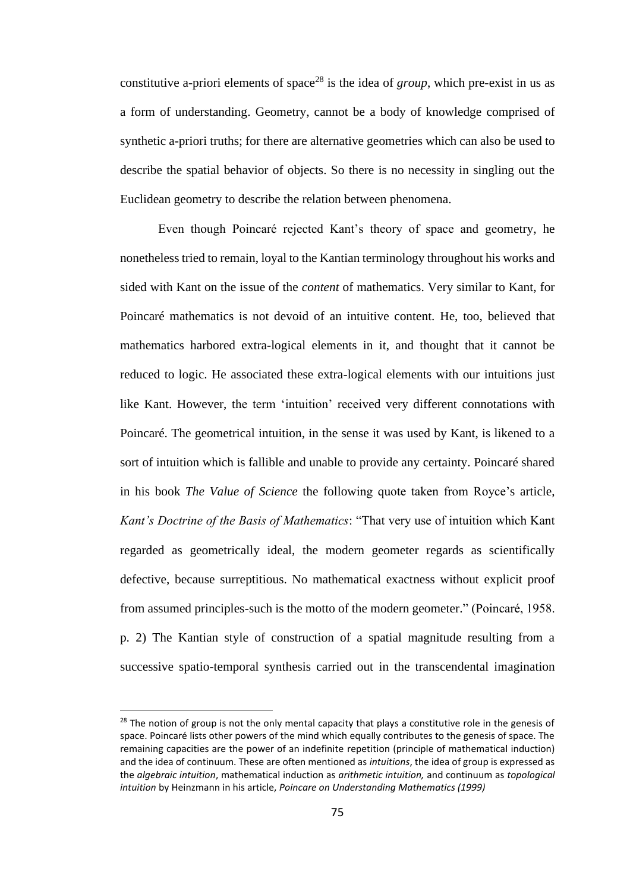constitutive a-priori elements of space[28] is the idea of *group*, which pre-exist in us as a form of understanding. Geometry, cannot be a body of knowledge comprised of synthetic a-priori truths; for there are alternative geometries which can also be used to describe the spatial behavior of objects. So there is no necessity in singling out the Euclidean geometry to describe the relation between phenomena.

Even though Poincaré rejected Kant's theory of space and geometry, he nonetheless tried to remain, loyal to the Kantian terminology throughout his works and sided with Kant on the issue of the *content* of mathematics. Very similar to Kant, for Poincaré mathematics is not devoid of an intuitive content. He, too, believed that mathematics harbored extra-logical elements in it, and thought that it cannot be reduced to logic. He associated these extra-logical elements with our intuitions just like Kant. However, the term 'intuition' received very different connotations with Poincaré. The geometrical intuition, in the sense it was used by Kant, is likened to a sort of intuition which is fallible and unable to provide any certainty. Poincaré shared in his book *The Value of Science* the following quote taken from Royce's article, *Kant's Doctrine of the Basis of Mathematics*: "That very use of intuition which Kant regarded as geometrically ideal, the modern geometer regards as scientifically defective, because surreptitious. No mathematical exactness without explicit proof from assumed principles-such is the motto of the modern geometer." (Poincaré, 1958. p. 2) The Kantian style of construction of a spatial magnitude resulting from a successive spatio-temporal synthesis carried out in the transcendental imagination

---

[28] The notion of group is not the only mental capacity that plays a constitutive role in the genesis of space. Poincaré lists other powers of the mind which equally contributes to the genesis of space. The remaining capacities are the power of an indefinite repetition (principle of mathematical induction) and the idea of continuum. These are often mentioned as *intuitions*, the idea of group is expressed as the *algebraic intuition*, mathematical induction as *arithmetic intuition,* and continuum as *topological intuition* by Heinzmann in his article, *Poincare on Understanding Mathematics (1999)*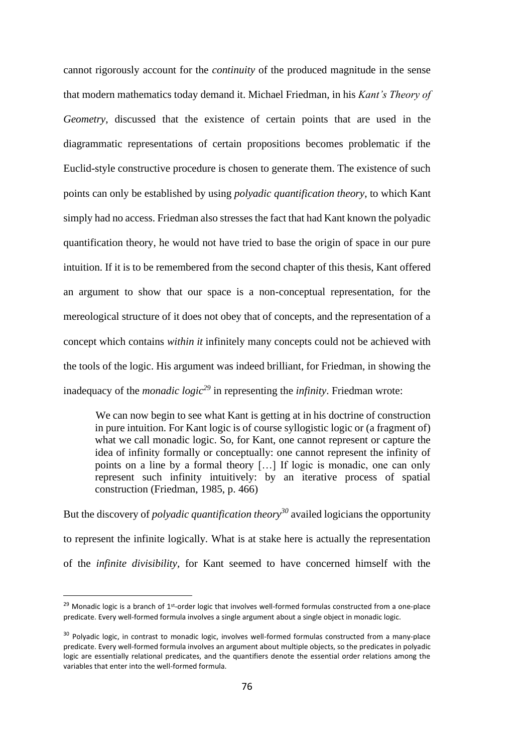cannot rigorously account for the *continuity* of the produced magnitude in the sense that modern mathematics today demand it. Michael Friedman, in his *Kant's Theory of Geometry*, discussed that the existence of certain points that are used in the diagrammatic representations of certain propositions becomes problematic if the Euclid-style constructive procedure is chosen to generate them. The existence of such points can only be established by using *polyadic quantification theory*, to which Kant simply had no access. Friedman also stresses the fact that had Kant known the polyadic quantification theory, he would not have tried to base the origin of space in our pure intuition. If it is to be remembered from the second chapter of this thesis, Kant offered an argument to show that our space is a non-conceptual representation, for the mereological structure of it does not obey that of concepts, and the representation of a concept which contains *within it* infinitely many concepts could not be achieved with the tools of the logic. His argument was indeed brilliant, for Friedman, in showing the inadequacy of the *monadic logic*[29] in representing the *infinity*. Friedman wrote:

> We can now begin to see what Kant is getting at in his doctrine of construction in pure intuition. For Kant logic is of course syllogistic logic or (a fragment of) what we call monadic logic. So, for Kant, one cannot represent or capture the idea of infinity formally or conceptually: one cannot represent the infinity of points on a line by a formal theory […] If logic is monadic, one can only represent such infinity intuitively: by an iterative process of spatial construction (Friedman, 1985, p. 466)

But the discovery of *polyadic quantification theory*[30] availed logicians the opportunity to represent the infinite logically. What is at stake here is actually the representation of the *infinite divisibility*, for Kant seemed to have concerned himself with the

---

[29] Monadic logic is a branch of 1st-order logic that involves well-formed formulas constructed from a one-place predicate. Every well-formed formula involves a single argument about a single object in monadic logic.

[30] Polyadic logic, in contrast to monadic logic, involves well-formed formulas constructed from a many-place predicate. Every well-formed formula involves an argument about multiple objects, so the predicates in polyadic logic are essentially relational predicates, and the quantifiers denote the essential order relations among the variables that enter into the well-formed formula.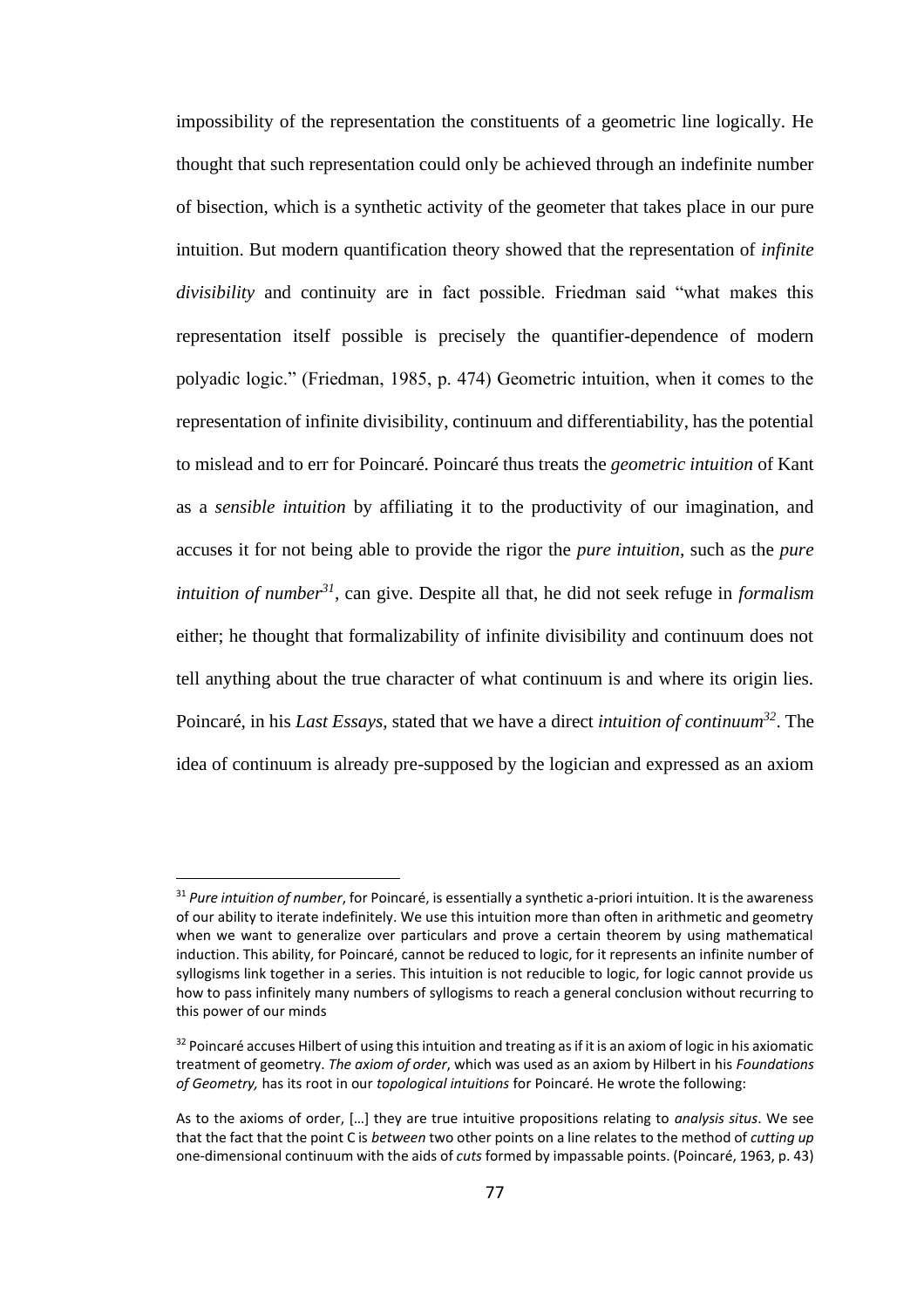impossibility of the representation the constituents of a geometric line logically. He thought that such representation could only be achieved through an indefinite number of bisection, which is a synthetic activity of the geometer that takes place in our pure intuition. But modern quantification theory showed that the representation of *infinite divisibility* and continuity are in fact possible. Friedman said "what makes this representation itself possible is precisely the quantifier-dependence of modern polyadic logic." (Friedman, 1985, p. 474) Geometric intuition, when it comes to the representation of infinite divisibility, continuum and differentiability, has the potential to mislead and to err for Poincaré. Poincaré thus treats the *geometric intuition* of Kant as a *sensible intuition* by affiliating it to the productivity of our imagination, and accuses it for not being able to provide the rigor the *pure intuition*, such as the *pure intuition of number*[31], can give. Despite all that, he did not seek refuge in *formalism* either; he thought that formalizability of infinite divisibility and continuum does not tell anything about the true character of what continuum is and where its origin lies. Poincaré, in his *Last Essays*, stated that we have a direct *intuition of continuum*[32]. The idea of continuum is already pre-supposed by the logician and expressed as an axiom

---

[31] *Pure intuition of number*, for Poincaré, is essentially a synthetic a-priori intuition. It is the awareness of our ability to iterate indefinitely. We use this intuition more than often in arithmetic and geometry when we want to generalize over particulars and prove a certain theorem by using mathematical induction. This ability, for Poincaré, cannot be reduced to logic, for it represents an infinite number of syllogisms link together in a series. This intuition is not reducible to logic, for logic cannot provide us how to pass infinitely many numbers of syllogisms to reach a general conclusion without recurring to this power of our minds

[32] Poincaré accuses Hilbert of using this intuition and treating as if it is an axiom of logic in his axiomatic treatment of geometry. *The axiom of order*, which was used as an axiom by Hilbert in his *Foundations of Geometry,* has its root in our *topological intuitions* for Poincaré. He wrote the following:

As to the axioms of order, […] they are true intuitive propositions relating to *analysis situs*. We see that the fact that the point C is *between* two other points on a line relates to the method of *cutting up* one-dimensional continuum with the aids of *cuts* formed by impassable points. (Poincaré, 1963, p. 43)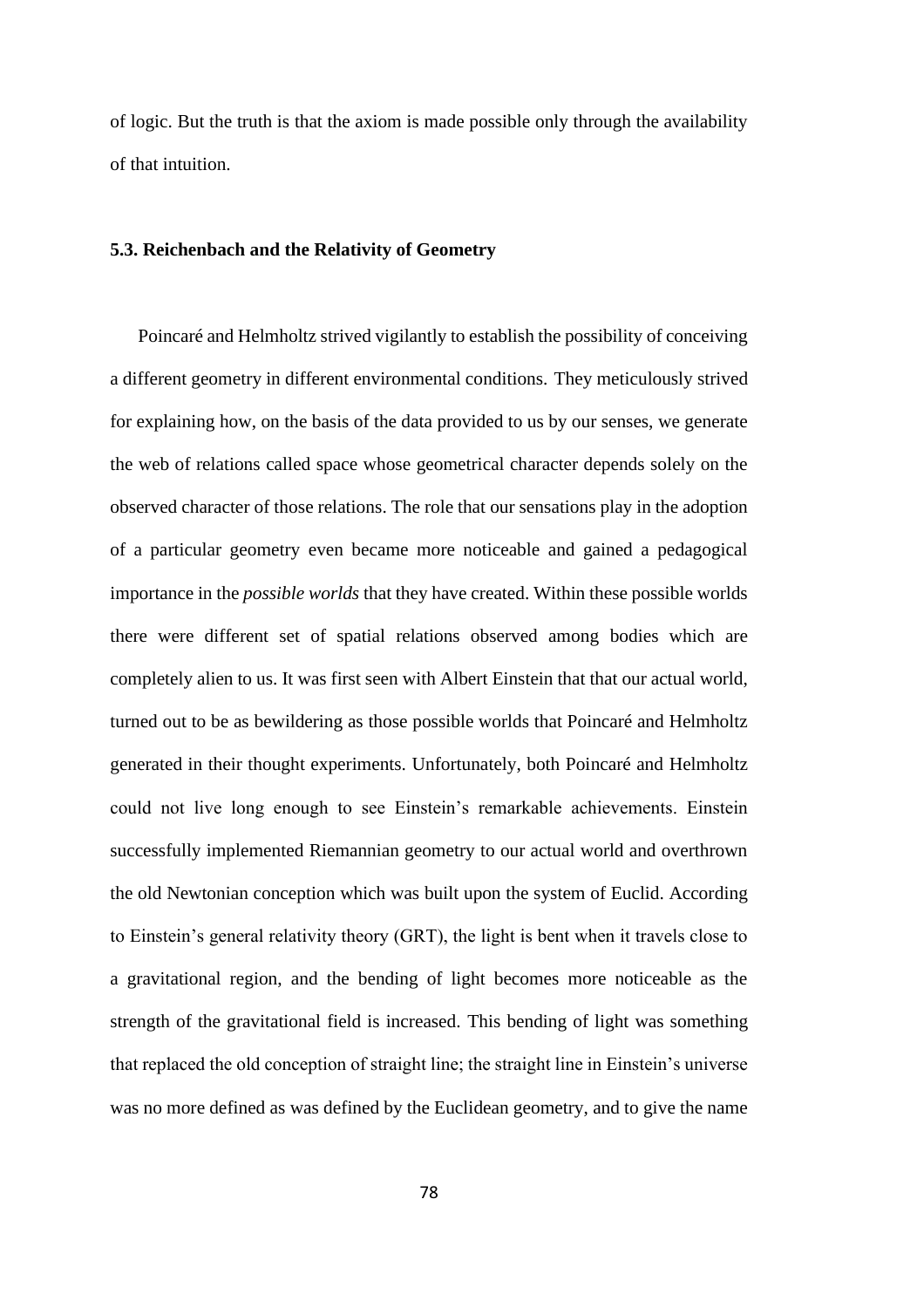of logic. But the truth is that the axiom is made possible only through the availability of that intuition.

### 5.3. Reichenbach and the Relativity of Geometry

Poincaré and Helmholtz strived vigilantly to establish the possibility of conceiving a different geometry in different environmental conditions. They meticulously strived for explaining how, on the basis of the data provided to us by our senses, we generate the web of relations called space whose geometrical character depends solely on the observed character of those relations. The role that our sensations play in the adoption of a particular geometry even became more noticeable and gained a pedagogical importance in the *possible worlds* that they have created. Within these possible worlds there were different set of spatial relations observed among bodies which are completely alien to us. It was first seen with Albert Einstein that that our actual world, turned out to be as bewildering as those possible worlds that Poincaré and Helmholtz generated in their thought experiments. Unfortunately, both Poincaré and Helmholtz could not live long enough to see Einstein's remarkable achievements. Einstein successfully implemented Riemannian geometry to our actual world and overthrown the old Newtonian conception which was built upon the system of Euclid. According to Einstein's general relativity theory (GRT), the light is bent when it travels close to a gravitational region, and the bending of light becomes more noticeable as the strength of the gravitational field is increased. This bending of light was something that replaced the old conception of straight line; the straight line in Einstein's universe was no more defined as was defined by the Euclidean geometry, and to give the name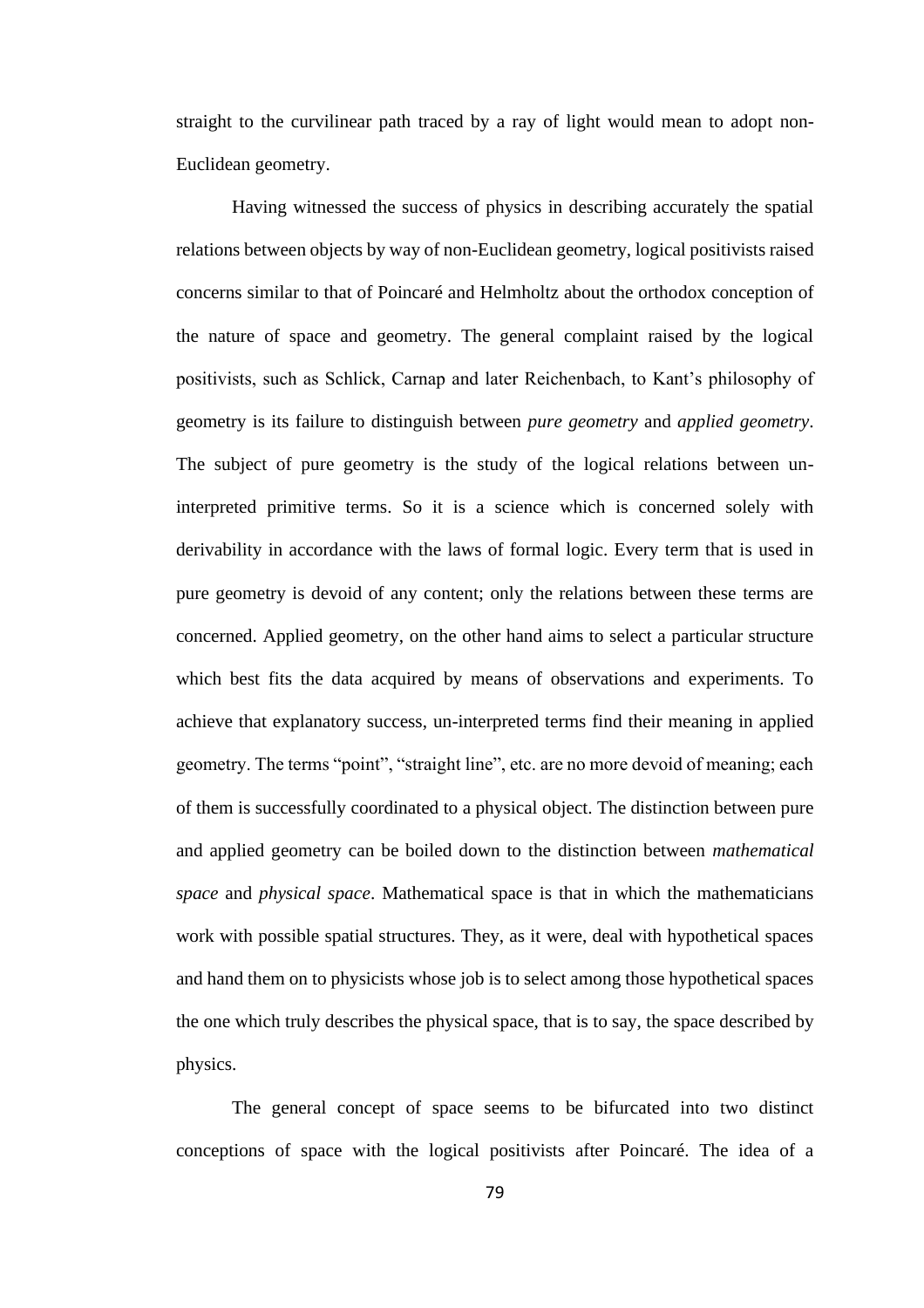straight to the curvilinear path traced by a ray of light would mean to adopt non-Euclidean geometry.

Having witnessed the success of physics in describing accurately the spatial relations between objects by way of non-Euclidean geometry, logical positivists raised concerns similar to that of Poincaré and Helmholtz about the orthodox conception of the nature of space and geometry. The general complaint raised by the logical positivists, such as Schlick, Carnap and later Reichenbach, to Kant's philosophy of geometry is its failure to distinguish between *pure geometry* and *applied geometry*. The subject of pure geometry is the study of the logical relations between un-interpreted primitive terms. So it is a science which is concerned solely with derivability in accordance with the laws of formal logic. Every term that is used in pure geometry is devoid of any content; only the relations between these terms are concerned. Applied geometry, on the other hand aims to select a particular structure which best fits the data acquired by means of observations and experiments. To achieve that explanatory success, un-interpreted terms find their meaning in applied geometry. The terms "point", "straight line", etc. are no more devoid of meaning; each of them is successfully coordinated to a physical object. The distinction between pure and applied geometry can be boiled down to the distinction between *mathematical space* and *physical space*. Mathematical space is that in which the mathematicians work with possible spatial structures. They, as it were, deal with hypothetical spaces and hand them on to physicists whose job is to select among those hypothetical spaces the one which truly describes the physical space, that is to say, the space described by physics.

The general concept of space seems to be bifurcated into two distinct conceptions of space with the logical positivists after Poincaré. The idea of a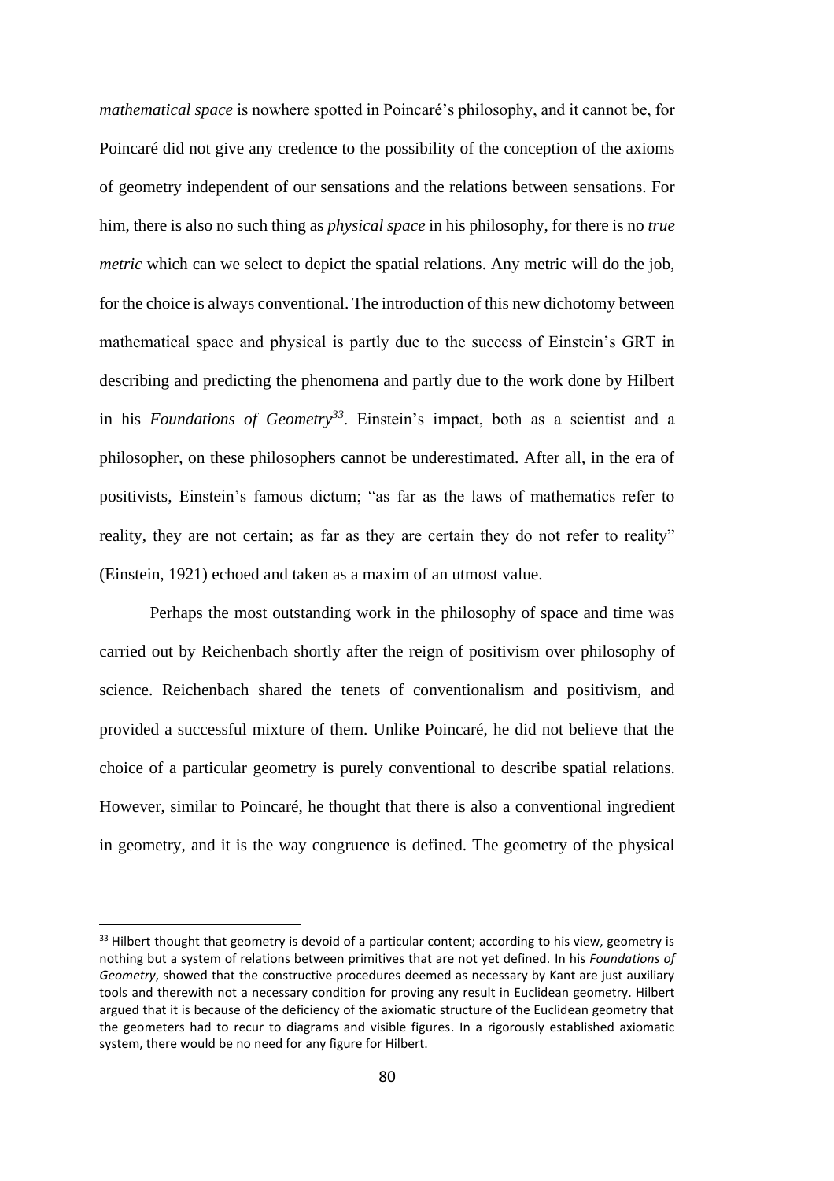*mathematical space* is nowhere spotted in Poincaré's philosophy, and it cannot be, for Poincaré did not give any credence to the possibility of the conception of the axioms of geometry independent of our sensations and the relations between sensations. For him, there is also no such thing as *physical space* in his philosophy, for there is no *true metric* which can we select to depict the spatial relations. Any metric will do the job, for the choice is always conventional. The introduction of this new dichotomy between mathematical space and physical is partly due to the success of Einstein's GRT in describing and predicting the phenomena and partly due to the work done by Hilbert in his *Foundations of Geometry*[33]. Einstein's impact, both as a scientist and a philosopher, on these philosophers cannot be underestimated. After all, in the era of positivists, Einstein's famous dictum; "as far as the laws of mathematics refer to reality, they are not certain; as far as they are certain they do not refer to reality" (Einstein, 1921) echoed and taken as a maxim of an utmost value.

Perhaps the most outstanding work in the philosophy of space and time was carried out by Reichenbach shortly after the reign of positivism over philosophy of science. Reichenbach shared the tenets of conventionalism and positivism, and provided a successful mixture of them. Unlike Poincaré, he did not believe that the choice of a particular geometry is purely conventional to describe spatial relations. However, similar to Poincaré, he thought that there is also a conventional ingredient in geometry, and it is the way congruence is defined. The geometry of the physical

[33] Hilbert thought that geometry is devoid of a particular content; according to his view, geometry is nothing but a system of relations between primitives that are not yet defined. In his *Foundations of Geometry*, showed that the constructive procedures deemed as necessary by Kant are just auxiliary tools and therewith not a necessary condition for proving any result in Euclidean geometry. Hilbert argued that it is because of the deficiency of the axiomatic structure of the Euclidean geometry that the geometers had to recur to diagrams and visible figures. In a rigorously established axiomatic system, there would be no need for any figure for Hilbert.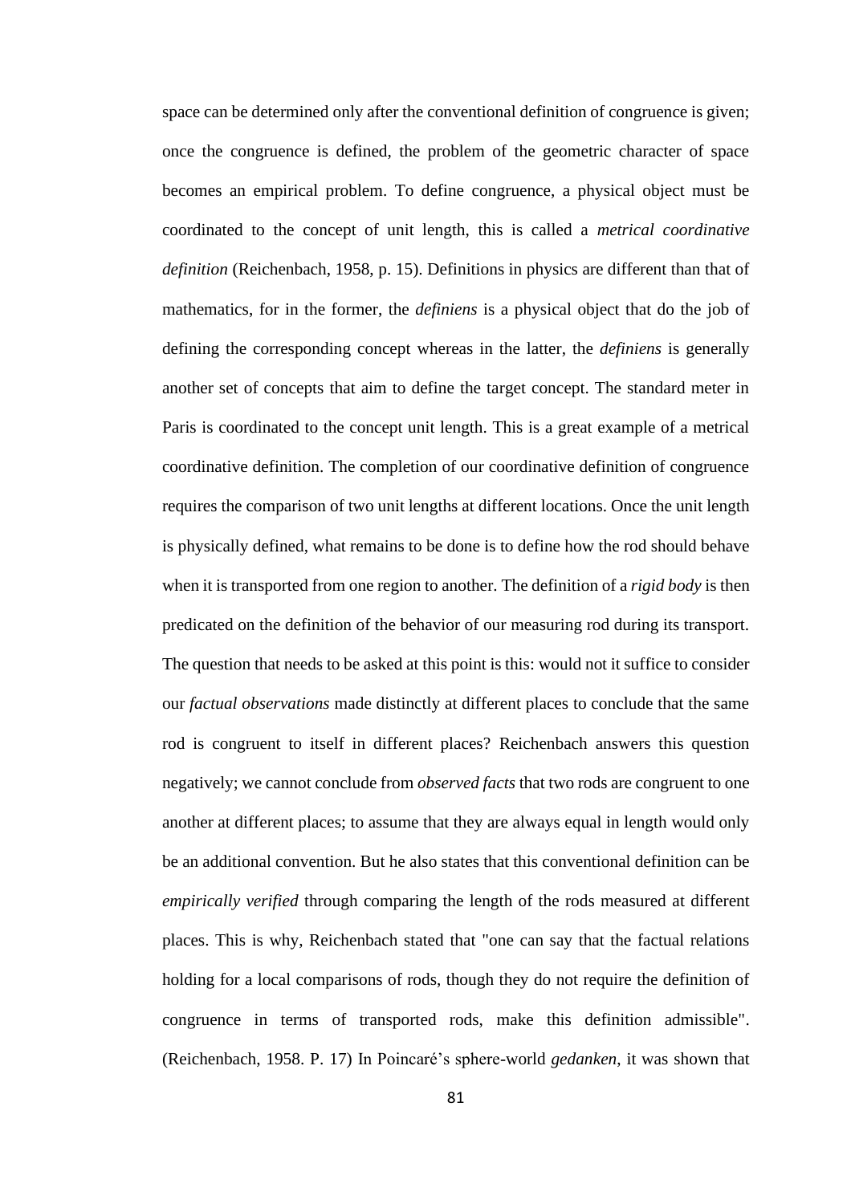space can be determined only after the conventional definition of congruence is given; once the congruence is defined, the problem of the geometric character of space becomes an empirical problem. To define congruence, a physical object must be coordinated to the concept of unit length, this is called a *metrical coordinative definition* (Reichenbach, 1958, p. 15). Definitions in physics are different than that of mathematics, for in the former, the *definiens* is a physical object that do the job of defining the corresponding concept whereas in the latter, the *definiens* is generally another set of concepts that aim to define the target concept. The standard meter in Paris is coordinated to the concept unit length. This is a great example of a metrical coordinative definition. The completion of our coordinative definition of congruence requires the comparison of two unit lengths at different locations. Once the unit length is physically defined, what remains to be done is to define how the rod should behave when it is transported from one region to another. The definition of a *rigid body* is then predicated on the definition of the behavior of our measuring rod during its transport. The question that needs to be asked at this point is this: would not it suffice to consider our *factual observations* made distinctly at different places to conclude that the same rod is congruent to itself in different places? Reichenbach answers this question negatively; we cannot conclude from *observed facts* that two rods are congruent to one another at different places; to assume that they are always equal in length would only be an additional convention. But he also states that this conventional definition can be *empirically verified* through comparing the length of the rods measured at different places. This is why, Reichenbach stated that "one can say that the factual relations holding for a local comparisons of rods, though they do not require the definition of congruence in terms of transported rods, make this definition admissible". (Reichenbach, 1958. P. 17) In Poincaré's sphere-world *gedanken*, it was shown that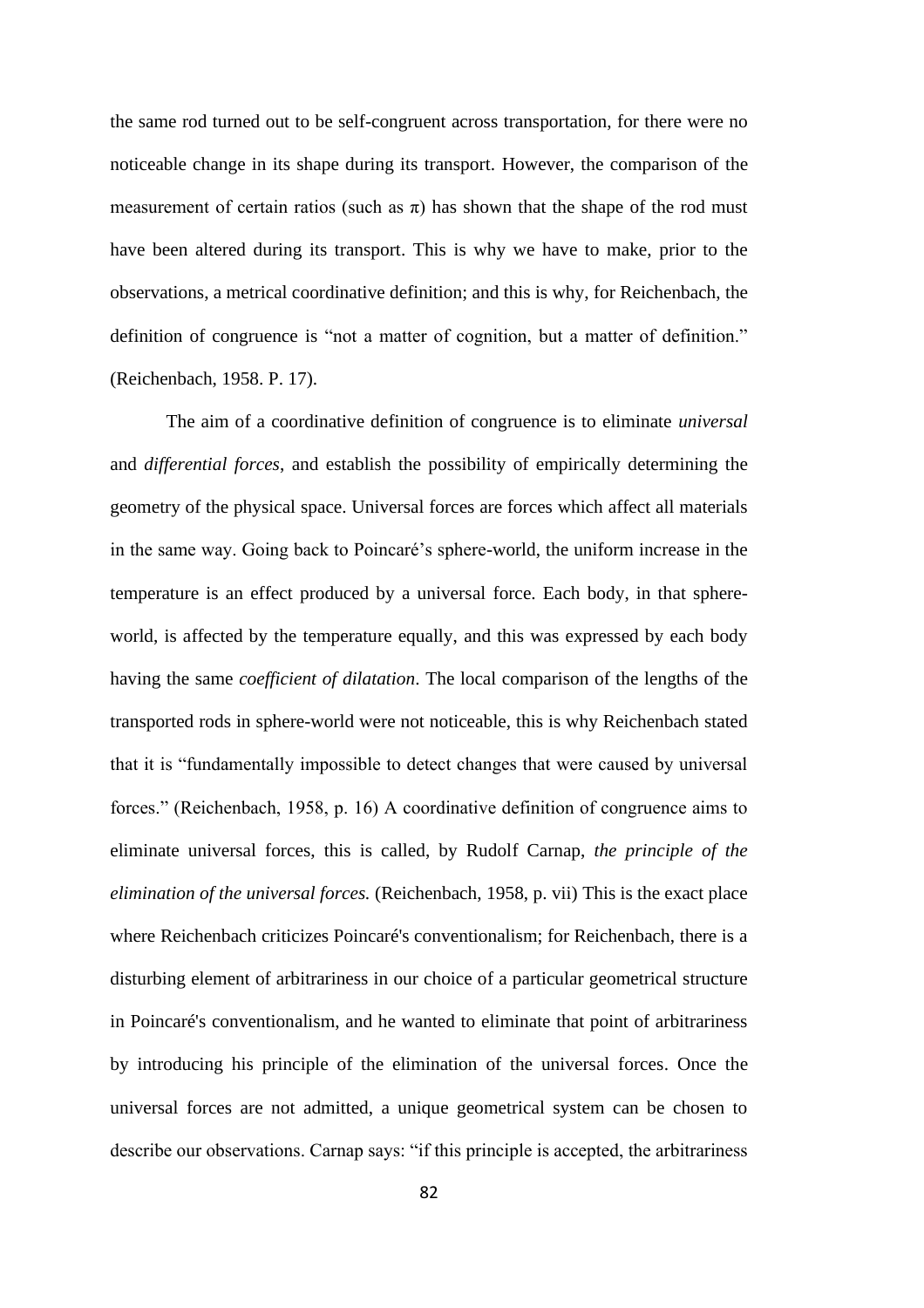the same rod turned out to be self-congruent across transportation, for there were no noticeable change in its shape during its transport. However, the comparison of the measurement of certain ratios (such as $\pi$) has shown that the shape of the rod must have been altered during its transport. This is why we have to make, prior to the observations, a metrical coordinative definition; and this is why, for Reichenbach, the definition of congruence is "not a matter of cognition, but a matter of definition." (Reichenbach, 1958. P. 17).

The aim of a coordinative definition of congruence is to eliminate *universal* and *differential forces*, and establish the possibility of empirically determining the geometry of the physical space. Universal forces are forces which affect all materials in the same way. Going back to Poincaré's sphere-world, the uniform increase in the temperature is an effect produced by a universal force. Each body, in that sphere-world, is affected by the temperature equally, and this was expressed by each body having the same *coefficient of dilatation*. The local comparison of the lengths of the transported rods in sphere-world were not noticeable, this is why Reichenbach stated that it is "fundamentally impossible to detect changes that were caused by universal forces." (Reichenbach, 1958, p. 16) A coordinative definition of congruence aims to eliminate universal forces, this is called, by Rudolf Carnap, *the principle of the elimination of the universal forces.* (Reichenbach, 1958, p. vii) This is the exact place where Reichenbach criticizes Poincaré's conventionalism; for Reichenbach, there is a disturbing element of arbitrariness in our choice of a particular geometrical structure in Poincaré's conventionalism, and he wanted to eliminate that point of arbitrariness by introducing his principle of the elimination of the universal forces. Once the universal forces are not admitted, a unique geometrical system can be chosen to describe our observations. Carnap says: "if this principle is accepted, the arbitrariness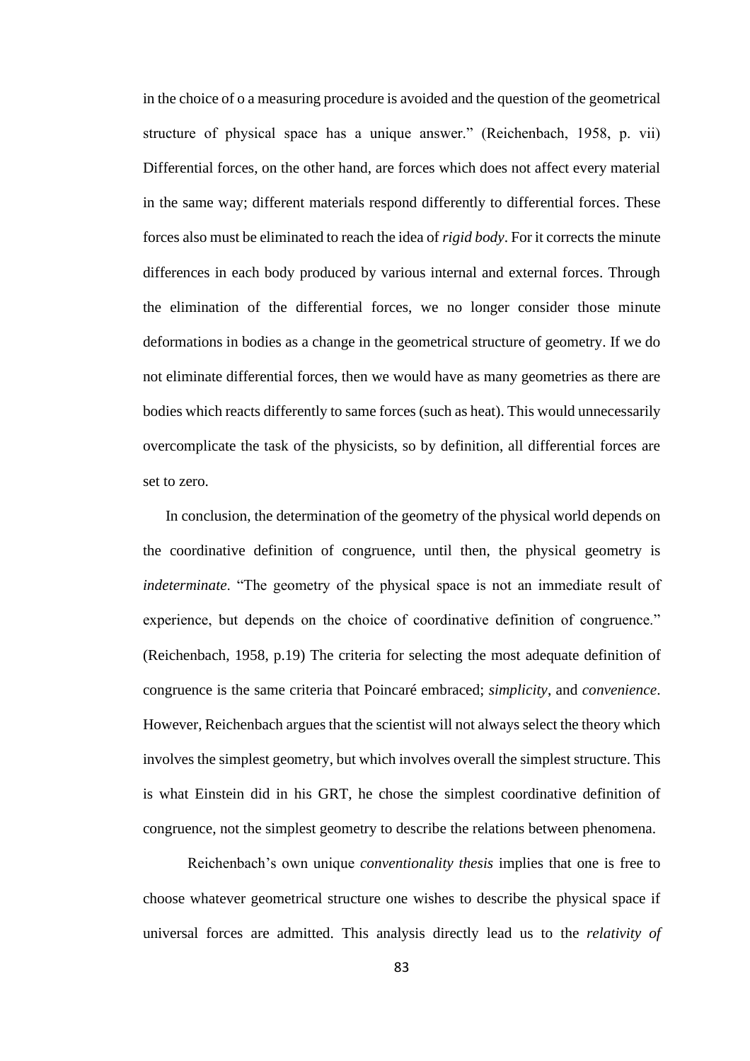in the choice of o a measuring procedure is avoided and the question of the geometrical structure of physical space has a unique answer." (Reichenbach, 1958, p. vii) Differential forces, on the other hand, are forces which does not affect every material in the same way; different materials respond differently to differential forces. These forces also must be eliminated to reach the idea of *rigid body*. For it corrects the minute differences in each body produced by various internal and external forces. Through the elimination of the differential forces, we no longer consider those minute deformations in bodies as a change in the geometrical structure of geometry. If we do not eliminate differential forces, then we would have as many geometries as there are bodies which reacts differently to same forces (such as heat). This would unnecessarily overcomplicate the task of the physicists, so by definition, all differential forces are set to zero.

In conclusion, the determination of the geometry of the physical world depends on the coordinative definition of congruence, until then, the physical geometry is *indeterminate*. "The geometry of the physical space is not an immediate result of experience, but depends on the choice of coordinative definition of congruence." (Reichenbach, 1958, p.19) The criteria for selecting the most adequate definition of congruence is the same criteria that Poincaré embraced; *simplicity*, and *convenience*. However, Reichenbach argues that the scientist will not always select the theory which involves the simplest geometry, but which involves overall the simplest structure. This is what Einstein did in his GRT, he chose the simplest coordinative definition of congruence, not the simplest geometry to describe the relations between phenomena.

Reichenbach's own unique *conventionality thesis* implies that one is free to choose whatever geometrical structure one wishes to describe the physical space if universal forces are admitted. This analysis directly lead us to the *relativity of*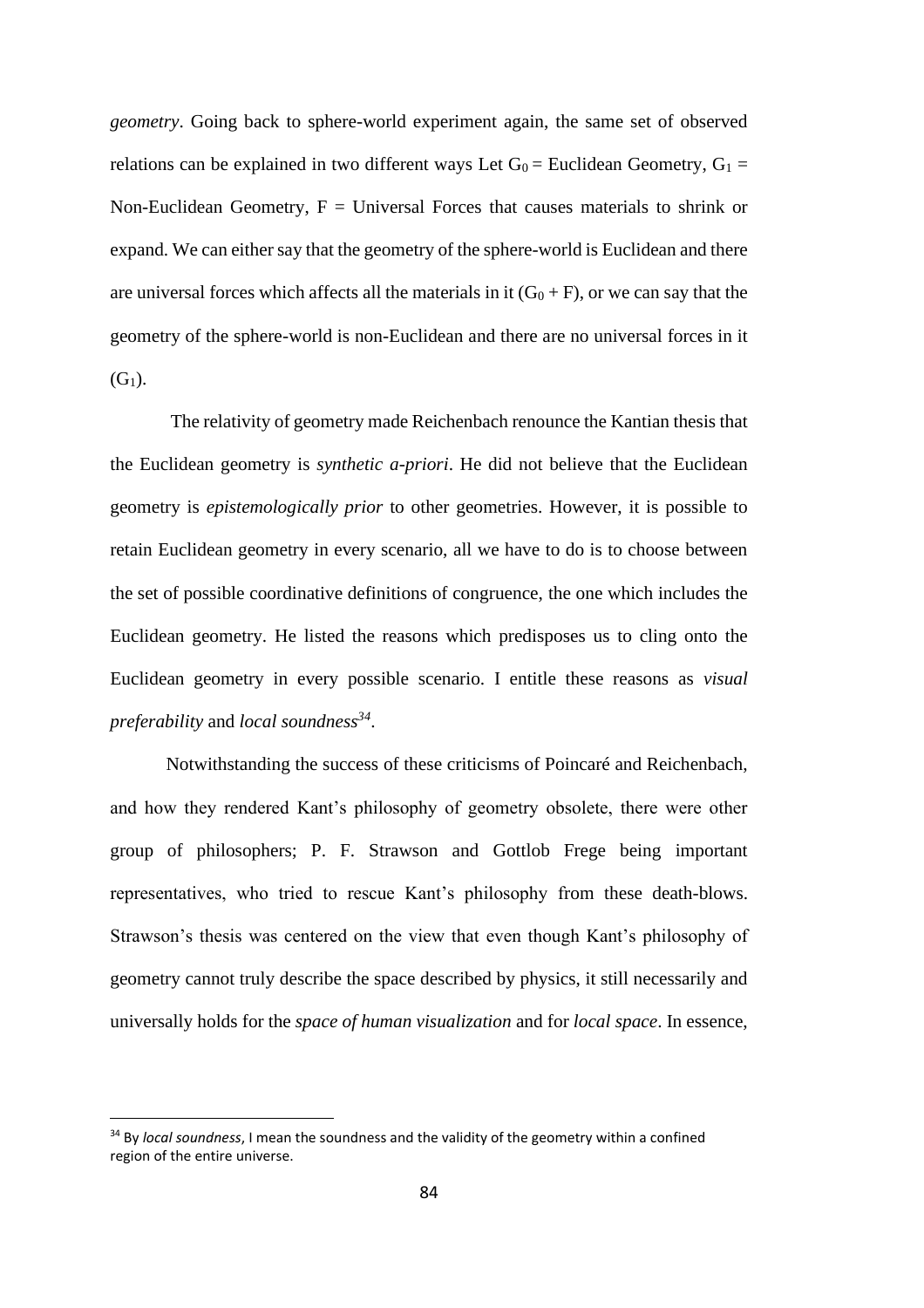*geometry*. Going back to sphere-world experiment again, the same set of observed relations can be explained in two different ways Let $G_0$ = Euclidean Geometry, $G_1$ = Non-Euclidean Geometry, F = Universal Forces that causes materials to shrink or expand. We can either say that the geometry of the sphere-world is Euclidean and there are universal forces which affects all the materials in it ($G_0 + F$), or we can say that the geometry of the sphere-world is non-Euclidean and there are no universal forces in it ($G_1$).

The relativity of geometry made Reichenbach renounce the Kantian thesis that the Euclidean geometry is *synthetic a-priori*. He did not believe that the Euclidean geometry is *epistemologically prior* to other geometries. However, it is possible to retain Euclidean geometry in every scenario, all we have to do is to choose between the set of possible coordinative definitions of congruence, the one which includes the Euclidean geometry. He listed the reasons which predisposes us to cling onto the Euclidean geometry in every possible scenario. I entitle these reasons as *visual preferability* and *local soundness*[34].

Notwithstanding the success of these criticisms of Poincaré and Reichenbach, and how they rendered Kant's philosophy of geometry obsolete, there were other group of philosophers; P. F. Strawson and Gottlob Frege being important representatives, who tried to rescue Kant's philosophy from these death-blows. Strawson's thesis was centered on the view that even though Kant's philosophy of geometry cannot truly describe the space described by physics, it still necessarily and universally holds for the *space of human visualization* and for *local space*. In essence,

---

[34] By *local soundness*, I mean the soundness and the validity of the geometry within a confined region of the entire universe.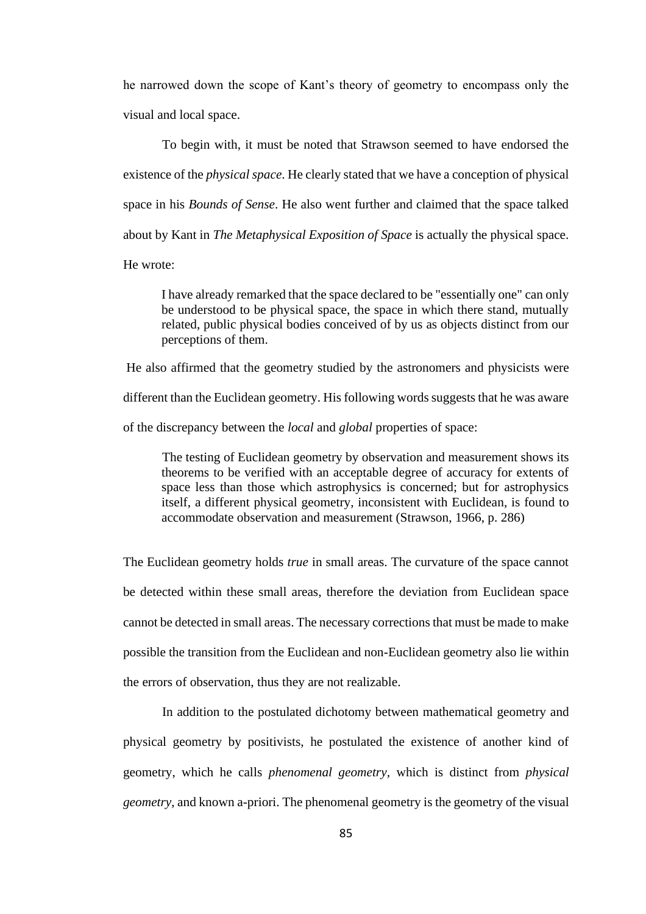he narrowed down the scope of Kant's theory of geometry to encompass only the visual and local space.

To begin with, it must be noted that Strawson seemed to have endorsed the existence of the *physical space*. He clearly stated that we have a conception of physical space in his *Bounds of Sense*. He also went further and claimed that the space talked about by Kant in *The Metaphysical Exposition of Space* is actually the physical space. He wrote:

> I have already remarked that the space declared to be "essentially one" can only be understood to be physical space, the space in which there stand, mutually related, public physical bodies conceived of by us as objects distinct from our perceptions of them.

He also affirmed that the geometry studied by the astronomers and physicists were different than the Euclidean geometry. His following words suggests that he was aware of the discrepancy between the *local* and *global* properties of space:

> The testing of Euclidean geometry by observation and measurement shows its theorems to be verified with an acceptable degree of accuracy for extents of space less than those which astrophysics is concerned; but for astrophysics itself, a different physical geometry, inconsistent with Euclidean, is found to accommodate observation and measurement (Strawson, 1966, p. 286)

The Euclidean geometry holds *true* in small areas. The curvature of the space cannot be detected within these small areas, therefore the deviation from Euclidean space cannot be detected in small areas. The necessary corrections that must be made to make possible the transition from the Euclidean and non-Euclidean geometry also lie within the errors of observation, thus they are not realizable.

In addition to the postulated dichotomy between mathematical geometry and physical geometry by positivists, he postulated the existence of another kind of geometry, which he calls *phenomenal geometry*, which is distinct from *physical geometry*, and known a-priori. The phenomenal geometry is the geometry of the visual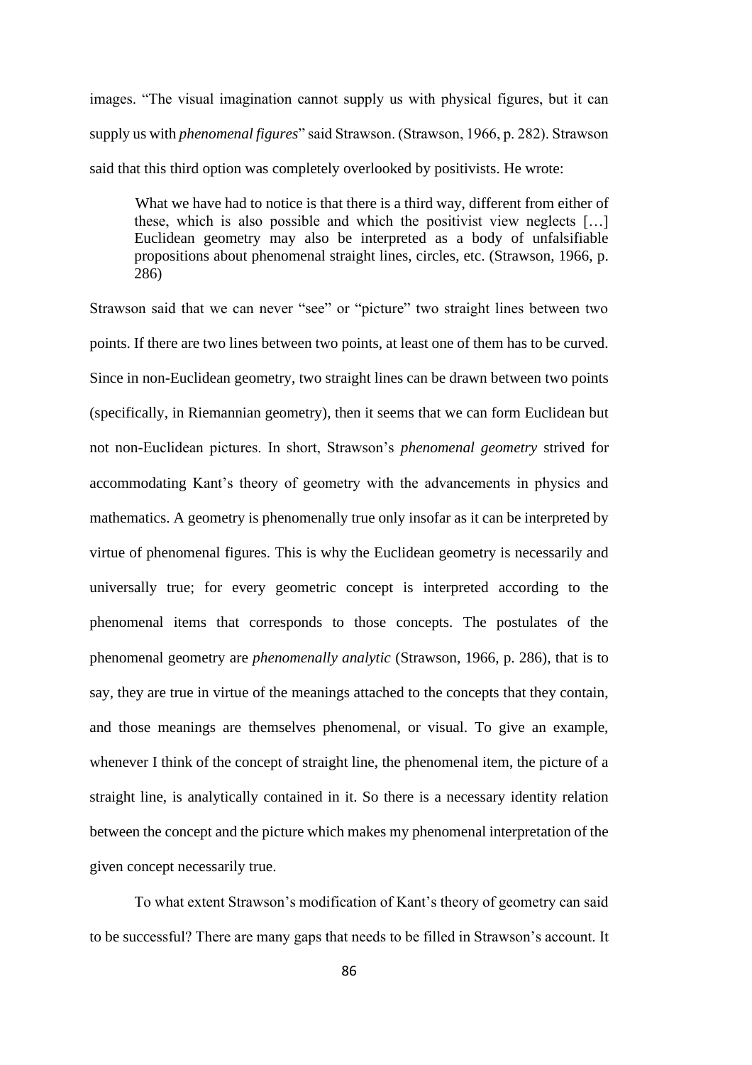images. "The visual imagination cannot supply us with physical figures, but it can supply us with *phenomenal figures*" said Strawson. (Strawson, 1966, p. 282). Strawson said that this third option was completely overlooked by positivists. He wrote:

> What we have had to notice is that there is a third way, different from either of these, which is also possible and which the positivist view neglects […] Euclidean geometry may also be interpreted as a body of unfalsifiable propositions about phenomenal straight lines, circles, etc. (Strawson, 1966, p. 286)

Strawson said that we can never "see" or "picture" two straight lines between two points. If there are two lines between two points, at least one of them has to be curved. Since in non-Euclidean geometry, two straight lines can be drawn between two points (specifically, in Riemannian geometry), then it seems that we can form Euclidean but not non-Euclidean pictures. In short, Strawson's *phenomenal geometry* strived for accommodating Kant's theory of geometry with the advancements in physics and mathematics. A geometry is phenomenally true only insofar as it can be interpreted by virtue of phenomenal figures. This is why the Euclidean geometry is necessarily and universally true; for every geometric concept is interpreted according to the phenomenal items that corresponds to those concepts. The postulates of the phenomenal geometry are *phenomenally analytic* (Strawson, 1966, p. 286), that is to say, they are true in virtue of the meanings attached to the concepts that they contain, and those meanings are themselves phenomenal, or visual. To give an example, whenever I think of the concept of straight line, the phenomenal item, the picture of a straight line, is analytically contained in it. So there is a necessary identity relation between the concept and the picture which makes my phenomenal interpretation of the given concept necessarily true.

To what extent Strawson's modification of Kant's theory of geometry can said to be successful? There are many gaps that needs to be filled in Strawson's account. It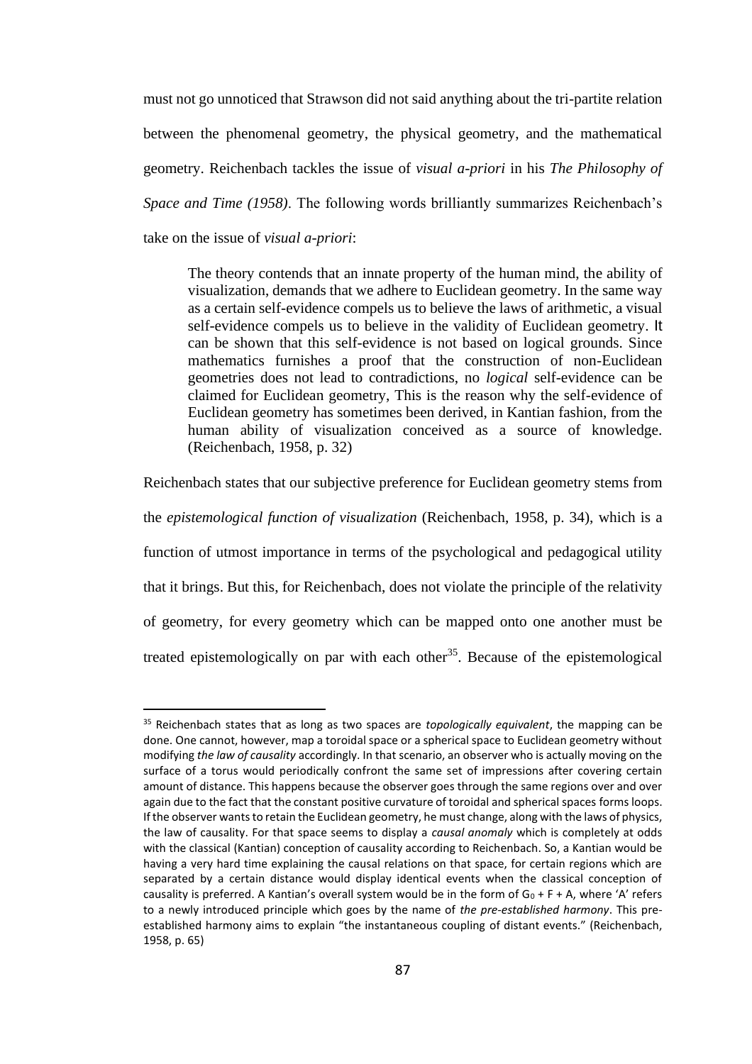must not go unnoticed that Strawson did not said anything about the tri-partite relation between the phenomenal geometry, the physical geometry, and the mathematical geometry. Reichenbach tackles the issue of *visual a-priori* in his *The Philosophy of Space and Time (1958)*. The following words brilliantly summarizes Reichenbach's take on the issue of *visual a-priori*:

> The theory contends that an innate property of the human mind, the ability of visualization, demands that we adhere to Euclidean geometry. In the same way as a certain self-evidence compels us to believe the laws of arithmetic, a visual self-evidence compels us to believe in the validity of Euclidean geometry. It can be shown that this self-evidence is not based on logical grounds. Since mathematics furnishes a proof that the construction of non-Euclidean geometries does not lead to contradictions, no *logical* self-evidence can be claimed for Euclidean geometry, This is the reason why the self-evidence of Euclidean geometry has sometimes been derived, in Kantian fashion, from the human ability of visualization conceived as a source of knowledge. (Reichenbach, 1958, p. 32)

Reichenbach states that our subjective preference for Euclidean geometry stems from the *epistemological function of visualization* (Reichenbach, 1958, p. 34), which is a function of utmost importance in terms of the psychological and pedagogical utility that it brings. But this, for Reichenbach, does not violate the principle of the relativity of geometry, for every geometry which can be mapped onto one another must be treated epistemologically on par with each other[35]. Because of the epistemological

---

[35] Reichenbach states that as long as two spaces are *topologically equivalent*, the mapping can be done. One cannot, however, map a toroidal space or a spherical space to Euclidean geometry without modifying *the law of causality* accordingly. In that scenario, an observer who is actually moving on the surface of a torus would periodically confront the same set of impressions after covering certain amount of distance. This happens because the observer goes through the same regions over and over again due to the fact that the constant positive curvature of toroidal and spherical spaces forms loops. If the observer wants to retain the Euclidean geometry, he must change, along with the laws of physics, the law of causality. For that space seems to display a *causal anomaly* which is completely at odds with the classical (Kantian) conception of causality according to Reichenbach. So, a Kantian would be having a very hard time explaining the causal relations on that space, for certain regions which are separated by a certain distance would display identical events when the classical conception of causality is preferred. A Kantian's overall system would be in the form of $G_0 + F + A$, where 'A' refers to a newly introduced principle which goes by the name of *the pre-established harmony*. This pre-established harmony aims to explain "the instantaneous coupling of distant events." (Reichenbach, 1958, p. 65)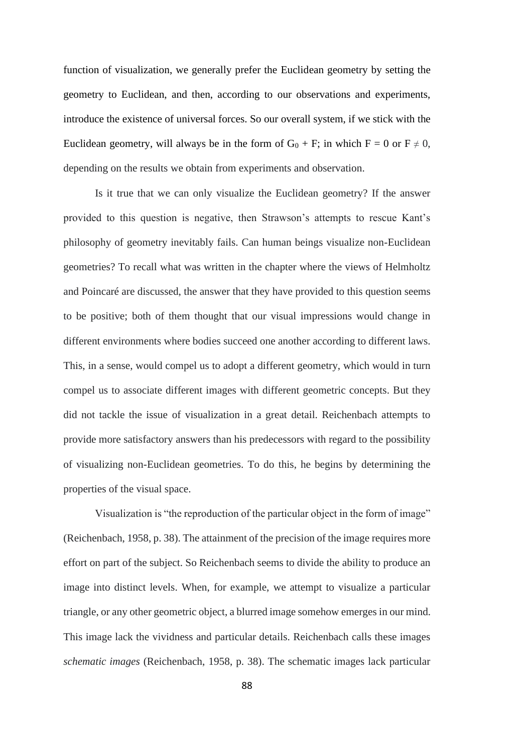function of visualization, we generally prefer the Euclidean geometry by setting the geometry to Euclidean, and then, according to our observations and experiments, introduce the existence of universal forces. So our overall system, if we stick with the Euclidean geometry, will always be in the form of $G_0 + F$; in which $F = 0$ or $F \neq 0$, depending on the results we obtain from experiments and observation.

Is it true that we can only visualize the Euclidean geometry? If the answer provided to this question is negative, then Strawson's attempts to rescue Kant's philosophy of geometry inevitably fails. Can human beings visualize non-Euclidean geometries? To recall what was written in the chapter where the views of Helmholtz and Poincaré are discussed, the answer that they have provided to this question seems to be positive; both of them thought that our visual impressions would change in different environments where bodies succeed one another according to different laws. This, in a sense, would compel us to adopt a different geometry, which would in turn compel us to associate different images with different geometric concepts. But they did not tackle the issue of visualization in a great detail. Reichenbach attempts to provide more satisfactory answers than his predecessors with regard to the possibility of visualizing non-Euclidean geometries. To do this, he begins by determining the properties of the visual space.

Visualization is "the reproduction of the particular object in the form of image" (Reichenbach, 1958, p. 38). The attainment of the precision of the image requires more effort on part of the subject. So Reichenbach seems to divide the ability to produce an image into distinct levels. When, for example, we attempt to visualize a particular triangle, or any other geometric object, a blurred image somehow emerges in our mind. This image lack the vividness and particular details. Reichenbach calls these images *schematic images* (Reichenbach, 1958, p. 38). The schematic images lack particular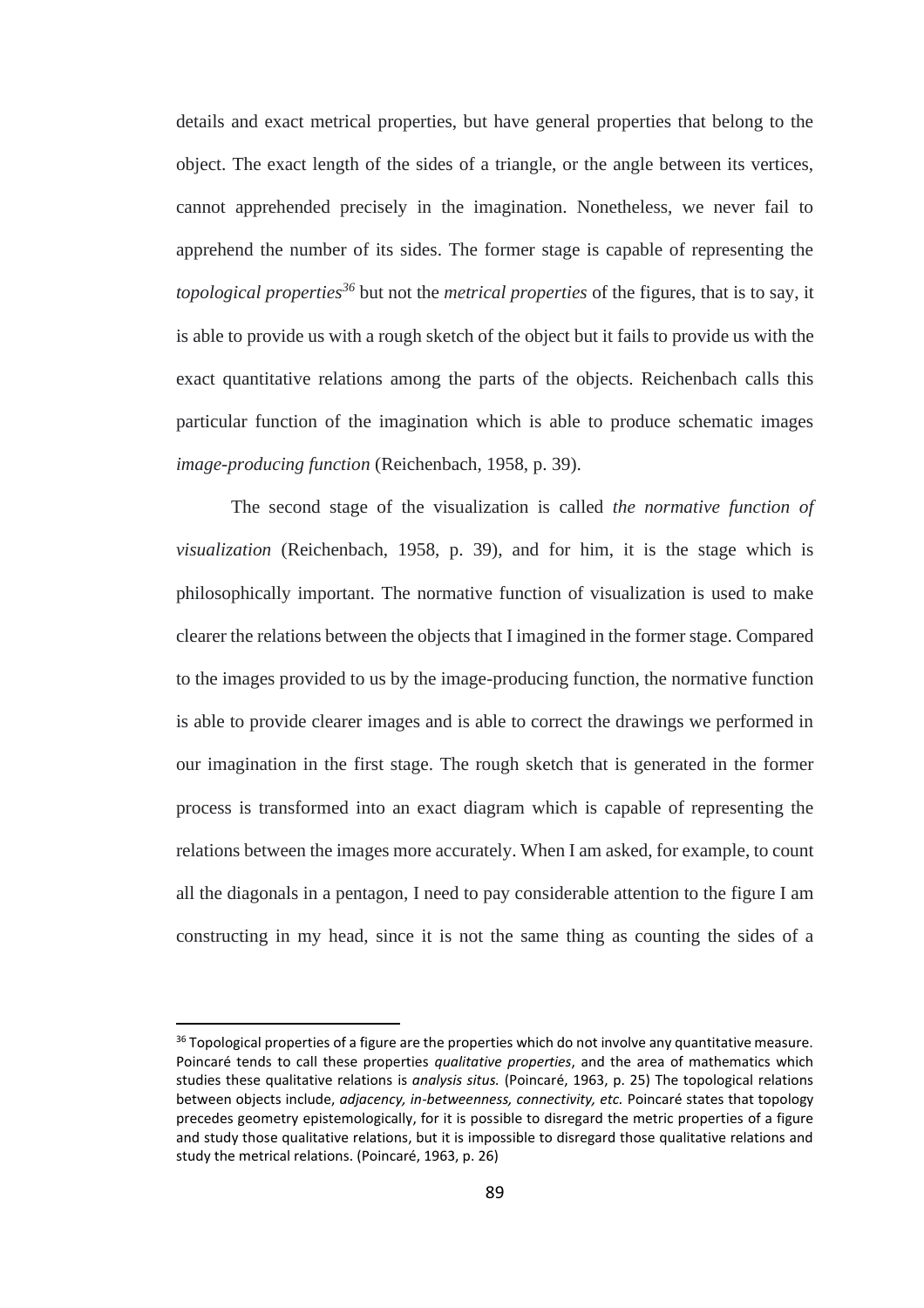details and exact metrical properties, but have general properties that belong to the object. The exact length of the sides of a triangle, or the angle between its vertices, cannot apprehended precisely in the imagination. Nonetheless, we never fail to apprehend the number of its sides. The former stage is capable of representing the *topological properties*[36] but not the *metrical properties* of the figures, that is to say, it is able to provide us with a rough sketch of the object but it fails to provide us with the exact quantitative relations among the parts of the objects. Reichenbach calls this particular function of the imagination which is able to produce schematic images *image-producing function* (Reichenbach, 1958, p. 39).

The second stage of the visualization is called *the normative function of visualization* (Reichenbach, 1958, p. 39), and for him, it is the stage which is philosophically important. The normative function of visualization is used to make clearer the relations between the objects that I imagined in the former stage. Compared to the images provided to us by the image-producing function, the normative function is able to provide clearer images and is able to correct the drawings we performed in our imagination in the first stage. The rough sketch that is generated in the former process is transformed into an exact diagram which is capable of representing the relations between the images more accurately. When I am asked, for example, to count all the diagonals in a pentagon, I need to pay considerable attention to the figure I am constructing in my head, since it is not the same thing as counting the sides of a

---

[36] Topological properties of a figure are the properties which do not involve any quantitative measure. Poincaré tends to call these properties *qualitative properties*, and the area of mathematics which studies these qualitative relations is *analysis situs.* (Poincaré, 1963, p. 25) The topological relations between objects include, *adjacency, in-betweenness, connectivity, etc.* Poincaré states that topology precedes geometry epistemologically, for it is possible to disregard the metric properties of a figure and study those qualitative relations, but it is impossible to disregard those qualitative relations and study the metrical relations. (Poincaré, 1963, p. 26)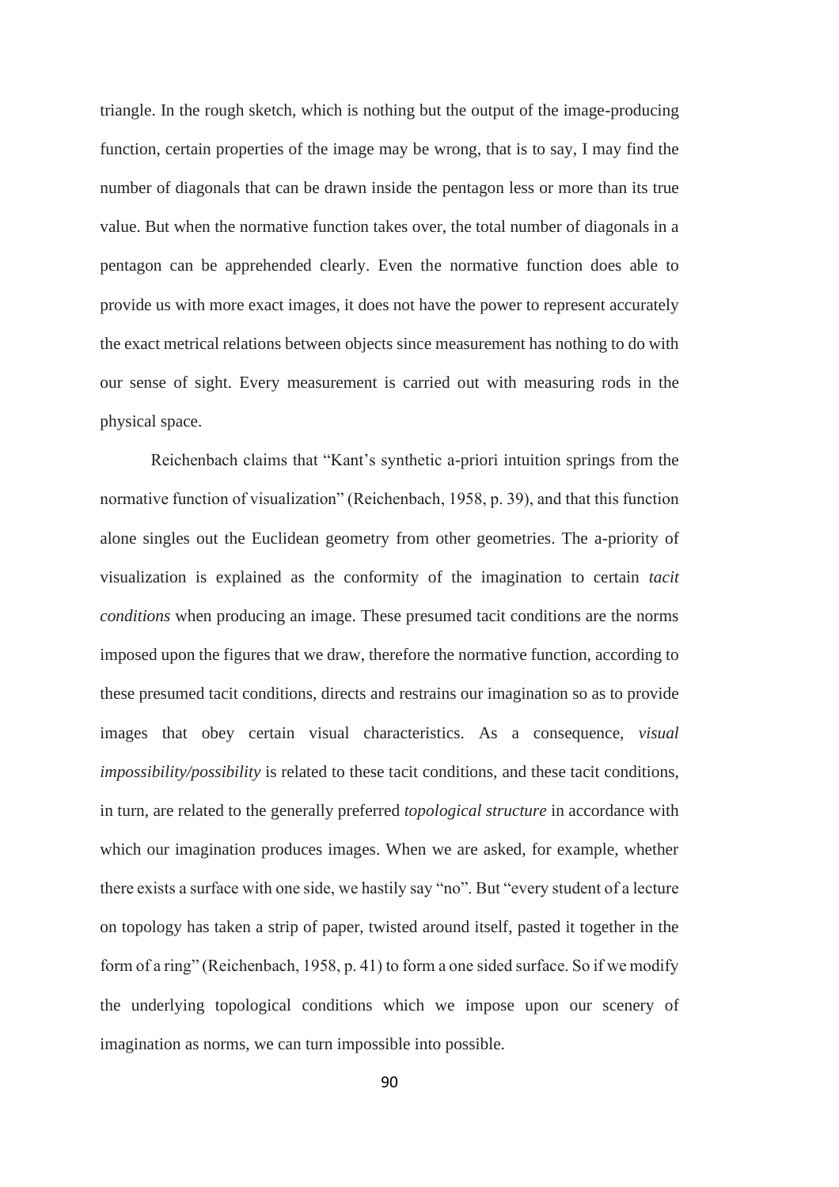triangle. In the rough sketch, which is nothing but the output of the image-producing function, certain properties of the image may be wrong, that is to say, I may find the number of diagonals that can be drawn inside the pentagon less or more than its true value. But when the normative function takes over, the total number of diagonals in a pentagon can be apprehended clearly. Even the normative function does able to provide us with more exact images, it does not have the power to represent accurately the exact metrical relations between objects since measurement has nothing to do with our sense of sight. Every measurement is carried out with measuring rods in the physical space.

Reichenbach claims that "Kant's synthetic a-priori intuition springs from the normative function of visualization" (Reichenbach, 1958, p. 39), and that this function alone singles out the Euclidean geometry from other geometries. The a-priority of visualization is explained as the conformity of the imagination to certain *tacit conditions* when producing an image. These presumed tacit conditions are the norms imposed upon the figures that we draw, therefore the normative function, according to these presumed tacit conditions, directs and restrains our imagination so as to provide images that obey certain visual characteristics. As a consequence, *visual impossibility/possibility* is related to these tacit conditions, and these tacit conditions, in turn, are related to the generally preferred *topological structure* in accordance with which our imagination produces images. When we are asked, for example, whether there exists a surface with one side, we hastily say "no". But "every student of a lecture on topology has taken a strip of paper, twisted around itself, pasted it together in the form of a ring" (Reichenbach, 1958, p. 41) to form a one sided surface. So if we modify the underlying topological conditions which we impose upon our scenery of imagination as norms, we can turn impossible into possible.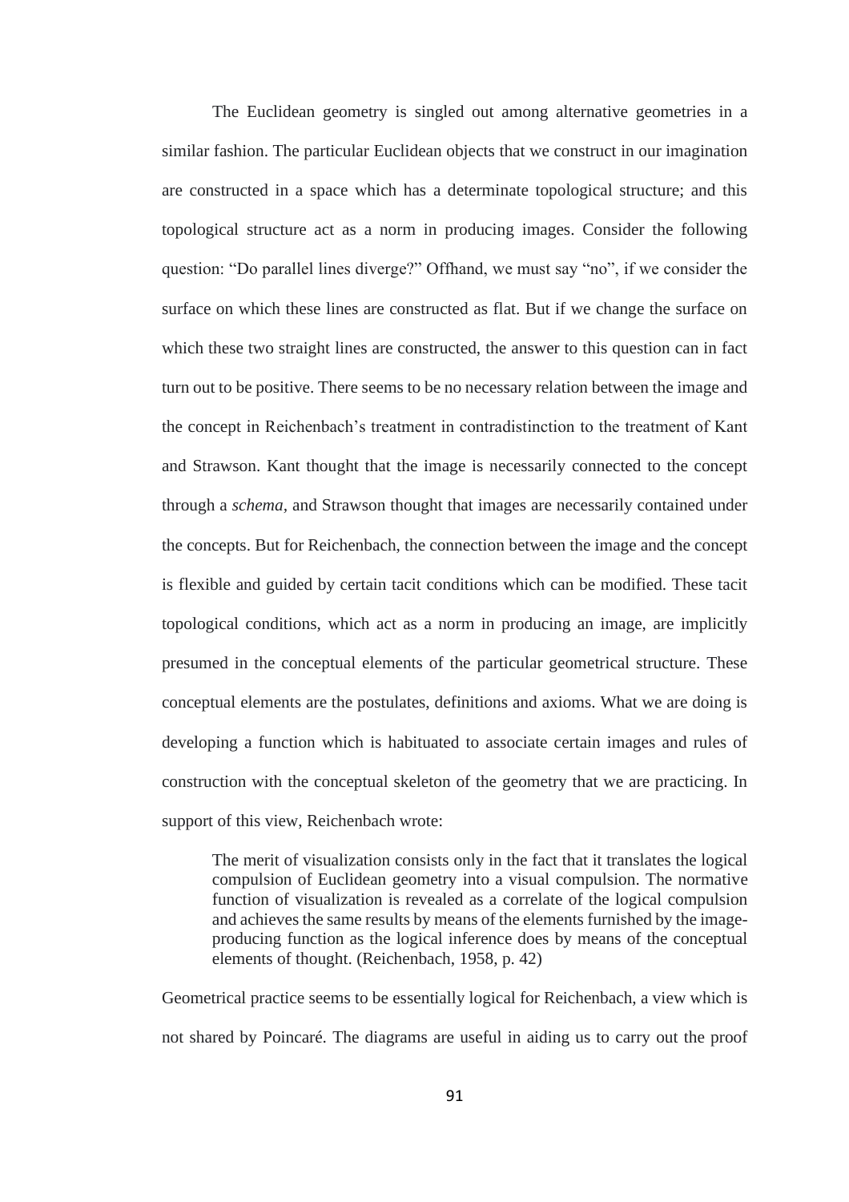The Euclidean geometry is singled out among alternative geometries in a similar fashion. The particular Euclidean objects that we construct in our imagination are constructed in a space which has a determinate topological structure; and this topological structure act as a norm in producing images. Consider the following question: "Do parallel lines diverge?" Offhand, we must say "no", if we consider the surface on which these lines are constructed as flat. But if we change the surface on which these two straight lines are constructed, the answer to this question can in fact turn out to be positive. There seems to be no necessary relation between the image and the concept in Reichenbach's treatment in contradistinction to the treatment of Kant and Strawson. Kant thought that the image is necessarily connected to the concept through a *schema*, and Strawson thought that images are necessarily contained under the concepts. But for Reichenbach, the connection between the image and the concept is flexible and guided by certain tacit conditions which can be modified. These tacit topological conditions, which act as a norm in producing an image, are implicitly presumed in the conceptual elements of the particular geometrical structure. These conceptual elements are the postulates, definitions and axioms. What we are doing is developing a function which is habituated to associate certain images and rules of construction with the conceptual skeleton of the geometry that we are practicing. In support of this view, Reichenbach wrote:

> The merit of visualization consists only in the fact that it translates the logical compulsion of Euclidean geometry into a visual compulsion. The normative function of visualization is revealed as a correlate of the logical compulsion and achieves the same results by means of the elements furnished by the image-producing function as the logical inference does by means of the conceptual elements of thought. (Reichenbach, 1958, p. 42)

Geometrical practice seems to be essentially logical for Reichenbach, a view which is not shared by Poincaré. The diagrams are useful in aiding us to carry out the proof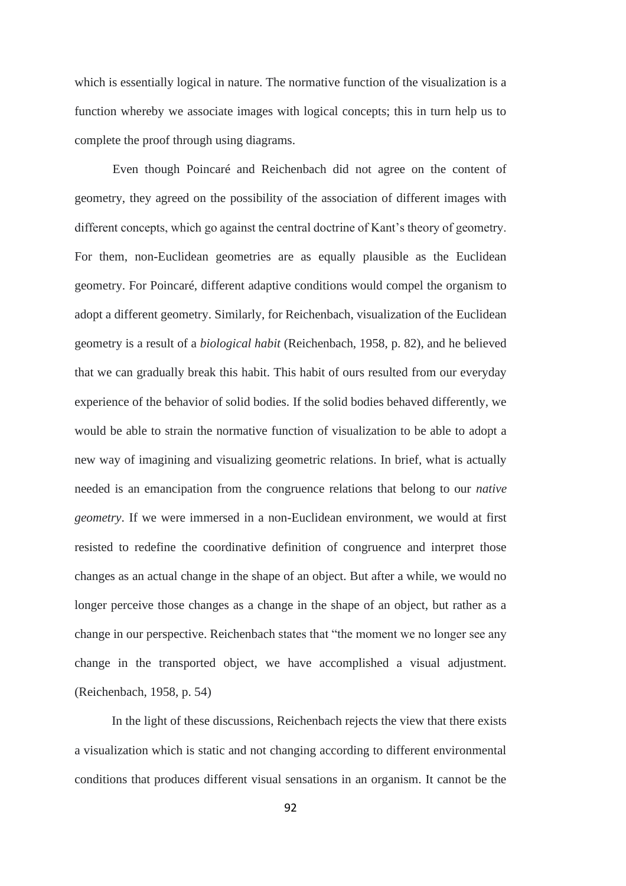which is essentially logical in nature. The normative function of the visualization is a function whereby we associate images with logical concepts; this in turn help us to complete the proof through using diagrams.

Even though Poincaré and Reichenbach did not agree on the content of geometry, they agreed on the possibility of the association of different images with different concepts, which go against the central doctrine of Kant's theory of geometry. For them, non-Euclidean geometries are as equally plausible as the Euclidean geometry. For Poincaré, different adaptive conditions would compel the organism to adopt a different geometry. Similarly, for Reichenbach, visualization of the Euclidean geometry is a result of a *biological habit* (Reichenbach, 1958, p. 82), and he believed that we can gradually break this habit. This habit of ours resulted from our everyday experience of the behavior of solid bodies. If the solid bodies behaved differently, we would be able to strain the normative function of visualization to be able to adopt a new way of imagining and visualizing geometric relations. In brief, what is actually needed is an emancipation from the congruence relations that belong to our *native geometry*. If we were immersed in a non-Euclidean environment, we would at first resisted to redefine the coordinative definition of congruence and interpret those changes as an actual change in the shape of an object. But after a while, we would no longer perceive those changes as a change in the shape of an object, but rather as a change in our perspective. Reichenbach states that "the moment we no longer see any change in the transported object, we have accomplished a visual adjustment. (Reichenbach, 1958, p. 54)

In the light of these discussions, Reichenbach rejects the view that there exists a visualization which is static and not changing according to different environmental conditions that produces different visual sensations in an organism. It cannot be the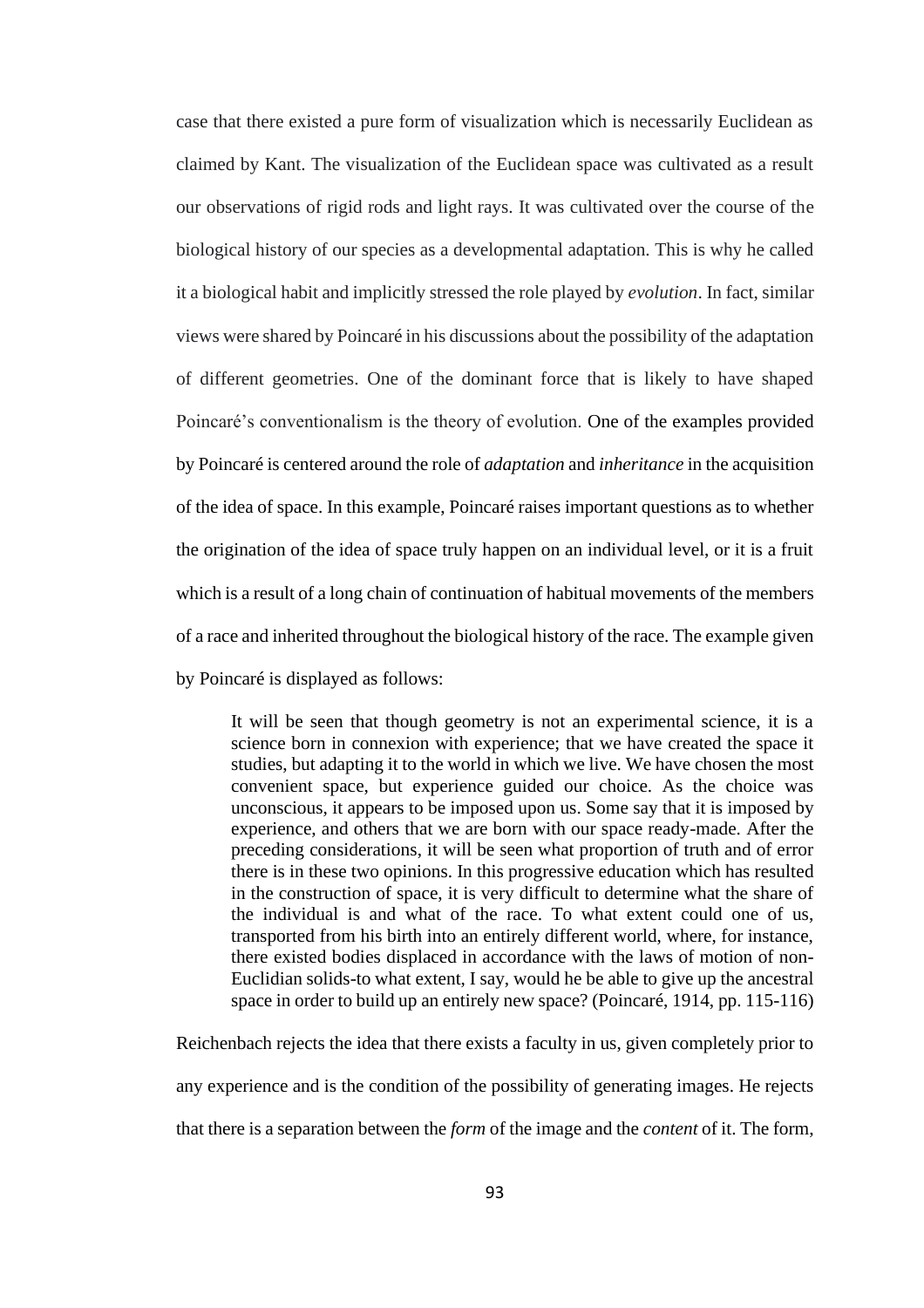case that there existed a pure form of visualization which is necessarily Euclidean as claimed by Kant. The visualization of the Euclidean space was cultivated as a result our observations of rigid rods and light rays. It was cultivated over the course of the biological history of our species as a developmental adaptation. This is why he called it a biological habit and implicitly stressed the role played by *evolution*. In fact, similar views were shared by Poincaré in his discussions about the possibility of the adaptation of different geometries. One of the dominant force that is likely to have shaped Poincaré's conventionalism is the theory of evolution. One of the examples provided by Poincaré is centered around the role of *adaptation* and *inheritance* in the acquisition of the idea of space. In this example, Poincaré raises important questions as to whether the origination of the idea of space truly happen on an individual level, or it is a fruit which is a result of a long chain of continuation of habitual movements of the members of a race and inherited throughout the biological history of the race. The example given by Poincaré is displayed as follows:

> It will be seen that though geometry is not an experimental science, it is a science born in connexion with experience; that we have created the space it studies, but adapting it to the world in which we live. We have chosen the most convenient space, but experience guided our choice. As the choice was unconscious, it appears to be imposed upon us. Some say that it is imposed by experience, and others that we are born with our space ready-made. After the preceding considerations, it will be seen what proportion of truth and of error there is in these two opinions. In this progressive education which has resulted in the construction of space, it is very difficult to determine what the share of the individual is and what of the race. To what extent could one of us, transported from his birth into an entirely different world, where, for instance, there existed bodies displaced in accordance with the laws of motion of non-Euclidian solids-to what extent, I say, would he be able to give up the ancestral space in order to build up an entirely new space? (Poincaré, 1914, pp. 115-116)

Reichenbach rejects the idea that there exists a faculty in us, given completely prior to any experience and is the condition of the possibility of generating images. He rejects that there is a separation between the *form* of the image and the *content* of it. The form,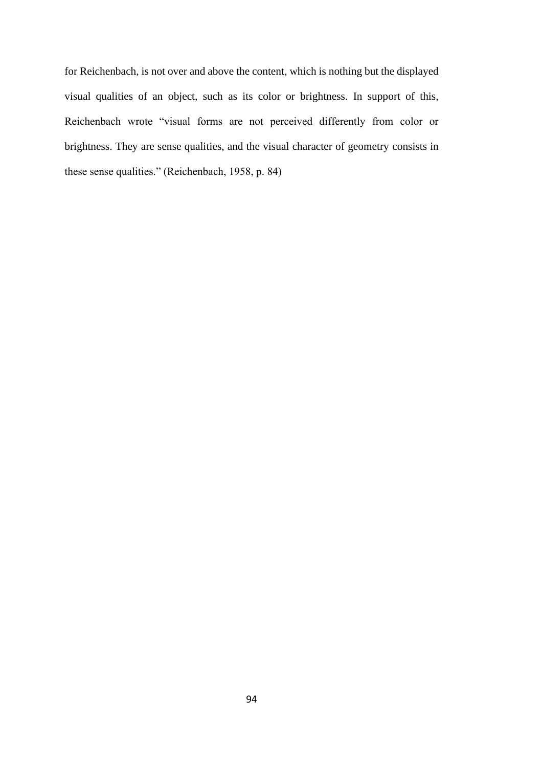for Reichenbach, is not over and above the content, which is nothing but the displayed visual qualities of an object, such as its color or brightness. In support of this, Reichenbach wrote "visual forms are not perceived differently from color or brightness. They are sense qualities, and the visual character of geometry consists in these sense qualities." (Reichenbach, 1958, p. 84)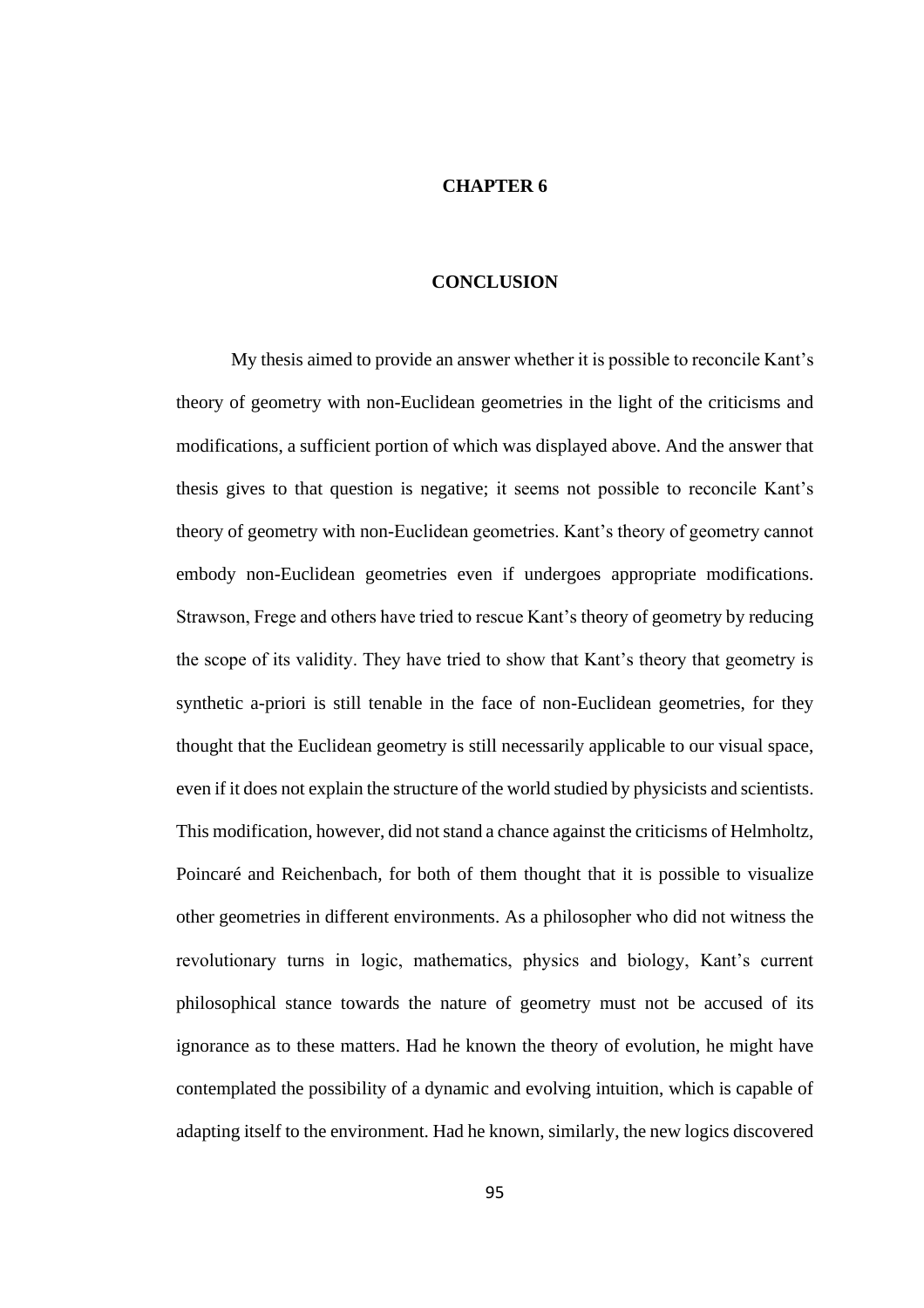# CHAPTER 6

# CONCLUSION

My thesis aimed to provide an answer whether it is possible to reconcile Kant's theory of geometry with non-Euclidean geometries in the light of the criticisms and modifications, a sufficient portion of which was displayed above. And the answer that thesis gives to that question is negative; it seems not possible to reconcile Kant's theory of geometry with non-Euclidean geometries. Kant's theory of geometry cannot embody non-Euclidean geometries even if undergoes appropriate modifications. Strawson, Frege and others have tried to rescue Kant's theory of geometry by reducing the scope of its validity. They have tried to show that Kant's theory that geometry is synthetic a-priori is still tenable in the face of non-Euclidean geometries, for they thought that the Euclidean geometry is still necessarily applicable to our visual space, even if it does not explain the structure of the world studied by physicists and scientists. This modification, however, did not stand a chance against the criticisms of Helmholtz, Poincaré and Reichenbach, for both of them thought that it is possible to visualize other geometries in different environments. As a philosopher who did not witness the revolutionary turns in logic, mathematics, physics and biology, Kant's current philosophical stance towards the nature of geometry must not be accused of its ignorance as to these matters. Had he known the theory of evolution, he might have contemplated the possibility of a dynamic and evolving intuition, which is capable of adapting itself to the environment. Had he known, similarly, the new logics discovered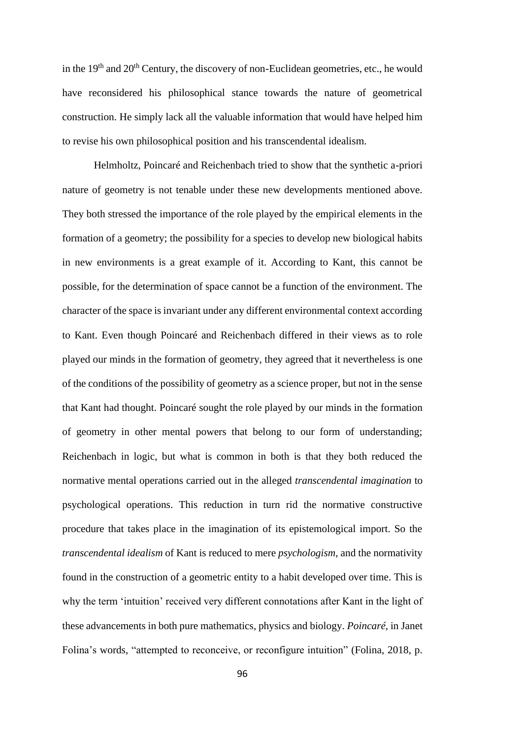in the 19th and 20th Century, the discovery of non-Euclidean geometries, etc., he would have reconsidered his philosophical stance towards the nature of geometrical construction. He simply lack all the valuable information that would have helped him to revise his own philosophical position and his transcendental idealism.

Helmholtz, Poincaré and Reichenbach tried to show that the synthetic a-priori nature of geometry is not tenable under these new developments mentioned above. They both stressed the importance of the role played by the empirical elements in the formation of a geometry; the possibility for a species to develop new biological habits in new environments is a great example of it. According to Kant, this cannot be possible, for the determination of space cannot be a function of the environment. The character of the space is invariant under any different environmental context according to Kant. Even though Poincaré and Reichenbach differed in their views as to role played our minds in the formation of geometry, they agreed that it nevertheless is one of the conditions of the possibility of geometry as a science proper, but not in the sense that Kant had thought. Poincaré sought the role played by our minds in the formation of geometry in other mental powers that belong to our form of understanding; Reichenbach in logic, but what is common in both is that they both reduced the normative mental operations carried out in the alleged *transcendental imagination* to psychological operations. This reduction in turn rid the normative constructive procedure that takes place in the imagination of its epistemological import. So the *transcendental idealism* of Kant is reduced to mere *psychologism*, and the normativity found in the construction of a geometric entity to a habit developed over time. This is why the term 'intuition' received very different connotations after Kant in the light of these advancements in both pure mathematics, physics and biology. *Poincaré*, in Janet Folina's words, "attempted to reconceive, or reconfigure intuition" (Folina, 2018, p.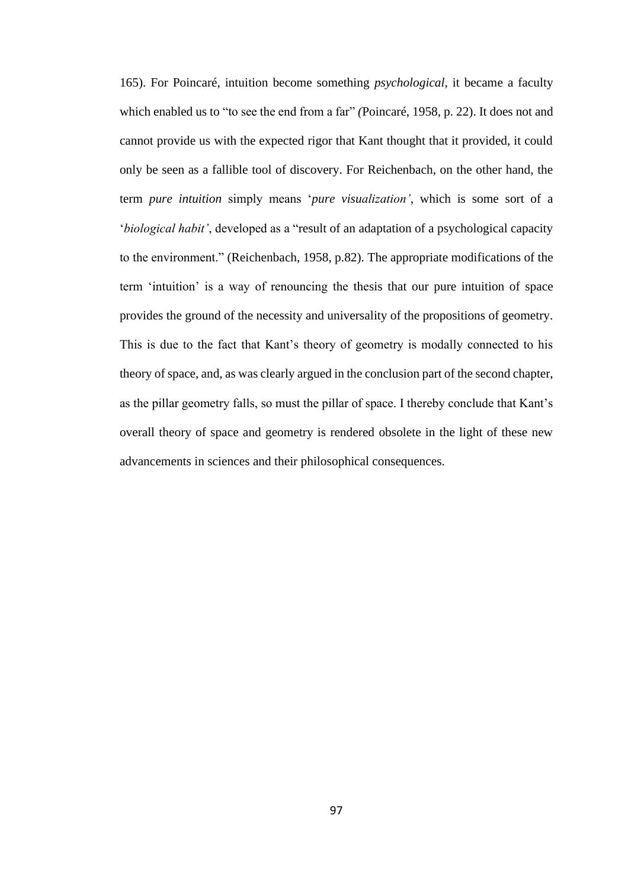165). For Poincaré, intuition become something *psychological*, it became a faculty which enabled us to "to see the end from a far" *(*Poincaré, 1958, p. 22). It does not and cannot provide us with the expected rigor that Kant thought that it provided, it could only be seen as a fallible tool of discovery. For Reichenbach, on the other hand, the term *pure intuition* simply means '*pure visualization'*, which is some sort of a '*biological habit'*, developed as a "result of an adaptation of a psychological capacity to the environment." (Reichenbach, 1958, p.82). The appropriate modifications of the term 'intuition' is a way of renouncing the thesis that our pure intuition of space provides the ground of the necessity and universality of the propositions of geometry. This is due to the fact that Kant's theory of geometry is modally connected to his theory of space, and, as was clearly argued in the conclusion part of the second chapter, as the pillar geometry falls, so must the pillar of space. I thereby conclude that Kant's overall theory of space and geometry is rendered obsolete in the light of these new advancements in sciences and their philosophical consequences.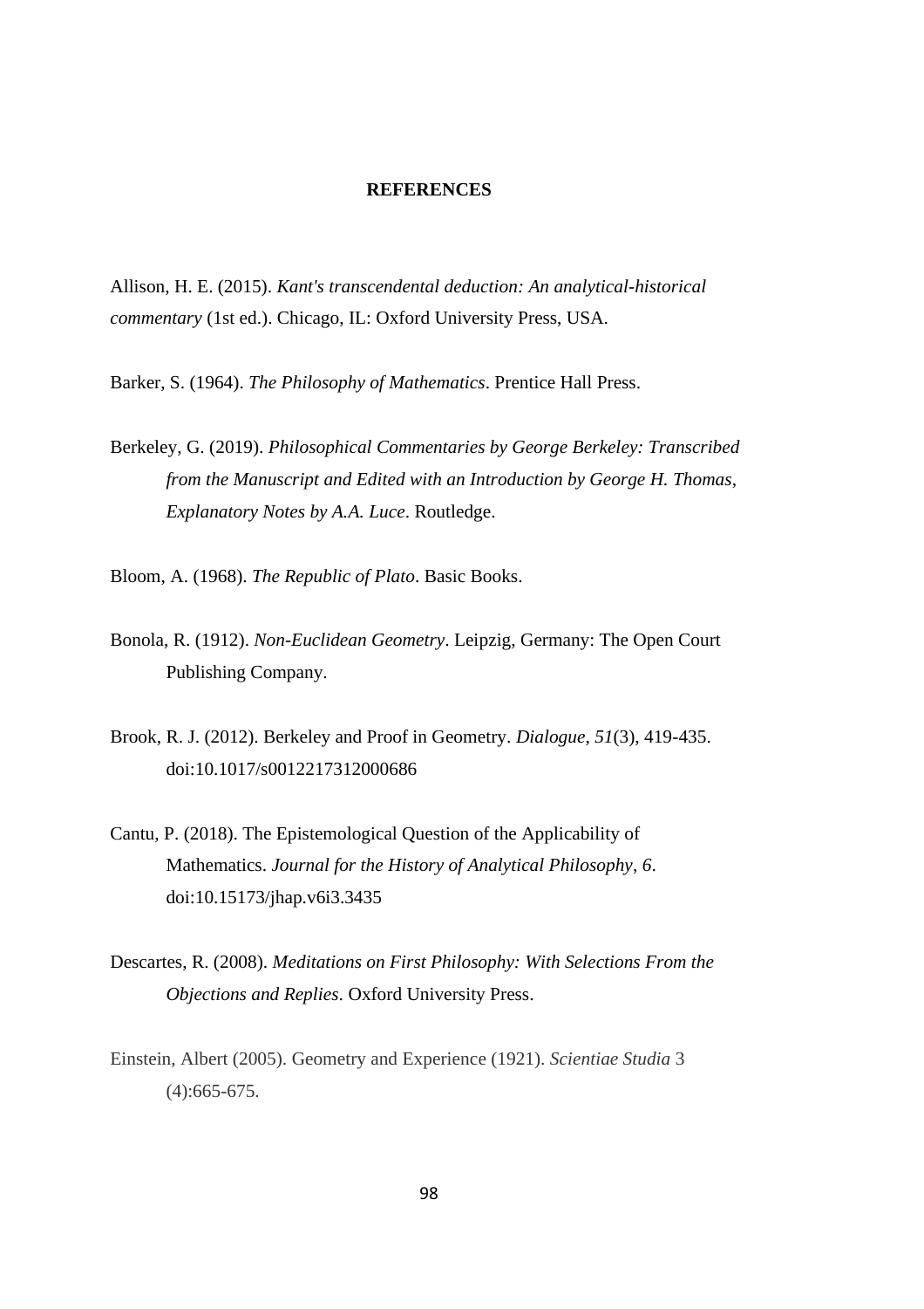## REFERENCES

Allison, H. E. (2015). *Kant's transcendental deduction: An analytical-historical commentary* (1st ed.). Chicago, IL: Oxford University Press, USA.

Barker, S. (1964). *The Philosophy of Mathematics*. Prentice Hall Press.

Berkeley, G. (2019). *Philosophical Commentaries by George Berkeley: Transcribed from the Manuscript and Edited with an Introduction by George H. Thomas, Explanatory Notes by A.A. Luce*. Routledge.

Bloom, A. (1968). *The Republic of Plato*. Basic Books.

Bonola, R. (1912). *Non-Euclidean Geometry*. Leipzig, Germany: The Open Court Publishing Company.

Brook, R. J. (2012). Berkeley and Proof in Geometry. *Dialogue*, *51*(3), 419-435. doi:10.1017/s0012217312000686

Cantu, P. (2018). The Epistemological Question of the Applicability of Mathematics. *Journal for the History of Analytical Philosophy*, *6*. doi:10.15173/jhap.v6i3.3435

Descartes, R. (2008). *Meditations on First Philosophy: With Selections From the Objections and Replies*. Oxford University Press.

Einstein, Albert (2005). Geometry and Experience (1921). *Scientiae Studia* 3 (4):665-675.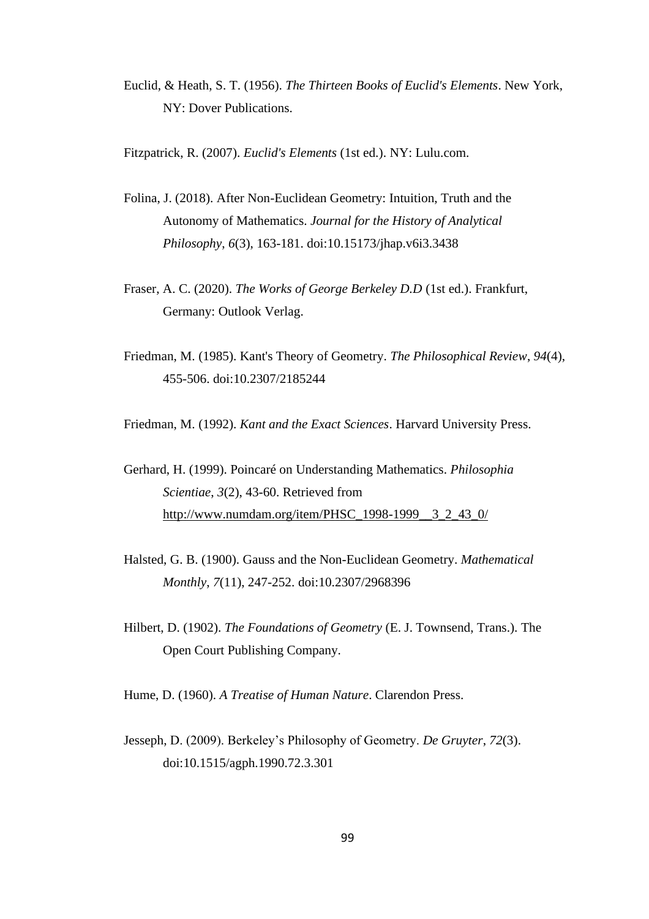Euclid, & Heath, S. T. (1956). *The Thirteen Books of Euclid's Elements*. New York, NY: Dover Publications.

Fitzpatrick, R. (2007). *Euclid's Elements* (1st ed.). NY: Lulu.com.

Folina, J. (2018). After Non-Euclidean Geometry: Intuition, Truth and the Autonomy of Mathematics. *Journal for the History of Analytical Philosophy*, *6*(3), 163-181. doi:10.15173/jhap.v6i3.3438

Fraser, A. C. (2020). *The Works of George Berkeley D.D* (1st ed.). Frankfurt, Germany: Outlook Verlag.

Friedman, M. (1985). Kant's Theory of Geometry. *The Philosophical Review*, *94*(4), 455-506. doi:10.2307/2185244

Friedman, M. (1992). *Kant and the Exact Sciences*. Harvard University Press.

Gerhard, H. (1999). Poincaré on Understanding Mathematics. *Philosophia Scientiae*, *3*(2), 43-60. Retrieved from http://www.numdam.org/item/PHSC_1998-1999__3_2_43_0/

Halsted, G. B. (1900). Gauss and the Non-Euclidean Geometry. *Mathematical Monthly*, *7*(11), 247-252. doi:10.2307/2968396

Hilbert, D. (1902). *The Foundations of Geometry* (E. J. Townsend, Trans.). The Open Court Publishing Company.

Hume, D. (1960). *A Treatise of Human Nature*. Clarendon Press.

Jesseph, D. (2009). Berkeley's Philosophy of Geometry. *De Gruyter*, *72*(3). doi:10.1515/agph.1990.72.3.301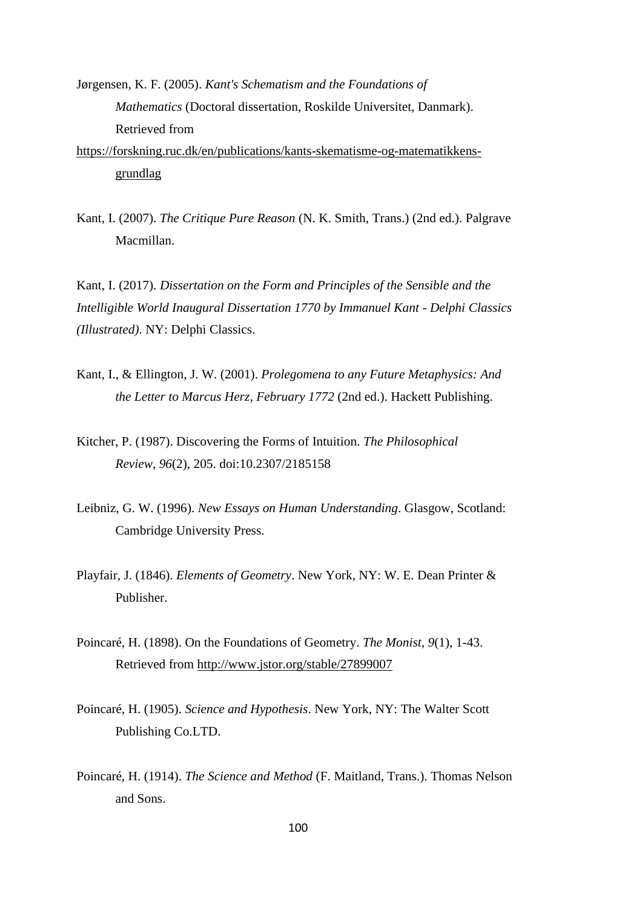Jørgensen, K. F. (2005). *Kant's Schematism and the Foundations of Mathematics* (Doctoral dissertation, Roskilde Universitet, Danmark). Retrieved from https://forskning.ruc.dk/en/publications/kants-skematisme-og-matematikkens-grundlag

Kant, I. (2007). *The Critique Pure Reason* (N. K. Smith, Trans.) (2nd ed.). Palgrave Macmillan.

Kant, I. (2017). *Dissertation on the Form and Principles of the Sensible and the Intelligible World Inaugural Dissertation 1770 by Immanuel Kant - Delphi Classics (Illustrated)*. NY: Delphi Classics.

Kant, I., & Ellington, J. W. (2001). *Prolegomena to any Future Metaphysics: And the Letter to Marcus Herz, February 1772* (2nd ed.). Hackett Publishing.

Kitcher, P. (1987). Discovering the Forms of Intuition. *The Philosophical Review*, *96*(2), 205. doi:10.2307/2185158

Leibniz, G. W. (1996). *New Essays on Human Understanding*. Glasgow, Scotland: Cambridge University Press.

Playfair, J. (1846). *Elements of Geometry*. New York, NY: W. E. Dean Printer & Publisher.

Poincaré, H. (1898). On the Foundations of Geometry. *The Monist*, *9*(1), 1-43. Retrieved from http://www.jstor.org/stable/27899007

Poincaré, H. (1905). *Science and Hypothesis*. New York, NY: The Walter Scott Publishing Co.LTD.

Poincaré, H. (1914). *The Science and Method* (F. Maitland, Trans.). Thomas Nelson and Sons.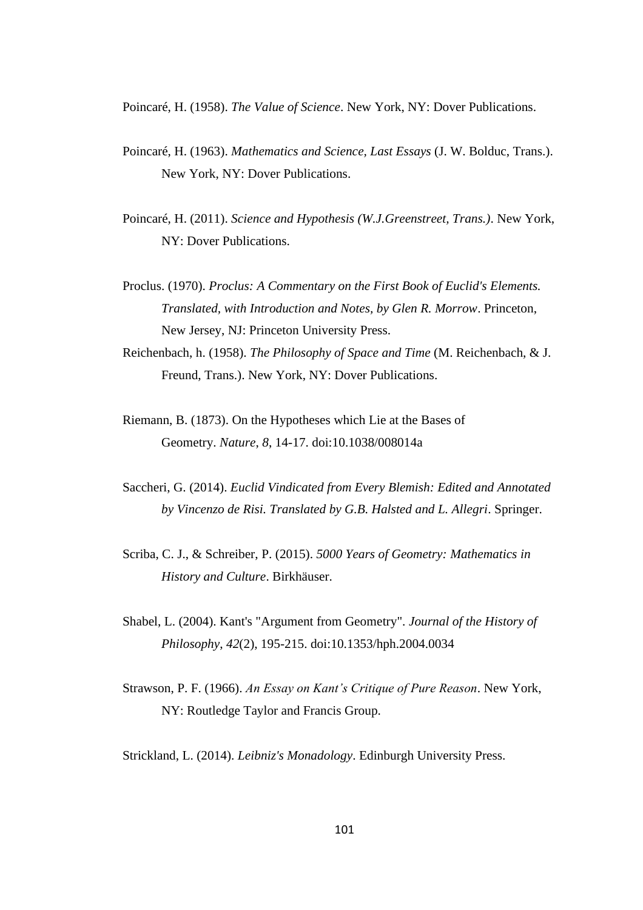Poincaré, H. (1958). *The Value of Science*. New York, NY: Dover Publications.

Poincaré, H. (1963). *Mathematics and Science, Last Essays* (J. W. Bolduc, Trans.). New York, NY: Dover Publications.

Poincaré, H. (2011). *Science and Hypothesis (W.J.Greenstreet, Trans.)*. New York, NY: Dover Publications.

Proclus. (1970). *Proclus: A Commentary on the First Book of Euclid's Elements. Translated, with Introduction and Notes, by Glen R. Morrow*. Princeton, New Jersey, NJ: Princeton University Press.

Reichenbach, h. (1958). *The Philosophy of Space and Time* (M. Reichenbach, & J. Freund, Trans.). New York, NY: Dover Publications.

Riemann, B. (1873). On the Hypotheses which Lie at the Bases of Geometry. *Nature*, *8*, 14-17. doi:10.1038/008014a

Saccheri, G. (2014). *Euclid Vindicated from Every Blemish: Edited and Annotated by Vincenzo de Risi. Translated by G.B. Halsted and L. Allegri*. Springer.

Scriba, C. J., & Schreiber, P. (2015). *5000 Years of Geometry: Mathematics in History and Culture*. Birkhäuser.

Shabel, L. (2004). Kant's "Argument from Geometry". *Journal of the History of Philosophy*, *42*(2), 195-215. doi:10.1353/hph.2004.0034

Strawson, P. F. (1966). *An Essay on Kant's Critique of Pure Reason*. New York, NY: Routledge Taylor and Francis Group.

Strickland, L. (2014). *Leibniz's Monadology*. Edinburgh University Press.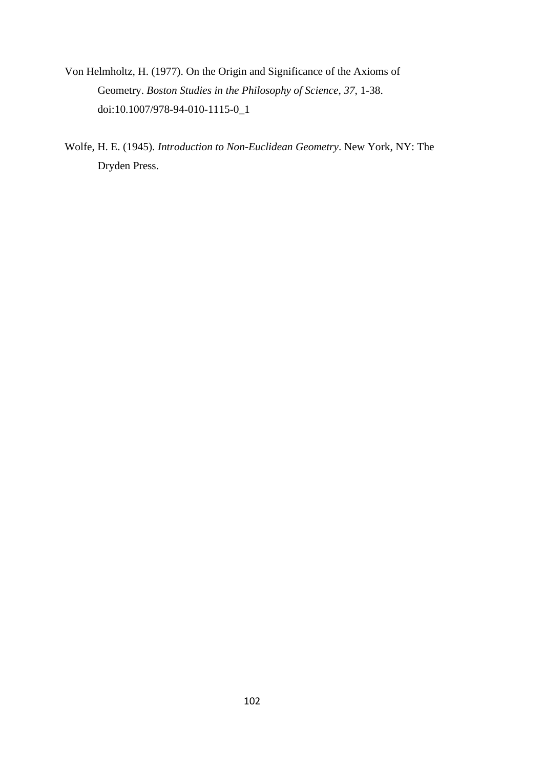Von Helmholtz, H. (1977). On the Origin and Significance of the Axioms of Geometry. *Boston Studies in the Philosophy of Science, 37*, 1-38. doi:10.1007/978-94-010-1115-0_1

Wolfe, H. E. (1945). *Introduction to Non-Euclidean Geometry*. New York, NY: The Dryden Press.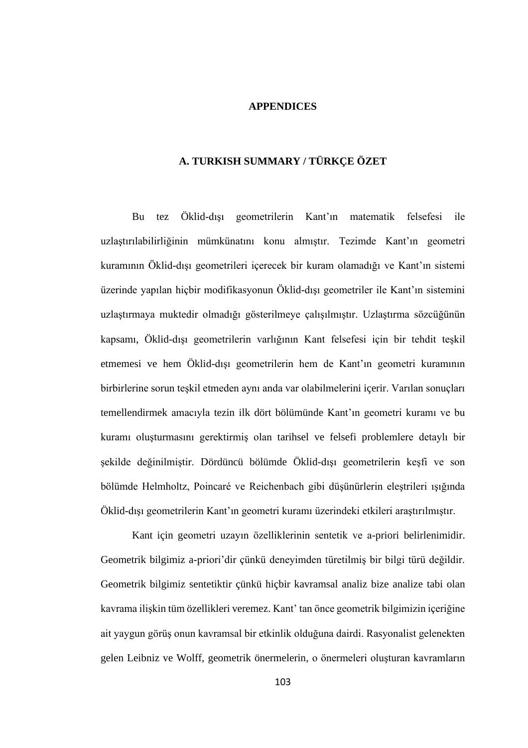# APPENDICES

## A. TURKISH SUMMARY / TÜRKÇE ÖZET

Bu tez Öklid-dışı geometrilerin Kant'ın matematik felsefesi ile uzlaştırılabilirliğinin mümkünatını konu almıştır. Tezimde Kant'ın geometri kuramının Öklid-dışı geometrileri içerecek bir kuram olamadığı ve Kant'ın sistemi üzerinde yapılan hiçbir modifikasyonun Öklid-dışı geometriler ile Kant'ın sistemini uzlaştırmaya muktedir olmadığı gösterilmeye çalışılmıştır. Uzlaştırma sözcüğünün kapsamı, Öklid-dışı geometrilerin varlığının Kant felsefesi için bir tehdit teşkil etmemesi ve hem Öklid-dışı geometrilerin hem de Kant'ın geometri kuramının birbirlerine sorun teşkil etmeden aynı anda var olabilmelerini içerir. Varılan sonuçları temellendirmek amacıyla tezin ilk dört bölümünde Kant'ın geometri kuramı ve bu kuramı oluşturmasını gerektirmiş olan tarihsel ve felsefi problemlere detaylı bir şekilde değinilmiştir. Dördüncü bölümde Öklid-dışı geometrilerin keşfi ve son bölümde Helmholtz, Poincaré ve Reichenbach gibi düşünürlerin eleştirileri ışığında Öklid-dışı geometrilerin Kant'ın geometri kuramı üzerindeki etkileri araştırılmıştır.

Kant için geometri uzayın özelliklerinin sentetik ve a-priori belirlenimidir. Geometrik bilgimiz a-priori'dir çünkü deneyimden türetilmiş bir bilgi türü değildir. Geometrik bilgimiz sentetiktir çünkü hiçbir kavramsal analiz bize analize tabi olan kavrama ilişkin tüm özellikleri veremez. Kant' tan önce geometrik bilgimizin içeriğine ait yaygun görüş onun kavramsal bir etkinlik olduğuna dairdi. Rasyonalist gelenekten gelen Leibniz ve Wolff, geometrik önermelerin, o önermeleri oluşturan kavramların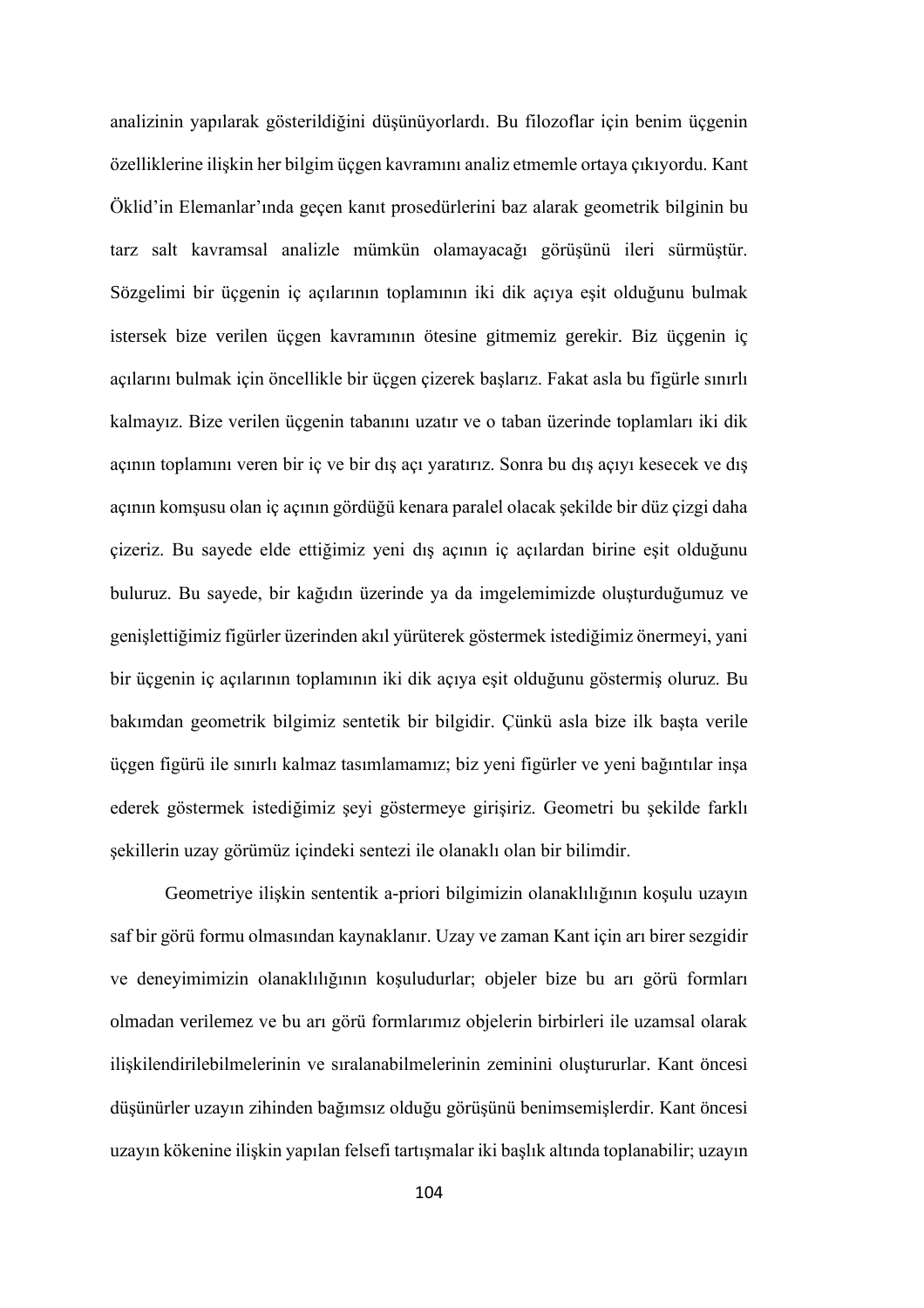analizinin yapılarak gösterildiğini düşünüyorlardı. Bu filozoflar için benim üçgenin özelliklerine ilişkin her bilgim üçgen kavramını analiz etmemle ortaya çıkıyordu. Kant Öklid'in Elemanlar'ında geçen kanıt prosedürlerini baz alarak geometrik bilginin bu tarz salt kavramsal analizle mümkün olamayacağı görüşünü ileri sürmüştür. Sözgelimi bir üçgenin iç açılarının toplamının iki dik açıya eşit olduğunu bulmak istersek bize verilen üçgen kavramının ötesine gitmemiz gerekir. Biz üçgenin iç açılarını bulmak için öncellikle bir üçgen çizerek başlarız. Fakat asla bu figürle sınırlı kalmayız. Bize verilen üçgenin tabanını uzatır ve o taban üzerinde toplamları iki dik açının toplamını veren bir iç ve bir dış açı yaratırız. Sonra bu dış açıyı kesecek ve dış açının komşusu olan iç açının gördüğü kenara paralel olacak şekilde bir düz çizgi daha çizeriz. Bu sayede elde ettiğimiz yeni dış açının iç açılardan birine eşit olduğunu buluruz. Bu sayede, bir kağıdın üzerinde ya da imgelemimizde oluşturduğumuz ve genişlettiğimiz figürler üzerinden akıl yürüterek göstermek istediğimiz önermeyi, yani bir üçgenin iç açılarının toplamının iki dik açıya eşit olduğunu göstermiş oluruz. Bu bakımdan geometrik bilgimiz sentetik bir bilgidir. Çünkü asla bize ilk başta verile üçgen figürü ile sınırlı kalmaz tasımlamamız; biz yeni figürler ve yeni bağıntılar inşa ederek göstermek istediğimiz şeyi göstermeye girişiriz. Geometri bu şekilde farklı şekillerin uzay görümüz içindeki sentezi ile olanaklı olan bir bilimdir.

Geometriye ilişkin sententik a-priori bilgimizin olanaklılığının koşulu uzayın saf bir görü formu olmasından kaynaklanır. Uzay ve zaman Kant için arı birer sezgidir ve deneyimimizin olanaklılığının koşuludurlar; objeler bize bu arı görü formları olmadan verilemez ve bu arı görü formlarımız objelerin birbirleri ile uzamsal olarak ilişkilendirilebilmelerinin ve sıralanabilmelerinin zeminini oluştururlar. Kant öncesi düşünürler uzayın zihinden bağımsız olduğu görüşünü benimsemişlerdir. Kant öncesi uzayın kökenine ilişkin yapılan felsefi tartışmalar iki başlık altında toplanabilir; uzayın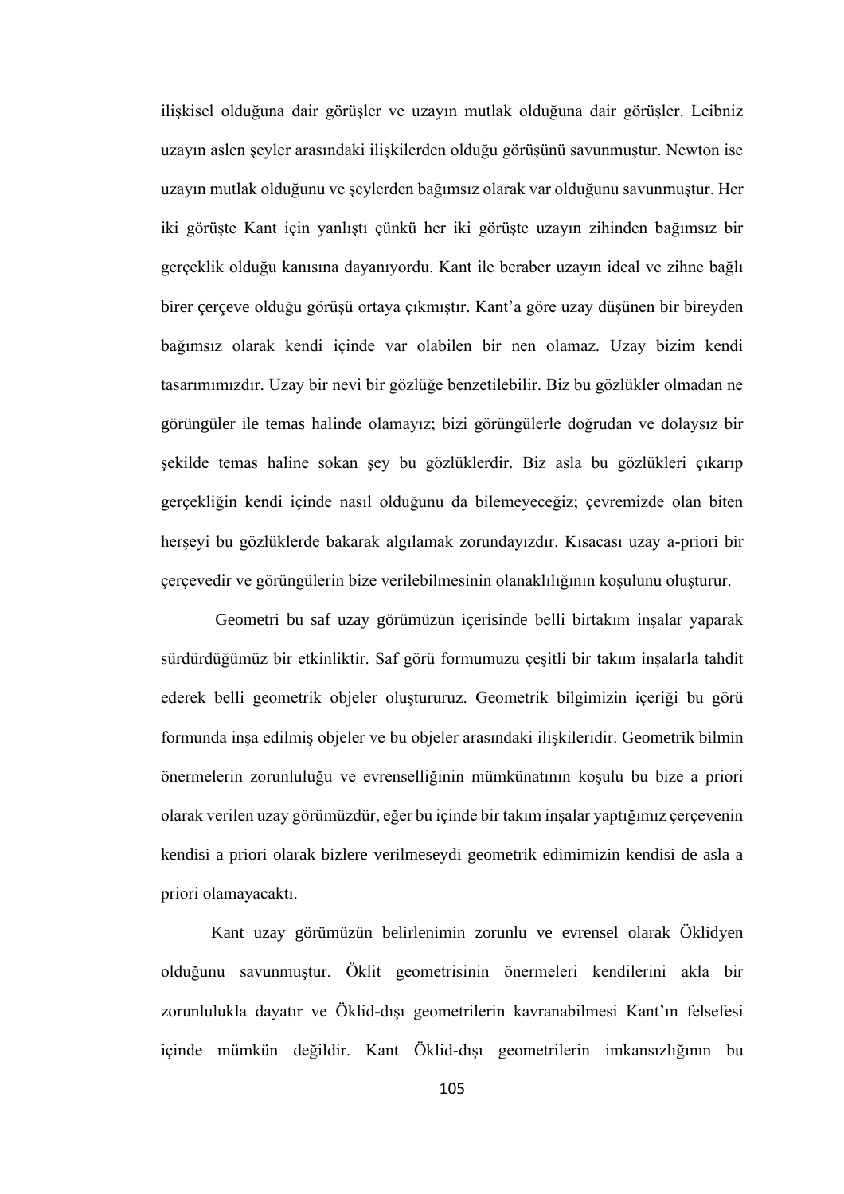ilişkisel olduğuna dair görüşler ve uzayın mutlak olduğuna dair görüşler. Leibniz uzayın aslen şeyler arasındaki ilişkilerden olduğu görüşünü savunmuştur. Newton ise uzayın mutlak olduğunu ve şeylerden bağımsız olarak var olduğunu savunmuştur. Her iki görüşte Kant için yanlıştı çünkü her iki görüşte uzayın zihinden bağımsız bir gerçeklik olduğu kanısına dayanıyordu. Kant ile beraber uzayın ideal ve zihne bağlı birer çerçeve olduğu görüşü ortaya çıkmıştır. Kant'a göre uzay düşünen bir bireyden bağımsız olarak kendi içinde var olabilen bir nen olamaz. Uzay bizim kendi tasarımımızdır. Uzay bir nevi bir gözlüğe benzetilebilir. Biz bu gözlükler olmadan ne görüngüler ile temas halinde olamayız; bizi görüngülerle doğrudan ve dolaysız bir şekilde temas haline sokan şey bu gözlüklerdir. Biz asla bu gözlükleri çıkarıp gerçekliğin kendi içinde nasıl olduğunu da bilemeyeceğiz; çevremizde olan biten herşeyi bu gözlüklerde bakarak algılamak zorundayızdır. Kısacası uzay a-priori bir çerçevedir ve görüngülerin bize verilebilmesinin olanaklılığının koşulunu oluşturur.

Geometri bu saf uzay görümüzün içerisinde belli birtakım inşalar yaparak sürdürdüğümüz bir etkinliktir. Saf görü formumuzu çeşitli bir takım inşalarla tahdit ederek belli geometrik objeler oluştururuz. Geometrik bilgimizin içeriği bu görü formunda inşa edilmiş objeler ve bu objeler arasındaki ilişkileridir. Geometrik bilmin önermelerin zorunluluğu ve evrenselliğinin mümkünatının koşulu bu bize a priori olarak verilen uzay görümüzdür, eğer bu içinde bir takım inşalar yaptığımız çerçevenin kendisi a priori olarak bizlere verilmeseydi geometrik edimimizin kendisi de asla a priori olamayacaktı.

Kant uzay görümüzün belirlenimin zorunlu ve evrensel olarak Öklidyen olduğunu savunmuştur. Öklit geometrisinin önermeleri kendilerini akla bir zorunlulukla dayatır ve Öklid-dışı geometrilerin kavranabilmesi Kant'ın felsefesi içinde mümkün değildir. Kant Öklid-dışı geometrilerin imkansızlığının bu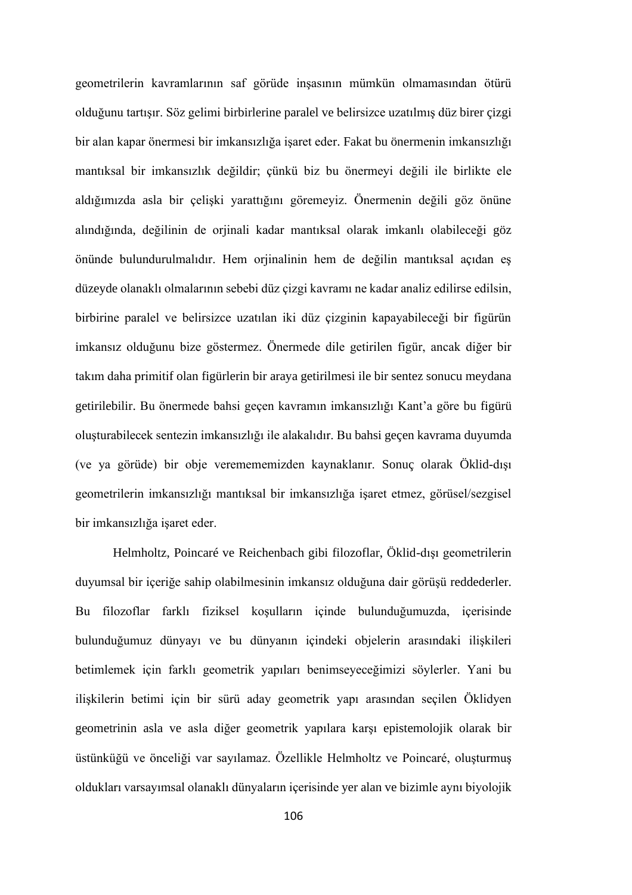geometrilerin kavramlarının saf görüde inşasının mümkün olmamasından ötürü olduğunu tartışır. Söz gelimi birbirlerine paralel ve belirsizce uzatılmış düz birer çizgi bir alan kapar önermesi bir imkansızlığa işaret eder. Fakat bu önermenin imkansızlığı mantıksal bir imkansızlık değildir; çünkü biz bu önermeyi değili ile birlikte ele aldığımızda asla bir çelişki yarattığını göremeyiz. Önermenin değili göz önüne alındığında, değilinin de orjinali kadar mantıksal olarak imkanlı olabileceği göz önünde bulundurulmalıdır. Hem orjinalinin hem de değilin mantıksal açıdan eş düzeyde olanaklı olmalarının sebebi düz çizgi kavramı ne kadar analiz edilirse edilsin, birbirine paralel ve belirsizce uzatılan iki düz çizginin kapayabileceği bir figürün imkansız olduğunu bize göstermez. Önermede dile getirilen figür, ancak diğer bir takım daha primitif olan figürlerin bir araya getirilmesi ile bir sentez sonucu meydana getirilebilir. Bu önermede bahsi geçen kavramın imkansızlığı Kant'a göre bu figürü oluşturabilecek sentezin imkansızlığı ile alakalıdır. Bu bahsi geçen kavrama duyumda (ve ya görüde) bir obje verememememizden kaynaklanır. Sonuç olarak Öklid-dışı geometrilerin imkansızlığı mantıksal bir imkansızlığa işaret etmez, görüsel/sezgisel bir imkansızlığa işaret eder.

Helmholtz, Poincaré ve Reichenbach gibi filozoflar, Öklid-dışı geometrilerin duyumsal bir içeriğe sahip olabilmesinin imkansız olduğuna dair görüşü reddederler. Bu filozoflar farklı fiziksel koşulların içinde bulunduğumuzda, içerisinde bulunduğumuz dünyayı ve bu dünyanın içindeki objelerin arasındaki ilişkileri betimlemek için farklı geometrik yapıları benimseyeceğimizi söylerler. Yani bu ilişkilerin betimi için bir sürü aday geometrik yapı arasından seçilen Öklidyen geometrinin asla ve asla diğer geometrik yapılara karşı epistemolojik olarak bir üstünküğü ve önceliği var sayılamaz. Özellikle Helmholtz ve Poincaré, oluşturmuş oldukları varsayımsal olanaklı dünyaların içerisinde yer alan ve bizimle aynı biyolojik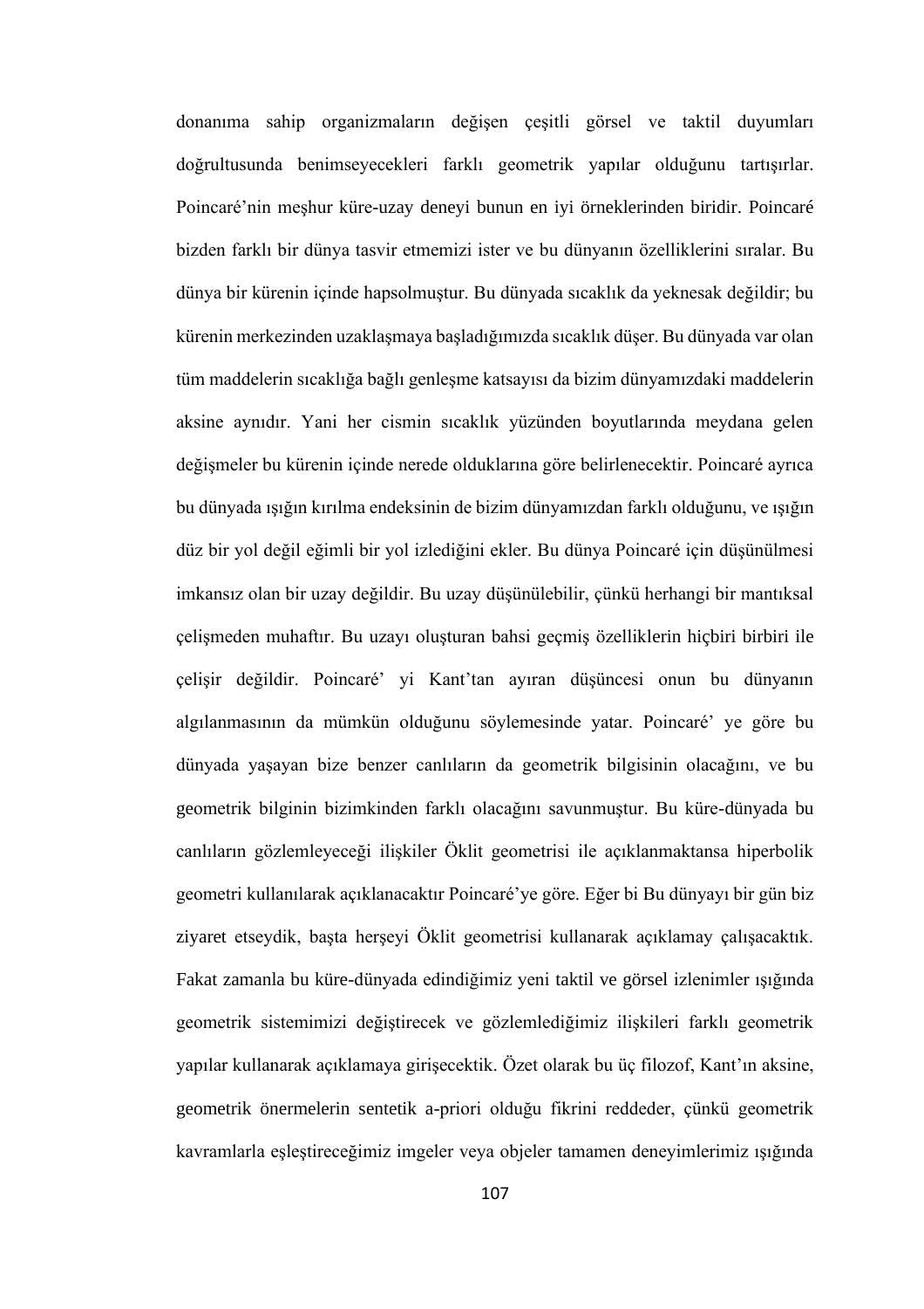donanıma sahip organizmaların değişen çeşitli görsel ve taktil duyumları doğrultusunda benimseyecekleri farklı geometrik yapılar olduğunu tartışırlar. Poincaré'nin meşhur küre-uzay deneyi bunun en iyi örneklerinden biridir. Poincaré bizden farklı bir dünya tasvir etmemizi ister ve bu dünyanın özelliklerini sıralar. Bu dünya bir kürenin içinde hapsolmuştur. Bu dünyada sıcaklık da yeknesak değildir; bu kürenin merkezinden uzaklaşmaya başladığımızda sıcaklık düşer. Bu dünyada var olan tüm maddelerin sıcaklığa bağlı genleşme katsayısı da bizim dünyamızdaki maddelerin aksine aynıdır. Yani her cismin sıcaklık yüzünden boyutlarında meydana gelen değişmeler bu kürenin içinde nerede olduklarına göre belirlenecektir. Poincaré ayrıca bu dünyada ışığın kırılma endeksinin de bizim dünyamızdan farklı olduğunu, ve ışığın düz bir yol değil eğimli bir yol izlediğini ekler. Bu dünya Poincaré için düşünülmesi imkansız olan bir uzay değildir. Bu uzay düşünülebilir, çünkü herhangi bir mantıksal çelişmeden muhaftır. Bu uzayı oluşturan bahsi geçmiş özelliklerin hiçbiri birbiri ile çelişir değildir. Poincaré' yi Kant'tan ayıran düşüncesi onun bu dünyanın algılanmasının da mümkün olduğunu söylemesinde yatar. Poincaré' ye göre bu dünyada yaşayan bize benzer canlıların da geometrik bilgisinin olacağını, ve bu geometrik bilginin bizimkinden farklı olacağını savunmuştur. Bu küre-dünyada bu canlıların gözlemleyeceği ilişkiler Öklit geometrisi ile açıklanmaktansa hiperbolik geometri kullanılarak açıklanacaktır Poincaré'ye göre. Eğer bi Bu dünyayı bir gün biz ziyaret etseydik, başta herşeyi Öklit geometrisi kullanarak açıklamay çalışacaktık. Fakat zamanla bu küre-dünyada edindiğimiz yeni taktil ve görsel izlenimler ışığında geometrik sistemimizi değiştirecek ve gözlemlediğimiz ilişkileri farklı geometrik yapılar kullanarak açıklamaya girişecektik. Özet olarak bu üç filozof, Kant'ın aksine, geometrik önermelerin sentetik a-priori olduğu fikrini reddeder, çünkü geometrik kavramlarla eşleştireceğimiz imgeler veya objeler tamamen deneyimlerimiz ışığında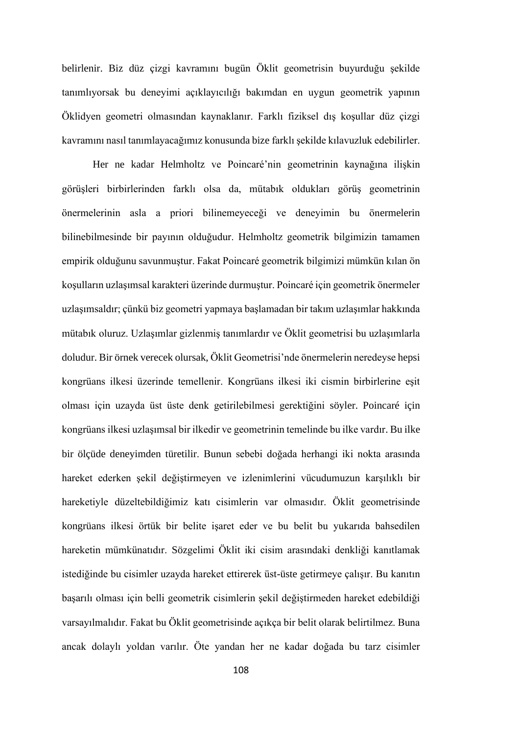belirlenir. Biz düz çizgi kavramını bugün Öklit geometrisin buyurduğu şekilde tanımlıyorsak bu deneyimi açıklayıcılığı bakımdan en uygun geometrik yapının Öklidyen geometri olmasından kaynaklanır. Farklı fiziksel dış koşullar düz çizgi kavramını nasıl tanımlayacağımız konusunda bize farklı şekilde kılavuzluk edebilirler.

Her ne kadar Helmholtz ve Poincaré'nin geometrinin kaynağına ilişkin görüşleri birbirlerinden farklı olsa da, mütabık oldukları görüş geometrinin önermelerinin asla a priori bilinemeyeceği ve deneyimin bu önermelerin bilinebilmesinde bir payının olduğudur. Helmholtz geometrik bilgimizin tamamen empirik olduğunu savunmuştur. Fakat Poincaré geometrik bilgimizi mümkün kılan ön koşulların uzlaşımsal karakteri üzerinde durmuştur. Poincaré için geometrik önermeler uzlaşımsaldır; çünkü biz geometri yapmaya başlamadan bir takım uzlaşımlar hakkında mütabık oluruz. Uzlaşımlar gizlenmiş tanımlardır ve Öklit geometrisi bu uzlaşımlarla doludur. Bir örnek verecek olursak, Öklit Geometrisi'nde önermelerin neredeyse hepsi kongrüans ilkesi üzerinde temellenir. Kongrüans ilkesi iki cismin birbirlerine eşit olması için uzayda üst üste denk getirilebilmesi gerektiğini söyler. Poincaré için kongrüans ilkesi uzlaşımsal bir ilkedir ve geometrinin temelinde bu ilke vardır. Bu ilke bir ölçüde deneyimden türetilir. Bunun sebebi doğada herhangi iki nokta arasında hareket ederken şekil değiştirmeyen ve izlenimlerini vücudumuzun karşılıklı bir hareketiyle düzeltebildiğimiz katı cisimlerin var olmasıdır. Öklit geometrisinde kongrüans ilkesi örtük bir belite işaret eder ve bu belit bu yukarıda bahsedilen hareketin mümkünatıdır. Sözgelimi Öklit iki cisim arasındaki denkliği kanıtlamak istediğinde bu cisimler uzayda hareket ettirerek üst-üste getirmeye çalışır. Bu kanıtın başarılı olması için belli geometrik cisimlerin şekil değiştirmeden hareket edebildiği varsayılmalıdır. Fakat bu Öklit geometrisinde açıkça bir belit olarak belirtilmez. Buna ancak dolaylı yoldan varılır. Öte yandan her ne kadar doğada bu tarz cisimler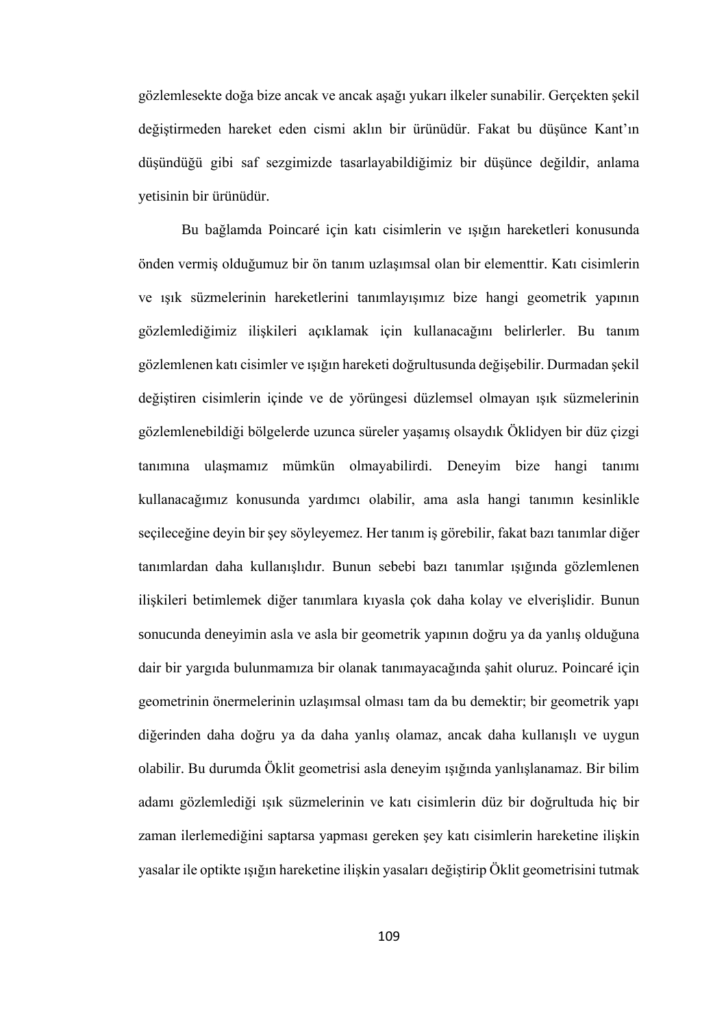gözlemlesekte doğa bize ancak ve ancak aşağı yukarı ilkeler sunabilir. Gerçekten şekil değiştirmeden hareket eden cismi aklın bir ürünüdür. Fakat bu düşünce Kant'ın düşündüğü gibi saf sezgimizde tasarlayabildiğimiz bir düşünce değildir, anlama yetisinin bir ürünüdür.

Bu bağlamda Poincaré için katı cisimlerin ve ışığın hareketleri konusunda önden vermiş olduğumuz bir ön tanım uzlaşımsal olan bir elementtir. Katı cisimlerin ve ışık süzmelerinin hareketlerini tanımlayışımız bize hangi geometrik yapının gözlemlediğimiz ilişkileri açıklamak için kullanacağını belirlerler. Bu tanım gözlemlenen katı cisimler ve ışığın hareketi doğrultusunda değişebilir. Durmadan şekil değiştiren cisimlerin içinde ve de yörüngesi düzlemsel olmayan ışık süzmelerinin gözlemlenebildiği bölgelerde uzunca süreler yaşamış olsaydık Öklidyen bir düz çizgi tanımına ulaşmamız mümkün olmayabilirdi. Deneyim bize hangi tanımı kullanacağımız konusunda yardımcı olabilir, ama asla hangi tanımın kesinlikle seçileceğine deyin bir şey söyleyemez. Her tanım iş görebilir, fakat bazı tanımlar diğer tanımlardan daha kullanışlıdır. Bunun sebebi bazı tanımlar ışığında gözlemlenen ilişkileri betimlemek diğer tanımlara kıyasla çok daha kolay ve elverişlidir. Bunun sonucunda deneyimin asla ve asla bir geometrik yapının doğru ya da yanlış olduğuna dair bir yargıda bulunmamıza bir olanak tanımayacağında şahit oluruz. Poincaré için geometrinin önermelerinin uzlaşımsal olması tam da bu demektir; bir geometrik yapı diğerinden daha doğru ya da daha yanlış olamaz, ancak daha kullanışlı ve uygun olabilir. Bu durumda Öklit geometrisi asla deneyim ışığında yanlışlanamaz. Bir bilim adamı gözlemlediği ışık süzmelerinin ve katı cisimlerin düz bir doğrultuda hiç bir zaman ilerlemediğini saptarsa yapması gereken şey katı cisimlerin hareketine ilişkin yasalar ile optikte ışığın hareketine ilişkin yasaları değiştirip Öklit geometrisini tutmak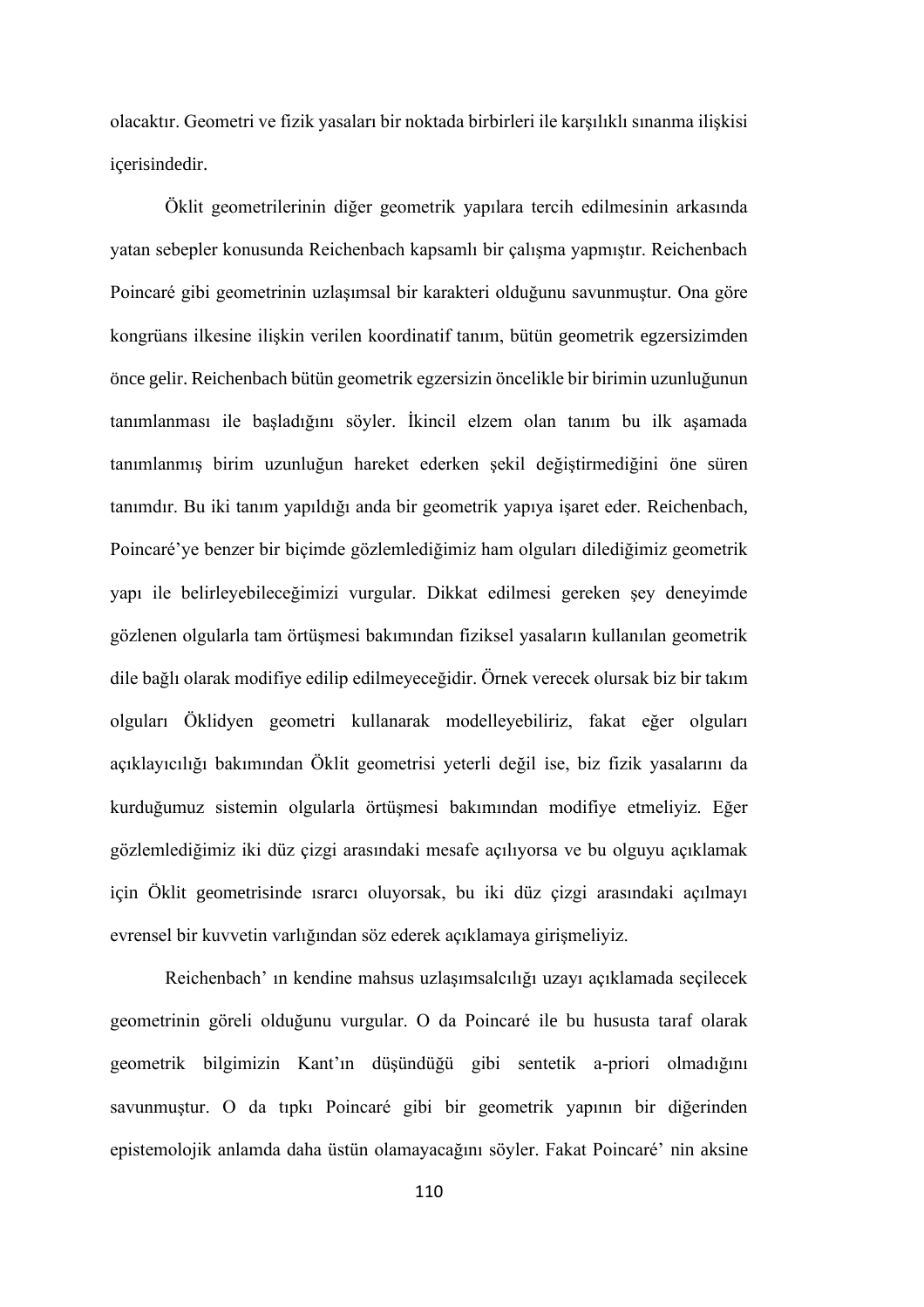olacaktır. Geometri ve fizik yasaları bir noktada birbirleri ile karşılıklı sınanma ilişkisi içerisindedir.

Öklit geometrilerinin diğer geometrik yapılara tercih edilmesinin arkasında yatan sebepler konusunda Reichenbach kapsamlı bir çalışma yapmıştır. Reichenbach Poincaré gibi geometrinin uzlaşımsal bir karakteri olduğunu savunmuştur. Ona göre kongrüans ilkesine ilişkin verilen koordinatif tanım, bütün geometrik egzersizimden önce gelir. Reichenbach bütün geometrik egzersizin öncelikle bir birimin uzunluğunun tanımlanması ile başladığını söyler. İkincil elzem olan tanım bu ilk aşamada tanımlanmış birim uzunluğun hareket ederken şekil değiştirmediğini öne süren tanımdır. Bu iki tanım yapıldığı anda bir geometrik yapıya işaret eder. Reichenbach, Poincaré'ye benzer bir biçimde gözlemlediğimiz ham olguları dilediğimiz geometrik yapı ile belirleyebileceğimizi vurgular. Dikkat edilmesi gereken şey deneyimde gözlenen olgularla tam örtüşmesi bakımından fiziksel yasaların kullanılan geometrik dile bağlı olarak modifiye edilip edilmeyeceğidir. Örnek verecek olursak biz bir takım olguları Öklidyen geometri kullanarak modelleyebiliriz, fakat eğer olguları açıklayıcılığı bakımından Öklit geometrisi yeterli değil ise, biz fizik yasalarını da kurduğumuz sistemin olgularla örtüşmesi bakımından modifiye etmeliyiz. Eğer gözlemlediğimiz iki düz çizgi arasındaki mesafe açılıyorsa ve bu olguyu açıklamak için Öklit geometrisinde ısrarcı oluyorsak, bu iki düz çizgi arasındaki açılmayı evrensel bir kuvvetin varlığından söz ederek açıklamaya girişmeliyiz.

Reichenbach' ın kendine mahsus uzlaşımsalcılığı uzayı açıklamada seçilecek geometrinin göreli olduğunu vurgular. O da Poincaré ile bu hususta taraf olarak geometrik bilgimizin Kant'ın düşündüğü gibi sentetik a-priori olmadığını savunmuştur. O da tıpkı Poincaré gibi bir geometrik yapının bir diğerinden epistemolojik anlamda daha üstün olamayacağını söyler. Fakat Poincaré' nin aksine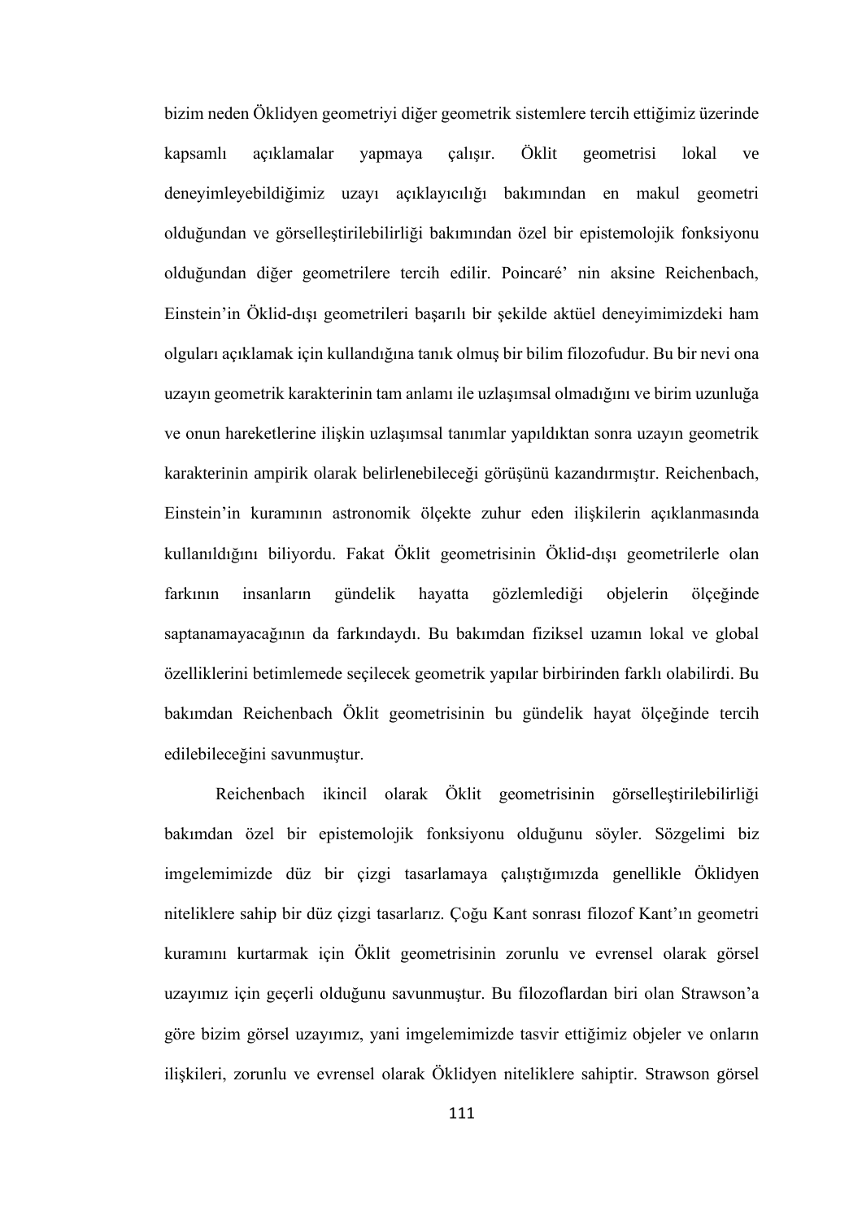bizim neden Öklidyen geometriyi diğer geometrik sistemlere tercih ettiğimiz üzerinde kapsamlı açıklamalar yapmaya çalışır. Öklit geometrisi lokal ve deneyimleyebildiğimiz uzayı açıklayıcılığı bakımından en makul geometri olduğundan ve görselleştirilebilirliği bakımından özel bir epistemolojik fonksiyonu olduğundan diğer geometrilere tercih edilir. Poincaré' nin aksine Reichenbach, Einstein'in Öklid-dışı geometrileri başarılı bir şekilde aktüel deneyimimizdeki ham olguları açıklamak için kullandığına tanık olmuş bir bilim filozofudur. Bu bir nevi ona uzayın geometrik karakterinin tam anlamı ile uzlaşımsal olmadığını ve birim uzunluğa ve onun hareketlerine ilişkin uzlaşımsal tanımlar yapıldıktan sonra uzayın geometrik karakterinin ampirik olarak belirlenebileceği görüşünü kazandırmıştır. Reichenbach, Einstein'in kuramının astronomik ölçekte zuhur eden ilişkilerin açıklanmasında kullanıldığını biliyordu. Fakat Öklit geometrisinin Öklid-dışı geometrilerle olan farkının insanların gündelik hayatta gözlemlediği objelerin ölçeğinde saptanamayacağının da farkındaydı. Bu bakımdan fiziksel uzamın lokal ve global özelliklerini betimlemede seçilecek geometrik yapılar birbirinden farklı olabilirdi. Bu bakımdan Reichenbach Öklit geometrisinin bu gündelik hayat ölçeğinde tercih edilebileceğini savunmuştur.

Reichenbach ikincil olarak Öklit geometrisinin görselleştirilebilirliği bakımdan özel bir epistemolojik fonksiyonu olduğunu söyler. Sözgelimi biz imgelemimizde düz bir çizgi tasarlamaya çalıştığımızda genellikle Öklidyen niteliklere sahip bir düz çizgi tasarlarız. Çoğu Kant sonrası filozof Kant'ın geometri kuramını kurtarmak için Öklit geometrisinin zorunlu ve evrensel olarak görsel uzayımız için geçerli olduğunu savunmuştur. Bu filozoflardan biri olan Strawson'a göre bizim görsel uzayımız, yani imgelemimizde tasvir ettiğimiz objeler ve onların ilişkileri, zorunlu ve evrensel olarak Öklidyen niteliklere sahiptir. Strawson görsel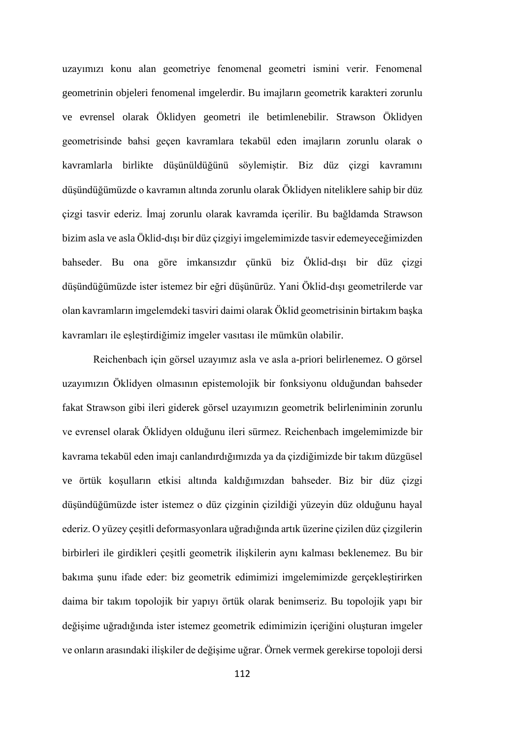uzayımızı konu alan geometriye fenomenal geometri ismini verir. Fenomenal geometrinin objeleri fenomenal imgelerdir. Bu imajların geometrik karakteri zorunlu ve evrensel olarak Öklidyen geometri ile betimlenebilir. Strawson Öklidyen geometrisinde bahsi geçen kavramlara tekabül eden imajların zorunlu olarak o kavramlarla birlikte düşünüldüğünü söylemiştir. Biz düz çizgi kavramını düşündüğümüzde o kavramın altında zorunlu olarak Öklidyen niteliklere sahip bir düz çizgi tasvir ederiz. İmaj zorunlu olarak kavramda içerilir. Bu bağldamda Strawson bizim asla ve asla Öklid-dışı bir düz çizgiyi imgelemimizde tasvir edemeyeceğimizden bahseder. Bu ona göre imkansızdır çünkü biz Öklid-dışı bir düz çizgi düşündüğümüzde ister istemez bir eğri düşünürüz. Yani Öklid-dışı geometrilerde var olan kavramların imgelemdeki tasviri daimi olarak Öklid geometrisinin birtakım başka kavramları ile eşleştirdiğimiz imgeler vasıtası ile mümkün olabilir.

Reichenbach için görsel uzayımız asla ve asla a-priori belirlenemez. O görsel uzayımızın Öklidyen olmasının epistemolojik bir fonksiyonu olduğundan bahseder fakat Strawson gibi ileri giderek görsel uzayımızın geometrik belirleniminin zorunlu ve evrensel olarak Öklidyen olduğunu ileri sürmez. Reichenbach imgelemimizde bir kavrama tekabül eden imajı canlandırdığımızda ya da çizdiğimizde bir takım düzgüsel ve örtük koşulların etkisi altında kaldığımızdan bahseder. Biz bir düz çizgi düşündüğümüzde ister istemez o düz çizginin çizildiği yüzeyin düz olduğunu hayal ederiz. O yüzey çeşitli deformasyonlara uğradığında artık üzerine çizilen düz çizgilerin birbirleri ile girdikleri çeşitli geometrik ilişkilerin aynı kalması beklenemez. Bu bir bakıma şunu ifade eder: biz geometrik edimimizi imgelemimizde gerçekleştirirken daima bir takım topolojik bir yapıyı örtük olarak benimseriz. Bu topolojik yapı bir değişime uğradığında ister istemez geometrik edimimizin içeriğini oluşturan imgeler ve onların arasındaki ilişkiler de değişime uğrar. Örnek vermek gerekirse topoloji dersi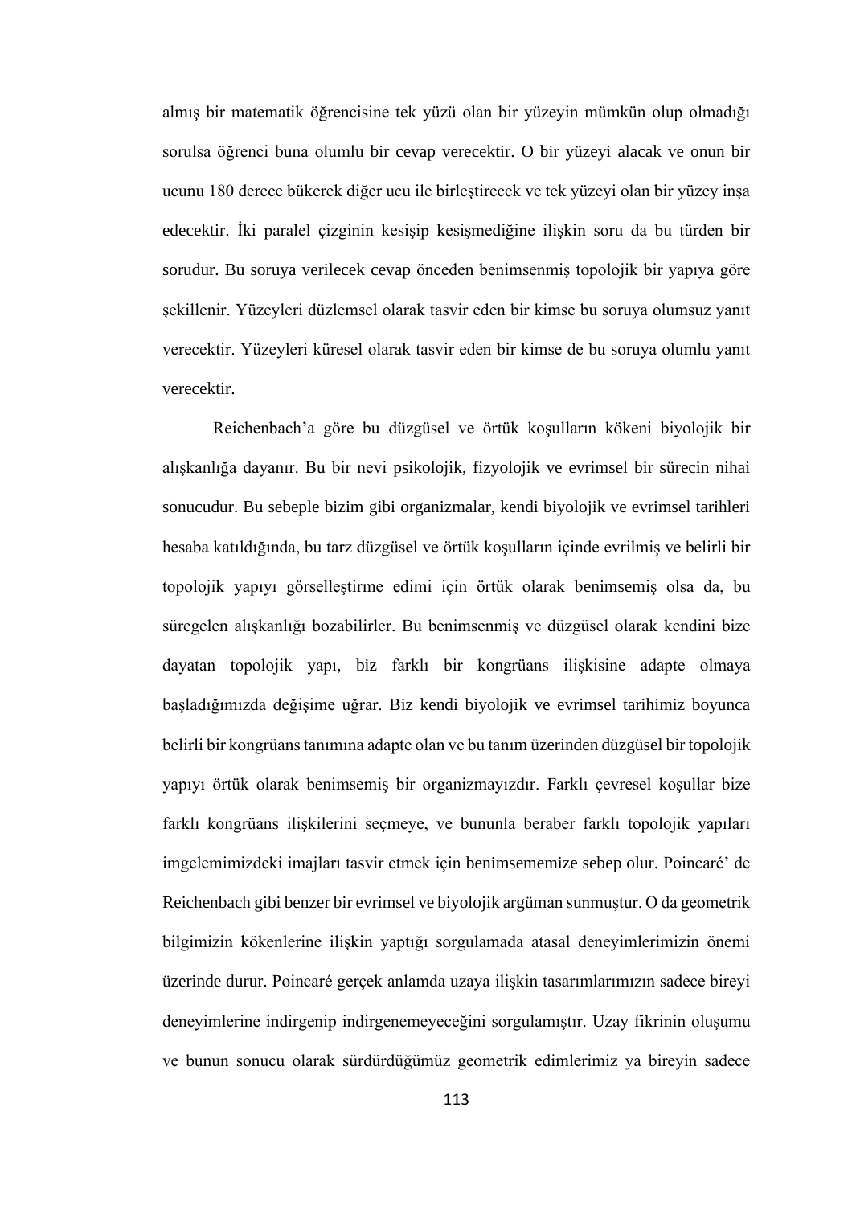almış bir matematik öğrencisine tek yüzü olan bir yüzeyin mümkün olup olmadığı sorulsa öğrenci buna olumlu bir cevap verecektir. O bir yüzeyi alacak ve onun bir ucunu 180 derece bükerek diğer ucu ile birleştirecek ve tek yüzeyi olan bir yüzey inşa edecektir. İki paralel çizginin kesişip kesişmediğine ilişkin soru da bu türden bir sorudur. Bu soruya verilecek cevap önceden benimsenmiş topolojik bir yapıya göre şekillenir. Yüzeyleri düzlemsel olarak tasvir eden bir kimse bu soruya olumsuz yanıt verecektir. Yüzeyleri küresel olarak tasvir eden bir kimse de bu soruya olumlu yanıt verecektir.

Reichenbach'a göre bu düzgüsel ve örtük koşulların kökeni biyolojik bir alışkanlığa dayanır. Bu bir nevi psikolojik, fizyolojik ve evrimsel bir sürecin nihai sonucudur. Bu sebeple bizim gibi organizmalar, kendi biyolojik ve evrimsel tarihleri hesaba katıldığında, bu tarz düzgüsel ve örtük koşulların içinde evrilmiş ve belirli bir topolojik yapıyı görselleştirme edimi için örtük olarak benimsemiş olsa da, bu süregelen alışkanlığı bozabilirler. Bu benimsenmiş ve düzgüsel olarak kendini bize dayatan topolojik yapı, biz farklı bir kongrüans ilişkisine adapte olmaya başladığımızda değişime uğrar. Biz kendi biyolojik ve evrimsel tarihimiz boyunca belirli bir kongrüans tanımına adapte olan ve bu tanım üzerinden düzgüsel bir topolojik yapıyı örtük olarak benimsemiş bir organizmayızdır. Farklı çevresel koşullar bize farklı kongrüans ilişkilerini seçmeye, ve bununla beraber farklı topolojik yapıları imgelemimizdeki imajları tasvir etmek için benimsememize sebep olur. Poincaré' de Reichenbach gibi benzer bir evrimsel ve biyolojik argüman sunmuştur. O da geometrik bilgimizin kökenlerine ilişkin yaptığı sorgulamada atasal deneyimlerimizin önemi üzerinde durur. Poincaré gerçek anlamda uzaya ilişkin tasarımlarımızın sadece bireyi deneyimlerine indirgenip indirgenemeyeceğini sorgulamıştır. Uzay fikrinin oluşumu ve bunun sonucu olarak sürdürdüğümüz geometrik edimlerimiz ya bireyin sadece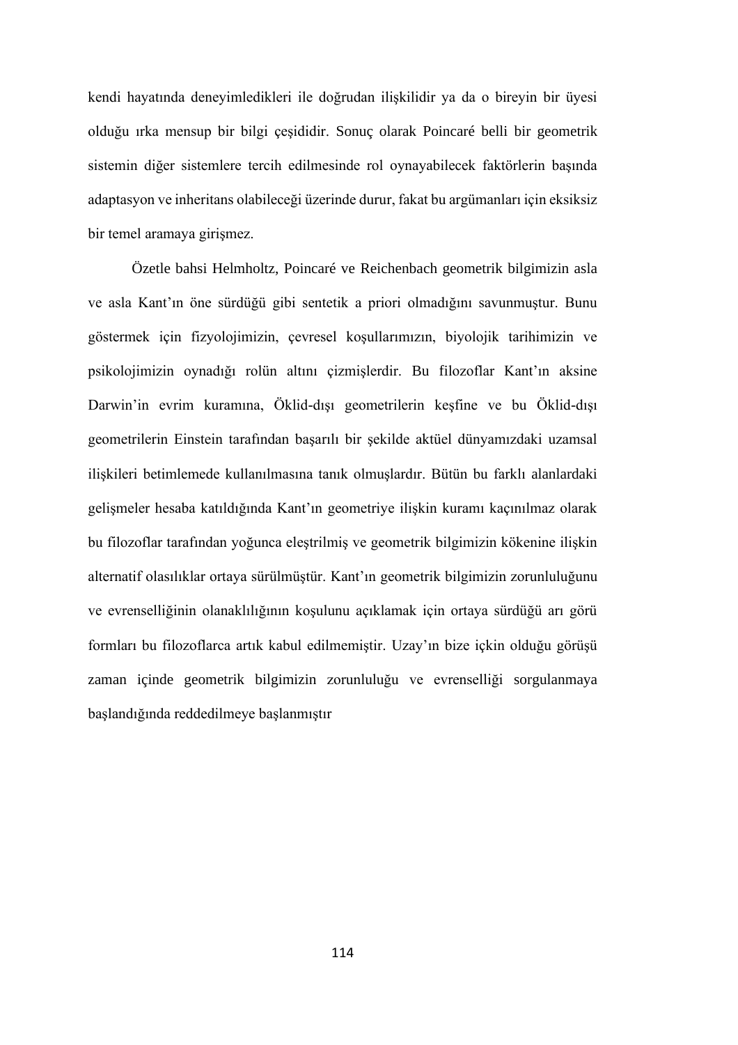kendi hayatında deneyimledikleri ile doğrudan ilişkilidir ya da o bireyin bir üyesi olduğu ırka mensup bir bilgi çeşididir. Sonuç olarak Poincaré belli bir geometrik sistemin diğer sistemlere tercih edilmesinde rol oynayabilecek faktörlerin başında adaptasyon ve inheritans olabileceği üzerinde durur, fakat bu argümanları için eksiksiz bir temel aramaya girişmez.

Özetle bahsi Helmholtz, Poincaré ve Reichenbach geometrik bilgimizin asla ve asla Kant'ın öne sürdüğü gibi sentetik a priori olmadığını savunmuştur. Bunu göstermek için fizyolojimizin, çevresel koşullarımızın, biyolojik tarihimizin ve psikolojimizin oynadığı rolün altını çizmişlerdir. Bu filozoflar Kant'ın aksine Darwin'in evrim kuramına, Öklid-dışı geometrilerin keşfine ve bu Öklid-dışı geometrilerin Einstein tarafından başarılı bir şekilde aktüel dünyamızdaki uzamsal ilişkileri betimlemede kullanılmasına tanık olmuşlardır. Bütün bu farklı alanlardaki gelişmeler hesaba katıldığında Kant'ın geometriye ilişkin kuramı kaçınılmaz olarak bu filozoflar tarafından yoğunca eleştrilmiş ve geometrik bilgimizin kökenine ilişkin alternatif olasılıklar ortaya sürülmüştür. Kant'ın geometrik bilgimizin zorunluluğunu ve evrenselliğinin olanaklılığının koşulunu açıklamak için ortaya sürdüğü arı görü formları bu filozoflarca artık kabul edilmemiştir. Uzay'ın bize içkin olduğu görüşü zaman içinde geometrik bilgimizin zorunluluğu ve evrenselliği sorgulanmaya başlandığında reddedilmeye başlanmıştır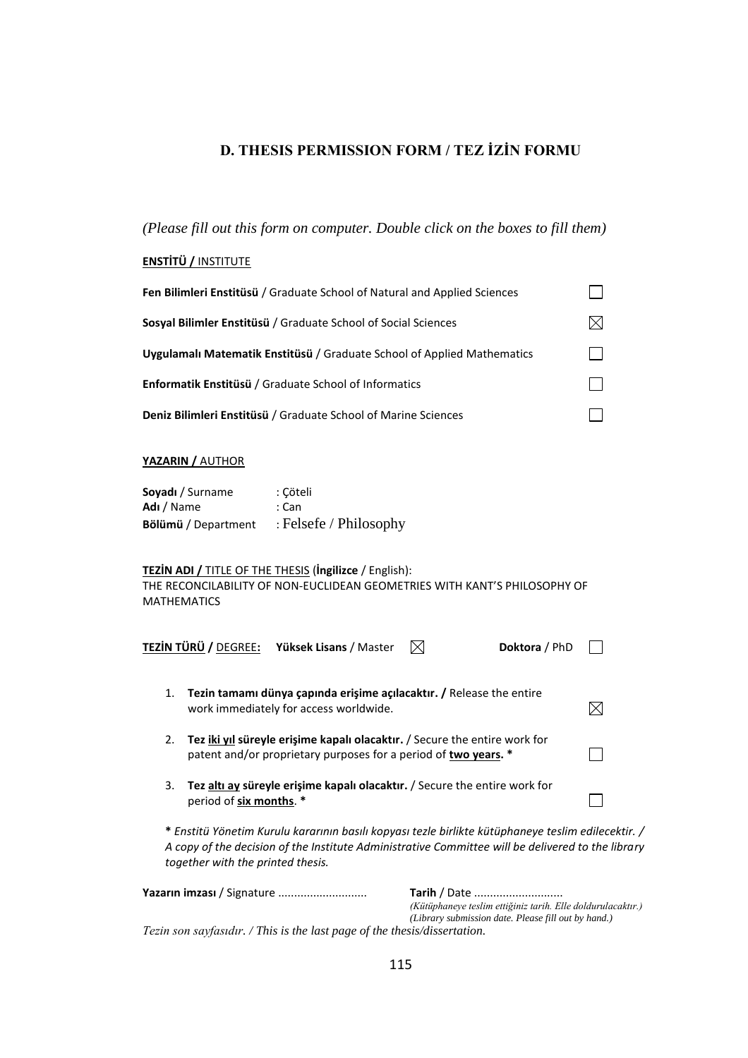# D. THESIS PERMISSION FORM / TEZ İZİN FORMU

*(Please fill out this form on computer. Double click on the boxes to fill them)*

**ENSTİTÜ /** INSTITUTE

| | |
|---|---|
| **Fen Bilimleri Enstitüsü** / Graduate School of Natural and Applied Sciences | ☐ |
| **Sosyal Bilimler Enstitüsü** / Graduate School of Social Sciences | ☒ |
| **Uygulamalı Matematik Enstitüsü** / Graduate School of Applied Mathematics | ☐ |
| **Enformatik Enstitüsü** / Graduate School of Informatics | ☐ |
| **Deniz Bilimleri Enstitüsü** / Graduate School of Marine Sciences | ☐ |

**YAZARIN /** AUTHOR

**Soyadı** / Surname : Çöteli
**Adı** / Name : Can
**Bölümü** / Department : Felsefe / Philosophy

**TEZİN ADI /** TITLE OF THE THESIS (**İngilizce** / English):
THE RECONCILABILITY OF NON-EUCLIDEAN GEOMETRIES WITH KANT'S PHILOSOPHY OF MATHEMATICS

**TEZİN TÜRÜ /** DEGREE**:** **Yüksek Lisans** / Master ☒ **Doktora** / PhD ☐

1. **Tezin tamamı dünya çapında erişime açılacaktır. /** Release the entire work immediately for access worldwide. ☒
2. **Tez iki yıl süreyle erişime kapalı olacaktır.** / Secure the entire work for patent and/or proprietary purposes for a period of **two years**. * ☐
3. **Tez altı ay süreyle erişime kapalı olacaktır.** / Secure the entire work for period of **six months**. * ☐

**\*** *Enstitü Yönetim Kurulu kararının basılı kopyası tezle birlikte kütüphaneye teslim edilecektir. / A copy of the decision of the Institute Administrative Committee will be delivered to the library together with the printed thesis.*

**Yazarın imzası** / Signature ............................ **Tarih** / Date ............................
*(Kütüphaneye teslim ettiğiniz tarih. Elle doldurulacaktır.)*
*(Library submission date. Please fill out by hand.)*

*Tezin son sayfasıdır. / This is the last page of the thesis/dissertation.*